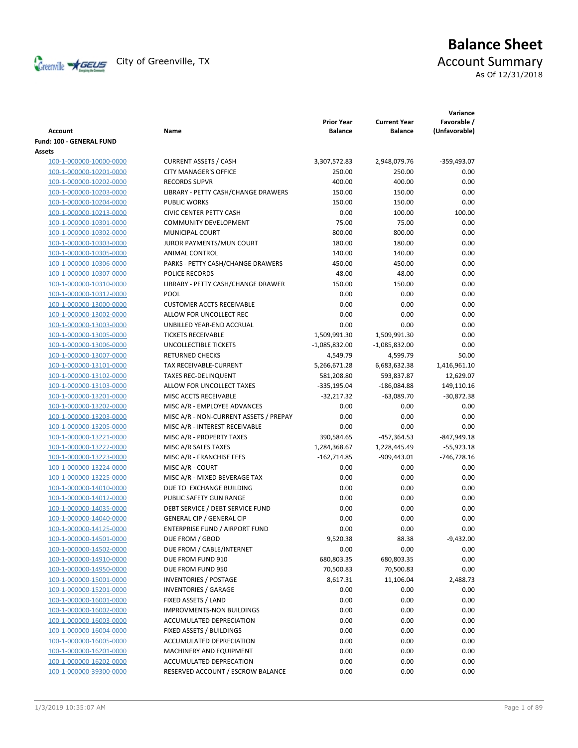City of Greenville, TX

# Balance Sheet

## Account Summary

As Of 12/31/2018

| Account | Name | Prior Year Balance | Current Year Balance | Variance Favorable / (Unfavorable) |
|---|---|---|---|---|
| **Fund: 100 - GENERAL FUND** | | | | |
| **Assets** | | | | |
| 100-1-000000-10000-0000 | CURRENT ASSETS / CASH | 3,307,572.83 | 2,948,079.76 | -359,493.07 |
| 100-1-000000-10201-0000 | CITY MANAGER'S OFFICE | 250.00 | 250.00 | 0.00 |
| 100-1-000000-10202-0000 | RECORDS SUPVR | 400.00 | 400.00 | 0.00 |
| 100-1-000000-10203-0000 | LIBRARY - PETTY CASH/CHANGE DRAWERS | 150.00 | 150.00 | 0.00 |
| 100-1-000000-10204-0000 | PUBLIC WORKS | 150.00 | 150.00 | 0.00 |
| 100-1-000000-10213-0000 | CIVIC CENTER PETTY CASH | 0.00 | 100.00 | 100.00 |
| 100-1-000000-10301-0000 | COMMUNITY DEVELOPMENT | 75.00 | 75.00 | 0.00 |
| 100-1-000000-10302-0000 | MUNICIPAL COURT | 800.00 | 800.00 | 0.00 |
| 100-1-000000-10303-0000 | JUROR PAYMENTS/MUN COURT | 180.00 | 180.00 | 0.00 |
| 100-1-000000-10305-0000 | ANIMAL CONTROL | 140.00 | 140.00 | 0.00 |
| 100-1-000000-10306-0000 | PARKS - PETTY CASH/CHANGE DRAWERS | 450.00 | 450.00 | 0.00 |
| 100-1-000000-10307-0000 | POLICE RECORDS | 48.00 | 48.00 | 0.00 |
| 100-1-000000-10310-0000 | LIBRARY - PETTY CASH/CHANGE DRAWER | 150.00 | 150.00 | 0.00 |
| 100-1-000000-10312-0000 | POOL | 0.00 | 0.00 | 0.00 |
| 100-1-000000-13000-0000 | CUSTOMER ACCTS RECEIVABLE | 0.00 | 0.00 | 0.00 |
| 100-1-000000-13002-0000 | ALLOW FOR UNCOLLECT REC | 0.00 | 0.00 | 0.00 |
| 100-1-000000-13003-0000 | UNBILLED YEAR-END ACCRUAL | 0.00 | 0.00 | 0.00 |
| 100-1-000000-13005-0000 | TICKETS RECEIVABLE | 1,509,991.30 | 1,509,991.30 | 0.00 |
| 100-1-000000-13006-0000 | UNCOLLECTIBLE TICKETS | -1,085,832.00 | -1,085,832.00 | 0.00 |
| 100-1-000000-13007-0000 | RETURNED CHECKS | 4,549.79 | 4,599.79 | 50.00 |
| 100-1-000000-13101-0000 | TAX RECEIVABLE-CURRENT | 5,266,671.28 | 6,683,632.38 | 1,416,961.10 |
| 100-1-000000-13102-0000 | TAXES REC-DELINQUENT | 581,208.80 | 593,837.87 | 12,629.07 |
| 100-1-000000-13103-0000 | ALLOW FOR UNCOLLECT TAXES | -335,195.04 | -186,084.88 | 149,110.16 |
| 100-1-000000-13201-0000 | MISC ACCTS RECEIVABLE | -32,217.32 | -63,089.70 | -30,872.38 |
| 100-1-000000-13202-0000 | MISC A/R - EMPLOYEE ADVANCES | 0.00 | 0.00 | 0.00 |
| 100-1-000000-13203-0000 | MISC A/R - NON-CURRENT ASSETS / PREPAY | 0.00 | 0.00 | 0.00 |
| 100-1-000000-13205-0000 | MISC A/R - INTEREST RECEIVABLE | 0.00 | 0.00 | 0.00 |
| 100-1-000000-13221-0000 | MISC A/R - PROPERTY TAXES | 390,584.65 | -457,364.53 | -847,949.18 |
| 100-1-000000-13222-0000 | MISC A/R SALES TAXES | 1,284,368.67 | 1,228,445.49 | -55,923.18 |
| 100-1-000000-13223-0000 | MISC A/R - FRANCHISE FEES | -162,714.85 | -909,443.01 | -746,728.16 |
| 100-1-000000-13224-0000 | MISC A/R - COURT | 0.00 | 0.00 | 0.00 |
| 100-1-000000-13225-0000 | MISC A/R - MIXED BEVERAGE TAX | 0.00 | 0.00 | 0.00 |
| 100-1-000000-14010-0000 | DUE TO EXCHANGE BUILDING | 0.00 | 0.00 | 0.00 |
| 100-1-000000-14012-0000 | PUBLIC SAFETY GUN RANGE | 0.00 | 0.00 | 0.00 |
| 100-1-000000-14035-0000 | DEBT SERVICE / DEBT SERVICE FUND | 0.00 | 0.00 | 0.00 |
| 100-1-000000-14040-0000 | GENERAL CIP / GENERAL CIP | 0.00 | 0.00 | 0.00 |
| 100-1-000000-14125-0000 | ENTERPRISE FUND / AIRPORT FUND | 0.00 | 0.00 | 0.00 |
| 100-1-000000-14501-0000 | DUE FROM / GBOD | 9,520.38 | 88.38 | -9,432.00 |
| 100-1-000000-14502-0000 | DUE FROM / CABLE/INTERNET | 0.00 | 0.00 | 0.00 |
| 100-1-000000-14910-0000 | DUE FROM FUND 910 | 680,803.35 | 680,803.35 | 0.00 |
| 100-1-000000-14950-0000 | DUE FROM FUND 950 | 70,500.83 | 70,500.83 | 0.00 |
| 100-1-000000-15001-0000 | INVENTORIES / POSTAGE | 8,617.31 | 11,106.04 | 2,488.73 |
| 100-1-000000-15201-0000 | INVENTORIES / GARAGE | 0.00 | 0.00 | 0.00 |
| 100-1-000000-16001-0000 | FIXED ASSETS / LAND | 0.00 | 0.00 | 0.00 |
| 100-1-000000-16002-0000 | IMPROVMENTS-NON BUILDINGS | 0.00 | 0.00 | 0.00 |
| 100-1-000000-16003-0000 | ACCUMULATED DEPRECIATION | 0.00 | 0.00 | 0.00 |
| 100-1-000000-16004-0000 | FIXED ASSETS / BUILDINGS | 0.00 | 0.00 | 0.00 |
| 100-1-000000-16005-0000 | ACCUMULATED DEPRECIATION | 0.00 | 0.00 | 0.00 |
| 100-1-000000-16201-0000 | MACHINERY AND EQUIPMENT | 0.00 | 0.00 | 0.00 |
| 100-1-000000-16202-0000 | ACCUMULATED DEPRECATION | 0.00 | 0.00 | 0.00 |
| 100-1-000000-39300-0000 | RESERVED ACCOUNT / ESCROW BALANCE | 0.00 | 0.00 | 0.00 |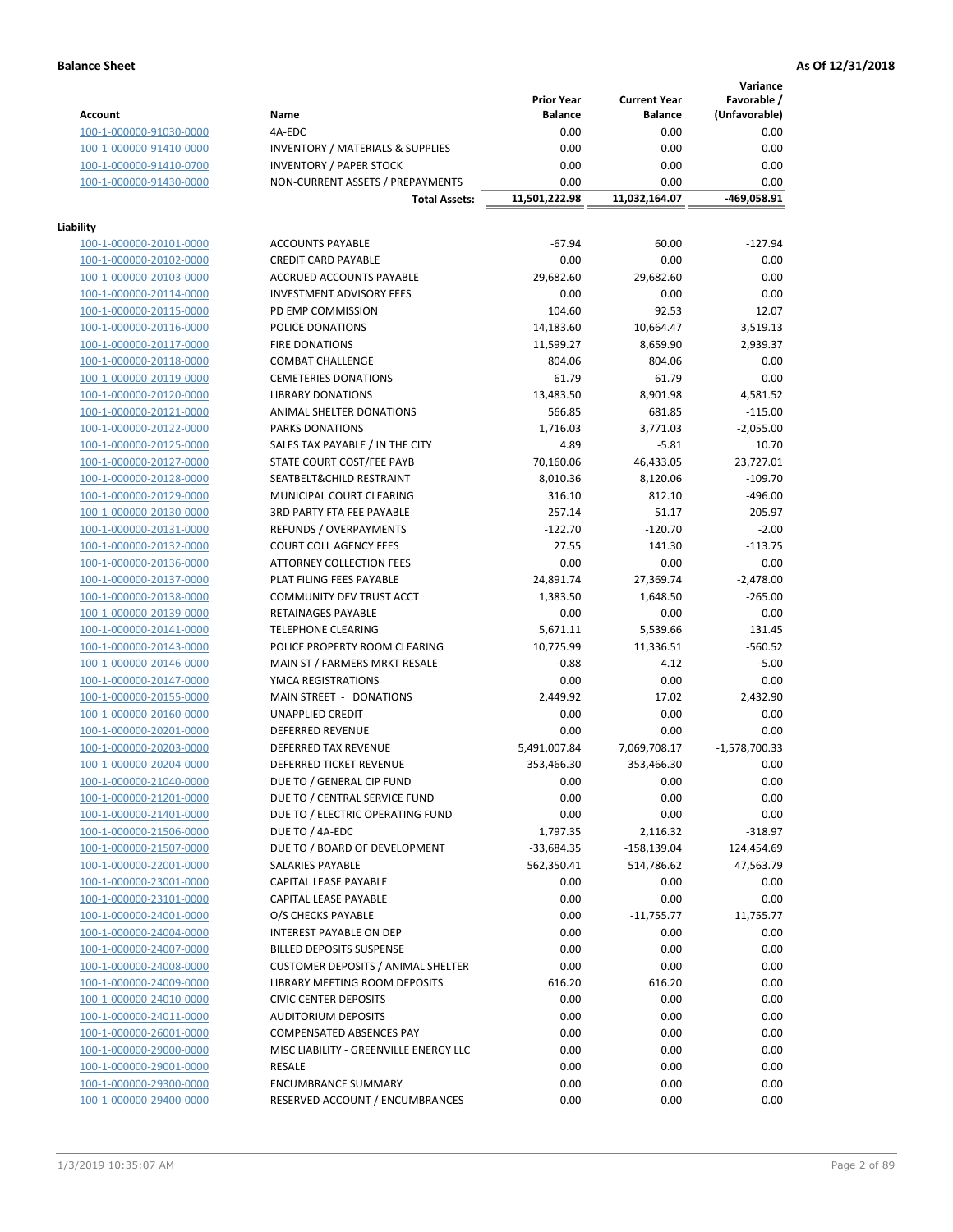**Balance Sheet** **As Of 12/31/2018**

| Account | Name | Prior Year Balance | Current Year Balance | Variance Favorable / (Unfavorable) |
|---|---|---|---|---|
| 100-1-000000-91030-0000 | 4A-EDC | 0.00 | 0.00 | 0.00 |
| 100-1-000000-91410-0000 | INVENTORY / MATERIALS & SUPPLIES | 0.00 | 0.00 | 0.00 |
| 100-1-000000-91410-0700 | INVENTORY / PAPER STOCK | 0.00 | 0.00 | 0.00 |
| 100-1-000000-91430-0000 | NON-CURRENT ASSETS / PREPAYMENTS | 0.00 | 0.00 | 0.00 |
| | **Total Assets:** | **11,501,222.98** | **11,032,164.07** | **-469,058.91** |

**Liability**

| Account | Name | Prior Year Balance | Current Year Balance | Variance Favorable / (Unfavorable) |
|---|---|---|---|---|
| 100-1-000000-20101-0000 | ACCOUNTS PAYABLE | -67.94 | 60.00 | -127.94 |
| 100-1-000000-20102-0000 | CREDIT CARD PAYABLE | 0.00 | 0.00 | 0.00 |
| 100-1-000000-20103-0000 | ACCRUED ACCOUNTS PAYABLE | 29,682.60 | 29,682.60 | 0.00 |
| 100-1-000000-20114-0000 | INVESTMENT ADVISORY FEES | 0.00 | 0.00 | 0.00 |
| 100-1-000000-20115-0000 | PD EMP COMMISSION | 104.60 | 92.53 | 12.07 |
| 100-1-000000-20116-0000 | POLICE DONATIONS | 14,183.60 | 10,664.47 | 3,519.13 |
| 100-1-000000-20117-0000 | FIRE DONATIONS | 11,599.27 | 8,659.90 | 2,939.37 |
| 100-1-000000-20118-0000 | COMBAT CHALLENGE | 804.06 | 804.06 | 0.00 |
| 100-1-000000-20119-0000 | CEMETERIES DONATIONS | 61.79 | 61.79 | 0.00 |
| 100-1-000000-20120-0000 | LIBRARY DONATIONS | 13,483.50 | 8,901.98 | 4,581.52 |
| 100-1-000000-20121-0000 | ANIMAL SHELTER DONATIONS | 566.85 | 681.85 | -115.00 |
| 100-1-000000-20122-0000 | PARKS DONATIONS | 1,716.03 | 3,771.03 | -2,055.00 |
| 100-1-000000-20125-0000 | SALES TAX PAYABLE / IN THE CITY | 4.89 | -5.81 | 10.70 |
| 100-1-000000-20127-0000 | STATE COURT COST/FEE PAYB | 70,160.06 | 46,433.05 | 23,727.01 |
| 100-1-000000-20128-0000 | SEATBELT&CHILD RESTRAINT | 8,010.36 | 8,120.06 | -109.70 |
| 100-1-000000-20129-0000 | MUNICIPAL COURT CLEARING | 316.10 | 812.10 | -496.00 |
| 100-1-000000-20130-0000 | 3RD PARTY FTA FEE PAYABLE | 257.14 | 51.17 | 205.97 |
| 100-1-000000-20131-0000 | REFUNDS / OVERPAYMENTS | -122.70 | -120.70 | -2.00 |
| 100-1-000000-20132-0000 | COURT COLL AGENCY FEES | 27.55 | 141.30 | -113.75 |
| 100-1-000000-20136-0000 | ATTORNEY COLLECTION FEES | 0.00 | 0.00 | 0.00 |
| 100-1-000000-20137-0000 | PLAT FILING FEES PAYABLE | 24,891.74 | 27,369.74 | -2,478.00 |
| 100-1-000000-20138-0000 | COMMUNITY DEV TRUST ACCT | 1,383.50 | 1,648.50 | -265.00 |
| 100-1-000000-20139-0000 | RETAINAGES PAYABLE | 0.00 | 0.00 | 0.00 |
| 100-1-000000-20141-0000 | TELEPHONE CLEARING | 5,671.11 | 5,539.66 | 131.45 |
| 100-1-000000-20143-0000 | POLICE PROPERTY ROOM CLEARING | 10,775.99 | 11,336.51 | -560.52 |
| 100-1-000000-20146-0000 | MAIN ST / FARMERS MRKT RESALE | -0.88 | 4.12 | -5.00 |
| 100-1-000000-20147-0000 | YMCA REGISTRATIONS | 0.00 | 0.00 | 0.00 |
| 100-1-000000-20155-0000 | MAIN STREET - DONATIONS | 2,449.92 | 17.02 | 2,432.90 |
| 100-1-000000-20160-0000 | UNAPPLIED CREDIT | 0.00 | 0.00 | 0.00 |
| 100-1-000000-20201-0000 | DEFERRED REVENUE | 0.00 | 0.00 | 0.00 |
| 100-1-000000-20203-0000 | DEFERRED TAX REVENUE | 5,491,007.84 | 7,069,708.17 | -1,578,700.33 |
| 100-1-000000-20204-0000 | DEFERRED TICKET REVENUE | 353,466.30 | 353,466.30 | 0.00 |
| 100-1-000000-21040-0000 | DUE TO / GENERAL CIP FUND | 0.00 | 0.00 | 0.00 |
| 100-1-000000-21201-0000 | DUE TO / CENTRAL SERVICE FUND | 0.00 | 0.00 | 0.00 |
| 100-1-000000-21401-0000 | DUE TO / ELECTRIC OPERATING FUND | 0.00 | 0.00 | 0.00 |
| 100-1-000000-21506-0000 | DUE TO / 4A-EDC | 1,797.35 | 2,116.32 | -318.97 |
| 100-1-000000-21507-0000 | DUE TO / BOARD OF DEVELOPMENT | -33,684.35 | -158,139.04 | 124,454.69 |
| 100-1-000000-22001-0000 | SALARIES PAYABLE | 562,350.41 | 514,786.62 | 47,563.79 |
| 100-1-000000-23001-0000 | CAPITAL LEASE PAYABLE | 0.00 | 0.00 | 0.00 |
| 100-1-000000-23101-0000 | CAPITAL LEASE PAYABLE | 0.00 | 0.00 | 0.00 |
| 100-1-000000-24001-0000 | O/S CHECKS PAYABLE | 0.00 | -11,755.77 | 11,755.77 |
| 100-1-000000-24004-0000 | INTEREST PAYABLE ON DEP | 0.00 | 0.00 | 0.00 |
| 100-1-000000-24007-0000 | BILLED DEPOSITS SUSPENSE | 0.00 | 0.00 | 0.00 |
| 100-1-000000-24008-0000 | CUSTOMER DEPOSITS / ANIMAL SHELTER | 0.00 | 0.00 | 0.00 |
| 100-1-000000-24009-0000 | LIBRARY MEETING ROOM DEPOSITS | 616.20 | 616.20 | 0.00 |
| 100-1-000000-24010-0000 | CIVIC CENTER DEPOSITS | 0.00 | 0.00 | 0.00 |
| 100-1-000000-24011-0000 | AUDITORIUM DEPOSITS | 0.00 | 0.00 | 0.00 |
| 100-1-000000-26001-0000 | COMPENSATED ABSENCES PAY | 0.00 | 0.00 | 0.00 |
| 100-1-000000-29000-0000 | MISC LIABILITY - GREENVILLE ENERGY LLC | 0.00 | 0.00 | 0.00 |
| 100-1-000000-29001-0000 | RESALE | 0.00 | 0.00 | 0.00 |
| 100-1-000000-29300-0000 | ENCUMBRANCE SUMMARY | 0.00 | 0.00 | 0.00 |
| 100-1-000000-29400-0000 | RESERVED ACCOUNT / ENCUMBRANCES | 0.00 | 0.00 | 0.00 |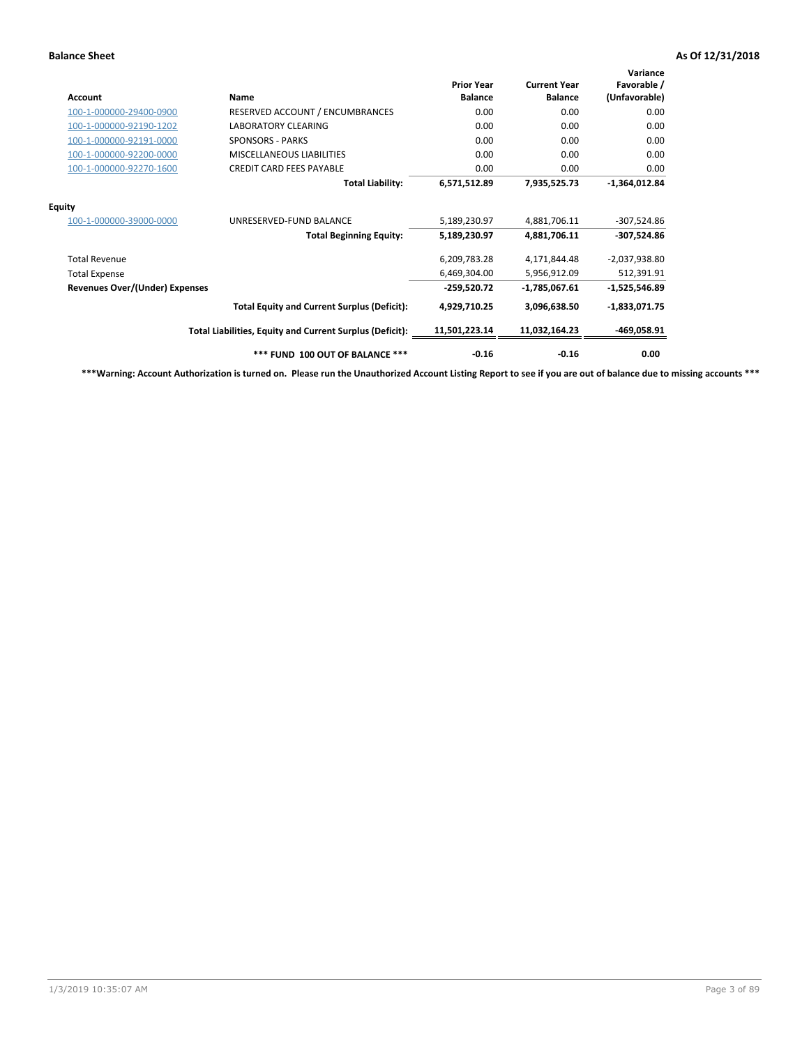**Balance Sheet** **As Of 12/31/2018**

| Account | Name | Prior Year Balance | Current Year Balance | Variance Favorable / (Unfavorable) |
|---|---|---|---|---|
| 100-1-000000-29400-0900 | RESERVED ACCOUNT / ENCUMBRANCES | 0.00 | 0.00 | 0.00 |
| 100-1-000000-92190-1202 | LABORATORY CLEARING | 0.00 | 0.00 | 0.00 |
| 100-1-000000-92191-0000 | SPONSORS - PARKS | 0.00 | 0.00 | 0.00 |
| 100-1-000000-92200-0000 | MISCELLANEOUS LIABILITIES | 0.00 | 0.00 | 0.00 |
| 100-1-000000-92270-1600 | CREDIT CARD FEES PAYABLE | 0.00 | 0.00 | 0.00 |
| | **Total Liability:** | **6,571,512.89** | **7,935,525.73** | **-1,364,012.84** |
| **Equity** | | | | |
| 100-1-000000-39000-0000 | UNRESERVED-FUND BALANCE | 5,189,230.97 | 4,881,706.11 | -307,524.86 |
| | **Total Beginning Equity:** | **5,189,230.97** | **4,881,706.11** | **-307,524.86** |
| Total Revenue | | 6,209,783.28 | 4,171,844.48 | -2,037,938.80 |
| Total Expense | | 6,469,304.00 | 5,956,912.09 | 512,391.91 |
| **Revenues Over/(Under) Expenses** | | **-259,520.72** | **-1,785,067.61** | **-1,525,546.89** |
| | **Total Equity and Current Surplus (Deficit):** | **4,929,710.25** | **3,096,638.50** | **-1,833,071.75** |
| | **Total Liabilities, Equity and Current Surplus (Deficit):** | **11,501,223.14** | **11,032,164.23** | **-469,058.91** |
| | **\*\*\* FUND 100 OUT OF BALANCE \*\*\*** | **-0.16** | **-0.16** | **0.00** |

**\*\*\*Warning: Account Authorization is turned on. Please run the Unauthorized Account Listing Report to see if you are out of balance due to missing accounts \*\*\***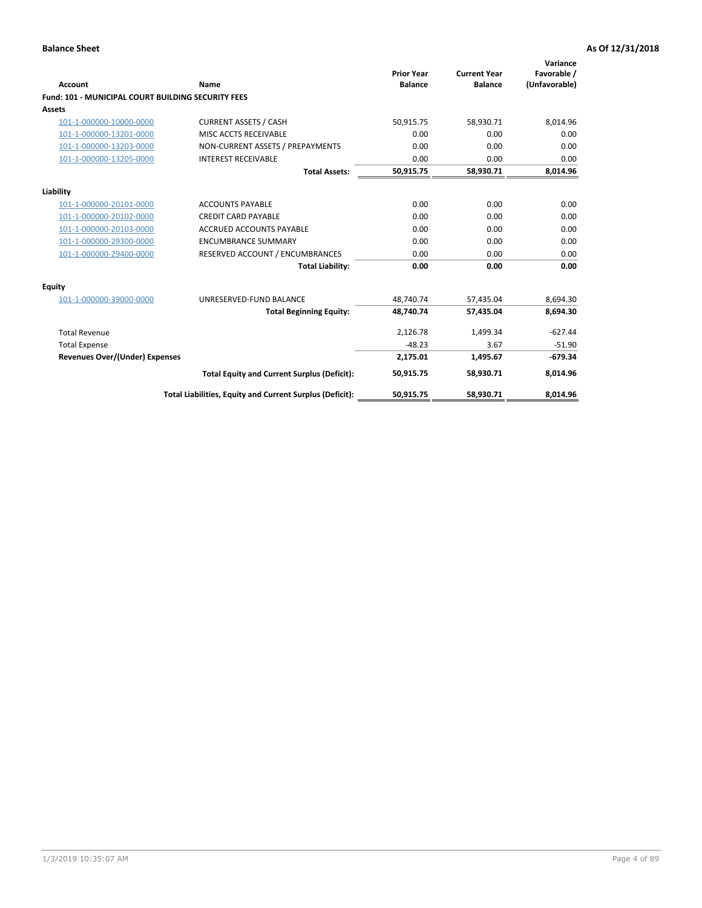**Balance Sheet** **As Of 12/31/2018**

| Account | Name | Prior Year Balance | Current Year Balance | Variance Favorable / (Unfavorable) |
|---|---|---|---|---|
| **Fund: 101 - MUNICIPAL COURT BUILDING SECURITY FEES** | | | | |
| **Assets** | | | | |
| 101-1-000000-10000-0000 | CURRENT ASSETS / CASH | 50,915.75 | 58,930.71 | 8,014.96 |
| 101-1-000000-13201-0000 | MISC ACCTS RECEIVABLE | 0.00 | 0.00 | 0.00 |
| 101-1-000000-13203-0000 | NON-CURRENT ASSETS / PREPAYMENTS | 0.00 | 0.00 | 0.00 |
| 101-1-000000-13205-0000 | INTEREST RECEIVABLE | 0.00 | 0.00 | 0.00 |
| | **Total Assets:** | **50,915.75** | **58,930.71** | **8,014.96** |
| **Liability** | | | | |
| 101-1-000000-20101-0000 | ACCOUNTS PAYABLE | 0.00 | 0.00 | 0.00 |
| 101-1-000000-20102-0000 | CREDIT CARD PAYABLE | 0.00 | 0.00 | 0.00 |
| 101-1-000000-20103-0000 | ACCRUED ACCOUNTS PAYABLE | 0.00 | 0.00 | 0.00 |
| 101-1-000000-29300-0000 | ENCUMBRANCE SUMMARY | 0.00 | 0.00 | 0.00 |
| 101-1-000000-29400-0000 | RESERVED ACCOUNT / ENCUMBRANCES | 0.00 | 0.00 | 0.00 |
| | **Total Liability:** | **0.00** | **0.00** | **0.00** |
| **Equity** | | | | |
| 101-1-000000-39000-0000 | UNRESERVED-FUND BALANCE | 48,740.74 | 57,435.04 | 8,694.30 |
| | **Total Beginning Equity:** | **48,740.74** | **57,435.04** | **8,694.30** |
| Total Revenue | | 2,126.78 | 1,499.34 | -627.44 |
| Total Expense | | -48.23 | 3.67 | -51.90 |
| **Revenues Over/(Under) Expenses** | | **2,175.01** | **1,495.67** | **-679.34** |
| | **Total Equity and Current Surplus (Deficit):** | **50,915.75** | **58,930.71** | **8,014.96** |
| | **Total Liabilities, Equity and Current Surplus (Deficit):** | **50,915.75** | **58,930.71** | **8,014.96** |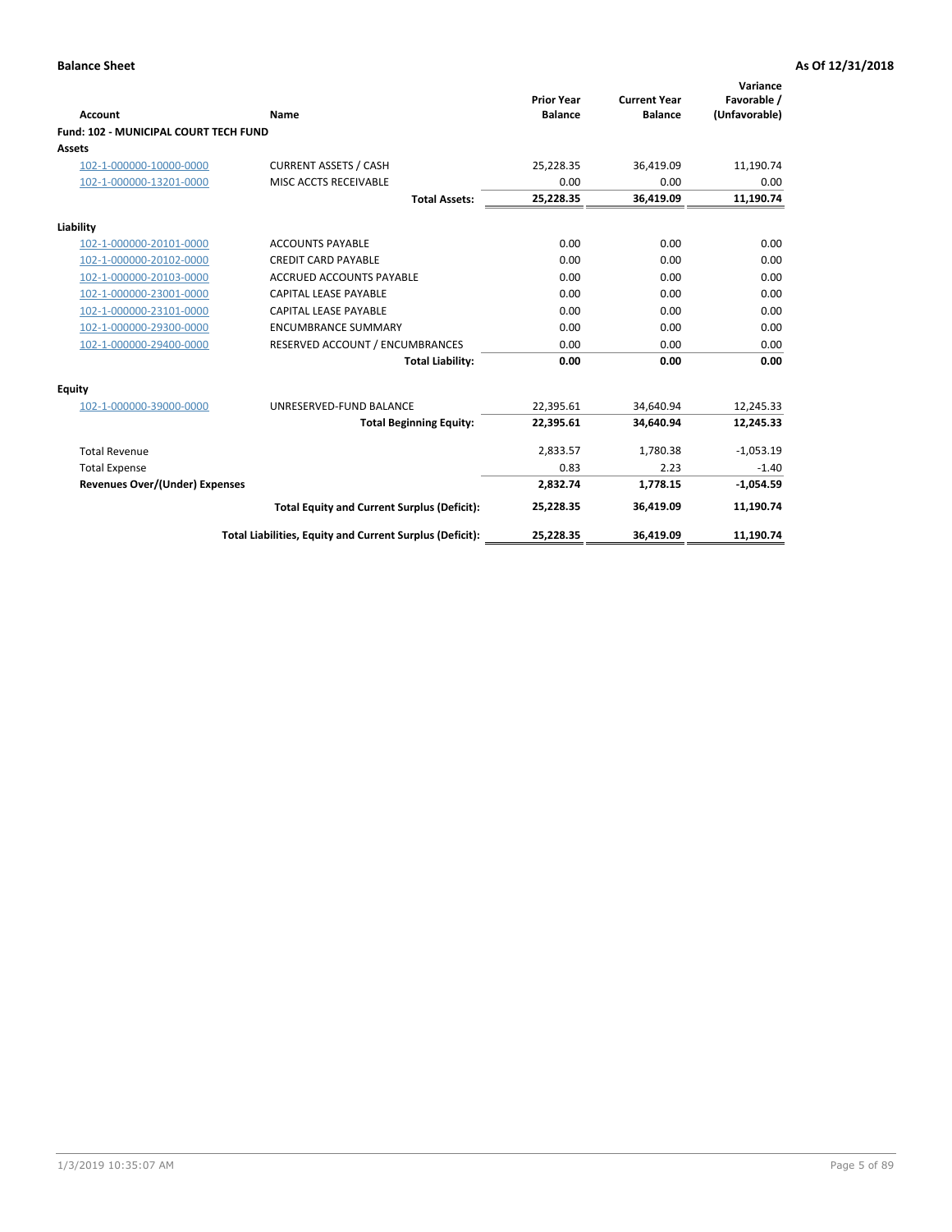**Balance Sheet** | **As Of 12/31/2018**

| Account | Name | Prior Year Balance | Current Year Balance | Variance Favorable / (Unfavorable) |
|---|---|---|---|---|
| **Fund: 102 - MUNICIPAL COURT TECH FUND** | | | | |
| **Assets** | | | | |
| 102-1-000000-10000-0000 | CURRENT ASSETS / CASH | 25,228.35 | 36,419.09 | 11,190.74 |
| 102-1-000000-13201-0000 | MISC ACCTS RECEIVABLE | 0.00 | 0.00 | 0.00 |
| | **Total Assets:** | **25,228.35** | **36,419.09** | **11,190.74** |
| **Liability** | | | | |
| 102-1-000000-20101-0000 | ACCOUNTS PAYABLE | 0.00 | 0.00 | 0.00 |
| 102-1-000000-20102-0000 | CREDIT CARD PAYABLE | 0.00 | 0.00 | 0.00 |
| 102-1-000000-20103-0000 | ACCRUED ACCOUNTS PAYABLE | 0.00 | 0.00 | 0.00 |
| 102-1-000000-23001-0000 | CAPITAL LEASE PAYABLE | 0.00 | 0.00 | 0.00 |
| 102-1-000000-23101-0000 | CAPITAL LEASE PAYABLE | 0.00 | 0.00 | 0.00 |
| 102-1-000000-29300-0000 | ENCUMBRANCE SUMMARY | 0.00 | 0.00 | 0.00 |
| 102-1-000000-29400-0000 | RESERVED ACCOUNT / ENCUMBRANCES | 0.00 | 0.00 | 0.00 |
| | **Total Liability:** | **0.00** | **0.00** | **0.00** |
| **Equity** | | | | |
| 102-1-000000-39000-0000 | UNRESERVED-FUND BALANCE | 22,395.61 | 34,640.94 | 12,245.33 |
| | **Total Beginning Equity:** | **22,395.61** | **34,640.94** | **12,245.33** |
| Total Revenue | | 2,833.57 | 1,780.38 | -1,053.19 |
| Total Expense | | 0.83 | 2.23 | -1.40 |
| **Revenues Over/(Under) Expenses** | | **2,832.74** | **1,778.15** | **-1,054.59** |
| | **Total Equity and Current Surplus (Deficit):** | **25,228.35** | **36,419.09** | **11,190.74** |
| | **Total Liabilities, Equity and Current Surplus (Deficit):** | **25,228.35** | **36,419.09** | **11,190.74** |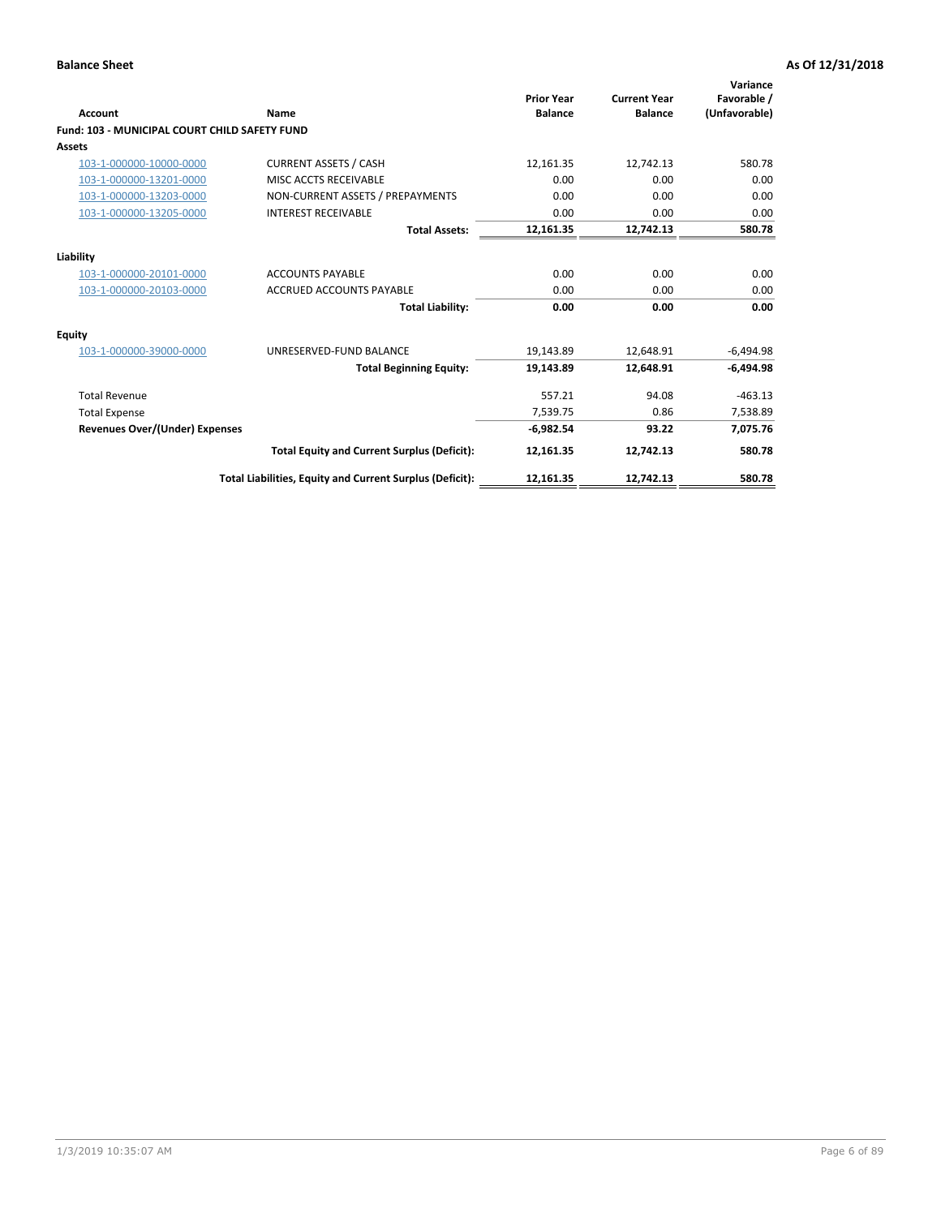**Balance Sheet** **As Of 12/31/2018**

| Account | Name | Prior Year Balance | Current Year Balance | Variance Favorable / (Unfavorable) |
|---|---|---|---|---|
| **Fund: 103 - MUNICIPAL COURT CHILD SAFETY FUND** | | | | |
| **Assets** | | | | |
| 103-1-000000-10000-0000 | CURRENT ASSETS / CASH | 12,161.35 | 12,742.13 | 580.78 |
| 103-1-000000-13201-0000 | MISC ACCTS RECEIVABLE | 0.00 | 0.00 | 0.00 |
| 103-1-000000-13203-0000 | NON-CURRENT ASSETS / PREPAYMENTS | 0.00 | 0.00 | 0.00 |
| 103-1-000000-13205-0000 | INTEREST RECEIVABLE | 0.00 | 0.00 | 0.00 |
| | **Total Assets:** | **12,161.35** | **12,742.13** | **580.78** |
| **Liability** | | | | |
| 103-1-000000-20101-0000 | ACCOUNTS PAYABLE | 0.00 | 0.00 | 0.00 |
| 103-1-000000-20103-0000 | ACCRUED ACCOUNTS PAYABLE | 0.00 | 0.00 | 0.00 |
| | **Total Liability:** | **0.00** | **0.00** | **0.00** |
| **Equity** | | | | |
| 103-1-000000-39000-0000 | UNRESERVED-FUND BALANCE | 19,143.89 | 12,648.91 | -6,494.98 |
| | **Total Beginning Equity:** | **19,143.89** | **12,648.91** | **-6,494.98** |
| Total Revenue | | 557.21 | 94.08 | -463.13 |
| Total Expense | | 7,539.75 | 0.86 | 7,538.89 |
| **Revenues Over/(Under) Expenses** | | **-6,982.54** | **93.22** | **7,075.76** |
| | **Total Equity and Current Surplus (Deficit):** | **12,161.35** | **12,742.13** | **580.78** |
| | **Total Liabilities, Equity and Current Surplus (Deficit):** | **12,161.35** | **12,742.13** | **580.78** |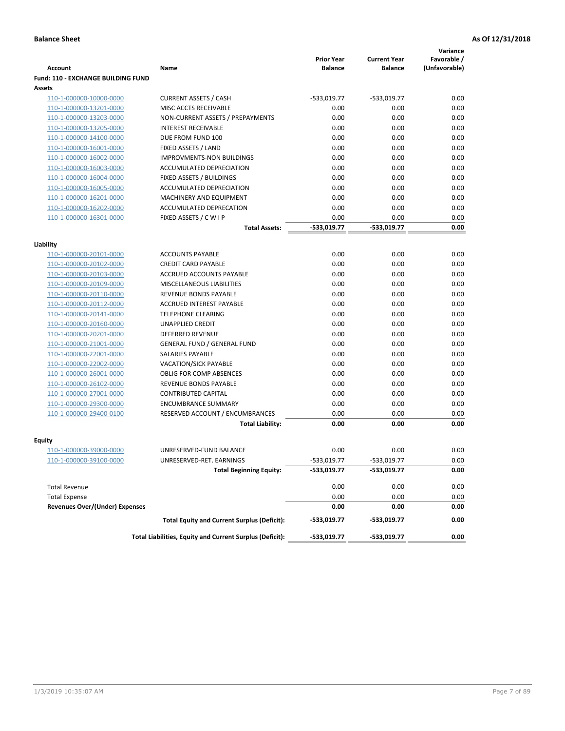**Balance Sheet** **As Of 12/31/2018**

| Account | Name | Prior Year Balance | Current Year Balance | Variance Favorable / (Unfavorable) |
|---|---|---|---|---|
| **Fund: 110 - EXCHANGE BUILDING FUND** | | | | |
| **Assets** | | | | |
| 110-1-000000-10000-0000 | CURRENT ASSETS / CASH | -533,019.77 | -533,019.77 | 0.00 |
| 110-1-000000-13201-0000 | MISC ACCTS RECEIVABLE | 0.00 | 0.00 | 0.00 |
| 110-1-000000-13203-0000 | NON-CURRENT ASSETS / PREPAYMENTS | 0.00 | 0.00 | 0.00 |
| 110-1-000000-13205-0000 | INTEREST RECEIVABLE | 0.00 | 0.00 | 0.00 |
| 110-1-000000-14100-0000 | DUE FROM FUND 100 | 0.00 | 0.00 | 0.00 |
| 110-1-000000-16001-0000 | FIXED ASSETS / LAND | 0.00 | 0.00 | 0.00 |
| 110-1-000000-16002-0000 | IMPROVMENTS-NON BUILDINGS | 0.00 | 0.00 | 0.00 |
| 110-1-000000-16003-0000 | ACCUMULATED DEPRECIATION | 0.00 | 0.00 | 0.00 |
| 110-1-000000-16004-0000 | FIXED ASSETS / BUILDINGS | 0.00 | 0.00 | 0.00 |
| 110-1-000000-16005-0000 | ACCUMULATED DEPRECIATION | 0.00 | 0.00 | 0.00 |
| 110-1-000000-16201-0000 | MACHINERY AND EQUIPMENT | 0.00 | 0.00 | 0.00 |
| 110-1-000000-16202-0000 | ACCUMULATED DEPRECATION | 0.00 | 0.00 | 0.00 |
| 110-1-000000-16301-0000 | FIXED ASSETS / C W I P | 0.00 | 0.00 | 0.00 |
| | **Total Assets:** | **-533,019.77** | **-533,019.77** | **0.00** |
| **Liability** | | | | |
| 110-1-000000-20101-0000 | ACCOUNTS PAYABLE | 0.00 | 0.00 | 0.00 |
| 110-1-000000-20102-0000 | CREDIT CARD PAYABLE | 0.00 | 0.00 | 0.00 |
| 110-1-000000-20103-0000 | ACCRUED ACCOUNTS PAYABLE | 0.00 | 0.00 | 0.00 |
| 110-1-000000-20109-0000 | MISCELLANEOUS LIABILITIES | 0.00 | 0.00 | 0.00 |
| 110-1-000000-20110-0000 | REVENUE BONDS PAYABLE | 0.00 | 0.00 | 0.00 |
| 110-1-000000-20112-0000 | ACCRUED INTEREST PAYABLE | 0.00 | 0.00 | 0.00 |
| 110-1-000000-20141-0000 | TELEPHONE CLEARING | 0.00 | 0.00 | 0.00 |
| 110-1-000000-20160-0000 | UNAPPLIED CREDIT | 0.00 | 0.00 | 0.00 |
| 110-1-000000-20201-0000 | DEFERRED REVENUE | 0.00 | 0.00 | 0.00 |
| 110-1-000000-21001-0000 | GENERAL FUND / GENERAL FUND | 0.00 | 0.00 | 0.00 |
| 110-1-000000-22001-0000 | SALARIES PAYABLE | 0.00 | 0.00 | 0.00 |
| 110-1-000000-22002-0000 | VACATION/SICK PAYABLE | 0.00 | 0.00 | 0.00 |
| 110-1-000000-26001-0000 | OBLIG FOR COMP ABSENCES | 0.00 | 0.00 | 0.00 |
| 110-1-000000-26102-0000 | REVENUE BONDS PAYABLE | 0.00 | 0.00 | 0.00 |
| 110-1-000000-27001-0000 | CONTRIBUTED CAPITAL | 0.00 | 0.00 | 0.00 |
| 110-1-000000-29300-0000 | ENCUMBRANCE SUMMARY | 0.00 | 0.00 | 0.00 |
| 110-1-000000-29400-0100 | RESERVED ACCOUNT / ENCUMBRANCES | 0.00 | 0.00 | 0.00 |
| | **Total Liability:** | **0.00** | **0.00** | **0.00** |
| **Equity** | | | | |
| 110-1-000000-39000-0000 | UNRESERVED-FUND BALANCE | 0.00 | 0.00 | 0.00 |
| 110-1-000000-39100-0000 | UNRESERVED-RET. EARNINGS | -533,019.77 | -533,019.77 | 0.00 |
| | **Total Beginning Equity:** | **-533,019.77** | **-533,019.77** | **0.00** |
| Total Revenue | | 0.00 | 0.00 | 0.00 |
| Total Expense | | 0.00 | 0.00 | 0.00 |
| **Revenues Over/(Under) Expenses** | | **0.00** | **0.00** | **0.00** |
| | **Total Equity and Current Surplus (Deficit):** | **-533,019.77** | **-533,019.77** | **0.00** |
| | **Total Liabilities, Equity and Current Surplus (Deficit):** | **-533,019.77** | **-533,019.77** | **0.00** |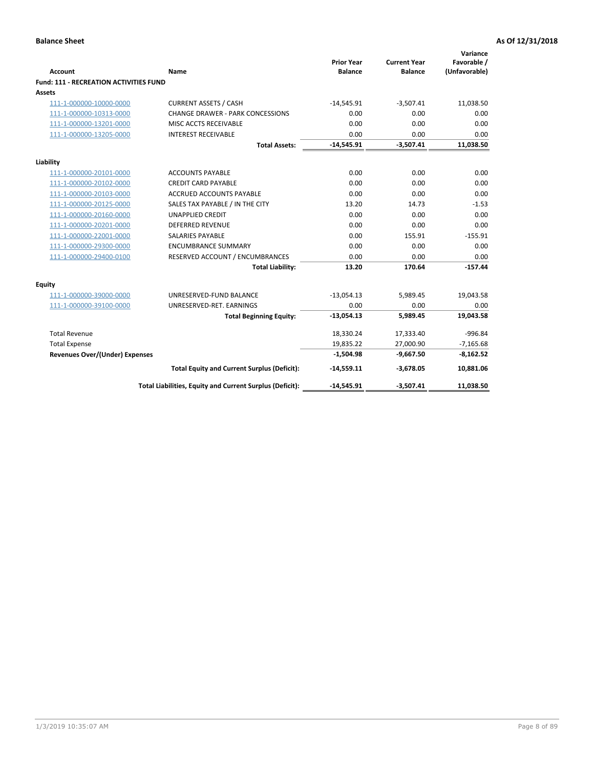**Balance Sheet** **As Of 12/31/2018**

| Account | Name | Prior Year Balance | Current Year Balance | Variance Favorable / (Unfavorable) |
|---|---|---|---|---|
| **Fund: 111 - RECREATION ACTIVITIES FUND** | | | | |
| **Assets** | | | | |
| 111-1-000000-10000-0000 | CURRENT ASSETS / CASH | -14,545.91 | -3,507.41 | 11,038.50 |
| 111-1-000000-10313-0000 | CHANGE DRAWER - PARK CONCESSIONS | 0.00 | 0.00 | 0.00 |
| 111-1-000000-13201-0000 | MISC ACCTS RECEIVABLE | 0.00 | 0.00 | 0.00 |
| 111-1-000000-13205-0000 | INTEREST RECEIVABLE | 0.00 | 0.00 | 0.00 |
| | **Total Assets:** | **-14,545.91** | **-3,507.41** | **11,038.50** |
| **Liability** | | | | |
| 111-1-000000-20101-0000 | ACCOUNTS PAYABLE | 0.00 | 0.00 | 0.00 |
| 111-1-000000-20102-0000 | CREDIT CARD PAYABLE | 0.00 | 0.00 | 0.00 |
| 111-1-000000-20103-0000 | ACCRUED ACCOUNTS PAYABLE | 0.00 | 0.00 | 0.00 |
| 111-1-000000-20125-0000 | SALES TAX PAYABLE / IN THE CITY | 13.20 | 14.73 | -1.53 |
| 111-1-000000-20160-0000 | UNAPPLIED CREDIT | 0.00 | 0.00 | 0.00 |
| 111-1-000000-20201-0000 | DEFERRED REVENUE | 0.00 | 0.00 | 0.00 |
| 111-1-000000-22001-0000 | SALARIES PAYABLE | 0.00 | 155.91 | -155.91 |
| 111-1-000000-29300-0000 | ENCUMBRANCE SUMMARY | 0.00 | 0.00 | 0.00 |
| 111-1-000000-29400-0100 | RESERVED ACCOUNT / ENCUMBRANCES | 0.00 | 0.00 | 0.00 |
| | **Total Liability:** | **13.20** | **170.64** | **-157.44** |
| **Equity** | | | | |
| 111-1-000000-39000-0000 | UNRESERVED-FUND BALANCE | -13,054.13 | 5,989.45 | 19,043.58 |
| 111-1-000000-39100-0000 | UNRESERVED-RET. EARNINGS | 0.00 | 0.00 | 0.00 |
| | **Total Beginning Equity:** | **-13,054.13** | **5,989.45** | **19,043.58** |
| Total Revenue | | 18,330.24 | 17,333.40 | -996.84 |
| Total Expense | | 19,835.22 | 27,000.90 | -7,165.68 |
| **Revenues Over/(Under) Expenses** | | **-1,504.98** | **-9,667.50** | **-8,162.52** |
| | **Total Equity and Current Surplus (Deficit):** | **-14,559.11** | **-3,678.05** | **10,881.06** |
| | **Total Liabilities, Equity and Current Surplus (Deficit):** | **-14,545.91** | **-3,507.41** | **11,038.50** |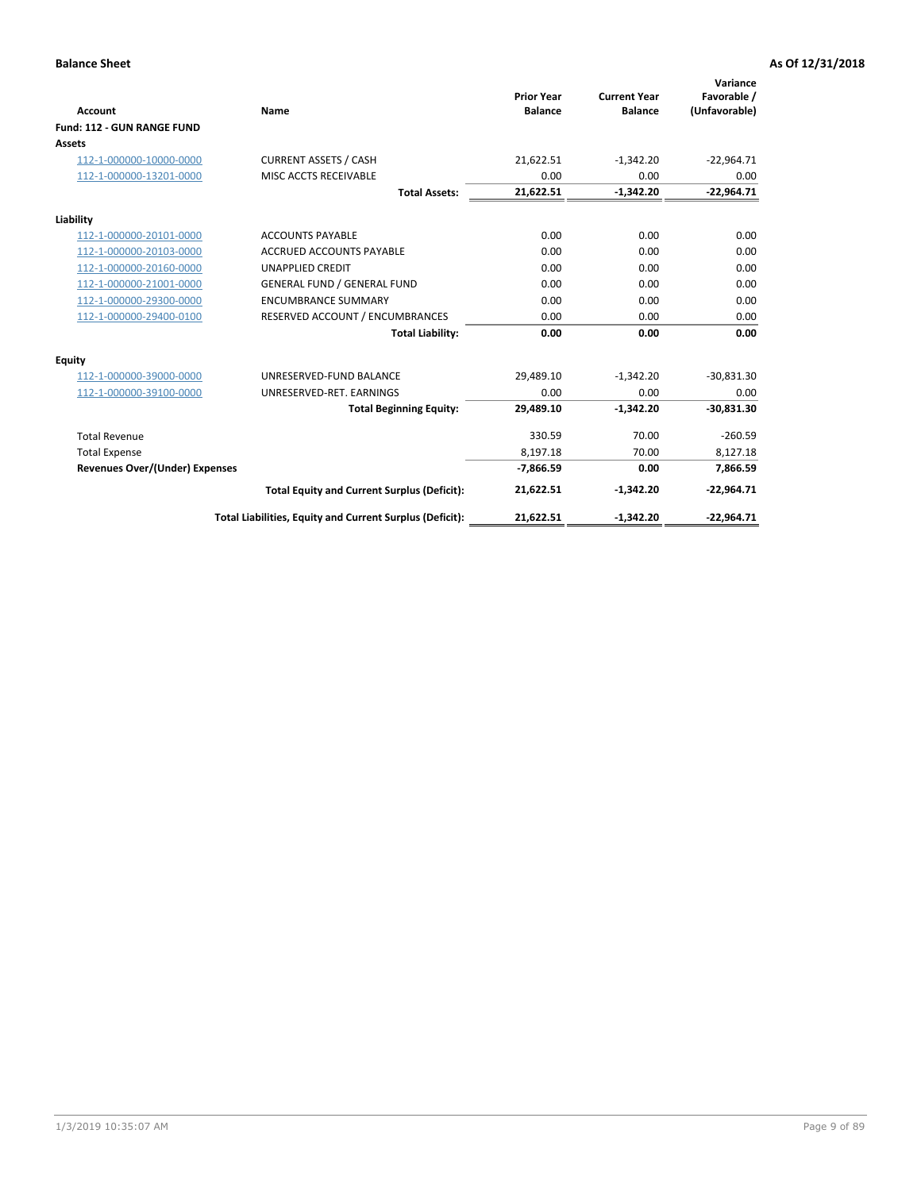**Balance Sheet** | **As Of 12/31/2018**

| Account | Name | Prior Year Balance | Current Year Balance | Variance Favorable / (Unfavorable) |
|---|---|---|---|---|
| **Fund: 112 - GUN RANGE FUND** | | | | |
| **Assets** | | | | |
| 112-1-000000-10000-0000 | CURRENT ASSETS / CASH | 21,622.51 | -1,342.20 | -22,964.71 |
| 112-1-000000-13201-0000 | MISC ACCTS RECEIVABLE | 0.00 | 0.00 | 0.00 |
| | **Total Assets:** | **21,622.51** | **-1,342.20** | **-22,964.71** |
| **Liability** | | | | |
| 112-1-000000-20101-0000 | ACCOUNTS PAYABLE | 0.00 | 0.00 | 0.00 |
| 112-1-000000-20103-0000 | ACCRUED ACCOUNTS PAYABLE | 0.00 | 0.00 | 0.00 |
| 112-1-000000-20160-0000 | UNAPPLIED CREDIT | 0.00 | 0.00 | 0.00 |
| 112-1-000000-21001-0000 | GENERAL FUND / GENERAL FUND | 0.00 | 0.00 | 0.00 |
| 112-1-000000-29300-0000 | ENCUMBRANCE SUMMARY | 0.00 | 0.00 | 0.00 |
| 112-1-000000-29400-0100 | RESERVED ACCOUNT / ENCUMBRANCES | 0.00 | 0.00 | 0.00 |
| | **Total Liability:** | **0.00** | **0.00** | **0.00** |
| **Equity** | | | | |
| 112-1-000000-39000-0000 | UNRESERVED-FUND BALANCE | 29,489.10 | -1,342.20 | -30,831.30 |
| 112-1-000000-39100-0000 | UNRESERVED-RET. EARNINGS | 0.00 | 0.00 | 0.00 |
| | **Total Beginning Equity:** | **29,489.10** | **-1,342.20** | **-30,831.30** |
| Total Revenue | | 330.59 | 70.00 | -260.59 |
| Total Expense | | 8,197.18 | 70.00 | 8,127.18 |
| **Revenues Over/(Under) Expenses** | | **-7,866.59** | **0.00** | **7,866.59** |
| | **Total Equity and Current Surplus (Deficit):** | **21,622.51** | **-1,342.20** | **-22,964.71** |
| | **Total Liabilities, Equity and Current Surplus (Deficit):** | **21,622.51** | **-1,342.20** | **-22,964.71** |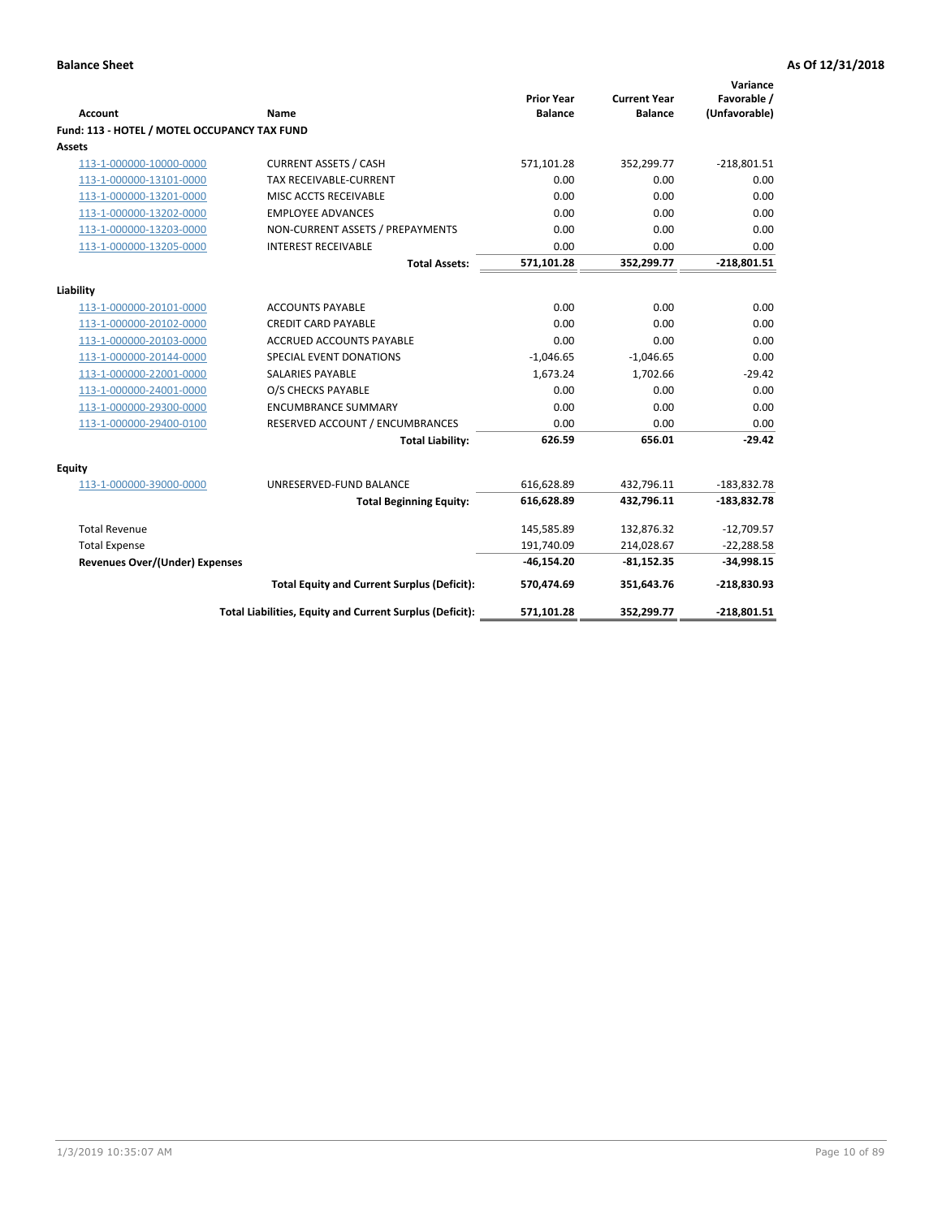**Balance Sheet** | **As Of 12/31/2018**

| Account | Name | Prior Year Balance | Current Year Balance | Variance Favorable / (Unfavorable) |
|---|---|---|---|---|
| **Fund: 113 - HOTEL / MOTEL OCCUPANCY TAX FUND** | | | | |
| **Assets** | | | | |
| 113-1-000000-10000-0000 | CURRENT ASSETS / CASH | 571,101.28 | 352,299.77 | -218,801.51 |
| 113-1-000000-13101-0000 | TAX RECEIVABLE-CURRENT | 0.00 | 0.00 | 0.00 |
| 113-1-000000-13201-0000 | MISC ACCTS RECEIVABLE | 0.00 | 0.00 | 0.00 |
| 113-1-000000-13202-0000 | EMPLOYEE ADVANCES | 0.00 | 0.00 | 0.00 |
| 113-1-000000-13203-0000 | NON-CURRENT ASSETS / PREPAYMENTS | 0.00 | 0.00 | 0.00 |
| 113-1-000000-13205-0000 | INTEREST RECEIVABLE | 0.00 | 0.00 | 0.00 |
| | **Total Assets:** | **571,101.28** | **352,299.77** | **-218,801.51** |
| **Liability** | | | | |
| 113-1-000000-20101-0000 | ACCOUNTS PAYABLE | 0.00 | 0.00 | 0.00 |
| 113-1-000000-20102-0000 | CREDIT CARD PAYABLE | 0.00 | 0.00 | 0.00 |
| 113-1-000000-20103-0000 | ACCRUED ACCOUNTS PAYABLE | 0.00 | 0.00 | 0.00 |
| 113-1-000000-20144-0000 | SPECIAL EVENT DONATIONS | -1,046.65 | -1,046.65 | 0.00 |
| 113-1-000000-22001-0000 | SALARIES PAYABLE | 1,673.24 | 1,702.66 | -29.42 |
| 113-1-000000-24001-0000 | O/S CHECKS PAYABLE | 0.00 | 0.00 | 0.00 |
| 113-1-000000-29300-0000 | ENCUMBRANCE SUMMARY | 0.00 | 0.00 | 0.00 |
| 113-1-000000-29400-0100 | RESERVED ACCOUNT / ENCUMBRANCES | 0.00 | 0.00 | 0.00 |
| | **Total Liability:** | **626.59** | **656.01** | **-29.42** |
| **Equity** | | | | |
| 113-1-000000-39000-0000 | UNRESERVED-FUND BALANCE | 616,628.89 | 432,796.11 | -183,832.78 |
| | **Total Beginning Equity:** | **616,628.89** | **432,796.11** | **-183,832.78** |
| Total Revenue | | 145,585.89 | 132,876.32 | -12,709.57 |
| Total Expense | | 191,740.09 | 214,028.67 | -22,288.58 |
| **Revenues Over/(Under) Expenses** | | **-46,154.20** | **-81,152.35** | **-34,998.15** |
| | **Total Equity and Current Surplus (Deficit):** | **570,474.69** | **351,643.76** | **-218,830.93** |
| | **Total Liabilities, Equity and Current Surplus (Deficit):** | **571,101.28** | **352,299.77** | **-218,801.51** |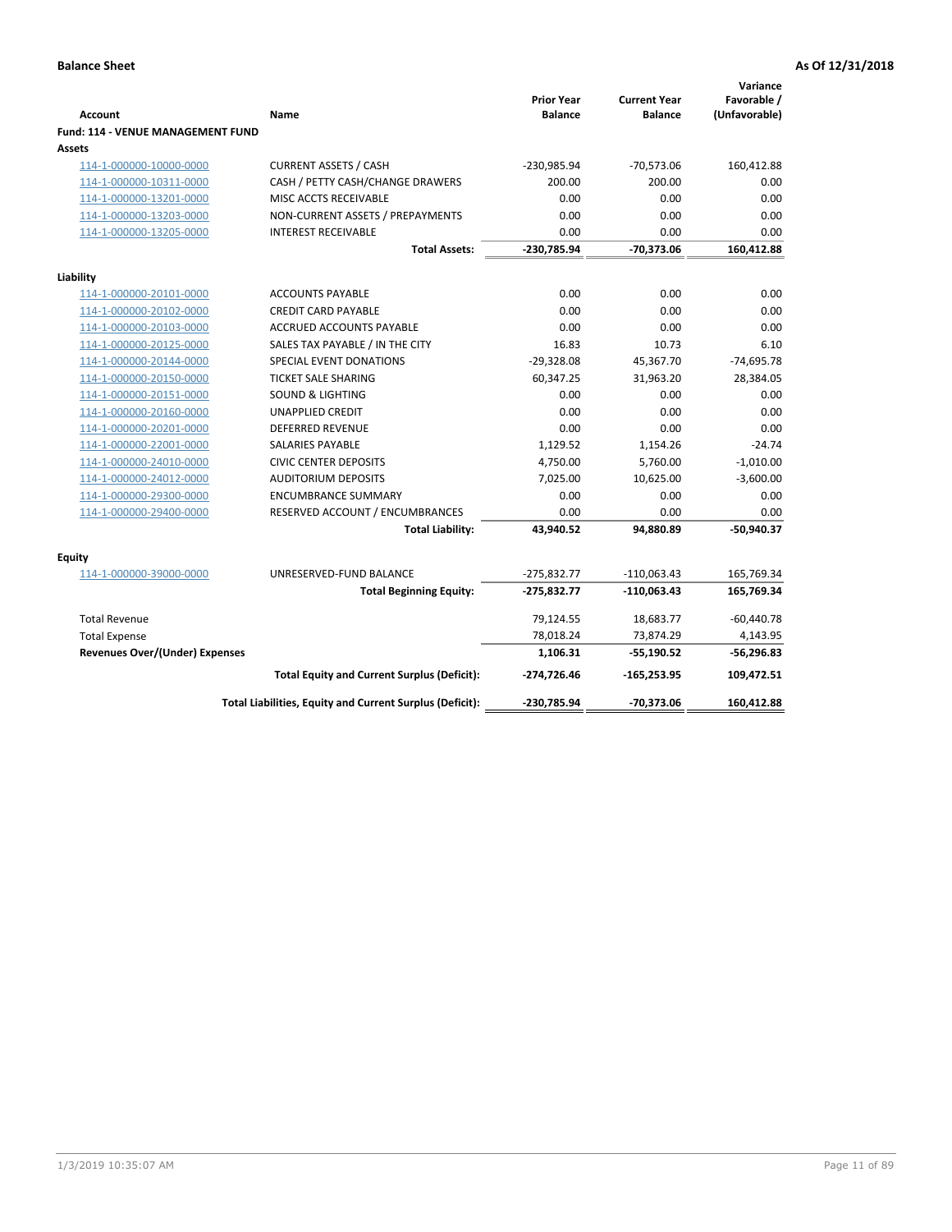**Balance Sheet** | **As Of 12/31/2018**

| Account | Name | Prior Year Balance | Current Year Balance | Variance Favorable / (Unfavorable) |
|---|---|---|---|---|
| **Fund: 114 - VENUE MANAGEMENT FUND** | | | | |
| **Assets** | | | | |
| 114-1-000000-10000-0000 | CURRENT ASSETS / CASH | -230,985.94 | -70,573.06 | 160,412.88 |
| 114-1-000000-10311-0000 | CASH / PETTY CASH/CHANGE DRAWERS | 200.00 | 200.00 | 0.00 |
| 114-1-000000-13201-0000 | MISC ACCTS RECEIVABLE | 0.00 | 0.00 | 0.00 |
| 114-1-000000-13203-0000 | NON-CURRENT ASSETS / PREPAYMENTS | 0.00 | 0.00 | 0.00 |
| 114-1-000000-13205-0000 | INTEREST RECEIVABLE | 0.00 | 0.00 | 0.00 |
| | **Total Assets:** | **-230,785.94** | **-70,373.06** | **160,412.88** |
| **Liability** | | | | |
| 114-1-000000-20101-0000 | ACCOUNTS PAYABLE | 0.00 | 0.00 | 0.00 |
| 114-1-000000-20102-0000 | CREDIT CARD PAYABLE | 0.00 | 0.00 | 0.00 |
| 114-1-000000-20103-0000 | ACCRUED ACCOUNTS PAYABLE | 0.00 | 0.00 | 0.00 |
| 114-1-000000-20125-0000 | SALES TAX PAYABLE / IN THE CITY | 16.83 | 10.73 | 6.10 |
| 114-1-000000-20144-0000 | SPECIAL EVENT DONATIONS | -29,328.08 | 45,367.70 | -74,695.78 |
| 114-1-000000-20150-0000 | TICKET SALE SHARING | 60,347.25 | 31,963.20 | 28,384.05 |
| 114-1-000000-20151-0000 | SOUND & LIGHTING | 0.00 | 0.00 | 0.00 |
| 114-1-000000-20160-0000 | UNAPPLIED CREDIT | 0.00 | 0.00 | 0.00 |
| 114-1-000000-20201-0000 | DEFERRED REVENUE | 0.00 | 0.00 | 0.00 |
| 114-1-000000-22001-0000 | SALARIES PAYABLE | 1,129.52 | 1,154.26 | -24.74 |
| 114-1-000000-24010-0000 | CIVIC CENTER DEPOSITS | 4,750.00 | 5,760.00 | -1,010.00 |
| 114-1-000000-24012-0000 | AUDITORIUM DEPOSITS | 7,025.00 | 10,625.00 | -3,600.00 |
| 114-1-000000-29300-0000 | ENCUMBRANCE SUMMARY | 0.00 | 0.00 | 0.00 |
| 114-1-000000-29400-0000 | RESERVED ACCOUNT / ENCUMBRANCES | 0.00 | 0.00 | 0.00 |
| | **Total Liability:** | **43,940.52** | **94,880.89** | **-50,940.37** |
| **Equity** | | | | |
| 114-1-000000-39000-0000 | UNRESERVED-FUND BALANCE | -275,832.77 | -110,063.43 | 165,769.34 |
| | **Total Beginning Equity:** | **-275,832.77** | **-110,063.43** | **165,769.34** |
| Total Revenue | | 79,124.55 | 18,683.77 | -60,440.78 |
| Total Expense | | 78,018.24 | 73,874.29 | 4,143.95 |
| **Revenues Over/(Under) Expenses** | | **1,106.31** | **-55,190.52** | **-56,296.83** |
| | **Total Equity and Current Surplus (Deficit):** | **-274,726.46** | **-165,253.95** | **109,472.51** |
| | **Total Liabilities, Equity and Current Surplus (Deficit):** | **-230,785.94** | **-70,373.06** | **160,412.88** |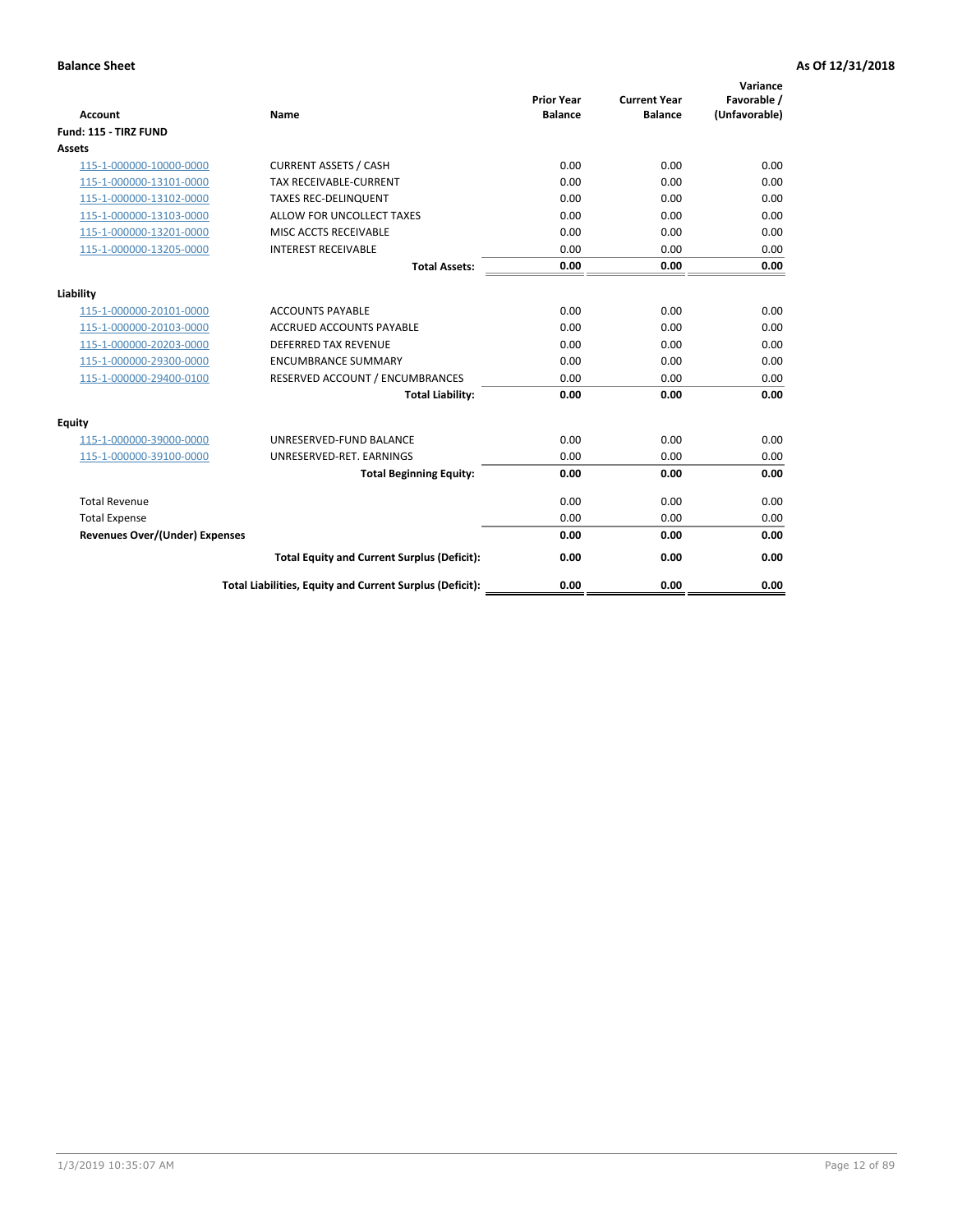**Balance Sheet** **As Of 12/31/2018**

| Account | Name | Prior Year Balance | Current Year Balance | Variance Favorable / (Unfavorable) |
|---|---|---|---|---|
| **Fund: 115 - TIRZ FUND** | | | | |
| **Assets** | | | | |
| 115-1-000000-10000-0000 | CURRENT ASSETS / CASH | 0.00 | 0.00 | 0.00 |
| 115-1-000000-13101-0000 | TAX RECEIVABLE-CURRENT | 0.00 | 0.00 | 0.00 |
| 115-1-000000-13102-0000 | TAXES REC-DELINQUENT | 0.00 | 0.00 | 0.00 |
| 115-1-000000-13103-0000 | ALLOW FOR UNCOLLECT TAXES | 0.00 | 0.00 | 0.00 |
| 115-1-000000-13201-0000 | MISC ACCTS RECEIVABLE | 0.00 | 0.00 | 0.00 |
| 115-1-000000-13205-0000 | INTEREST RECEIVABLE | 0.00 | 0.00 | 0.00 |
| | **Total Assets:** | **0.00** | **0.00** | **0.00** |
| **Liability** | | | | |
| 115-1-000000-20101-0000 | ACCOUNTS PAYABLE | 0.00 | 0.00 | 0.00 |
| 115-1-000000-20103-0000 | ACCRUED ACCOUNTS PAYABLE | 0.00 | 0.00 | 0.00 |
| 115-1-000000-20203-0000 | DEFERRED TAX REVENUE | 0.00 | 0.00 | 0.00 |
| 115-1-000000-29300-0000 | ENCUMBRANCE SUMMARY | 0.00 | 0.00 | 0.00 |
| 115-1-000000-29400-0100 | RESERVED ACCOUNT / ENCUMBRANCES | 0.00 | 0.00 | 0.00 |
| | **Total Liability:** | **0.00** | **0.00** | **0.00** |
| **Equity** | | | | |
| 115-1-000000-39000-0000 | UNRESERVED-FUND BALANCE | 0.00 | 0.00 | 0.00 |
| 115-1-000000-39100-0000 | UNRESERVED-RET. EARNINGS | 0.00 | 0.00 | 0.00 |
| | **Total Beginning Equity:** | **0.00** | **0.00** | **0.00** |
| Total Revenue | | 0.00 | 0.00 | 0.00 |
| Total Expense | | 0.00 | 0.00 | 0.00 |
| **Revenues Over/(Under) Expenses** | | **0.00** | **0.00** | **0.00** |
| | **Total Equity and Current Surplus (Deficit):** | **0.00** | **0.00** | **0.00** |
| | **Total Liabilities, Equity and Current Surplus (Deficit):** | **0.00** | **0.00** | **0.00** |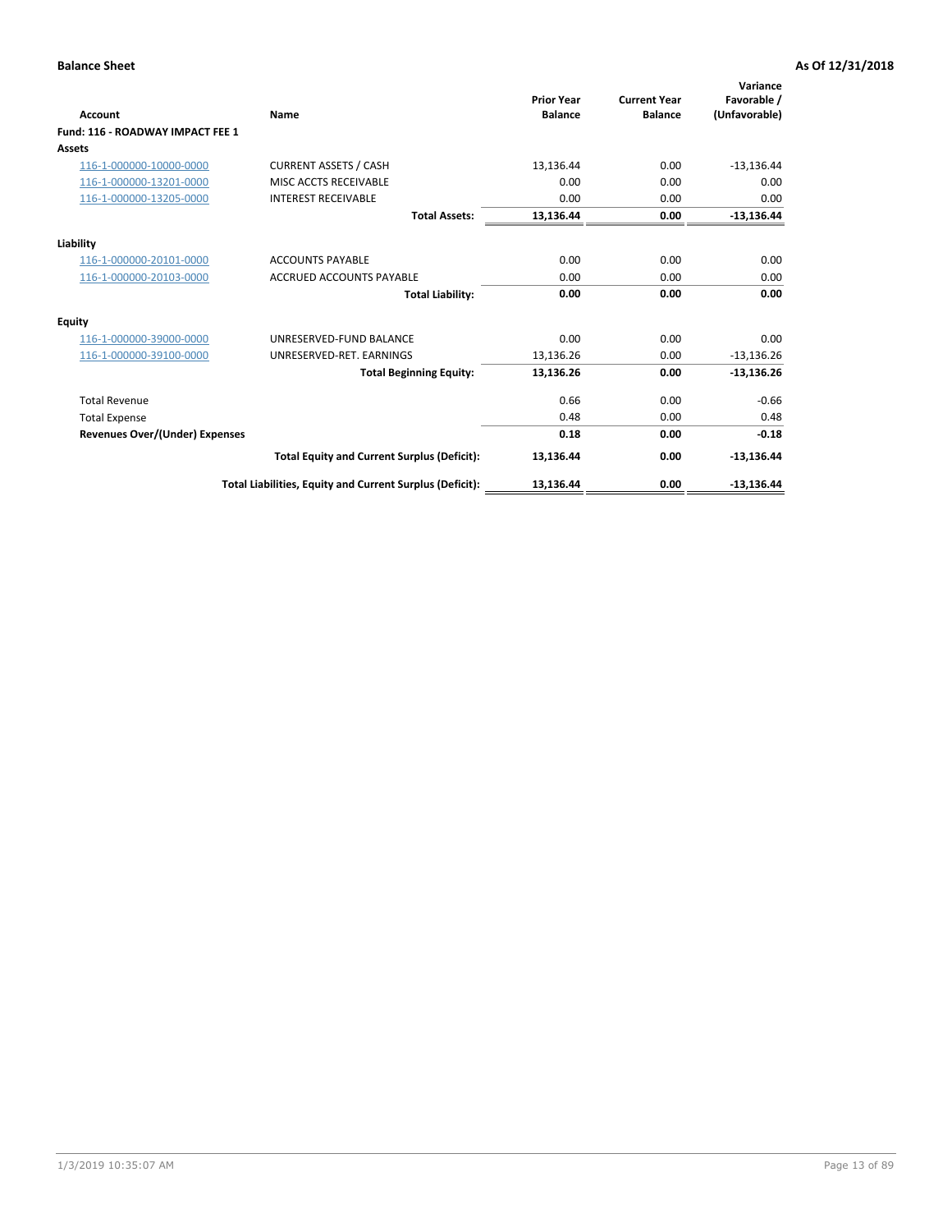**Balance Sheet** **As Of 12/31/2018**

| Account | Name | Prior Year Balance | Current Year Balance | Variance Favorable / (Unfavorable) |
|---|---|---|---|---|
| **Fund: 116 - ROADWAY IMPACT FEE 1** | | | | |
| **Assets** | | | | |
| 116-1-000000-10000-0000 | CURRENT ASSETS / CASH | 13,136.44 | 0.00 | -13,136.44 |
| 116-1-000000-13201-0000 | MISC ACCTS RECEIVABLE | 0.00 | 0.00 | 0.00 |
| 116-1-000000-13205-0000 | INTEREST RECEIVABLE | 0.00 | 0.00 | 0.00 |
| | **Total Assets:** | **13,136.44** | **0.00** | **-13,136.44** |
| **Liability** | | | | |
| 116-1-000000-20101-0000 | ACCOUNTS PAYABLE | 0.00 | 0.00 | 0.00 |
| 116-1-000000-20103-0000 | ACCRUED ACCOUNTS PAYABLE | 0.00 | 0.00 | 0.00 |
| | **Total Liability:** | **0.00** | **0.00** | **0.00** |
| **Equity** | | | | |
| 116-1-000000-39000-0000 | UNRESERVED-FUND BALANCE | 0.00 | 0.00 | 0.00 |
| 116-1-000000-39100-0000 | UNRESERVED-RET. EARNINGS | 13,136.26 | 0.00 | -13,136.26 |
| | **Total Beginning Equity:** | **13,136.26** | **0.00** | **-13,136.26** |
| Total Revenue | | 0.66 | 0.00 | -0.66 |
| Total Expense | | 0.48 | 0.00 | 0.48 |
| **Revenues Over/(Under) Expenses** | | **0.18** | **0.00** | **-0.18** |
| | **Total Equity and Current Surplus (Deficit):** | **13,136.44** | **0.00** | **-13,136.44** |
| | **Total Liabilities, Equity and Current Surplus (Deficit):** | **13,136.44** | **0.00** | **-13,136.44** |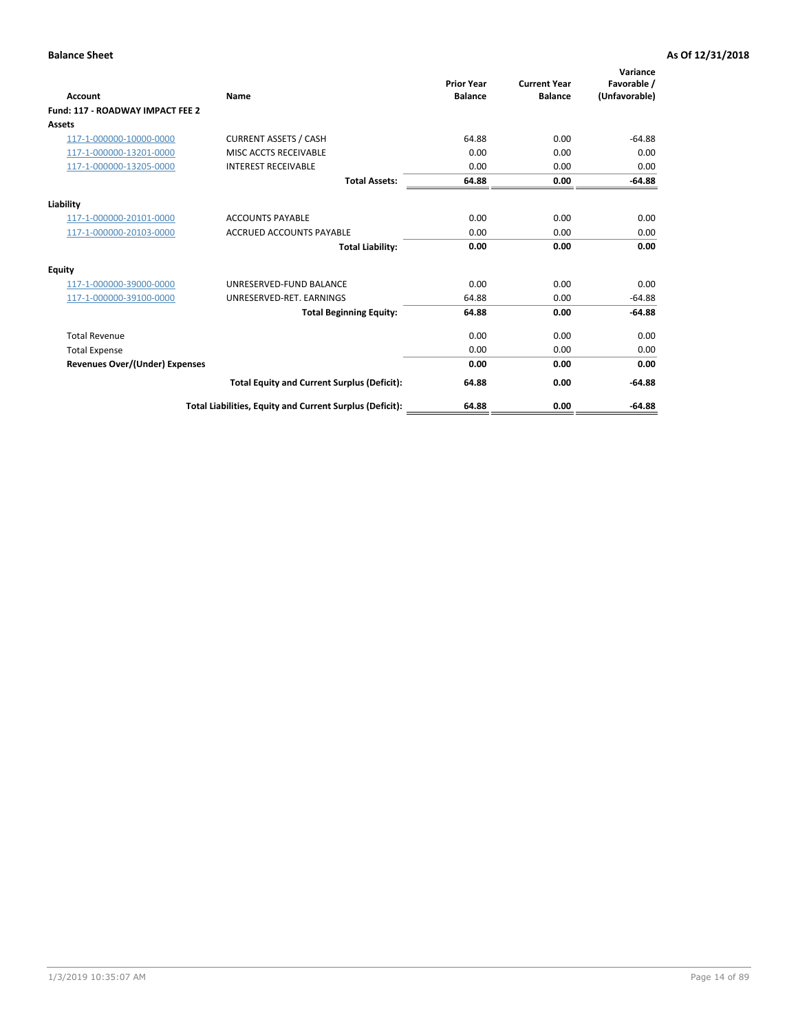| Account | Name | Prior Year Balance | Current Year Balance | Variance Favorable / (Unfavorable) |
|---|---|---|---|---|
| **Fund: 117 - ROADWAY IMPACT FEE 2** | | | | |
| **Assets** | | | | |
| 117-1-000000-10000-0000 | CURRENT ASSETS / CASH | 64.88 | 0.00 | -64.88 |
| 117-1-000000-13201-0000 | MISC ACCTS RECEIVABLE | 0.00 | 0.00 | 0.00 |
| 117-1-000000-13205-0000 | INTEREST RECEIVABLE | 0.00 | 0.00 | 0.00 |
| | **Total Assets:** | **64.88** | **0.00** | **-64.88** |
| **Liability** | | | | |
| 117-1-000000-20101-0000 | ACCOUNTS PAYABLE | 0.00 | 0.00 | 0.00 |
| 117-1-000000-20103-0000 | ACCRUED ACCOUNTS PAYABLE | 0.00 | 0.00 | 0.00 |
| | **Total Liability:** | **0.00** | **0.00** | **0.00** |
| **Equity** | | | | |
| 117-1-000000-39000-0000 | UNRESERVED-FUND BALANCE | 0.00 | 0.00 | 0.00 |
| 117-1-000000-39100-0000 | UNRESERVED-RET. EARNINGS | 64.88 | 0.00 | -64.88 |
| | **Total Beginning Equity:** | **64.88** | **0.00** | **-64.88** |
| Total Revenue | | 0.00 | 0.00 | 0.00 |
| Total Expense | | 0.00 | 0.00 | 0.00 |
| **Revenues Over/(Under) Expenses** | | **0.00** | **0.00** | **0.00** |
| | **Total Equity and Current Surplus (Deficit):** | **64.88** | **0.00** | **-64.88** |
| | **Total Liabilities, Equity and Current Surplus (Deficit):** | **64.88** | **0.00** | **-64.88** |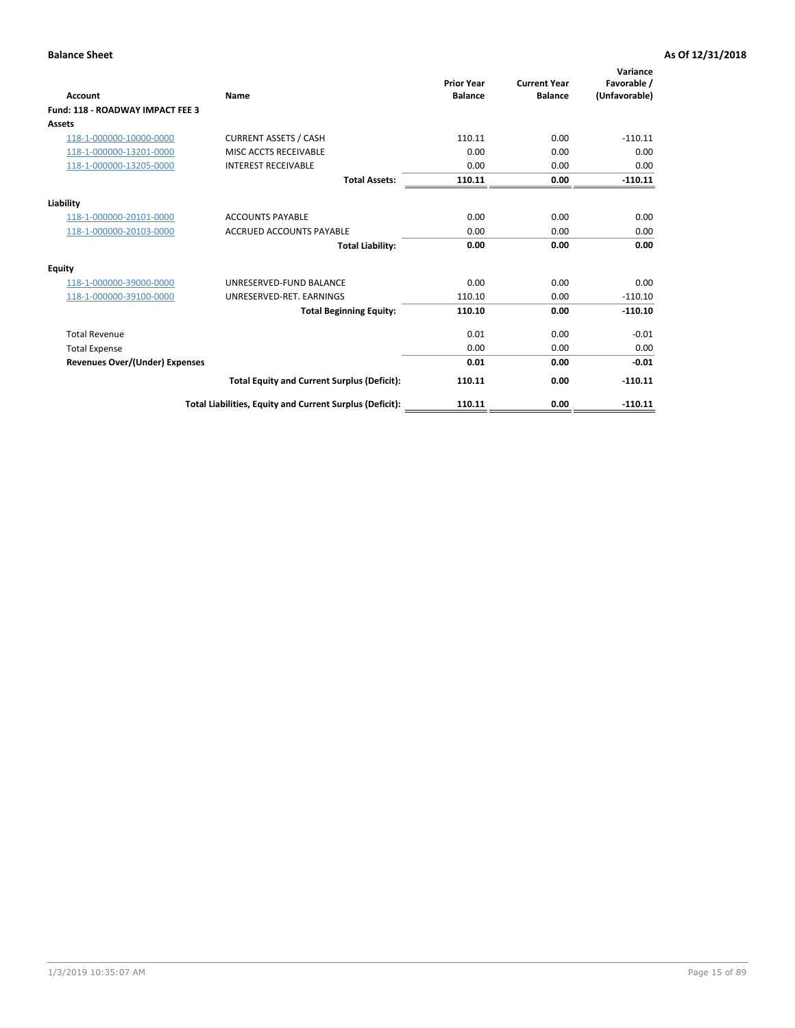**Balance Sheet** — **As Of 12/31/2018**

| Account | Name | Prior Year Balance | Current Year Balance | Variance Favorable / (Unfavorable) |
|---|---|---|---|---|
| **Fund: 118 - ROADWAY IMPACT FEE 3** | | | | |
| **Assets** | | | | |
| 118-1-000000-10000-0000 | CURRENT ASSETS / CASH | 110.11 | 0.00 | -110.11 |
| 118-1-000000-13201-0000 | MISC ACCTS RECEIVABLE | 0.00 | 0.00 | 0.00 |
| 118-1-000000-13205-0000 | INTEREST RECEIVABLE | 0.00 | 0.00 | 0.00 |
| | **Total Assets:** | **110.11** | **0.00** | **-110.11** |
| **Liability** | | | | |
| 118-1-000000-20101-0000 | ACCOUNTS PAYABLE | 0.00 | 0.00 | 0.00 |
| 118-1-000000-20103-0000 | ACCRUED ACCOUNTS PAYABLE | 0.00 | 0.00 | 0.00 |
| | **Total Liability:** | **0.00** | **0.00** | **0.00** |
| **Equity** | | | | |
| 118-1-000000-39000-0000 | UNRESERVED-FUND BALANCE | 0.00 | 0.00 | 0.00 |
| 118-1-000000-39100-0000 | UNRESERVED-RET. EARNINGS | 110.10 | 0.00 | -110.10 |
| | **Total Beginning Equity:** | **110.10** | **0.00** | **-110.10** |
| Total Revenue | | 0.01 | 0.00 | -0.01 |
| Total Expense | | 0.00 | 0.00 | 0.00 |
| **Revenues Over/(Under) Expenses** | | **0.01** | **0.00** | **-0.01** |
| | **Total Equity and Current Surplus (Deficit):** | **110.11** | **0.00** | **-110.11** |
| | **Total Liabilities, Equity and Current Surplus (Deficit):** | **110.11** | **0.00** | **-110.11** |

1/3/2019 10:35:07 AM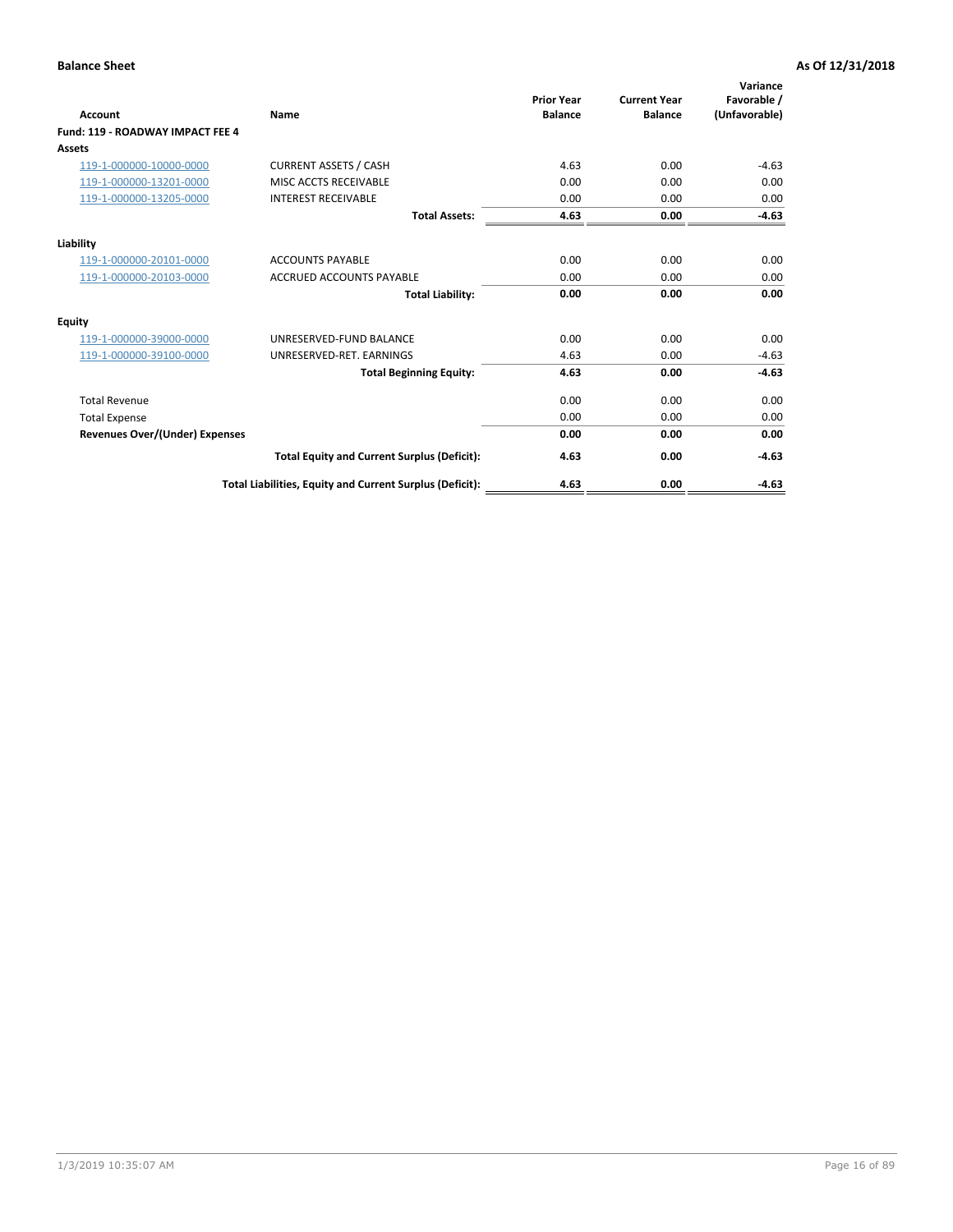**Balance Sheet** **As Of 12/31/2018**

| Account | Name | Prior Year Balance | Current Year Balance | Variance Favorable / (Unfavorable) |
|---|---|---|---|---|
| **Fund: 119 - ROADWAY IMPACT FEE 4** | | | | |
| **Assets** | | | | |
| 119-1-000000-10000-0000 | CURRENT ASSETS / CASH | 4.63 | 0.00 | -4.63 |
| 119-1-000000-13201-0000 | MISC ACCTS RECEIVABLE | 0.00 | 0.00 | 0.00 |
| 119-1-000000-13205-0000 | INTEREST RECEIVABLE | 0.00 | 0.00 | 0.00 |
| | **Total Assets:** | **4.63** | **0.00** | **-4.63** |
| **Liability** | | | | |
| 119-1-000000-20101-0000 | ACCOUNTS PAYABLE | 0.00 | 0.00 | 0.00 |
| 119-1-000000-20103-0000 | ACCRUED ACCOUNTS PAYABLE | 0.00 | 0.00 | 0.00 |
| | **Total Liability:** | **0.00** | **0.00** | **0.00** |
| **Equity** | | | | |
| 119-1-000000-39000-0000 | UNRESERVED-FUND BALANCE | 0.00 | 0.00 | 0.00 |
| 119-1-000000-39100-0000 | UNRESERVED-RET. EARNINGS | 4.63 | 0.00 | -4.63 |
| | **Total Beginning Equity:** | **4.63** | **0.00** | **-4.63** |
| Total Revenue | | 0.00 | 0.00 | 0.00 |
| Total Expense | | 0.00 | 0.00 | 0.00 |
| **Revenues Over/(Under) Expenses** | | **0.00** | **0.00** | **0.00** |
| | **Total Equity and Current Surplus (Deficit):** | **4.63** | **0.00** | **-4.63** |
| | **Total Liabilities, Equity and Current Surplus (Deficit):** | **4.63** | **0.00** | **-4.63** |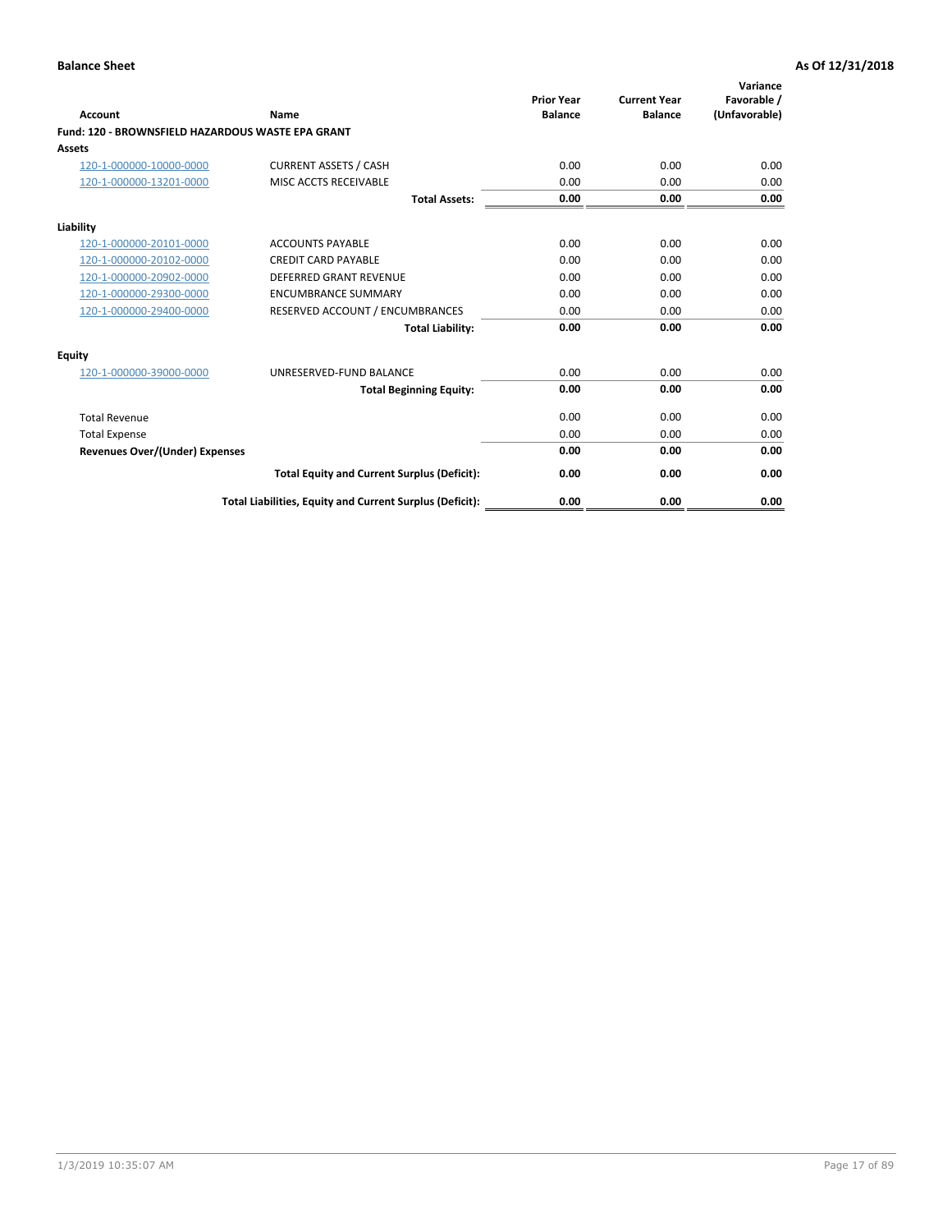**Balance Sheet** **As Of 12/31/2018**

| Account | Name | Prior Year Balance | Current Year Balance | Variance Favorable / (Unfavorable) |
|---|---|---|---|---|
| **Fund: 120 - BROWNSFIELD HAZARDOUS WASTE EPA GRANT** | | | | |
| **Assets** | | | | |
| 120-1-000000-10000-0000 | CURRENT ASSETS / CASH | 0.00 | 0.00 | 0.00 |
| 120-1-000000-13201-0000 | MISC ACCTS RECEIVABLE | 0.00 | 0.00 | 0.00 |
| | **Total Assets:** | **0.00** | **0.00** | **0.00** |
| **Liability** | | | | |
| 120-1-000000-20101-0000 | ACCOUNTS PAYABLE | 0.00 | 0.00 | 0.00 |
| 120-1-000000-20102-0000 | CREDIT CARD PAYABLE | 0.00 | 0.00 | 0.00 |
| 120-1-000000-20902-0000 | DEFERRED GRANT REVENUE | 0.00 | 0.00 | 0.00 |
| 120-1-000000-29300-0000 | ENCUMBRANCE SUMMARY | 0.00 | 0.00 | 0.00 |
| 120-1-000000-29400-0000 | RESERVED ACCOUNT / ENCUMBRANCES | 0.00 | 0.00 | 0.00 |
| | **Total Liability:** | **0.00** | **0.00** | **0.00** |
| **Equity** | | | | |
| 120-1-000000-39000-0000 | UNRESERVED-FUND BALANCE | 0.00 | 0.00 | 0.00 |
| | **Total Beginning Equity:** | **0.00** | **0.00** | **0.00** |
| Total Revenue | | 0.00 | 0.00 | 0.00 |
| Total Expense | | 0.00 | 0.00 | 0.00 |
| **Revenues Over/(Under) Expenses** | | **0.00** | **0.00** | **0.00** |
| | **Total Equity and Current Surplus (Deficit):** | **0.00** | **0.00** | **0.00** |
| | **Total Liabilities, Equity and Current Surplus (Deficit):** | **0.00** | **0.00** | **0.00** |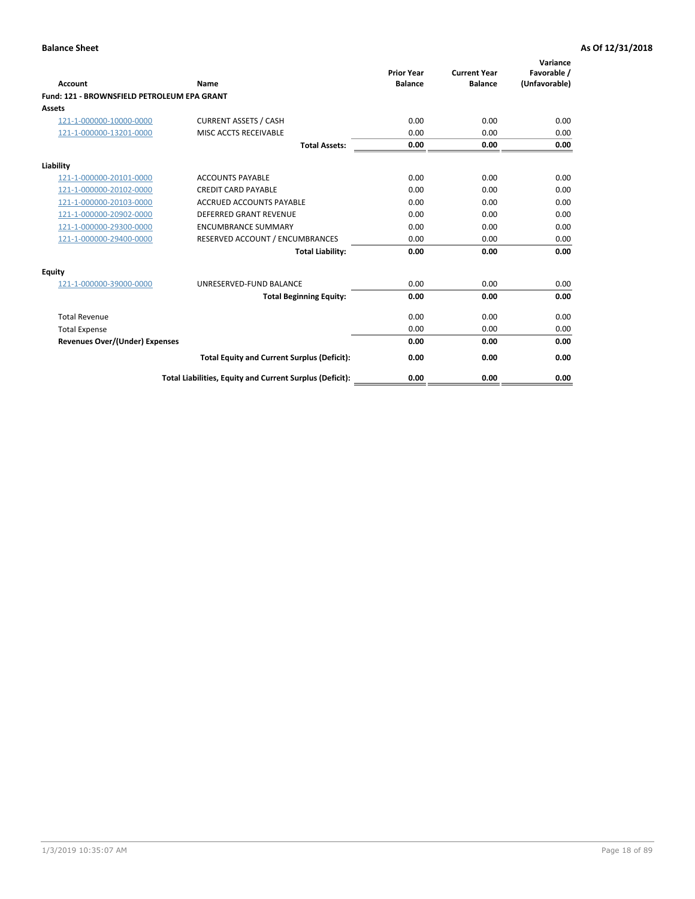**Balance Sheet** **As Of 12/31/2018**

| Account | Name | Prior Year Balance | Current Year Balance | Variance Favorable / (Unfavorable) |
|---|---|---|---|---|
| **Fund: 121 - BROWNSFIELD PETROLEUM EPA GRANT** | | | | |
| **Assets** | | | | |
| 121-1-000000-10000-0000 | CURRENT ASSETS / CASH | 0.00 | 0.00 | 0.00 |
| 121-1-000000-13201-0000 | MISC ACCTS RECEIVABLE | 0.00 | 0.00 | 0.00 |
| | **Total Assets:** | **0.00** | **0.00** | **0.00** |
| **Liability** | | | | |
| 121-1-000000-20101-0000 | ACCOUNTS PAYABLE | 0.00 | 0.00 | 0.00 |
| 121-1-000000-20102-0000 | CREDIT CARD PAYABLE | 0.00 | 0.00 | 0.00 |
| 121-1-000000-20103-0000 | ACCRUED ACCOUNTS PAYABLE | 0.00 | 0.00 | 0.00 |
| 121-1-000000-20902-0000 | DEFERRED GRANT REVENUE | 0.00 | 0.00 | 0.00 |
| 121-1-000000-29300-0000 | ENCUMBRANCE SUMMARY | 0.00 | 0.00 | 0.00 |
| 121-1-000000-29400-0000 | RESERVED ACCOUNT / ENCUMBRANCES | 0.00 | 0.00 | 0.00 |
| | **Total Liability:** | **0.00** | **0.00** | **0.00** |
| **Equity** | | | | |
| 121-1-000000-39000-0000 | UNRESERVED-FUND BALANCE | 0.00 | 0.00 | 0.00 |
| | **Total Beginning Equity:** | **0.00** | **0.00** | **0.00** |
| Total Revenue | | 0.00 | 0.00 | 0.00 |
| Total Expense | | 0.00 | 0.00 | 0.00 |
| **Revenues Over/(Under) Expenses** | | **0.00** | **0.00** | **0.00** |
| | **Total Equity and Current Surplus (Deficit):** | **0.00** | **0.00** | **0.00** |
| | **Total Liabilities, Equity and Current Surplus (Deficit):** | **0.00** | **0.00** | **0.00** |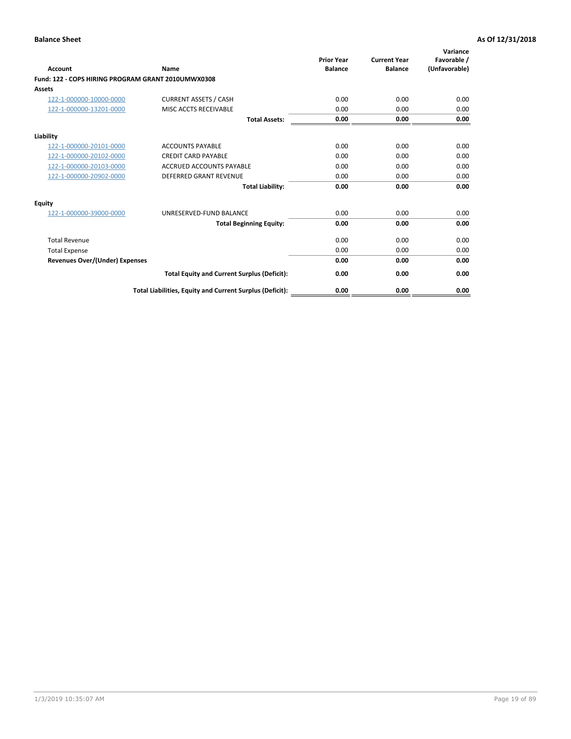**Balance Sheet** **As Of 12/31/2018**

| Account | Name | Prior Year Balance | Current Year Balance | Variance Favorable / (Unfavorable) |
|---|---|---|---|---|
| **Fund: 122 - COPS HIRING PROGRAM GRANT 2010UMWX0308** | | | | |
| **Assets** | | | | |
| 122-1-000000-10000-0000 | CURRENT ASSETS / CASH | 0.00 | 0.00 | 0.00 |
| 122-1-000000-13201-0000 | MISC ACCTS RECEIVABLE | 0.00 | 0.00 | 0.00 |
| | **Total Assets:** | **0.00** | **0.00** | **0.00** |
| **Liability** | | | | |
| 122-1-000000-20101-0000 | ACCOUNTS PAYABLE | 0.00 | 0.00 | 0.00 |
| 122-1-000000-20102-0000 | CREDIT CARD PAYABLE | 0.00 | 0.00 | 0.00 |
| 122-1-000000-20103-0000 | ACCRUED ACCOUNTS PAYABLE | 0.00 | 0.00 | 0.00 |
| 122-1-000000-20902-0000 | DEFERRED GRANT REVENUE | 0.00 | 0.00 | 0.00 |
| | **Total Liability:** | **0.00** | **0.00** | **0.00** |
| **Equity** | | | | |
| 122-1-000000-39000-0000 | UNRESERVED-FUND BALANCE | 0.00 | 0.00 | 0.00 |
| | **Total Beginning Equity:** | **0.00** | **0.00** | **0.00** |
| Total Revenue | | 0.00 | 0.00 | 0.00 |
| Total Expense | | 0.00 | 0.00 | 0.00 |
| **Revenues Over/(Under) Expenses** | | **0.00** | **0.00** | **0.00** |
| | **Total Equity and Current Surplus (Deficit):** | **0.00** | **0.00** | **0.00** |
| | **Total Liabilities, Equity and Current Surplus (Deficit):** | **0.00** | **0.00** | **0.00** |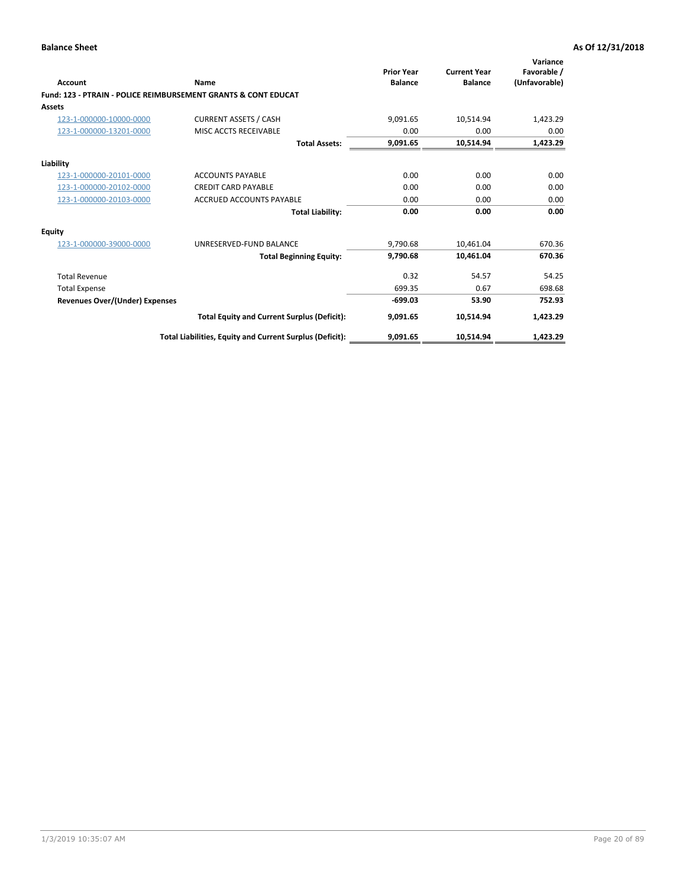**Balance Sheet** **As Of 12/31/2018**

| Account | Name | Prior Year Balance | Current Year Balance | Variance Favorable / (Unfavorable) |
|---|---|---|---|---|
| **Fund: 123 - PTRAIN - POLICE REIMBURSEMENT GRANTS & CONT EDUCAT** | | | | |
| **Assets** | | | | |
| 123-1-000000-10000-0000 | CURRENT ASSETS / CASH | 9,091.65 | 10,514.94 | 1,423.29 |
| 123-1-000000-13201-0000 | MISC ACCTS RECEIVABLE | 0.00 | 0.00 | 0.00 |
| | **Total Assets:** | **9,091.65** | **10,514.94** | **1,423.29** |
| **Liability** | | | | |
| 123-1-000000-20101-0000 | ACCOUNTS PAYABLE | 0.00 | 0.00 | 0.00 |
| 123-1-000000-20102-0000 | CREDIT CARD PAYABLE | 0.00 | 0.00 | 0.00 |
| 123-1-000000-20103-0000 | ACCRUED ACCOUNTS PAYABLE | 0.00 | 0.00 | 0.00 |
| | **Total Liability:** | **0.00** | **0.00** | **0.00** |
| **Equity** | | | | |
| 123-1-000000-39000-0000 | UNRESERVED-FUND BALANCE | 9,790.68 | 10,461.04 | 670.36 |
| | **Total Beginning Equity:** | **9,790.68** | **10,461.04** | **670.36** |
| Total Revenue | | 0.32 | 54.57 | 54.25 |
| Total Expense | | 699.35 | 0.67 | 698.68 |
| **Revenues Over/(Under) Expenses** | | **-699.03** | **53.90** | **752.93** |
| | **Total Equity and Current Surplus (Deficit):** | **9,091.65** | **10,514.94** | **1,423.29** |
| | **Total Liabilities, Equity and Current Surplus (Deficit):** | **9,091.65** | **10,514.94** | **1,423.29** |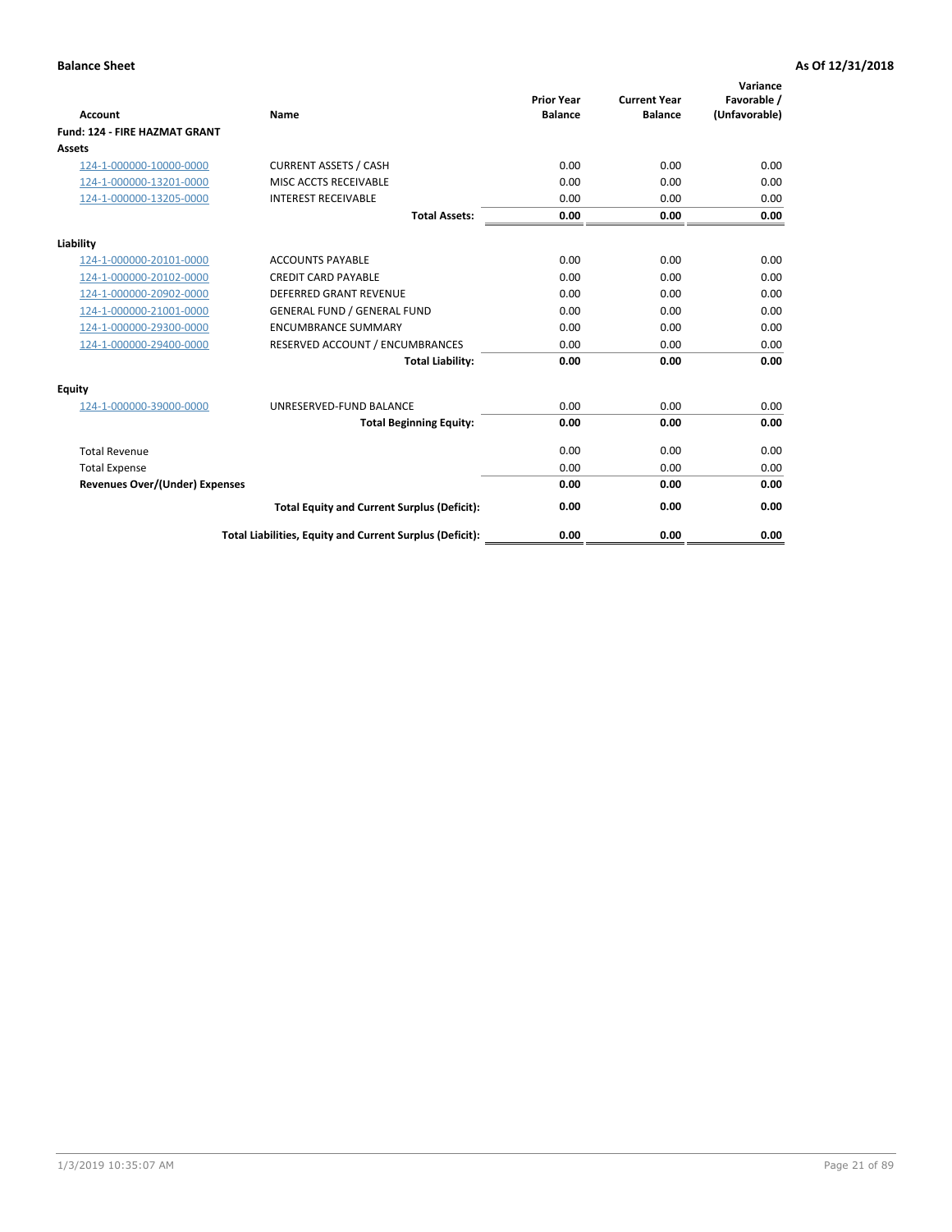**Balance Sheet** **As Of 12/31/2018**

| Account | Name | Prior Year Balance | Current Year Balance | Variance Favorable / (Unfavorable) |
|---|---|---|---|---|
| **Fund: 124 - FIRE HAZMAT GRANT** | | | | |
| **Assets** | | | | |
| 124-1-000000-10000-0000 | CURRENT ASSETS / CASH | 0.00 | 0.00 | 0.00 |
| 124-1-000000-13201-0000 | MISC ACCTS RECEIVABLE | 0.00 | 0.00 | 0.00 |
| 124-1-000000-13205-0000 | INTEREST RECEIVABLE | 0.00 | 0.00 | 0.00 |
| | **Total Assets:** | **0.00** | **0.00** | **0.00** |
| **Liability** | | | | |
| 124-1-000000-20101-0000 | ACCOUNTS PAYABLE | 0.00 | 0.00 | 0.00 |
| 124-1-000000-20102-0000 | CREDIT CARD PAYABLE | 0.00 | 0.00 | 0.00 |
| 124-1-000000-20902-0000 | DEFERRED GRANT REVENUE | 0.00 | 0.00 | 0.00 |
| 124-1-000000-21001-0000 | GENERAL FUND / GENERAL FUND | 0.00 | 0.00 | 0.00 |
| 124-1-000000-29300-0000 | ENCUMBRANCE SUMMARY | 0.00 | 0.00 | 0.00 |
| 124-1-000000-29400-0000 | RESERVED ACCOUNT / ENCUMBRANCES | 0.00 | 0.00 | 0.00 |
| | **Total Liability:** | **0.00** | **0.00** | **0.00** |
| **Equity** | | | | |
| 124-1-000000-39000-0000 | UNRESERVED-FUND BALANCE | 0.00 | 0.00 | 0.00 |
| | **Total Beginning Equity:** | **0.00** | **0.00** | **0.00** |
| Total Revenue | | 0.00 | 0.00 | 0.00 |
| Total Expense | | 0.00 | 0.00 | 0.00 |
| **Revenues Over/(Under) Expenses** | | **0.00** | **0.00** | **0.00** |
| | **Total Equity and Current Surplus (Deficit):** | **0.00** | **0.00** | **0.00** |
| | **Total Liabilities, Equity and Current Surplus (Deficit):** | **0.00** | **0.00** | **0.00** |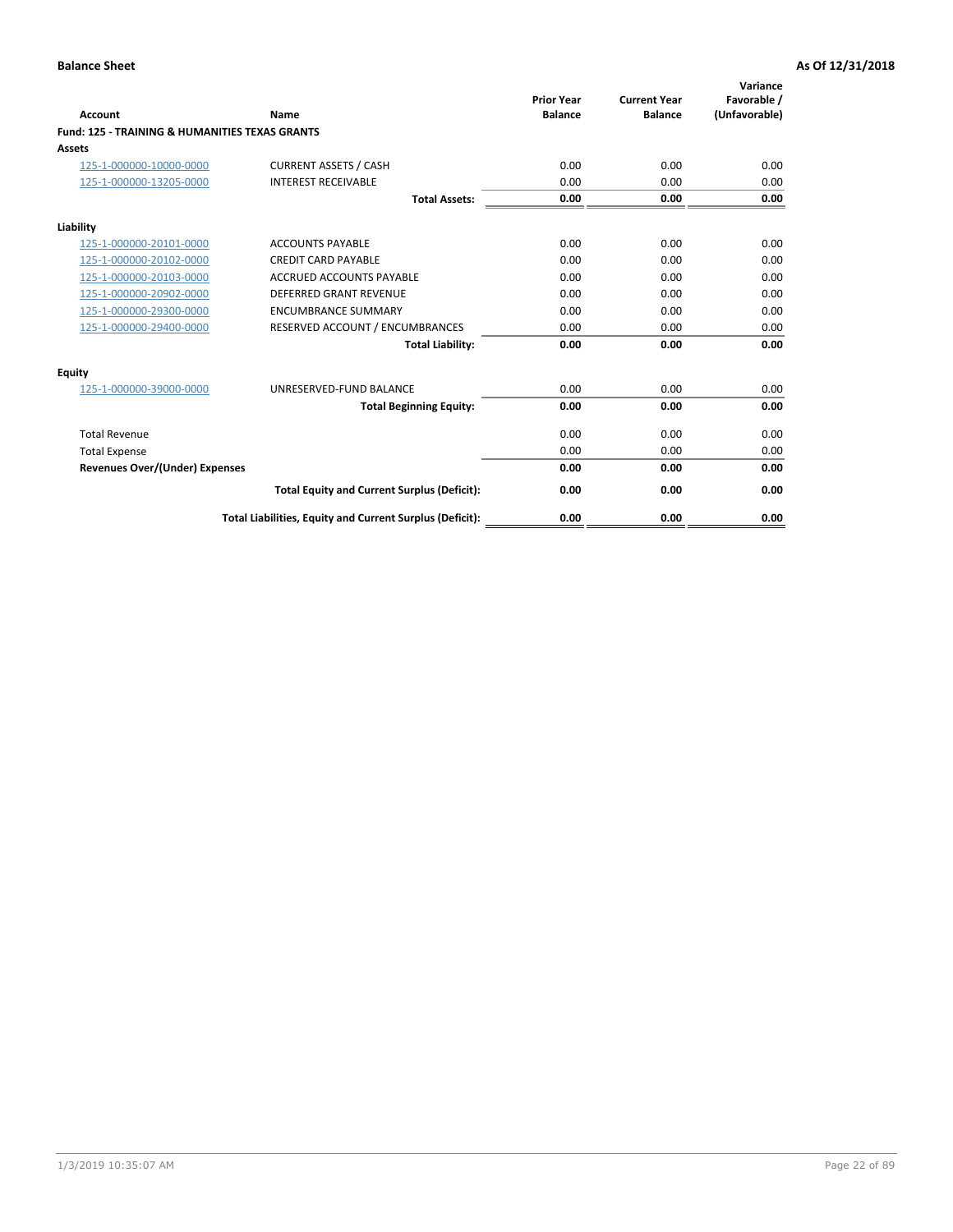**Balance Sheet** **As Of 12/31/2018**

| Account | Name | Prior Year Balance | Current Year Balance | Variance Favorable / (Unfavorable) |
|---|---|---|---|---|
| **Fund: 125 - TRAINING & HUMANITIES TEXAS GRANTS** | | | | |
| **Assets** | | | | |
| 125-1-000000-10000-0000 | CURRENT ASSETS / CASH | 0.00 | 0.00 | 0.00 |
| 125-1-000000-13205-0000 | INTEREST RECEIVABLE | 0.00 | 0.00 | 0.00 |
| | **Total Assets:** | **0.00** | **0.00** | **0.00** |
| **Liability** | | | | |
| 125-1-000000-20101-0000 | ACCOUNTS PAYABLE | 0.00 | 0.00 | 0.00 |
| 125-1-000000-20102-0000 | CREDIT CARD PAYABLE | 0.00 | 0.00 | 0.00 |
| 125-1-000000-20103-0000 | ACCRUED ACCOUNTS PAYABLE | 0.00 | 0.00 | 0.00 |
| 125-1-000000-20902-0000 | DEFERRED GRANT REVENUE | 0.00 | 0.00 | 0.00 |
| 125-1-000000-29300-0000 | ENCUMBRANCE SUMMARY | 0.00 | 0.00 | 0.00 |
| 125-1-000000-29400-0000 | RESERVED ACCOUNT / ENCUMBRANCES | 0.00 | 0.00 | 0.00 |
| | **Total Liability:** | **0.00** | **0.00** | **0.00** |
| **Equity** | | | | |
| 125-1-000000-39000-0000 | UNRESERVED-FUND BALANCE | 0.00 | 0.00 | 0.00 |
| | **Total Beginning Equity:** | **0.00** | **0.00** | **0.00** |
| Total Revenue | | 0.00 | 0.00 | 0.00 |
| Total Expense | | 0.00 | 0.00 | 0.00 |
| **Revenues Over/(Under) Expenses** | | **0.00** | **0.00** | **0.00** |
| | **Total Equity and Current Surplus (Deficit):** | **0.00** | **0.00** | **0.00** |
| | **Total Liabilities, Equity and Current Surplus (Deficit):** | **0.00** | **0.00** | **0.00** |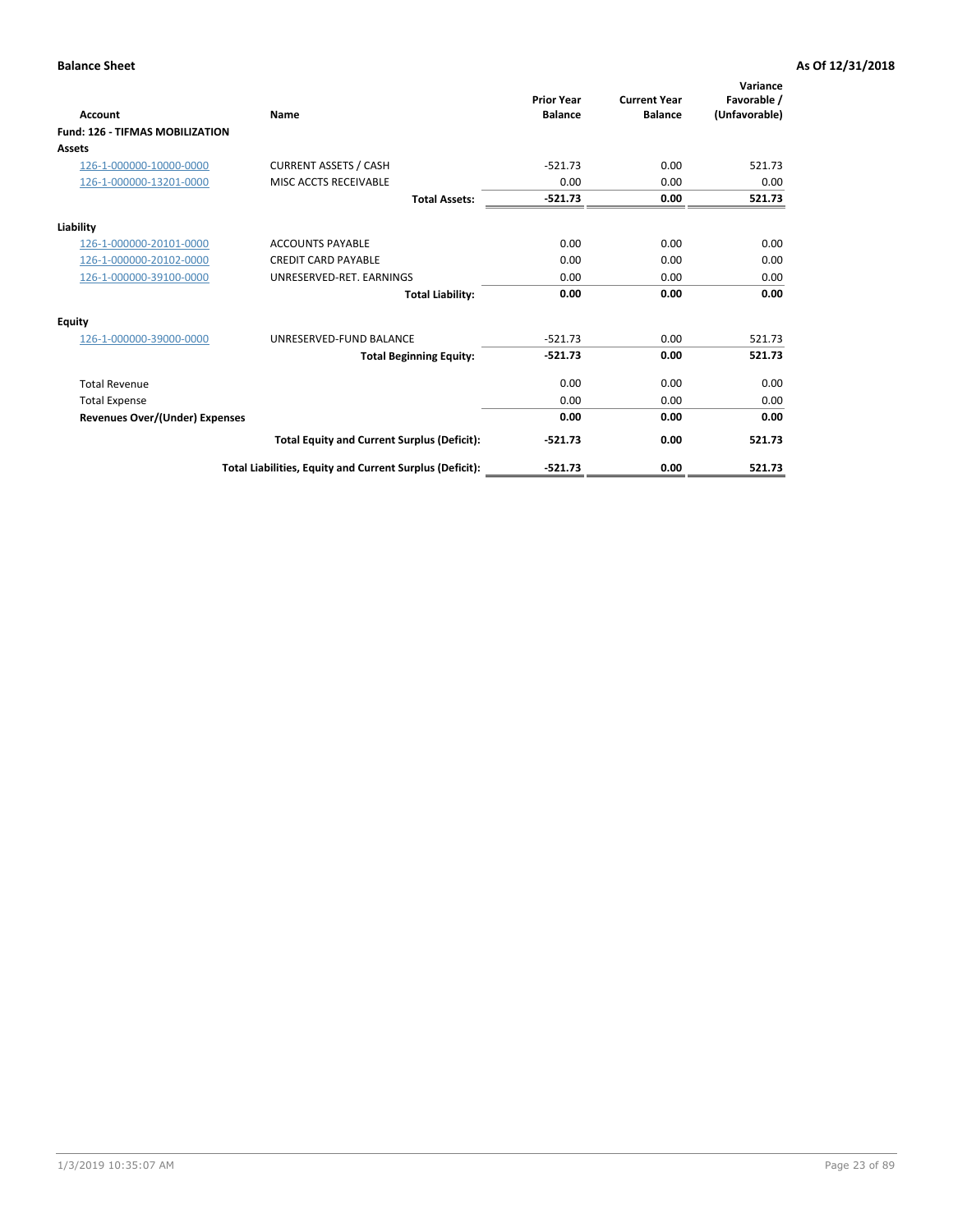**Balance Sheet** **As Of 12/31/2018**

| Account | Name | Prior Year Balance | Current Year Balance | Variance Favorable / (Unfavorable) |
|---|---|---|---|---|
| **Fund: 126 - TIFMAS MOBILIZATION** | | | | |
| **Assets** | | | | |
| 126-1-000000-10000-0000 | CURRENT ASSETS / CASH | -521.73 | 0.00 | 521.73 |
| 126-1-000000-13201-0000 | MISC ACCTS RECEIVABLE | 0.00 | 0.00 | 0.00 |
| | **Total Assets:** | **-521.73** | **0.00** | **521.73** |
| **Liability** | | | | |
| 126-1-000000-20101-0000 | ACCOUNTS PAYABLE | 0.00 | 0.00 | 0.00 |
| 126-1-000000-20102-0000 | CREDIT CARD PAYABLE | 0.00 | 0.00 | 0.00 |
| 126-1-000000-39100-0000 | UNRESERVED-RET. EARNINGS | 0.00 | 0.00 | 0.00 |
| | **Total Liability:** | **0.00** | **0.00** | **0.00** |
| **Equity** | | | | |
| 126-1-000000-39000-0000 | UNRESERVED-FUND BALANCE | -521.73 | 0.00 | 521.73 |
| | **Total Beginning Equity:** | **-521.73** | **0.00** | **521.73** |
| Total Revenue | | 0.00 | 0.00 | 0.00 |
| Total Expense | | 0.00 | 0.00 | 0.00 |
| **Revenues Over/(Under) Expenses** | | **0.00** | **0.00** | **0.00** |
| | **Total Equity and Current Surplus (Deficit):** | **-521.73** | **0.00** | **521.73** |
| | **Total Liabilities, Equity and Current Surplus (Deficit):** | **-521.73** | **0.00** | **521.73** |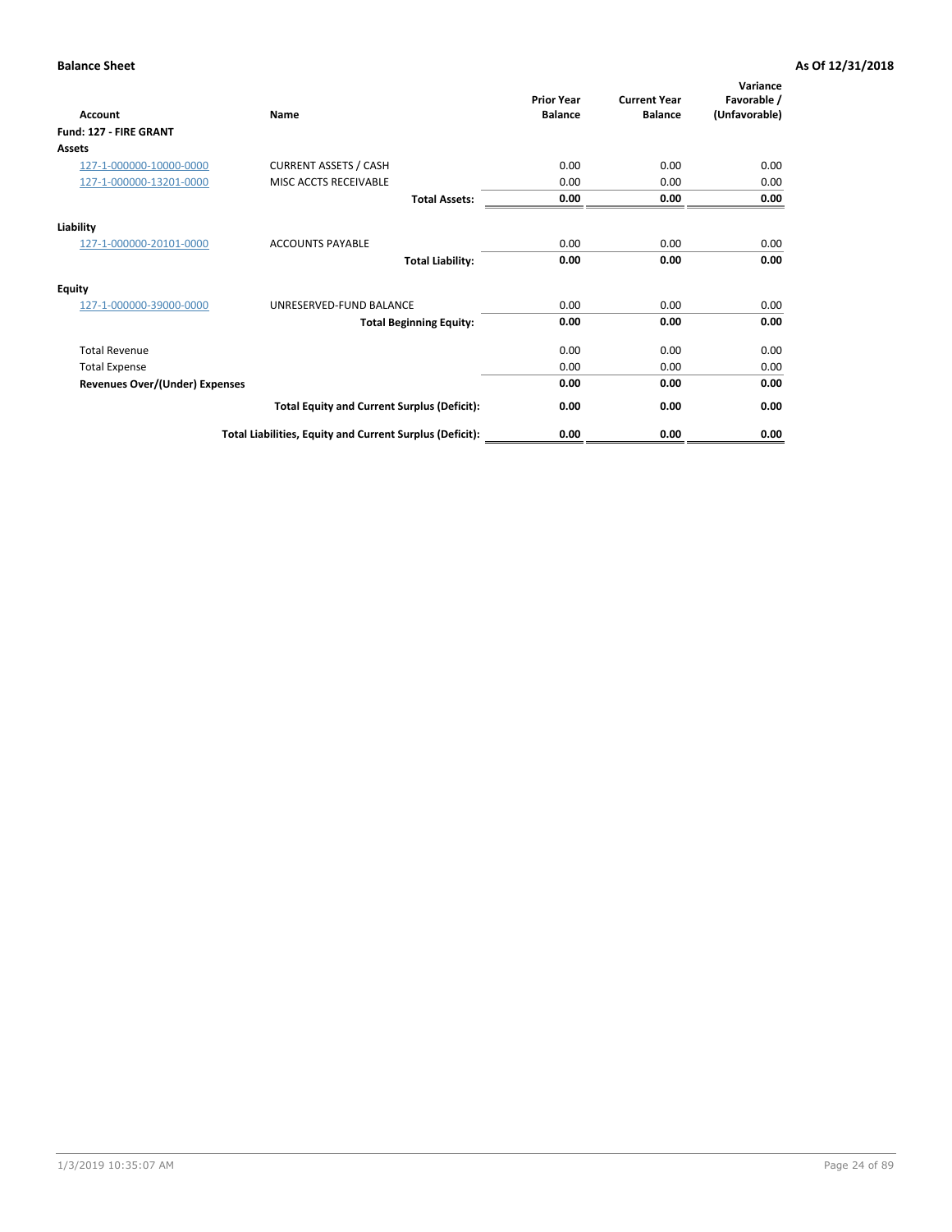**Balance Sheet** **As Of 12/31/2018**

| Account | Name | Prior Year Balance | Current Year Balance | Variance Favorable / (Unfavorable) |
|---|---|---|---|---|
| **Fund: 127 - FIRE GRANT** | | | | |
| **Assets** | | | | |
| 127-1-000000-10000-0000 | CURRENT ASSETS / CASH | 0.00 | 0.00 | 0.00 |
| 127-1-000000-13201-0000 | MISC ACCTS RECEIVABLE | 0.00 | 0.00 | 0.00 |
| | **Total Assets:** | **0.00** | **0.00** | **0.00** |
| **Liability** | | | | |
| 127-1-000000-20101-0000 | ACCOUNTS PAYABLE | 0.00 | 0.00 | 0.00 |
| | **Total Liability:** | **0.00** | **0.00** | **0.00** |
| **Equity** | | | | |
| 127-1-000000-39000-0000 | UNRESERVED-FUND BALANCE | 0.00 | 0.00 | 0.00 |
| | **Total Beginning Equity:** | **0.00** | **0.00** | **0.00** |
| Total Revenue | | 0.00 | 0.00 | 0.00 |
| Total Expense | | 0.00 | 0.00 | 0.00 |
| **Revenues Over/(Under) Expenses** | | **0.00** | **0.00** | **0.00** |
| | **Total Equity and Current Surplus (Deficit):** | **0.00** | **0.00** | **0.00** |
| | **Total Liabilities, Equity and Current Surplus (Deficit):** | **0.00** | **0.00** | **0.00** |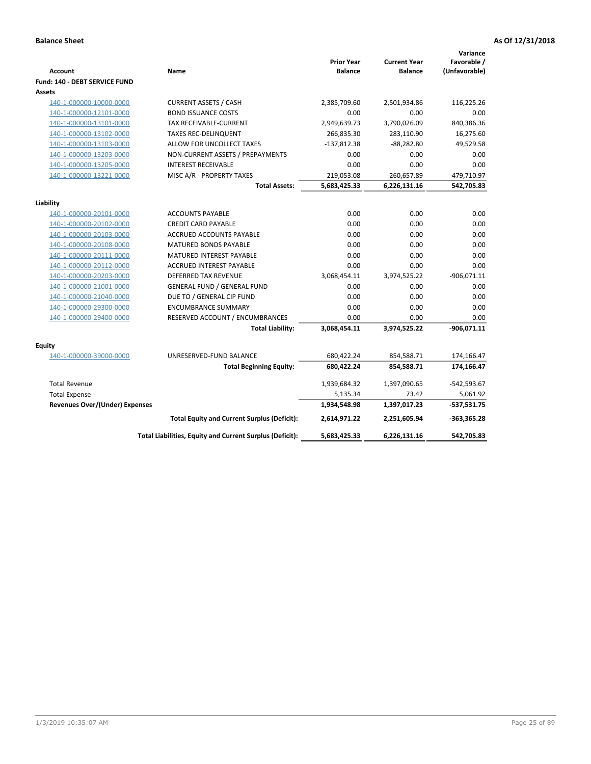**Balance Sheet** | **As Of 12/31/2018**

| Account | Name | Prior Year Balance | Current Year Balance | Variance Favorable / (Unfavorable) |
|---|---|---|---|---|
| **Fund: 140 - DEBT SERVICE FUND** | | | | |
| **Assets** | | | | |
| 140-1-000000-10000-0000 | CURRENT ASSETS / CASH | 2,385,709.60 | 2,501,934.86 | 116,225.26 |
| 140-1-000000-12101-0000 | BOND ISSUANCE COSTS | 0.00 | 0.00 | 0.00 |
| 140-1-000000-13101-0000 | TAX RECEIVABLE-CURRENT | 2,949,639.73 | 3,790,026.09 | 840,386.36 |
| 140-1-000000-13102-0000 | TAXES REC-DELINQUENT | 266,835.30 | 283,110.90 | 16,275.60 |
| 140-1-000000-13103-0000 | ALLOW FOR UNCOLLECT TAXES | -137,812.38 | -88,282.80 | 49,529.58 |
| 140-1-000000-13203-0000 | NON-CURRENT ASSETS / PREPAYMENTS | 0.00 | 0.00 | 0.00 |
| 140-1-000000-13205-0000 | INTEREST RECEIVABLE | 0.00 | 0.00 | 0.00 |
| 140-1-000000-13221-0000 | MISC A/R - PROPERTY TAXES | 219,053.08 | -260,657.89 | -479,710.97 |
| | **Total Assets:** | **5,683,425.33** | **6,226,131.16** | **542,705.83** |
| **Liability** | | | | |
| 140-1-000000-20101-0000 | ACCOUNTS PAYABLE | 0.00 | 0.00 | 0.00 |
| 140-1-000000-20102-0000 | CREDIT CARD PAYABLE | 0.00 | 0.00 | 0.00 |
| 140-1-000000-20103-0000 | ACCRUED ACCOUNTS PAYABLE | 0.00 | 0.00 | 0.00 |
| 140-1-000000-20108-0000 | MATURED BONDS PAYABLE | 0.00 | 0.00 | 0.00 |
| 140-1-000000-20111-0000 | MATURED INTEREST PAYABLE | 0.00 | 0.00 | 0.00 |
| 140-1-000000-20112-0000 | ACCRUED INTEREST PAYABLE | 0.00 | 0.00 | 0.00 |
| 140-1-000000-20203-0000 | DEFERRED TAX REVENUE | 3,068,454.11 | 3,974,525.22 | -906,071.11 |
| 140-1-000000-21001-0000 | GENERAL FUND / GENERAL FUND | 0.00 | 0.00 | 0.00 |
| 140-1-000000-21040-0000 | DUE TO / GENERAL CIP FUND | 0.00 | 0.00 | 0.00 |
| 140-1-000000-29300-0000 | ENCUMBRANCE SUMMARY | 0.00 | 0.00 | 0.00 |
| 140-1-000000-29400-0000 | RESERVED ACCOUNT / ENCUMBRANCES | 0.00 | 0.00 | 0.00 |
| | **Total Liability:** | **3,068,454.11** | **3,974,525.22** | **-906,071.11** |
| **Equity** | | | | |
| 140-1-000000-39000-0000 | UNRESERVED-FUND BALANCE | 680,422.24 | 854,588.71 | 174,166.47 |
| | **Total Beginning Equity:** | **680,422.24** | **854,588.71** | **174,166.47** |
| Total Revenue | | 1,939,684.32 | 1,397,090.65 | -542,593.67 |
| Total Expense | | 5,135.34 | 73.42 | 5,061.92 |
| **Revenues Over/(Under) Expenses** | | **1,934,548.98** | **1,397,017.23** | **-537,531.75** |
| | **Total Equity and Current Surplus (Deficit):** | **2,614,971.22** | **2,251,605.94** | **-363,365.28** |
| | **Total Liabilities, Equity and Current Surplus (Deficit):** | **5,683,425.33** | **6,226,131.16** | **542,705.83** |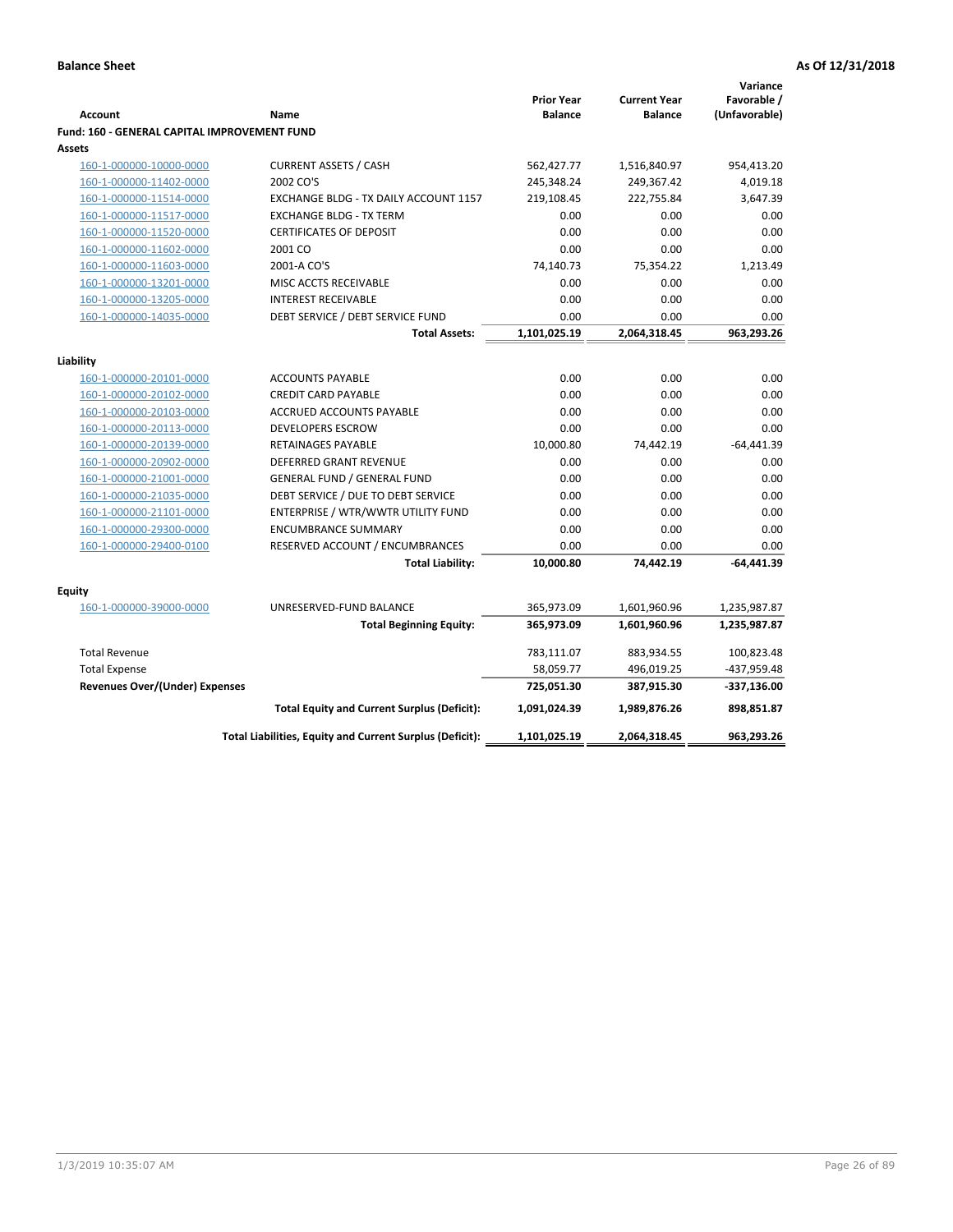**Balance Sheet** **As Of 12/31/2018**

| Account | Name | Prior Year Balance | Current Year Balance | Variance Favorable / (Unfavorable) |
|---|---|---|---|---|
| **Fund: 160 - GENERAL CAPITAL IMPROVEMENT FUND** | | | | |
| **Assets** | | | | |
| 160-1-000000-10000-0000 | CURRENT ASSETS / CASH | 562,427.77 | 1,516,840.97 | 954,413.20 |
| 160-1-000000-11402-0000 | 2002 CO'S | 245,348.24 | 249,367.42 | 4,019.18 |
| 160-1-000000-11514-0000 | EXCHANGE BLDG - TX DAILY ACCOUNT 1157 | 219,108.45 | 222,755.84 | 3,647.39 |
| 160-1-000000-11517-0000 | EXCHANGE BLDG - TX TERM | 0.00 | 0.00 | 0.00 |
| 160-1-000000-11520-0000 | CERTIFICATES OF DEPOSIT | 0.00 | 0.00 | 0.00 |
| 160-1-000000-11602-0000 | 2001 CO | 0.00 | 0.00 | 0.00 |
| 160-1-000000-11603-0000 | 2001-A CO'S | 74,140.73 | 75,354.22 | 1,213.49 |
| 160-1-000000-13201-0000 | MISC ACCTS RECEIVABLE | 0.00 | 0.00 | 0.00 |
| 160-1-000000-13205-0000 | INTEREST RECEIVABLE | 0.00 | 0.00 | 0.00 |
| 160-1-000000-14035-0000 | DEBT SERVICE / DEBT SERVICE FUND | 0.00 | 0.00 | 0.00 |
| | **Total Assets:** | **1,101,025.19** | **2,064,318.45** | **963,293.26** |
| **Liability** | | | | |
| 160-1-000000-20101-0000 | ACCOUNTS PAYABLE | 0.00 | 0.00 | 0.00 |
| 160-1-000000-20102-0000 | CREDIT CARD PAYABLE | 0.00 | 0.00 | 0.00 |
| 160-1-000000-20103-0000 | ACCRUED ACCOUNTS PAYABLE | 0.00 | 0.00 | 0.00 |
| 160-1-000000-20113-0000 | DEVELOPERS ESCROW | 0.00 | 0.00 | 0.00 |
| 160-1-000000-20139-0000 | RETAINAGES PAYABLE | 10,000.80 | 74,442.19 | -64,441.39 |
| 160-1-000000-20902-0000 | DEFERRED GRANT REVENUE | 0.00 | 0.00 | 0.00 |
| 160-1-000000-21001-0000 | GENERAL FUND / GENERAL FUND | 0.00 | 0.00 | 0.00 |
| 160-1-000000-21035-0000 | DEBT SERVICE / DUE TO DEBT SERVICE | 0.00 | 0.00 | 0.00 |
| 160-1-000000-21101-0000 | ENTERPRISE / WTR/WWTR UTILITY FUND | 0.00 | 0.00 | 0.00 |
| 160-1-000000-29300-0000 | ENCUMBRANCE SUMMARY | 0.00 | 0.00 | 0.00 |
| 160-1-000000-29400-0100 | RESERVED ACCOUNT / ENCUMBRANCES | 0.00 | 0.00 | 0.00 |
| | **Total Liability:** | **10,000.80** | **74,442.19** | **-64,441.39** |
| **Equity** | | | | |
| 160-1-000000-39000-0000 | UNRESERVED-FUND BALANCE | 365,973.09 | 1,601,960.96 | 1,235,987.87 |
| | **Total Beginning Equity:** | **365,973.09** | **1,601,960.96** | **1,235,987.87** |
| Total Revenue | | 783,111.07 | 883,934.55 | 100,823.48 |
| Total Expense | | 58,059.77 | 496,019.25 | -437,959.48 |
| **Revenues Over/(Under) Expenses** | | **725,051.30** | **387,915.30** | **-337,136.00** |
| | **Total Equity and Current Surplus (Deficit):** | **1,091,024.39** | **1,989,876.26** | **898,851.87** |
| | **Total Liabilities, Equity and Current Surplus (Deficit):** | **1,101,025.19** | **2,064,318.45** | **963,293.26** |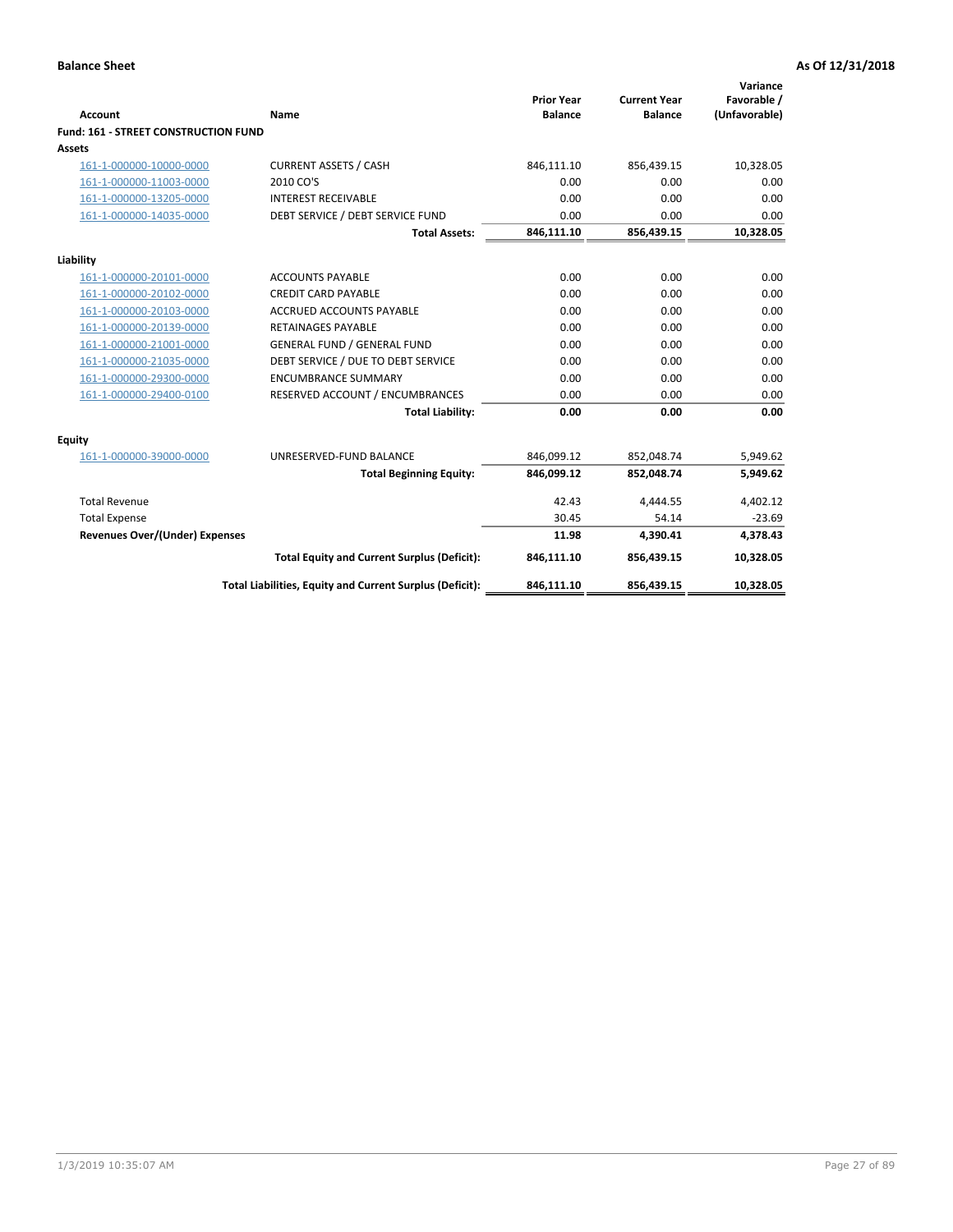**Balance Sheet** | **As Of 12/31/2018**

| Account | Name | Prior Year Balance | Current Year Balance | Variance Favorable / (Unfavorable) |
|---|---|---|---|---|
| **Fund: 161 - STREET CONSTRUCTION FUND** | | | | |
| **Assets** | | | | |
| 161-1-000000-10000-0000 | CURRENT ASSETS / CASH | 846,111.10 | 856,439.15 | 10,328.05 |
| 161-1-000000-11003-0000 | 2010 CO'S | 0.00 | 0.00 | 0.00 |
| 161-1-000000-13205-0000 | INTEREST RECEIVABLE | 0.00 | 0.00 | 0.00 |
| 161-1-000000-14035-0000 | DEBT SERVICE / DEBT SERVICE FUND | 0.00 | 0.00 | 0.00 |
| | **Total Assets:** | **846,111.10** | **856,439.15** | **10,328.05** |
| **Liability** | | | | |
| 161-1-000000-20101-0000 | ACCOUNTS PAYABLE | 0.00 | 0.00 | 0.00 |
| 161-1-000000-20102-0000 | CREDIT CARD PAYABLE | 0.00 | 0.00 | 0.00 |
| 161-1-000000-20103-0000 | ACCRUED ACCOUNTS PAYABLE | 0.00 | 0.00 | 0.00 |
| 161-1-000000-20139-0000 | RETAINAGES PAYABLE | 0.00 | 0.00 | 0.00 |
| 161-1-000000-21001-0000 | GENERAL FUND / GENERAL FUND | 0.00 | 0.00 | 0.00 |
| 161-1-000000-21035-0000 | DEBT SERVICE / DUE TO DEBT SERVICE | 0.00 | 0.00 | 0.00 |
| 161-1-000000-29300-0000 | ENCUMBRANCE SUMMARY | 0.00 | 0.00 | 0.00 |
| 161-1-000000-29400-0100 | RESERVED ACCOUNT / ENCUMBRANCES | 0.00 | 0.00 | 0.00 |
| | **Total Liability:** | **0.00** | **0.00** | **0.00** |
| **Equity** | | | | |
| 161-1-000000-39000-0000 | UNRESERVED-FUND BALANCE | 846,099.12 | 852,048.74 | 5,949.62 |
| | **Total Beginning Equity:** | **846,099.12** | **852,048.74** | **5,949.62** |
| Total Revenue | | 42.43 | 4,444.55 | 4,402.12 |
| Total Expense | | 30.45 | 54.14 | -23.69 |
| **Revenues Over/(Under) Expenses** | | **11.98** | **4,390.41** | **4,378.43** |
| | **Total Equity and Current Surplus (Deficit):** | **846,111.10** | **856,439.15** | **10,328.05** |
| | **Total Liabilities, Equity and Current Surplus (Deficit):** | **846,111.10** | **856,439.15** | **10,328.05** |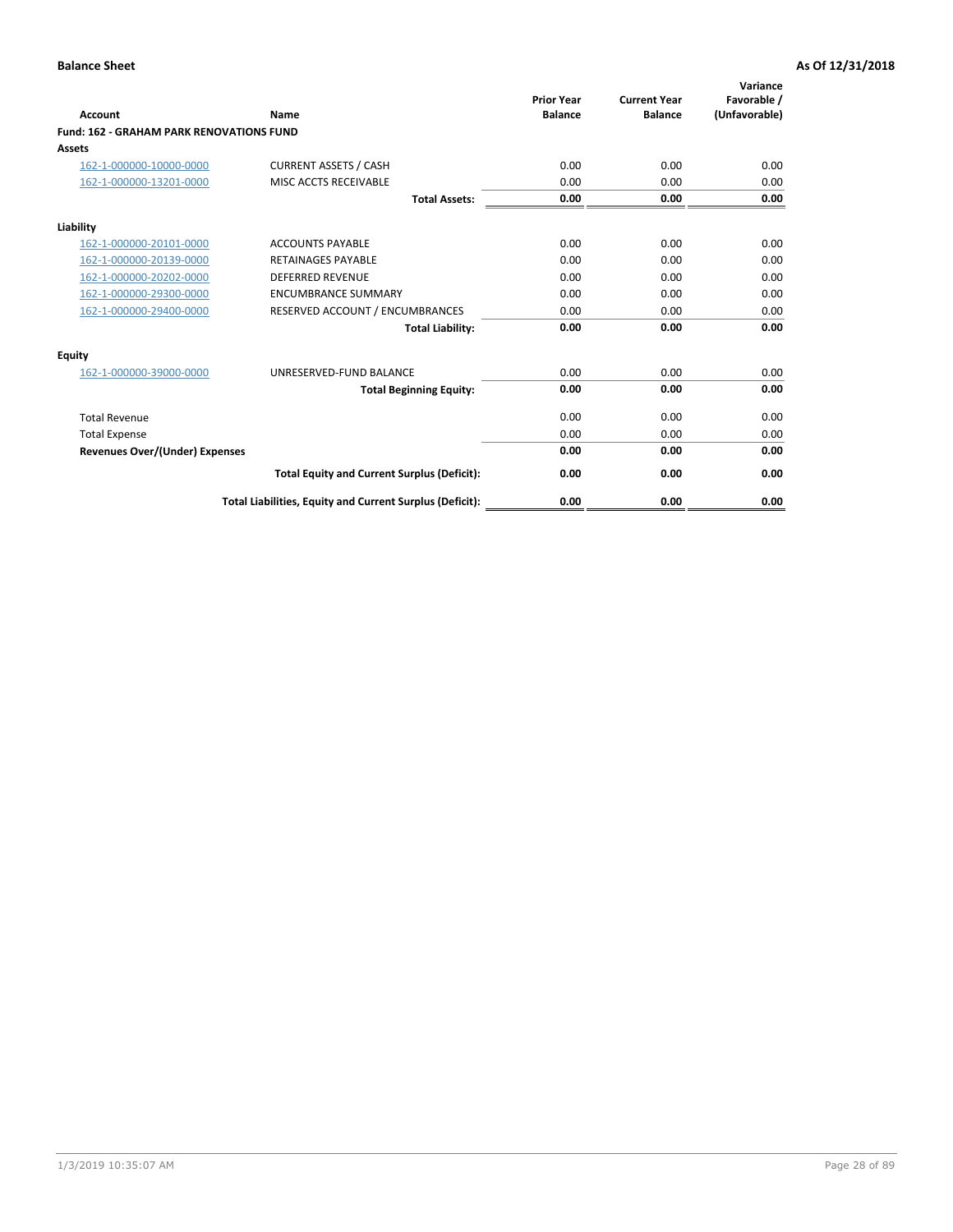**Balance Sheet** **As Of 12/31/2018**

| Account | Name | Prior Year Balance | Current Year Balance | Variance Favorable / (Unfavorable) |
|---|---|---|---|---|
| **Fund: 162 - GRAHAM PARK RENOVATIONS FUND** | | | | |
| **Assets** | | | | |
| 162-1-000000-10000-0000 | CURRENT ASSETS / CASH | 0.00 | 0.00 | 0.00 |
| 162-1-000000-13201-0000 | MISC ACCTS RECEIVABLE | 0.00 | 0.00 | 0.00 |
| | **Total Assets:** | **0.00** | **0.00** | **0.00** |
| **Liability** | | | | |
| 162-1-000000-20101-0000 | ACCOUNTS PAYABLE | 0.00 | 0.00 | 0.00 |
| 162-1-000000-20139-0000 | RETAINAGES PAYABLE | 0.00 | 0.00 | 0.00 |
| 162-1-000000-20202-0000 | DEFERRED REVENUE | 0.00 | 0.00 | 0.00 |
| 162-1-000000-29300-0000 | ENCUMBRANCE SUMMARY | 0.00 | 0.00 | 0.00 |
| 162-1-000000-29400-0000 | RESERVED ACCOUNT / ENCUMBRANCES | 0.00 | 0.00 | 0.00 |
| | **Total Liability:** | **0.00** | **0.00** | **0.00** |
| **Equity** | | | | |
| 162-1-000000-39000-0000 | UNRESERVED-FUND BALANCE | 0.00 | 0.00 | 0.00 |
| | **Total Beginning Equity:** | **0.00** | **0.00** | **0.00** |
| Total Revenue | | 0.00 | 0.00 | 0.00 |
| Total Expense | | 0.00 | 0.00 | 0.00 |
| **Revenues Over/(Under) Expenses** | | **0.00** | **0.00** | **0.00** |
| | **Total Equity and Current Surplus (Deficit):** | **0.00** | **0.00** | **0.00** |
| | **Total Liabilities, Equity and Current Surplus (Deficit):** | **0.00** | **0.00** | **0.00** |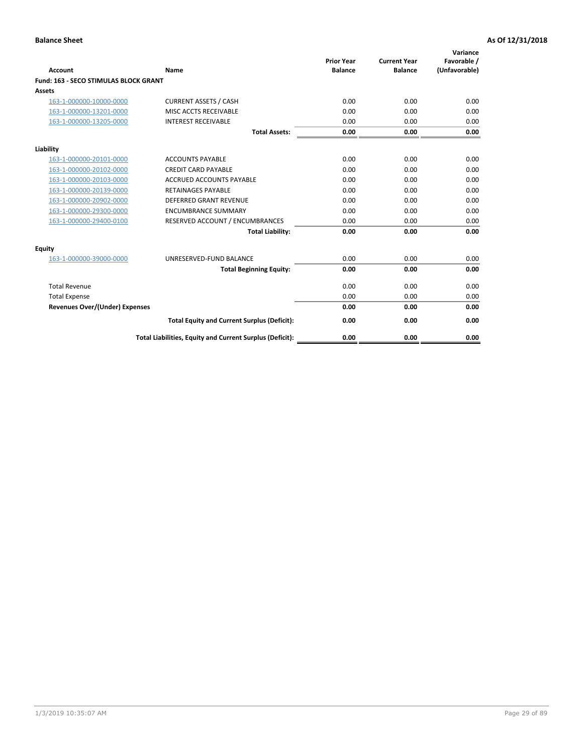**Balance Sheet** **As Of 12/31/2018**

| Account | Name | Prior Year Balance | Current Year Balance | Variance Favorable / (Unfavorable) |
|---|---|---|---|---|
| **Fund: 163 - SECO STIMULAS BLOCK GRANT** | | | | |
| **Assets** | | | | |
| 163-1-000000-10000-0000 | CURRENT ASSETS / CASH | 0.00 | 0.00 | 0.00 |
| 163-1-000000-13201-0000 | MISC ACCTS RECEIVABLE | 0.00 | 0.00 | 0.00 |
| 163-1-000000-13205-0000 | INTEREST RECEIVABLE | 0.00 | 0.00 | 0.00 |
| | **Total Assets:** | **0.00** | **0.00** | **0.00** |
| **Liability** | | | | |
| 163-1-000000-20101-0000 | ACCOUNTS PAYABLE | 0.00 | 0.00 | 0.00 |
| 163-1-000000-20102-0000 | CREDIT CARD PAYABLE | 0.00 | 0.00 | 0.00 |
| 163-1-000000-20103-0000 | ACCRUED ACCOUNTS PAYABLE | 0.00 | 0.00 | 0.00 |
| 163-1-000000-20139-0000 | RETAINAGES PAYABLE | 0.00 | 0.00 | 0.00 |
| 163-1-000000-20902-0000 | DEFERRED GRANT REVENUE | 0.00 | 0.00 | 0.00 |
| 163-1-000000-29300-0000 | ENCUMBRANCE SUMMARY | 0.00 | 0.00 | 0.00 |
| 163-1-000000-29400-0100 | RESERVED ACCOUNT / ENCUMBRANCES | 0.00 | 0.00 | 0.00 |
| | **Total Liability:** | **0.00** | **0.00** | **0.00** |
| **Equity** | | | | |
| 163-1-000000-39000-0000 | UNRESERVED-FUND BALANCE | 0.00 | 0.00 | 0.00 |
| | **Total Beginning Equity:** | **0.00** | **0.00** | **0.00** |
| Total Revenue | | 0.00 | 0.00 | 0.00 |
| Total Expense | | 0.00 | 0.00 | 0.00 |
| **Revenues Over/(Under) Expenses** | | **0.00** | **0.00** | **0.00** |
| | **Total Equity and Current Surplus (Deficit):** | **0.00** | **0.00** | **0.00** |
| | **Total Liabilities, Equity and Current Surplus (Deficit):** | **0.00** | **0.00** | **0.00** |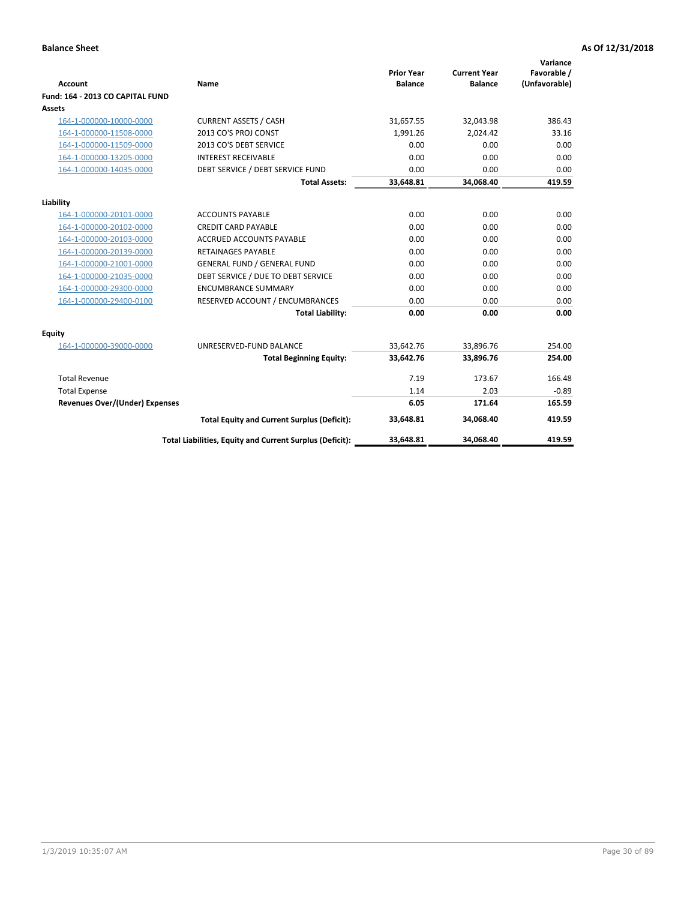**Balance Sheet** **As Of 12/31/2018**

| Account | Name | Prior Year Balance | Current Year Balance | Variance Favorable / (Unfavorable) |
|---|---|---|---|---|
| **Fund: 164 - 2013 CO CAPITAL FUND** | | | | |
| **Assets** | | | | |
| 164-1-000000-10000-0000 | CURRENT ASSETS / CASH | 31,657.55 | 32,043.98 | 386.43 |
| 164-1-000000-11508-0000 | 2013 CO'S PROJ CONST | 1,991.26 | 2,024.42 | 33.16 |
| 164-1-000000-11509-0000 | 2013 CO'S DEBT SERVICE | 0.00 | 0.00 | 0.00 |
| 164-1-000000-13205-0000 | INTEREST RECEIVABLE | 0.00 | 0.00 | 0.00 |
| 164-1-000000-14035-0000 | DEBT SERVICE / DEBT SERVICE FUND | 0.00 | 0.00 | 0.00 |
| | **Total Assets:** | **33,648.81** | **34,068.40** | **419.59** |
| **Liability** | | | | |
| 164-1-000000-20101-0000 | ACCOUNTS PAYABLE | 0.00 | 0.00 | 0.00 |
| 164-1-000000-20102-0000 | CREDIT CARD PAYABLE | 0.00 | 0.00 | 0.00 |
| 164-1-000000-20103-0000 | ACCRUED ACCOUNTS PAYABLE | 0.00 | 0.00 | 0.00 |
| 164-1-000000-20139-0000 | RETAINAGES PAYABLE | 0.00 | 0.00 | 0.00 |
| 164-1-000000-21001-0000 | GENERAL FUND / GENERAL FUND | 0.00 | 0.00 | 0.00 |
| 164-1-000000-21035-0000 | DEBT SERVICE / DUE TO DEBT SERVICE | 0.00 | 0.00 | 0.00 |
| 164-1-000000-29300-0000 | ENCUMBRANCE SUMMARY | 0.00 | 0.00 | 0.00 |
| 164-1-000000-29400-0100 | RESERVED ACCOUNT / ENCUMBRANCES | 0.00 | 0.00 | 0.00 |
| | **Total Liability:** | **0.00** | **0.00** | **0.00** |
| **Equity** | | | | |
| 164-1-000000-39000-0000 | UNRESERVED-FUND BALANCE | 33,642.76 | 33,896.76 | 254.00 |
| | **Total Beginning Equity:** | **33,642.76** | **33,896.76** | **254.00** |
| Total Revenue | | 7.19 | 173.67 | 166.48 |
| Total Expense | | 1.14 | 2.03 | -0.89 |
| **Revenues Over/(Under) Expenses** | | **6.05** | **171.64** | **165.59** |
| | **Total Equity and Current Surplus (Deficit):** | **33,648.81** | **34,068.40** | **419.59** |
| | **Total Liabilities, Equity and Current Surplus (Deficit):** | **33,648.81** | **34,068.40** | **419.59** |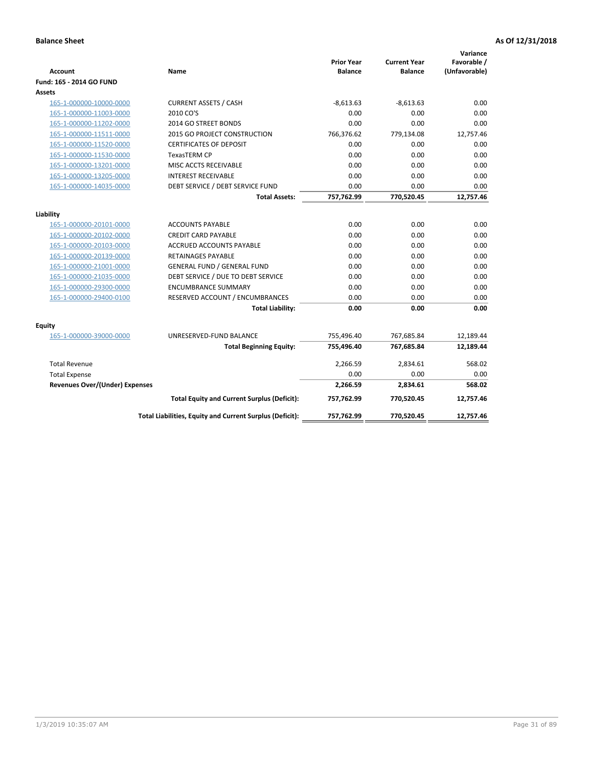**Balance Sheet** **As Of 12/31/2018**

| Account | Name | Prior Year Balance | Current Year Balance | Variance Favorable / (Unfavorable) |
|---|---|---|---|---|
| **Fund: 165 - 2014 GO FUND** | | | | |
| **Assets** | | | | |
| 165-1-000000-10000-0000 | CURRENT ASSETS / CASH | -8,613.63 | -8,613.63 | 0.00 |
| 165-1-000000-11003-0000 | 2010 CO'S | 0.00 | 0.00 | 0.00 |
| 165-1-000000-11202-0000 | 2014 GO STREET BONDS | 0.00 | 0.00 | 0.00 |
| 165-1-000000-11511-0000 | 2015 GO PROJECT CONSTRUCTION | 766,376.62 | 779,134.08 | 12,757.46 |
| 165-1-000000-11520-0000 | CERTIFICATES OF DEPOSIT | 0.00 | 0.00 | 0.00 |
| 165-1-000000-11530-0000 | TexasTERM CP | 0.00 | 0.00 | 0.00 |
| 165-1-000000-13201-0000 | MISC ACCTS RECEIVABLE | 0.00 | 0.00 | 0.00 |
| 165-1-000000-13205-0000 | INTEREST RECEIVABLE | 0.00 | 0.00 | 0.00 |
| 165-1-000000-14035-0000 | DEBT SERVICE / DEBT SERVICE FUND | 0.00 | 0.00 | 0.00 |
| | **Total Assets:** | **757,762.99** | **770,520.45** | **12,757.46** |
| **Liability** | | | | |
| 165-1-000000-20101-0000 | ACCOUNTS PAYABLE | 0.00 | 0.00 | 0.00 |
| 165-1-000000-20102-0000 | CREDIT CARD PAYABLE | 0.00 | 0.00 | 0.00 |
| 165-1-000000-20103-0000 | ACCRUED ACCOUNTS PAYABLE | 0.00 | 0.00 | 0.00 |
| 165-1-000000-20139-0000 | RETAINAGES PAYABLE | 0.00 | 0.00 | 0.00 |
| 165-1-000000-21001-0000 | GENERAL FUND / GENERAL FUND | 0.00 | 0.00 | 0.00 |
| 165-1-000000-21035-0000 | DEBT SERVICE / DUE TO DEBT SERVICE | 0.00 | 0.00 | 0.00 |
| 165-1-000000-29300-0000 | ENCUMBRANCE SUMMARY | 0.00 | 0.00 | 0.00 |
| 165-1-000000-29400-0100 | RESERVED ACCOUNT / ENCUMBRANCES | 0.00 | 0.00 | 0.00 |
| | **Total Liability:** | **0.00** | **0.00** | **0.00** |
| **Equity** | | | | |
| 165-1-000000-39000-0000 | UNRESERVED-FUND BALANCE | 755,496.40 | 767,685.84 | 12,189.44 |
| | **Total Beginning Equity:** | **755,496.40** | **767,685.84** | **12,189.44** |
| Total Revenue | | 2,266.59 | 2,834.61 | 568.02 |
| Total Expense | | 0.00 | 0.00 | 0.00 |
| **Revenues Over/(Under) Expenses** | | **2,266.59** | **2,834.61** | **568.02** |
| | **Total Equity and Current Surplus (Deficit):** | **757,762.99** | **770,520.45** | **12,757.46** |
| | **Total Liabilities, Equity and Current Surplus (Deficit):** | **757,762.99** | **770,520.45** | **12,757.46** |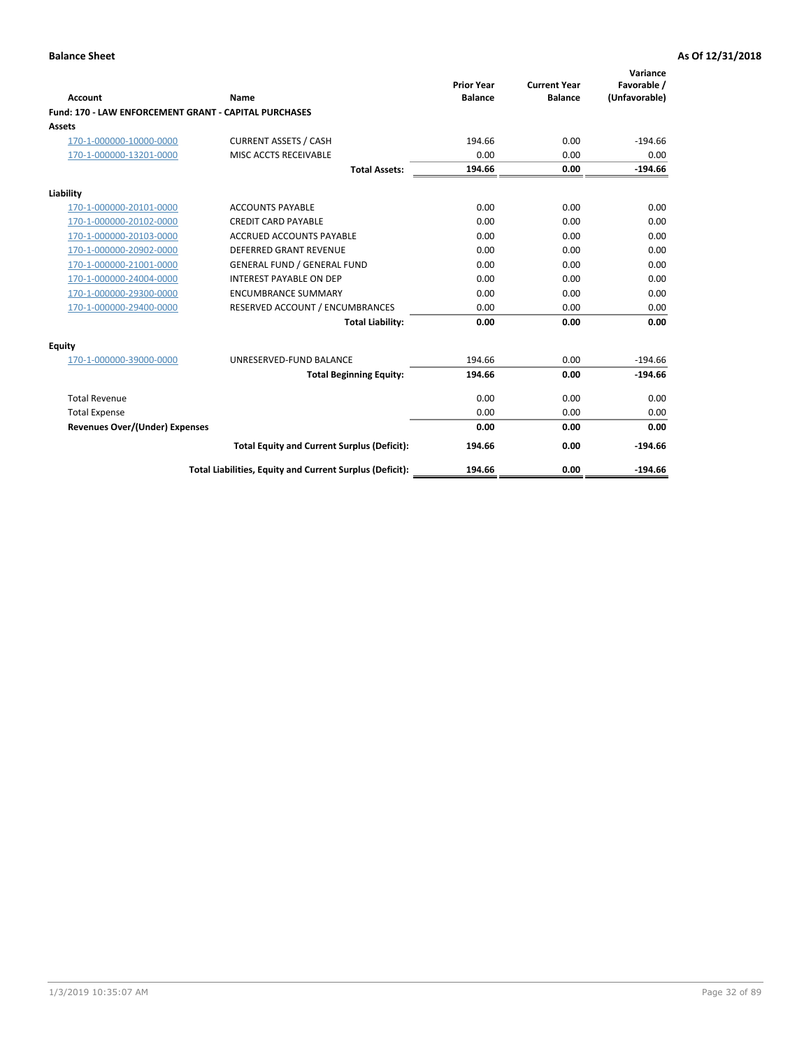**Balance Sheet** | **As Of 12/31/2018**

| Account | Name | Prior Year Balance | Current Year Balance | Variance Favorable / (Unfavorable) |
|---|---|---|---|---|
| **Fund: 170 - LAW ENFORCEMENT GRANT - CAPITAL PURCHASES** | | | | |
| **Assets** | | | | |
| 170-1-000000-10000-0000 | CURRENT ASSETS / CASH | 194.66 | 0.00 | -194.66 |
| 170-1-000000-13201-0000 | MISC ACCTS RECEIVABLE | 0.00 | 0.00 | 0.00 |
| | **Total Assets:** | **194.66** | **0.00** | **-194.66** |
| **Liability** | | | | |
| 170-1-000000-20101-0000 | ACCOUNTS PAYABLE | 0.00 | 0.00 | 0.00 |
| 170-1-000000-20102-0000 | CREDIT CARD PAYABLE | 0.00 | 0.00 | 0.00 |
| 170-1-000000-20103-0000 | ACCRUED ACCOUNTS PAYABLE | 0.00 | 0.00 | 0.00 |
| 170-1-000000-20902-0000 | DEFERRED GRANT REVENUE | 0.00 | 0.00 | 0.00 |
| 170-1-000000-21001-0000 | GENERAL FUND / GENERAL FUND | 0.00 | 0.00 | 0.00 |
| 170-1-000000-24004-0000 | INTEREST PAYABLE ON DEP | 0.00 | 0.00 | 0.00 |
| 170-1-000000-29300-0000 | ENCUMBRANCE SUMMARY | 0.00 | 0.00 | 0.00 |
| 170-1-000000-29400-0000 | RESERVED ACCOUNT / ENCUMBRANCES | 0.00 | 0.00 | 0.00 |
| | **Total Liability:** | **0.00** | **0.00** | **0.00** |
| **Equity** | | | | |
| 170-1-000000-39000-0000 | UNRESERVED-FUND BALANCE | 194.66 | 0.00 | -194.66 |
| | **Total Beginning Equity:** | **194.66** | **0.00** | **-194.66** |
| Total Revenue | | 0.00 | 0.00 | 0.00 |
| Total Expense | | 0.00 | 0.00 | 0.00 |
| **Revenues Over/(Under) Expenses** | | **0.00** | **0.00** | **0.00** |
| | **Total Equity and Current Surplus (Deficit):** | **194.66** | **0.00** | **-194.66** |
| | **Total Liabilities, Equity and Current Surplus (Deficit):** | **194.66** | **0.00** | **-194.66** |

1/3/2019 10:35:07 AM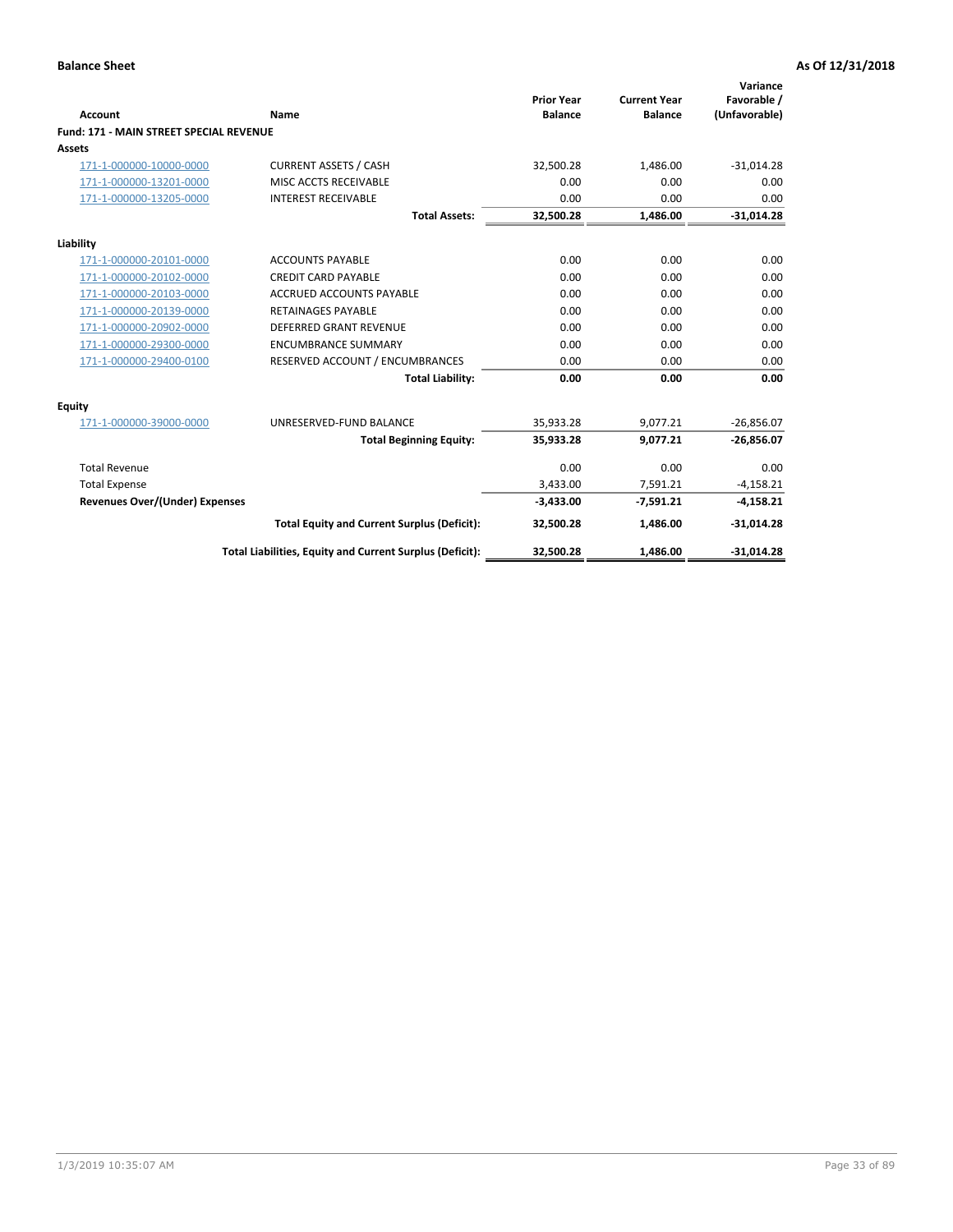**Balance Sheet** **As Of 12/31/2018**

| Account | Name | Prior Year Balance | Current Year Balance | Variance Favorable / (Unfavorable) |
|---|---|---|---|---|
| **Fund: 171 - MAIN STREET SPECIAL REVENUE** | | | | |
| **Assets** | | | | |
| 171-1-000000-10000-0000 | CURRENT ASSETS / CASH | 32,500.28 | 1,486.00 | -31,014.28 |
| 171-1-000000-13201-0000 | MISC ACCTS RECEIVABLE | 0.00 | 0.00 | 0.00 |
| 171-1-000000-13205-0000 | INTEREST RECEIVABLE | 0.00 | 0.00 | 0.00 |
| | **Total Assets:** | **32,500.28** | **1,486.00** | **-31,014.28** |
| **Liability** | | | | |
| 171-1-000000-20101-0000 | ACCOUNTS PAYABLE | 0.00 | 0.00 | 0.00 |
| 171-1-000000-20102-0000 | CREDIT CARD PAYABLE | 0.00 | 0.00 | 0.00 |
| 171-1-000000-20103-0000 | ACCRUED ACCOUNTS PAYABLE | 0.00 | 0.00 | 0.00 |
| 171-1-000000-20139-0000 | RETAINAGES PAYABLE | 0.00 | 0.00 | 0.00 |
| 171-1-000000-20902-0000 | DEFERRED GRANT REVENUE | 0.00 | 0.00 | 0.00 |
| 171-1-000000-29300-0000 | ENCUMBRANCE SUMMARY | 0.00 | 0.00 | 0.00 |
| 171-1-000000-29400-0100 | RESERVED ACCOUNT / ENCUMBRANCES | 0.00 | 0.00 | 0.00 |
| | **Total Liability:** | **0.00** | **0.00** | **0.00** |
| **Equity** | | | | |
| 171-1-000000-39000-0000 | UNRESERVED-FUND BALANCE | 35,933.28 | 9,077.21 | -26,856.07 |
| | **Total Beginning Equity:** | **35,933.28** | **9,077.21** | **-26,856.07** |
| Total Revenue | | 0.00 | 0.00 | 0.00 |
| Total Expense | | 3,433.00 | 7,591.21 | -4,158.21 |
| **Revenues Over/(Under) Expenses** | | **-3,433.00** | **-7,591.21** | **-4,158.21** |
| | **Total Equity and Current Surplus (Deficit):** | **32,500.28** | **1,486.00** | **-31,014.28** |
| | **Total Liabilities, Equity and Current Surplus (Deficit):** | **32,500.28** | **1,486.00** | **-31,014.28** |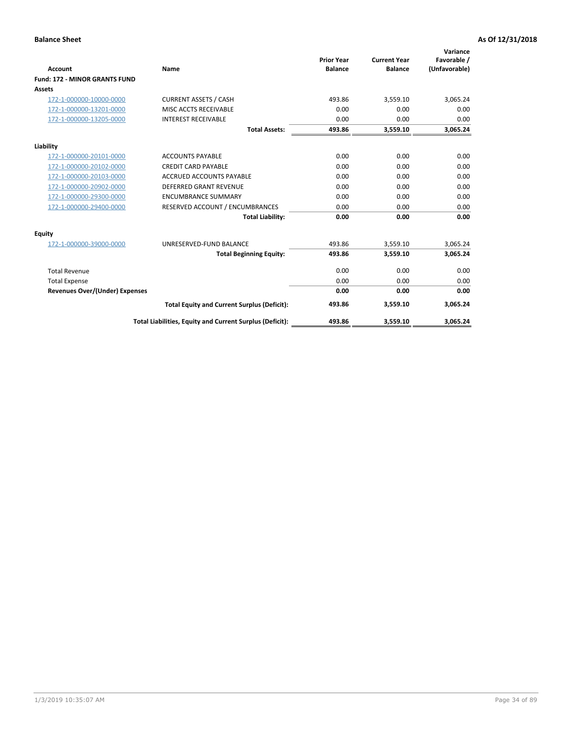**Balance Sheet** **As Of 12/31/2018**

| Account | Name | Prior Year Balance | Current Year Balance | Variance Favorable / (Unfavorable) |
|---|---|---|---|---|
| **Fund: 172 - MINOR GRANTS FUND** | | | | |
| **Assets** | | | | |
| 172-1-000000-10000-0000 | CURRENT ASSETS / CASH | 493.86 | 3,559.10 | 3,065.24 |
| 172-1-000000-13201-0000 | MISC ACCTS RECEIVABLE | 0.00 | 0.00 | 0.00 |
| 172-1-000000-13205-0000 | INTEREST RECEIVABLE | 0.00 | 0.00 | 0.00 |
| | **Total Assets:** | **493.86** | **3,559.10** | **3,065.24** |
| **Liability** | | | | |
| 172-1-000000-20101-0000 | ACCOUNTS PAYABLE | 0.00 | 0.00 | 0.00 |
| 172-1-000000-20102-0000 | CREDIT CARD PAYABLE | 0.00 | 0.00 | 0.00 |
| 172-1-000000-20103-0000 | ACCRUED ACCOUNTS PAYABLE | 0.00 | 0.00 | 0.00 |
| 172-1-000000-20902-0000 | DEFERRED GRANT REVENUE | 0.00 | 0.00 | 0.00 |
| 172-1-000000-29300-0000 | ENCUMBRANCE SUMMARY | 0.00 | 0.00 | 0.00 |
| 172-1-000000-29400-0000 | RESERVED ACCOUNT / ENCUMBRANCES | 0.00 | 0.00 | 0.00 |
| | **Total Liability:** | **0.00** | **0.00** | **0.00** |
| **Equity** | | | | |
| 172-1-000000-39000-0000 | UNRESERVED-FUND BALANCE | 493.86 | 3,559.10 | 3,065.24 |
| | **Total Beginning Equity:** | **493.86** | **3,559.10** | **3,065.24** |
| Total Revenue | | 0.00 | 0.00 | 0.00 |
| Total Expense | | 0.00 | 0.00 | 0.00 |
| **Revenues Over/(Under) Expenses** | | **0.00** | **0.00** | **0.00** |
| | **Total Equity and Current Surplus (Deficit):** | **493.86** | **3,559.10** | **3,065.24** |
| | **Total Liabilities, Equity and Current Surplus (Deficit):** | **493.86** | **3,559.10** | **3,065.24** |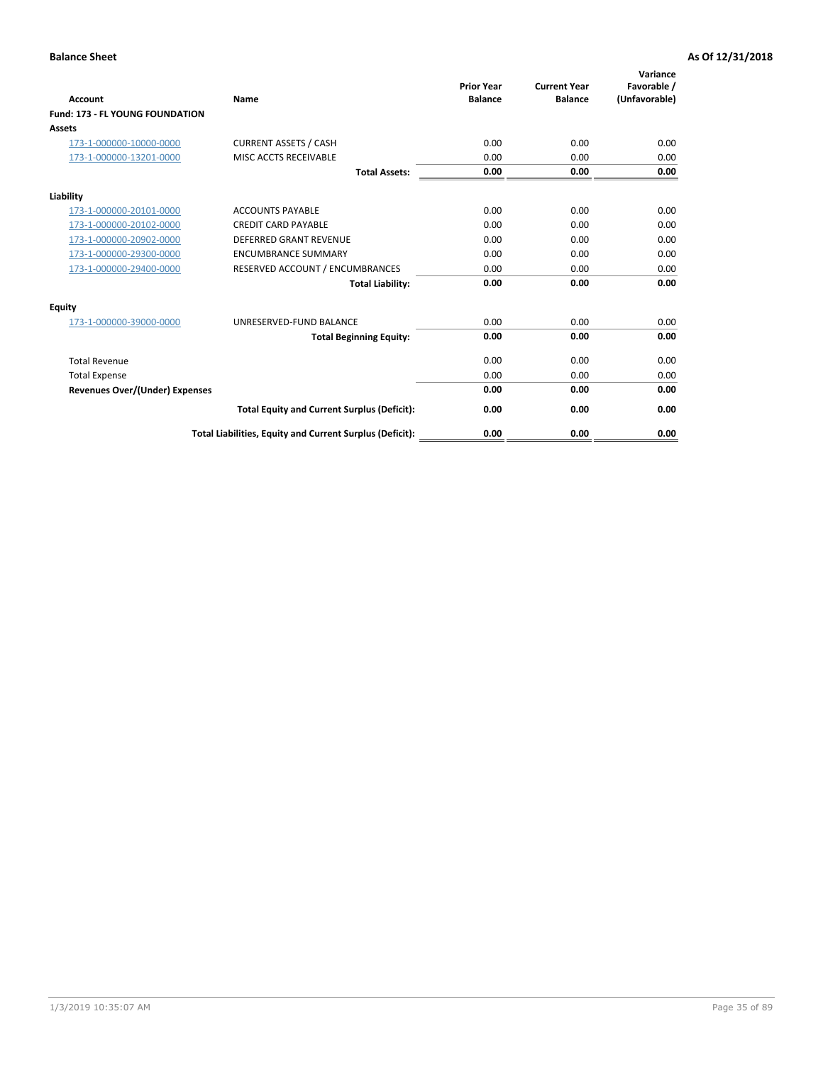**Balance Sheet** **As Of 12/31/2018**

| Account | Name | Prior Year Balance | Current Year Balance | Variance Favorable / (Unfavorable) |
|---|---|---|---|---|
| **Fund: 173 - FL YOUNG FOUNDATION** | | | | |
| **Assets** | | | | |
| 173-1-000000-10000-0000 | CURRENT ASSETS / CASH | 0.00 | 0.00 | 0.00 |
| 173-1-000000-13201-0000 | MISC ACCTS RECEIVABLE | 0.00 | 0.00 | 0.00 |
| | **Total Assets:** | **0.00** | **0.00** | **0.00** |
| **Liability** | | | | |
| 173-1-000000-20101-0000 | ACCOUNTS PAYABLE | 0.00 | 0.00 | 0.00 |
| 173-1-000000-20102-0000 | CREDIT CARD PAYABLE | 0.00 | 0.00 | 0.00 |
| 173-1-000000-20902-0000 | DEFERRED GRANT REVENUE | 0.00 | 0.00 | 0.00 |
| 173-1-000000-29300-0000 | ENCUMBRANCE SUMMARY | 0.00 | 0.00 | 0.00 |
| 173-1-000000-29400-0000 | RESERVED ACCOUNT / ENCUMBRANCES | 0.00 | 0.00 | 0.00 |
| | **Total Liability:** | **0.00** | **0.00** | **0.00** |
| **Equity** | | | | |
| 173-1-000000-39000-0000 | UNRESERVED-FUND BALANCE | 0.00 | 0.00 | 0.00 |
| | **Total Beginning Equity:** | **0.00** | **0.00** | **0.00** |
| Total Revenue | | 0.00 | 0.00 | 0.00 |
| Total Expense | | 0.00 | 0.00 | 0.00 |
| **Revenues Over/(Under) Expenses** | | **0.00** | **0.00** | **0.00** |
| | **Total Equity and Current Surplus (Deficit):** | **0.00** | **0.00** | **0.00** |
| | **Total Liabilities, Equity and Current Surplus (Deficit):** | **0.00** | **0.00** | **0.00** |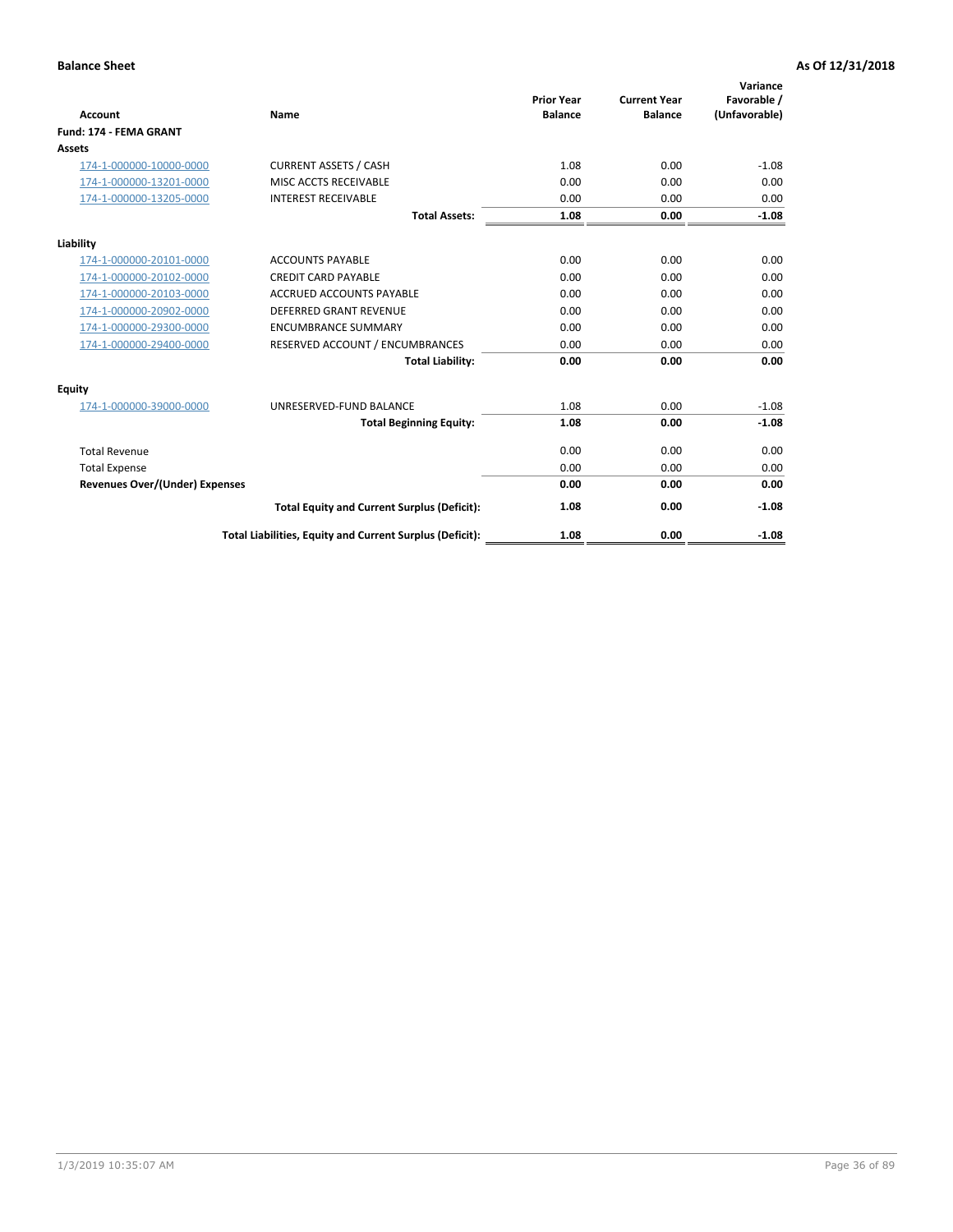**Balance Sheet** **As Of 12/31/2018**

| Account | Name | Prior Year Balance | Current Year Balance | Variance Favorable / (Unfavorable) |
|---|---|---|---|---|
| **Fund: 174 - FEMA GRANT** | | | | |
| **Assets** | | | | |
| 174-1-000000-10000-0000 | CURRENT ASSETS / CASH | 1.08 | 0.00 | -1.08 |
| 174-1-000000-13201-0000 | MISC ACCTS RECEIVABLE | 0.00 | 0.00 | 0.00 |
| 174-1-000000-13205-0000 | INTEREST RECEIVABLE | 0.00 | 0.00 | 0.00 |
| | **Total Assets:** | **1.08** | **0.00** | **-1.08** |
| **Liability** | | | | |
| 174-1-000000-20101-0000 | ACCOUNTS PAYABLE | 0.00 | 0.00 | 0.00 |
| 174-1-000000-20102-0000 | CREDIT CARD PAYABLE | 0.00 | 0.00 | 0.00 |
| 174-1-000000-20103-0000 | ACCRUED ACCOUNTS PAYABLE | 0.00 | 0.00 | 0.00 |
| 174-1-000000-20902-0000 | DEFERRED GRANT REVENUE | 0.00 | 0.00 | 0.00 |
| 174-1-000000-29300-0000 | ENCUMBRANCE SUMMARY | 0.00 | 0.00 | 0.00 |
| 174-1-000000-29400-0000 | RESERVED ACCOUNT / ENCUMBRANCES | 0.00 | 0.00 | 0.00 |
| | **Total Liability:** | **0.00** | **0.00** | **0.00** |
| **Equity** | | | | |
| 174-1-000000-39000-0000 | UNRESERVED-FUND BALANCE | 1.08 | 0.00 | -1.08 |
| | **Total Beginning Equity:** | **1.08** | **0.00** | **-1.08** |
| Total Revenue | | 0.00 | 0.00 | 0.00 |
| Total Expense | | 0.00 | 0.00 | 0.00 |
| **Revenues Over/(Under) Expenses** | | **0.00** | **0.00** | **0.00** |
| | **Total Equity and Current Surplus (Deficit):** | **1.08** | **0.00** | **-1.08** |
| | **Total Liabilities, Equity and Current Surplus (Deficit):** | **1.08** | **0.00** | **-1.08** |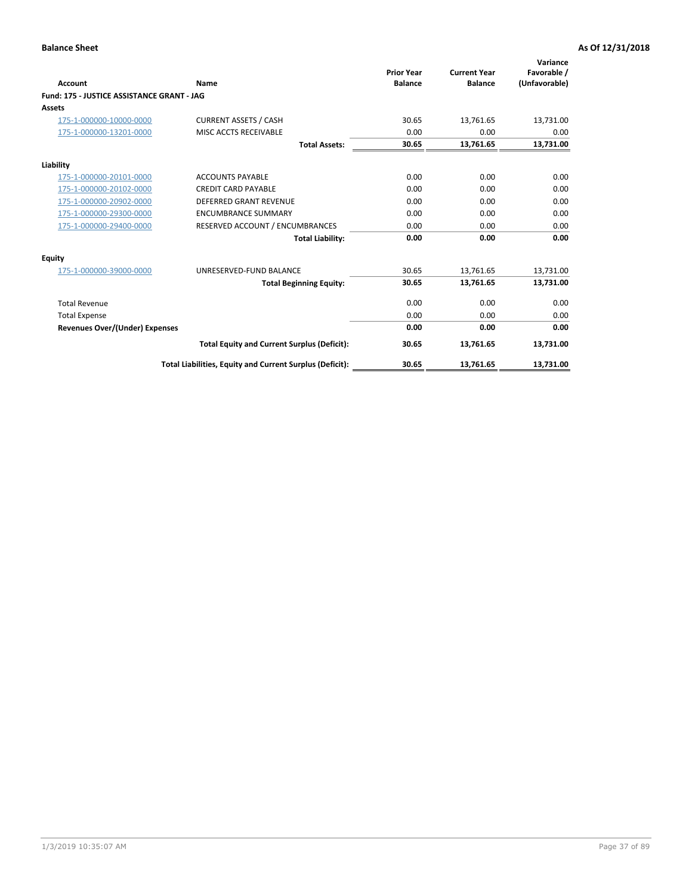**Balance Sheet** | **As Of 12/31/2018**

| Account | Name | Prior Year Balance | Current Year Balance | Variance Favorable / (Unfavorable) |
|---|---|---|---|---|
| **Fund: 175 - JUSTICE ASSISTANCE GRANT - JAG** | | | | |
| **Assets** | | | | |
| 175-1-000000-10000-0000 | CURRENT ASSETS / CASH | 30.65 | 13,761.65 | 13,731.00 |
| 175-1-000000-13201-0000 | MISC ACCTS RECEIVABLE | 0.00 | 0.00 | 0.00 |
| | **Total Assets:** | **30.65** | **13,761.65** | **13,731.00** |
| **Liability** | | | | |
| 175-1-000000-20101-0000 | ACCOUNTS PAYABLE | 0.00 | 0.00 | 0.00 |
| 175-1-000000-20102-0000 | CREDIT CARD PAYABLE | 0.00 | 0.00 | 0.00 |
| 175-1-000000-20902-0000 | DEFERRED GRANT REVENUE | 0.00 | 0.00 | 0.00 |
| 175-1-000000-29300-0000 | ENCUMBRANCE SUMMARY | 0.00 | 0.00 | 0.00 |
| 175-1-000000-29400-0000 | RESERVED ACCOUNT / ENCUMBRANCES | 0.00 | 0.00 | 0.00 |
| | **Total Liability:** | **0.00** | **0.00** | **0.00** |
| **Equity** | | | | |
| 175-1-000000-39000-0000 | UNRESERVED-FUND BALANCE | 30.65 | 13,761.65 | 13,731.00 |
| | **Total Beginning Equity:** | **30.65** | **13,761.65** | **13,731.00** |
| Total Revenue | | 0.00 | 0.00 | 0.00 |
| Total Expense | | 0.00 | 0.00 | 0.00 |
| **Revenues Over/(Under) Expenses** | | **0.00** | **0.00** | **0.00** |
| | **Total Equity and Current Surplus (Deficit):** | **30.65** | **13,761.65** | **13,731.00** |
| | **Total Liabilities, Equity and Current Surplus (Deficit):** | **30.65** | **13,761.65** | **13,731.00** |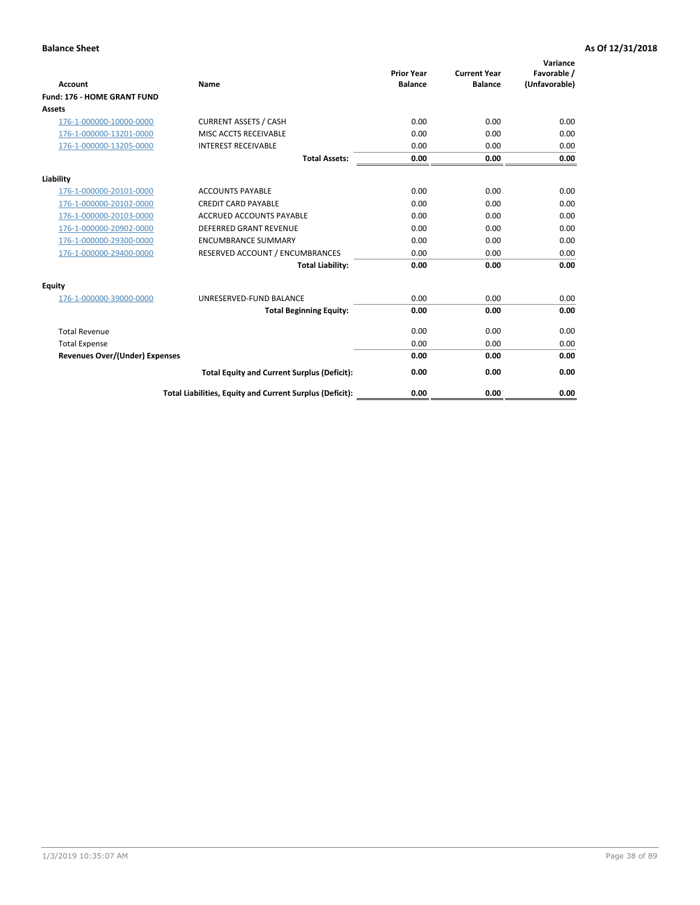**Balance Sheet** **As Of 12/31/2018**

| Account | Name | Prior Year Balance | Current Year Balance | Variance Favorable / (Unfavorable) |
|---|---|---|---|---|
| **Fund: 176 - HOME GRANT FUND** | | | | |
| **Assets** | | | | |
| 176-1-000000-10000-0000 | CURRENT ASSETS / CASH | 0.00 | 0.00 | 0.00 |
| 176-1-000000-13201-0000 | MISC ACCTS RECEIVABLE | 0.00 | 0.00 | 0.00 |
| 176-1-000000-13205-0000 | INTEREST RECEIVABLE | 0.00 | 0.00 | 0.00 |
| | **Total Assets:** | **0.00** | **0.00** | **0.00** |
| **Liability** | | | | |
| 176-1-000000-20101-0000 | ACCOUNTS PAYABLE | 0.00 | 0.00 | 0.00 |
| 176-1-000000-20102-0000 | CREDIT CARD PAYABLE | 0.00 | 0.00 | 0.00 |
| 176-1-000000-20103-0000 | ACCRUED ACCOUNTS PAYABLE | 0.00 | 0.00 | 0.00 |
| 176-1-000000-20902-0000 | DEFERRED GRANT REVENUE | 0.00 | 0.00 | 0.00 |
| 176-1-000000-29300-0000 | ENCUMBRANCE SUMMARY | 0.00 | 0.00 | 0.00 |
| 176-1-000000-29400-0000 | RESERVED ACCOUNT / ENCUMBRANCES | 0.00 | 0.00 | 0.00 |
| | **Total Liability:** | **0.00** | **0.00** | **0.00** |
| **Equity** | | | | |
| 176-1-000000-39000-0000 | UNRESERVED-FUND BALANCE | 0.00 | 0.00 | 0.00 |
| | **Total Beginning Equity:** | **0.00** | **0.00** | **0.00** |
| Total Revenue | | 0.00 | 0.00 | 0.00 |
| Total Expense | | 0.00 | 0.00 | 0.00 |
| **Revenues Over/(Under) Expenses** | | **0.00** | **0.00** | **0.00** |
| | **Total Equity and Current Surplus (Deficit):** | **0.00** | **0.00** | **0.00** |
| | **Total Liabilities, Equity and Current Surplus (Deficit):** | **0.00** | **0.00** | **0.00** |

1/3/2019 10:35:07 AM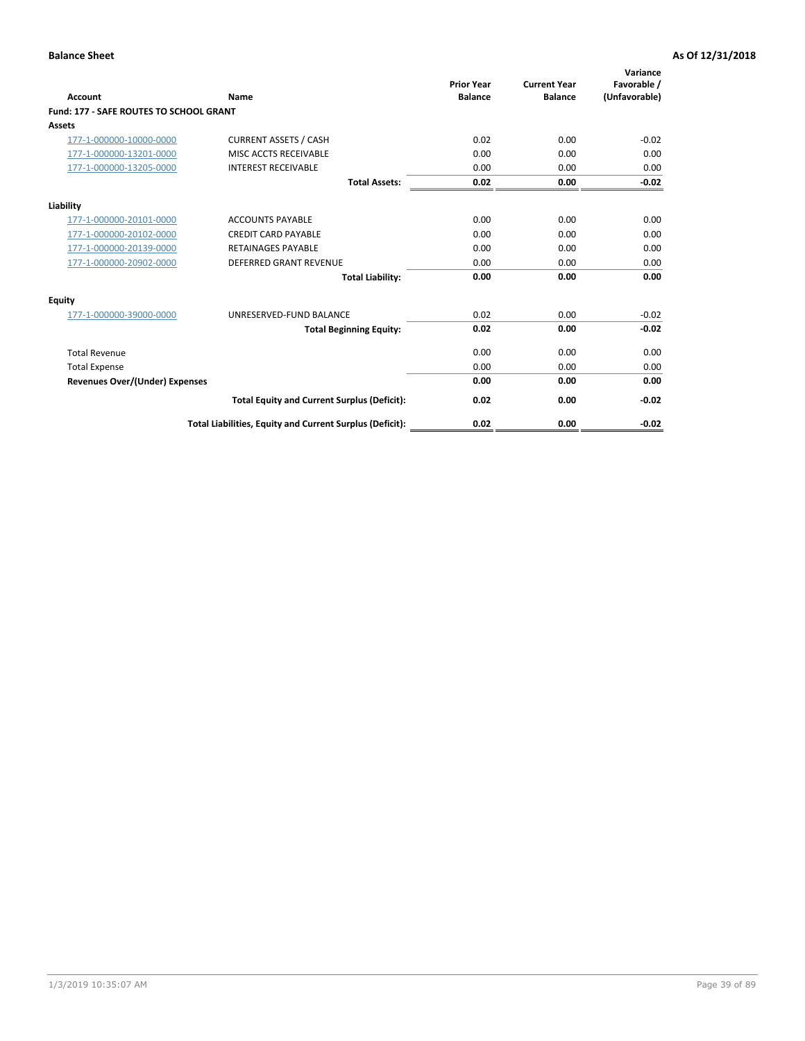**Balance Sheet** — As Of 12/31/2018

| Account | Name | Prior Year Balance | Current Year Balance | Variance Favorable / (Unfavorable) |
|---|---|---|---|---|
| **Fund: 177 - SAFE ROUTES TO SCHOOL GRANT** | | | | |
| **Assets** | | | | |
| 177-1-000000-10000-0000 | CURRENT ASSETS / CASH | 0.02 | 0.00 | -0.02 |
| 177-1-000000-13201-0000 | MISC ACCTS RECEIVABLE | 0.00 | 0.00 | 0.00 |
| 177-1-000000-13205-0000 | INTEREST RECEIVABLE | 0.00 | 0.00 | 0.00 |
| | **Total Assets:** | **0.02** | **0.00** | **-0.02** |
| **Liability** | | | | |
| 177-1-000000-20101-0000 | ACCOUNTS PAYABLE | 0.00 | 0.00 | 0.00 |
| 177-1-000000-20102-0000 | CREDIT CARD PAYABLE | 0.00 | 0.00 | 0.00 |
| 177-1-000000-20139-0000 | RETAINAGES PAYABLE | 0.00 | 0.00 | 0.00 |
| 177-1-000000-20902-0000 | DEFERRED GRANT REVENUE | 0.00 | 0.00 | 0.00 |
| | **Total Liability:** | **0.00** | **0.00** | **0.00** |
| **Equity** | | | | |
| 177-1-000000-39000-0000 | UNRESERVED-FUND BALANCE | 0.02 | 0.00 | -0.02 |
| | **Total Beginning Equity:** | **0.02** | **0.00** | **-0.02** |
| Total Revenue | | 0.00 | 0.00 | 0.00 |
| Total Expense | | 0.00 | 0.00 | 0.00 |
| **Revenues Over/(Under) Expenses** | | **0.00** | **0.00** | **0.00** |
| | **Total Equity and Current Surplus (Deficit):** | **0.02** | **0.00** | **-0.02** |
| | **Total Liabilities, Equity and Current Surplus (Deficit):** | **0.02** | **0.00** | **-0.02** |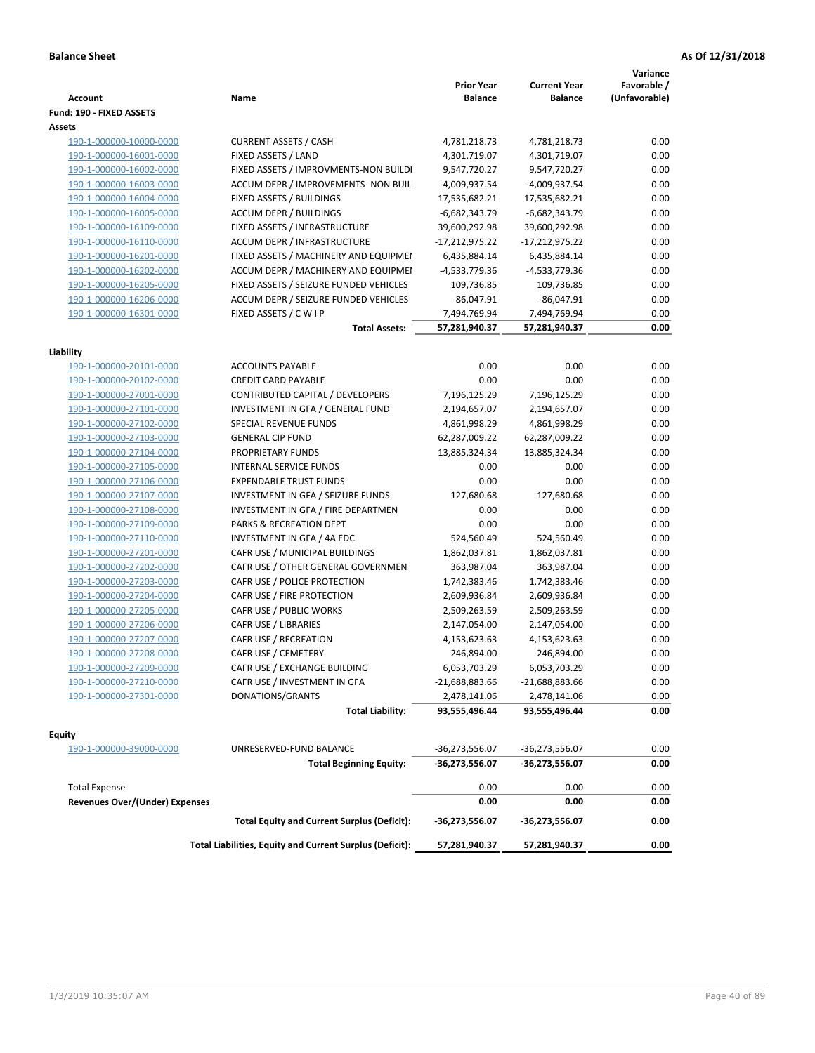**Balance Sheet** **As Of 12/31/2018**

| Account | Name | Prior Year Balance | Current Year Balance | Variance Favorable / (Unfavorable) |
|---|---|---|---|---|
| **Fund: 190 - FIXED ASSETS** | | | | |
| **Assets** | | | | |
| 190-1-000000-10000-0000 | CURRENT ASSETS / CASH | 4,781,218.73 | 4,781,218.73 | 0.00 |
| 190-1-000000-16001-0000 | FIXED ASSETS / LAND | 4,301,719.07 | 4,301,719.07 | 0.00 |
| 190-1-000000-16002-0000 | FIXED ASSETS / IMPROVMENTS-NON BUILDI | 9,547,720.27 | 9,547,720.27 | 0.00 |
| 190-1-000000-16003-0000 | ACCUM DEPR / IMPROVEMENTS- NON BUIL | -4,009,937.54 | -4,009,937.54 | 0.00 |
| 190-1-000000-16004-0000 | FIXED ASSETS / BUILDINGS | 17,535,682.21 | 17,535,682.21 | 0.00 |
| 190-1-000000-16005-0000 | ACCUM DEPR / BUILDINGS | -6,682,343.79 | -6,682,343.79 | 0.00 |
| 190-1-000000-16109-0000 | FIXED ASSETS / INFRASTRUCTURE | 39,600,292.98 | 39,600,292.98 | 0.00 |
| 190-1-000000-16110-0000 | ACCUM DEPR / INFRASTRUCTURE | -17,212,975.22 | -17,212,975.22 | 0.00 |
| 190-1-000000-16201-0000 | FIXED ASSETS / MACHINERY AND EQUIPMEI | 6,435,884.14 | 6,435,884.14 | 0.00 |
| 190-1-000000-16202-0000 | ACCUM DEPR / MACHINERY AND EQUIPMEI | -4,533,779.36 | -4,533,779.36 | 0.00 |
| 190-1-000000-16205-0000 | FIXED ASSETS / SEIZURE FUNDED VEHICLES | 109,736.85 | 109,736.85 | 0.00 |
| 190-1-000000-16206-0000 | ACCUM DEPR / SEIZURE FUNDED VEHICLES | -86,047.91 | -86,047.91 | 0.00 |
| 190-1-000000-16301-0000 | FIXED ASSETS / C W I P | 7,494,769.94 | 7,494,769.94 | 0.00 |
| | **Total Assets:** | **57,281,940.37** | **57,281,940.37** | **0.00** |
| **Liability** | | | | |
| 190-1-000000-20101-0000 | ACCOUNTS PAYABLE | 0.00 | 0.00 | 0.00 |
| 190-1-000000-20102-0000 | CREDIT CARD PAYABLE | 0.00 | 0.00 | 0.00 |
| 190-1-000000-27001-0000 | CONTRIBUTED CAPITAL / DEVELOPERS | 7,196,125.29 | 7,196,125.29 | 0.00 |
| 190-1-000000-27101-0000 | INVESTMENT IN GFA / GENERAL FUND | 2,194,657.07 | 2,194,657.07 | 0.00 |
| 190-1-000000-27102-0000 | SPECIAL REVENUE FUNDS | 4,861,998.29 | 4,861,998.29 | 0.00 |
| 190-1-000000-27103-0000 | GENERAL CIP FUND | 62,287,009.22 | 62,287,009.22 | 0.00 |
| 190-1-000000-27104-0000 | PROPRIETARY FUNDS | 13,885,324.34 | 13,885,324.34 | 0.00 |
| 190-1-000000-27105-0000 | INTERNAL SERVICE FUNDS | 0.00 | 0.00 | 0.00 |
| 190-1-000000-27106-0000 | EXPENDABLE TRUST FUNDS | 0.00 | 0.00 | 0.00 |
| 190-1-000000-27107-0000 | INVESTMENT IN GFA / SEIZURE FUNDS | 127,680.68 | 127,680.68 | 0.00 |
| 190-1-000000-27108-0000 | INVESTMENT IN GFA / FIRE DEPARTMEN | 0.00 | 0.00 | 0.00 |
| 190-1-000000-27109-0000 | PARKS & RECREATION DEPT | 0.00 | 0.00 | 0.00 |
| 190-1-000000-27110-0000 | INVESTMENT IN GFA / 4A EDC | 524,560.49 | 524,560.49 | 0.00 |
| 190-1-000000-27201-0000 | CAFR USE / MUNICIPAL BUILDINGS | 1,862,037.81 | 1,862,037.81 | 0.00 |
| 190-1-000000-27202-0000 | CAFR USE / OTHER GENERAL GOVERNMEN | 363,987.04 | 363,987.04 | 0.00 |
| 190-1-000000-27203-0000 | CAFR USE / POLICE PROTECTION | 1,742,383.46 | 1,742,383.46 | 0.00 |
| 190-1-000000-27204-0000 | CAFR USE / FIRE PROTECTION | 2,609,936.84 | 2,609,936.84 | 0.00 |
| 190-1-000000-27205-0000 | CAFR USE / PUBLIC WORKS | 2,509,263.59 | 2,509,263.59 | 0.00 |
| 190-1-000000-27206-0000 | CAFR USE / LIBRARIES | 2,147,054.00 | 2,147,054.00 | 0.00 |
| 190-1-000000-27207-0000 | CAFR USE / RECREATION | 4,153,623.63 | 4,153,623.63 | 0.00 |
| 190-1-000000-27208-0000 | CAFR USE / CEMETERY | 246,894.00 | 246,894.00 | 0.00 |
| 190-1-000000-27209-0000 | CAFR USE / EXCHANGE BUILDING | 6,053,703.29 | 6,053,703.29 | 0.00 |
| 190-1-000000-27210-0000 | CAFR USE / INVESTMENT IN GFA | -21,688,883.66 | -21,688,883.66 | 0.00 |
| 190-1-000000-27301-0000 | DONATIONS/GRANTS | 2,478,141.06 | 2,478,141.06 | 0.00 |
| | **Total Liability:** | **93,555,496.44** | **93,555,496.44** | **0.00** |
| **Equity** | | | | |
| 190-1-000000-39000-0000 | UNRESERVED-FUND BALANCE | -36,273,556.07 | -36,273,556.07 | 0.00 |
| | **Total Beginning Equity:** | **-36,273,556.07** | **-36,273,556.07** | **0.00** |
| Total Expense | | 0.00 | 0.00 | 0.00 |
| **Revenues Over/(Under) Expenses** | | **0.00** | **0.00** | **0.00** |
| | **Total Equity and Current Surplus (Deficit):** | **-36,273,556.07** | **-36,273,556.07** | **0.00** |
| | **Total Liabilities, Equity and Current Surplus (Deficit):** | **57,281,940.37** | **57,281,940.37** | **0.00** |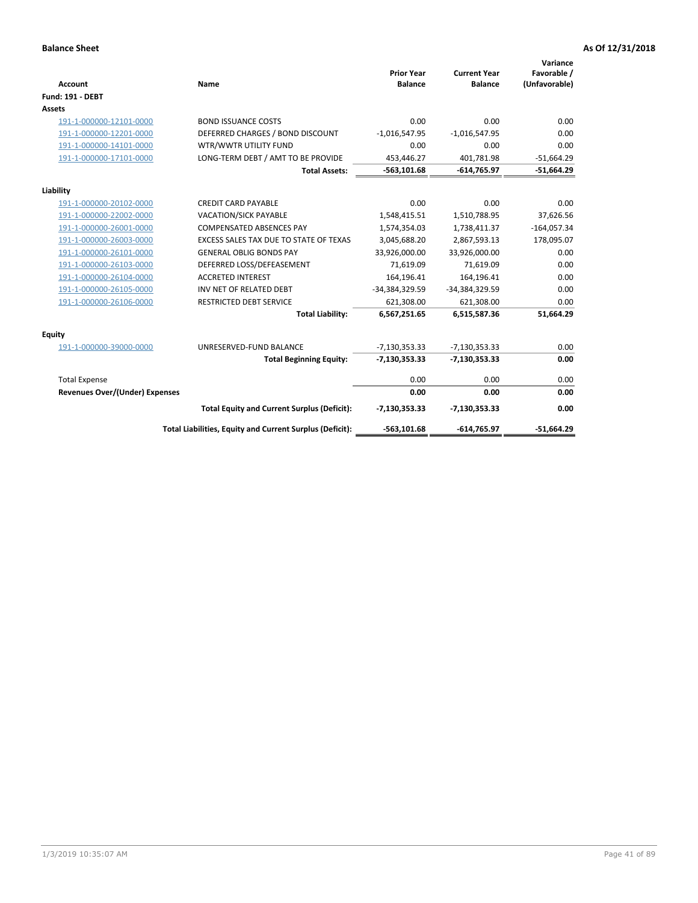**Balance Sheet** **As Of 12/31/2018**

| Account | Name | Prior Year Balance | Current Year Balance | Variance Favorable / (Unfavorable) |
|---|---|---|---|---|
| **Fund: 191 - DEBT** | | | | |
| **Assets** | | | | |
| 191-1-000000-12101-0000 | BOND ISSUANCE COSTS | 0.00 | 0.00 | 0.00 |
| 191-1-000000-12201-0000 | DEFERRED CHARGES / BOND DISCOUNT | -1,016,547.95 | -1,016,547.95 | 0.00 |
| 191-1-000000-14101-0000 | WTR/WWTR UTILITY FUND | 0.00 | 0.00 | 0.00 |
| 191-1-000000-17101-0000 | LONG-TERM DEBT / AMT TO BE PROVIDE | 453,446.27 | 401,781.98 | -51,664.29 |
| | **Total Assets:** | **-563,101.68** | **-614,765.97** | **-51,664.29** |
| **Liability** | | | | |
| 191-1-000000-20102-0000 | CREDIT CARD PAYABLE | 0.00 | 0.00 | 0.00 |
| 191-1-000000-22002-0000 | VACATION/SICK PAYABLE | 1,548,415.51 | 1,510,788.95 | 37,626.56 |
| 191-1-000000-26001-0000 | COMPENSATED ABSENCES PAY | 1,574,354.03 | 1,738,411.37 | -164,057.34 |
| 191-1-000000-26003-0000 | EXCESS SALES TAX DUE TO STATE OF TEXAS | 3,045,688.20 | 2,867,593.13 | 178,095.07 |
| 191-1-000000-26101-0000 | GENERAL OBLIG BONDS PAY | 33,926,000.00 | 33,926,000.00 | 0.00 |
| 191-1-000000-26103-0000 | DEFERRED LOSS/DEFEASEMENT | 71,619.09 | 71,619.09 | 0.00 |
| 191-1-000000-26104-0000 | ACCRETED INTEREST | 164,196.41 | 164,196.41 | 0.00 |
| 191-1-000000-26105-0000 | INV NET OF RELATED DEBT | -34,384,329.59 | -34,384,329.59 | 0.00 |
| 191-1-000000-26106-0000 | RESTRICTED DEBT SERVICE | 621,308.00 | 621,308.00 | 0.00 |
| | **Total Liability:** | **6,567,251.65** | **6,515,587.36** | **51,664.29** |
| **Equity** | | | | |
| 191-1-000000-39000-0000 | UNRESERVED-FUND BALANCE | -7,130,353.33 | -7,130,353.33 | 0.00 |
| | **Total Beginning Equity:** | **-7,130,353.33** | **-7,130,353.33** | **0.00** |
| Total Expense | | 0.00 | 0.00 | 0.00 |
| **Revenues Over/(Under) Expenses** | | **0.00** | **0.00** | **0.00** |
| | **Total Equity and Current Surplus (Deficit):** | **-7,130,353.33** | **-7,130,353.33** | **0.00** |
| | **Total Liabilities, Equity and Current Surplus (Deficit):** | **-563,101.68** | **-614,765.97** | **-51,664.29** |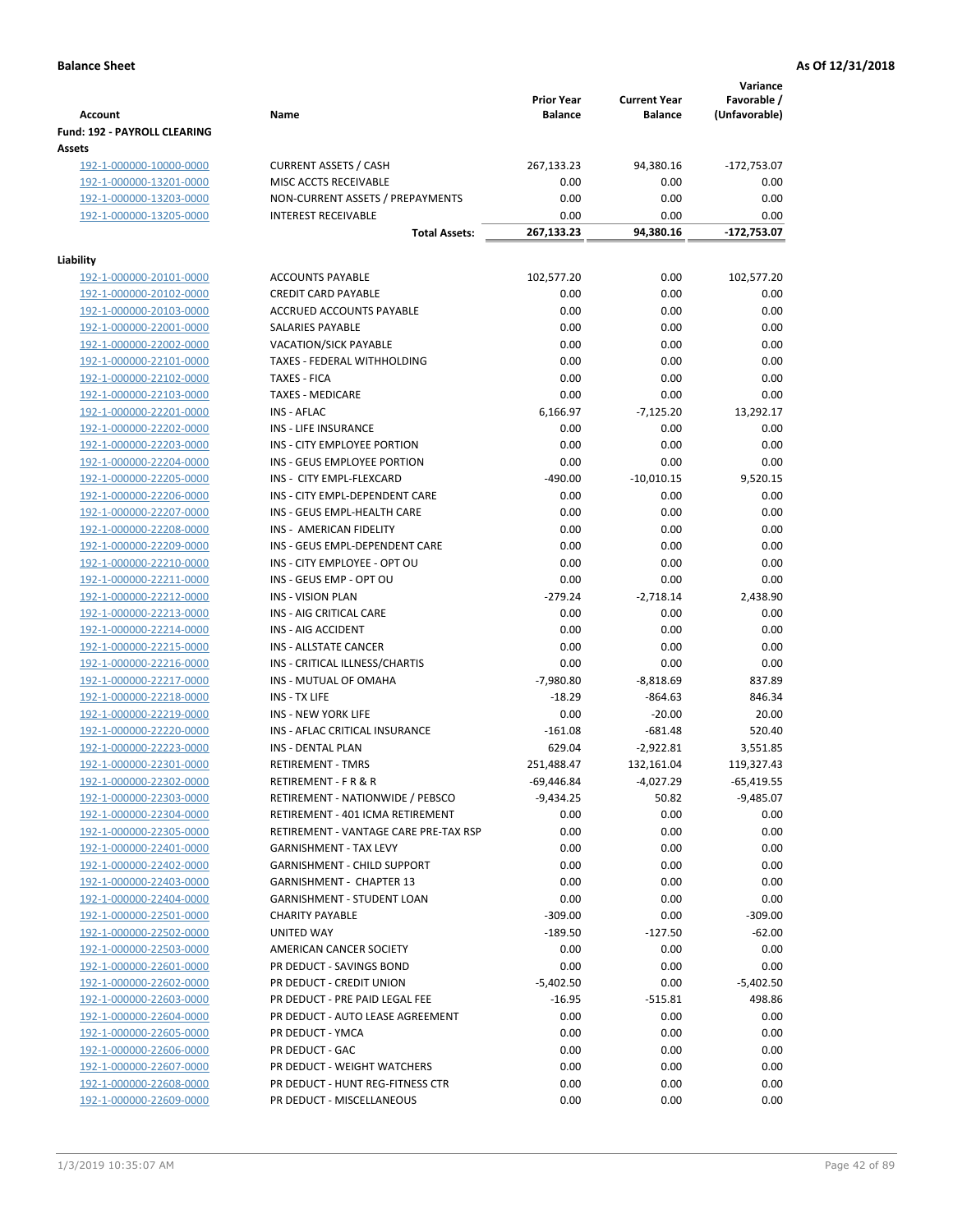**Balance Sheet** **As Of 12/31/2018**

| Account | Name | Prior Year Balance | Current Year Balance | Variance Favorable / (Unfavorable) |
|---|---|---|---|---|
| **Fund: 192 - PAYROLL CLEARING** | | | | |
| **Assets** | | | | |
| 192-1-000000-10000-0000 | CURRENT ASSETS / CASH | 267,133.23 | 94,380.16 | -172,753.07 |
| 192-1-000000-13201-0000 | MISC ACCTS RECEIVABLE | 0.00 | 0.00 | 0.00 |
| 192-1-000000-13203-0000 | NON-CURRENT ASSETS / PREPAYMENTS | 0.00 | 0.00 | 0.00 |
| 192-1-000000-13205-0000 | INTEREST RECEIVABLE | 0.00 | 0.00 | 0.00 |
| | **Total Assets:** | **267,133.23** | **94,380.16** | **-172,753.07** |
| **Liability** | | | | |
| 192-1-000000-20101-0000 | ACCOUNTS PAYABLE | 102,577.20 | 0.00 | 102,577.20 |
| 192-1-000000-20102-0000 | CREDIT CARD PAYABLE | 0.00 | 0.00 | 0.00 |
| 192-1-000000-20103-0000 | ACCRUED ACCOUNTS PAYABLE | 0.00 | 0.00 | 0.00 |
| 192-1-000000-22001-0000 | SALARIES PAYABLE | 0.00 | 0.00 | 0.00 |
| 192-1-000000-22002-0000 | VACATION/SICK PAYABLE | 0.00 | 0.00 | 0.00 |
| 192-1-000000-22101-0000 | TAXES - FEDERAL WITHHOLDING | 0.00 | 0.00 | 0.00 |
| 192-1-000000-22102-0000 | TAXES - FICA | 0.00 | 0.00 | 0.00 |
| 192-1-000000-22103-0000 | TAXES - MEDICARE | 0.00 | 0.00 | 0.00 |
| 192-1-000000-22201-0000 | INS - AFLAC | 6,166.97 | -7,125.20 | 13,292.17 |
| 192-1-000000-22202-0000 | INS - LIFE INSURANCE | 0.00 | 0.00 | 0.00 |
| 192-1-000000-22203-0000 | INS - CITY EMPLOYEE PORTION | 0.00 | 0.00 | 0.00 |
| 192-1-000000-22204-0000 | INS - GEUS EMPLOYEE PORTION | 0.00 | 0.00 | 0.00 |
| 192-1-000000-22205-0000 | INS - CITY EMPL-FLEXCARD | -490.00 | -10,010.15 | 9,520.15 |
| 192-1-000000-22206-0000 | INS - CITY EMPL-DEPENDENT CARE | 0.00 | 0.00 | 0.00 |
| 192-1-000000-22207-0000 | INS - GEUS EMPL-HEALTH CARE | 0.00 | 0.00 | 0.00 |
| 192-1-000000-22208-0000 | INS - AMERICAN FIDELITY | 0.00 | 0.00 | 0.00 |
| 192-1-000000-22209-0000 | INS - GEUS EMPL-DEPENDENT CARE | 0.00 | 0.00 | 0.00 |
| 192-1-000000-22210-0000 | INS - CITY EMPLOYEE - OPT OU | 0.00 | 0.00 | 0.00 |
| 192-1-000000-22211-0000 | INS - GEUS EMP - OPT OU | 0.00 | 0.00 | 0.00 |
| 192-1-000000-22212-0000 | INS - VISION PLAN | -279.24 | -2,718.14 | 2,438.90 |
| 192-1-000000-22213-0000 | INS - AIG CRITICAL CARE | 0.00 | 0.00 | 0.00 |
| 192-1-000000-22214-0000 | INS - AIG ACCIDENT | 0.00 | 0.00 | 0.00 |
| 192-1-000000-22215-0000 | INS - ALLSTATE CANCER | 0.00 | 0.00 | 0.00 |
| 192-1-000000-22216-0000 | INS - CRITICAL ILLNESS/CHARTIS | 0.00 | 0.00 | 0.00 |
| 192-1-000000-22217-0000 | INS - MUTUAL OF OMAHA | -7,980.80 | -8,818.69 | 837.89 |
| 192-1-000000-22218-0000 | INS - TX LIFE | -18.29 | -864.63 | 846.34 |
| 192-1-000000-22219-0000 | INS - NEW YORK LIFE | 0.00 | -20.00 | 20.00 |
| 192-1-000000-22220-0000 | INS - AFLAC CRITICAL INSURANCE | -161.08 | -681.48 | 520.40 |
| 192-1-000000-22223-0000 | INS - DENTAL PLAN | 629.04 | -2,922.81 | 3,551.85 |
| 192-1-000000-22301-0000 | RETIREMENT - TMRS | 251,488.47 | 132,161.04 | 119,327.43 |
| 192-1-000000-22302-0000 | RETIREMENT - F R & R | -69,446.84 | -4,027.29 | -65,419.55 |
| 192-1-000000-22303-0000 | RETIREMENT - NATIONWIDE / PEBSCO | -9,434.25 | 50.82 | -9,485.07 |
| 192-1-000000-22304-0000 | RETIREMENT - 401 ICMA RETIREMENT | 0.00 | 0.00 | 0.00 |
| 192-1-000000-22305-0000 | RETIREMENT - VANTAGE CARE PRE-TAX RSP | 0.00 | 0.00 | 0.00 |
| 192-1-000000-22401-0000 | GARNISHMENT - TAX LEVY | 0.00 | 0.00 | 0.00 |
| 192-1-000000-22402-0000 | GARNISHMENT - CHILD SUPPORT | 0.00 | 0.00 | 0.00 |
| 192-1-000000-22403-0000 | GARNISHMENT - CHAPTER 13 | 0.00 | 0.00 | 0.00 |
| 192-1-000000-22404-0000 | GARNISHMENT - STUDENT LOAN | 0.00 | 0.00 | 0.00 |
| 192-1-000000-22501-0000 | CHARITY PAYABLE | -309.00 | 0.00 | -309.00 |
| 192-1-000000-22502-0000 | UNITED WAY | -189.50 | -127.50 | -62.00 |
| 192-1-000000-22503-0000 | AMERICAN CANCER SOCIETY | 0.00 | 0.00 | 0.00 |
| 192-1-000000-22601-0000 | PR DEDUCT - SAVINGS BOND | 0.00 | 0.00 | 0.00 |
| 192-1-000000-22602-0000 | PR DEDUCT - CREDIT UNION | -5,402.50 | 0.00 | -5,402.50 |
| 192-1-000000-22603-0000 | PR DEDUCT - PRE PAID LEGAL FEE | -16.95 | -515.81 | 498.86 |
| 192-1-000000-22604-0000 | PR DEDUCT - AUTO LEASE AGREEMENT | 0.00 | 0.00 | 0.00 |
| 192-1-000000-22605-0000 | PR DEDUCT - YMCA | 0.00 | 0.00 | 0.00 |
| 192-1-000000-22606-0000 | PR DEDUCT - GAC | 0.00 | 0.00 | 0.00 |
| 192-1-000000-22607-0000 | PR DEDUCT - WEIGHT WATCHERS | 0.00 | 0.00 | 0.00 |
| 192-1-000000-22608-0000 | PR DEDUCT - HUNT REG-FITNESS CTR | 0.00 | 0.00 | 0.00 |
| 192-1-000000-22609-0000 | PR DEDUCT - MISCELLANEOUS | 0.00 | 0.00 | 0.00 |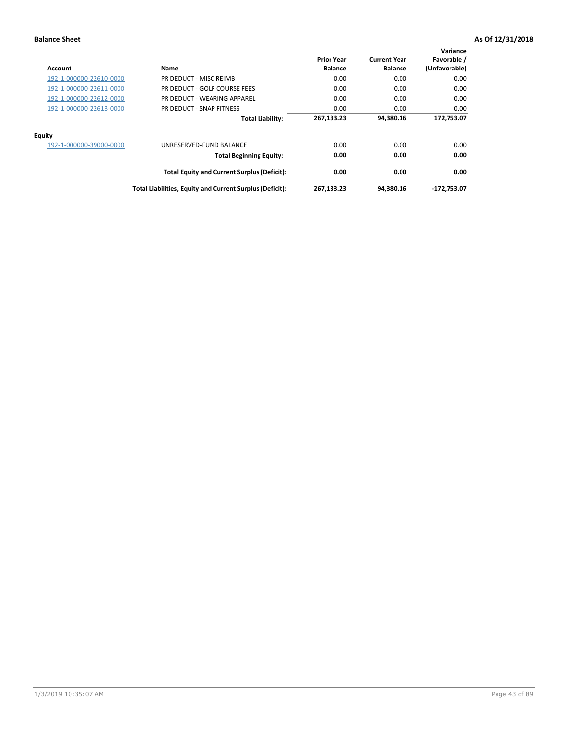**Balance Sheet** **As Of 12/31/2018**

| Account | Name | Prior Year Balance | Current Year Balance | Variance Favorable / (Unfavorable) |
|---|---|---|---|---|
| 192-1-000000-22610-0000 | PR DEDUCT - MISC REIMB | 0.00 | 0.00 | 0.00 |
| 192-1-000000-22611-0000 | PR DEDUCT - GOLF COURSE FEES | 0.00 | 0.00 | 0.00 |
| 192-1-000000-22612-0000 | PR DEDUCT - WEARING APPAREL | 0.00 | 0.00 | 0.00 |
| 192-1-000000-22613-0000 | PR DEDUCT - SNAP FITNESS | 0.00 | 0.00 | 0.00 |
| | **Total Liability:** | **267,133.23** | **94,380.16** | **172,753.07** |
| **Equity** | | | | |
| 192-1-000000-39000-0000 | UNRESERVED-FUND BALANCE | 0.00 | 0.00 | 0.00 |
| | **Total Beginning Equity:** | **0.00** | **0.00** | **0.00** |
| | **Total Equity and Current Surplus (Deficit):** | **0.00** | **0.00** | **0.00** |
| | **Total Liabilities, Equity and Current Surplus (Deficit):** | **267,133.23** | **94,380.16** | **-172,753.07** |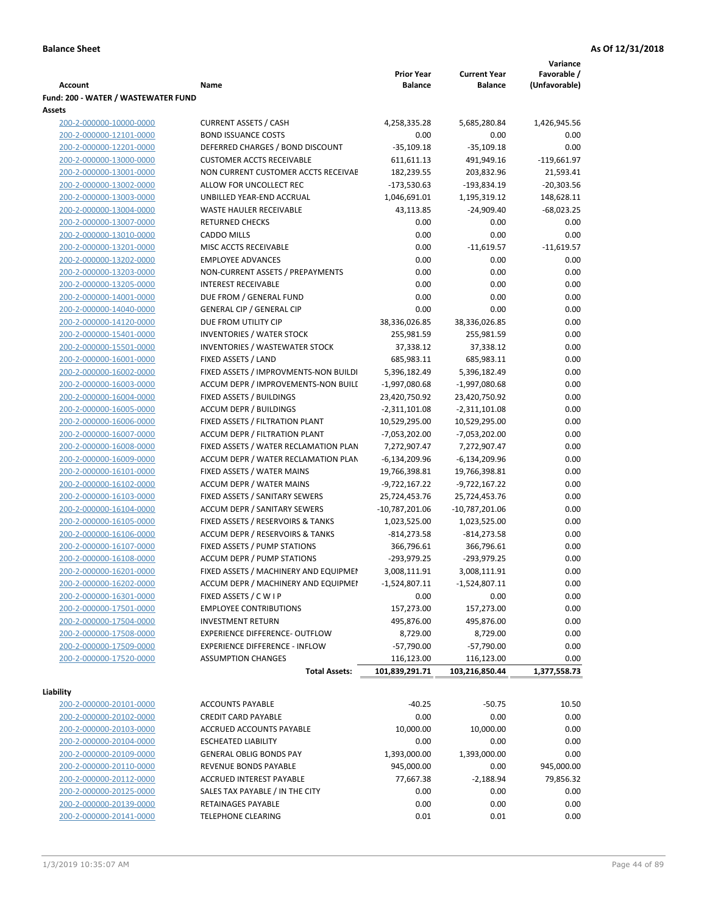**Balance Sheet** **As Of 12/31/2018**

| Account | Name | Prior Year Balance | Current Year Balance | Variance Favorable / (Unfavorable) |
|---|---|---|---|---|
| **Fund: 200 - WATER / WASTEWATER FUND** | | | | |
| **Assets** | | | | |
| 200-2-000000-10000-0000 | CURRENT ASSETS / CASH | 4,258,335.28 | 5,685,280.84 | 1,426,945.56 |
| 200-2-000000-12101-0000 | BOND ISSUANCE COSTS | 0.00 | 0.00 | 0.00 |
| 200-2-000000-12201-0000 | DEFERRED CHARGES / BOND DISCOUNT | -35,109.18 | -35,109.18 | 0.00 |
| 200-2-000000-13000-0000 | CUSTOMER ACCTS RECEIVABLE | 611,611.13 | 491,949.16 | -119,661.97 |
| 200-2-000000-13001-0000 | NON CURRENT CUSTOMER ACCTS RECEIVAE | 182,239.55 | 203,832.96 | 21,593.41 |
| 200-2-000000-13002-0000 | ALLOW FOR UNCOLLECT REC | -173,530.63 | -193,834.19 | -20,303.56 |
| 200-2-000000-13003-0000 | UNBILLED YEAR-END ACCRUAL | 1,046,691.01 | 1,195,319.12 | 148,628.11 |
| 200-2-000000-13004-0000 | WASTE HAULER RECEIVABLE | 43,113.85 | -24,909.40 | -68,023.25 |
| 200-2-000000-13007-0000 | RETURNED CHECKS | 0.00 | 0.00 | 0.00 |
| 200-2-000000-13010-0000 | CADDO MILLS | 0.00 | 0.00 | 0.00 |
| 200-2-000000-13201-0000 | MISC ACCTS RECEIVABLE | 0.00 | -11,619.57 | -11,619.57 |
| 200-2-000000-13202-0000 | EMPLOYEE ADVANCES | 0.00 | 0.00 | 0.00 |
| 200-2-000000-13203-0000 | NON-CURRENT ASSETS / PREPAYMENTS | 0.00 | 0.00 | 0.00 |
| 200-2-000000-13205-0000 | INTEREST RECEIVABLE | 0.00 | 0.00 | 0.00 |
| 200-2-000000-14001-0000 | DUE FROM / GENERAL FUND | 0.00 | 0.00 | 0.00 |
| 200-2-000000-14040-0000 | GENERAL CIP / GENERAL CIP | 0.00 | 0.00 | 0.00 |
| 200-2-000000-14120-0000 | DUE FROM UTILITY CIP | 38,336,026.85 | 38,336,026.85 | 0.00 |
| 200-2-000000-15401-0000 | INVENTORIES / WATER STOCK | 255,981.59 | 255,981.59 | 0.00 |
| 200-2-000000-15501-0000 | INVENTORIES / WASTEWATER STOCK | 37,338.12 | 37,338.12 | 0.00 |
| 200-2-000000-16001-0000 | FIXED ASSETS / LAND | 685,983.11 | 685,983.11 | 0.00 |
| 200-2-000000-16002-0000 | FIXED ASSETS / IMPROVMENTS-NON BUILDI | 5,396,182.49 | 5,396,182.49 | 0.00 |
| 200-2-000000-16003-0000 | ACCUM DEPR / IMPROVEMENTS-NON BUILI | -1,997,080.68 | -1,997,080.68 | 0.00 |
| 200-2-000000-16004-0000 | FIXED ASSETS / BUILDINGS | 23,420,750.92 | 23,420,750.92 | 0.00 |
| 200-2-000000-16005-0000 | ACCUM DEPR / BUILDINGS | -2,311,101.08 | -2,311,101.08 | 0.00 |
| 200-2-000000-16006-0000 | FIXED ASSETS / FILTRATION PLANT | 10,529,295.00 | 10,529,295.00 | 0.00 |
| 200-2-000000-16007-0000 | ACCUM DEPR / FILTRATION PLANT | -7,053,202.00 | -7,053,202.00 | 0.00 |
| 200-2-000000-16008-0000 | FIXED ASSETS / WATER RECLAMATION PLAN | 7,272,907.47 | 7,272,907.47 | 0.00 |
| 200-2-000000-16009-0000 | ACCUM DEPR / WATER RECLAMATION PLAN | -6,134,209.96 | -6,134,209.96 | 0.00 |
| 200-2-000000-16101-0000 | FIXED ASSETS / WATER MAINS | 19,766,398.81 | 19,766,398.81 | 0.00 |
| 200-2-000000-16102-0000 | ACCUM DEPR / WATER MAINS | -9,722,167.22 | -9,722,167.22 | 0.00 |
| 200-2-000000-16103-0000 | FIXED ASSETS / SANITARY SEWERS | 25,724,453.76 | 25,724,453.76 | 0.00 |
| 200-2-000000-16104-0000 | ACCUM DEPR / SANITARY SEWERS | -10,787,201.06 | -10,787,201.06 | 0.00 |
| 200-2-000000-16105-0000 | FIXED ASSETS / RESERVOIRS & TANKS | 1,023,525.00 | 1,023,525.00 | 0.00 |
| 200-2-000000-16106-0000 | ACCUM DEPR / RESERVOIRS & TANKS | -814,273.58 | -814,273.58 | 0.00 |
| 200-2-000000-16107-0000 | FIXED ASSETS / PUMP STATIONS | 366,796.61 | 366,796.61 | 0.00 |
| 200-2-000000-16108-0000 | ACCUM DEPR / PUMP STATIONS | -293,979.25 | -293,979.25 | 0.00 |
| 200-2-000000-16201-0000 | FIXED ASSETS / MACHINERY AND EQUIPMEN | 3,008,111.91 | 3,008,111.91 | 0.00 |
| 200-2-000000-16202-0000 | ACCUM DEPR / MACHINERY AND EQUIPMEI | -1,524,807.11 | -1,524,807.11 | 0.00 |
| 200-2-000000-16301-0000 | FIXED ASSETS / C W I P | 0.00 | 0.00 | 0.00 |
| 200-2-000000-17501-0000 | EMPLOYEE CONTRIBUTIONS | 157,273.00 | 157,273.00 | 0.00 |
| 200-2-000000-17504-0000 | INVESTMENT RETURN | 495,876.00 | 495,876.00 | 0.00 |
| 200-2-000000-17508-0000 | EXPERIENCE DIFFERENCE- OUTFLOW | 8,729.00 | 8,729.00 | 0.00 |
| 200-2-000000-17509-0000 | EXPERIENCE DIFFERENCE - INFLOW | -57,790.00 | -57,790.00 | 0.00 |
| 200-2-000000-17520-0000 | ASSUMPTION CHANGES | 116,123.00 | 116,123.00 | 0.00 |
| | **Total Assets:** | **101,839,291.71** | **103,216,850.44** | **1,377,558.73** |
| **Liability** | | | | |
| 200-2-000000-20101-0000 | ACCOUNTS PAYABLE | -40.25 | -50.75 | 10.50 |
| 200-2-000000-20102-0000 | CREDIT CARD PAYABLE | 0.00 | 0.00 | 0.00 |
| 200-2-000000-20103-0000 | ACCRUED ACCOUNTS PAYABLE | 10,000.00 | 10,000.00 | 0.00 |
| 200-2-000000-20104-0000 | ESCHEATED LIABILITY | 0.00 | 0.00 | 0.00 |
| 200-2-000000-20109-0000 | GENERAL OBLIG BONDS PAY | 1,393,000.00 | 1,393,000.00 | 0.00 |
| 200-2-000000-20110-0000 | REVENUE BONDS PAYABLE | 945,000.00 | 0.00 | 945,000.00 |
| 200-2-000000-20112-0000 | ACCRUED INTEREST PAYABLE | 77,667.38 | -2,188.94 | 79,856.32 |
| 200-2-000000-20125-0000 | SALES TAX PAYABLE / IN THE CITY | 0.00 | 0.00 | 0.00 |
| 200-2-000000-20139-0000 | RETAINAGES PAYABLE | 0.00 | 0.00 | 0.00 |
| 200-2-000000-20141-0000 | TELEPHONE CLEARING | 0.01 | 0.01 | 0.00 |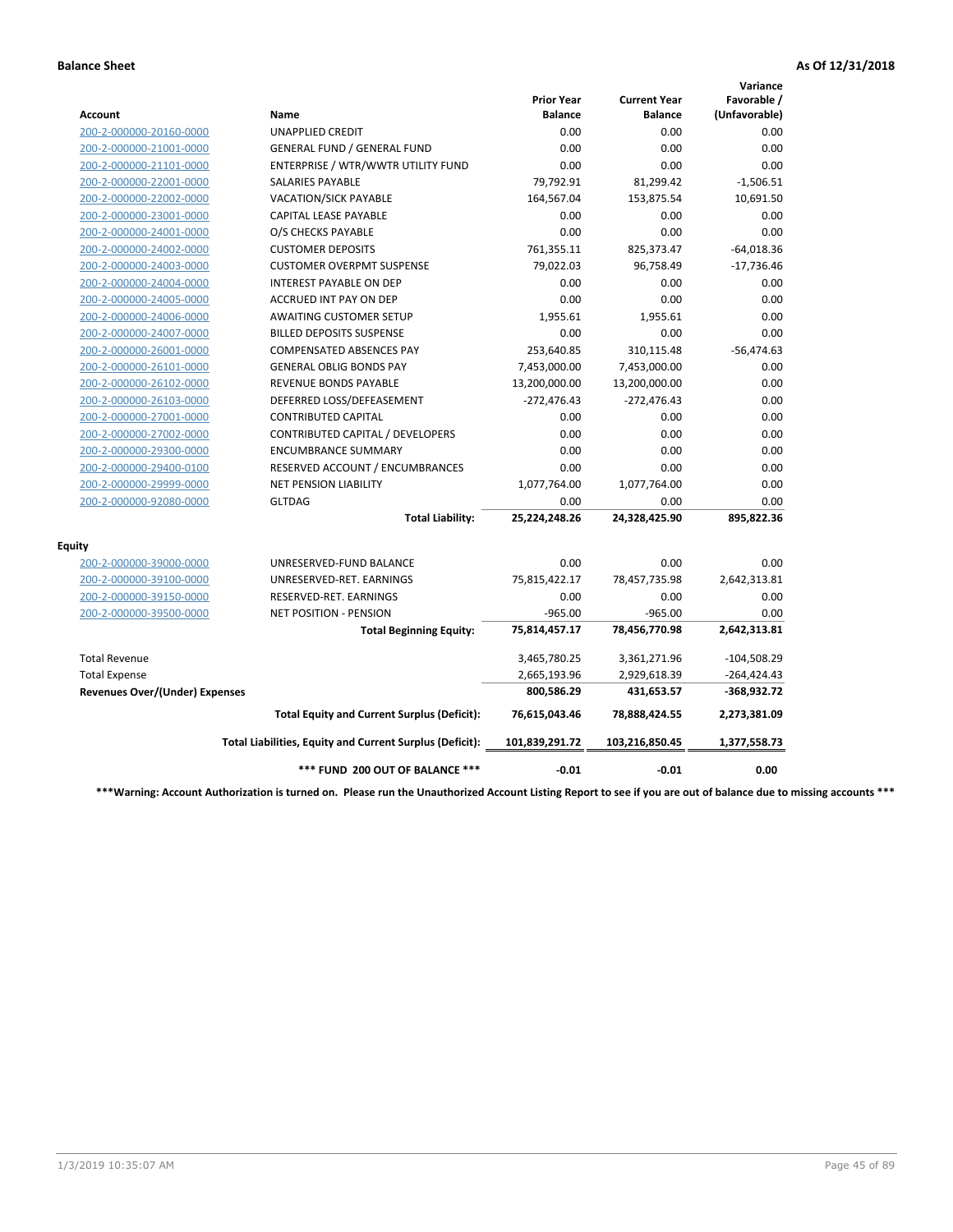**Balance Sheet** **As Of 12/31/2018**

| Account | Name | Prior Year Balance | Current Year Balance | Variance Favorable / (Unfavorable) |
|---|---|---|---|---|
| 200-2-000000-20160-0000 | UNAPPLIED CREDIT | 0.00 | 0.00 | 0.00 |
| 200-2-000000-21001-0000 | GENERAL FUND / GENERAL FUND | 0.00 | 0.00 | 0.00 |
| 200-2-000000-21101-0000 | ENTERPRISE / WTR/WWTR UTILITY FUND | 0.00 | 0.00 | 0.00 |
| 200-2-000000-22001-0000 | SALARIES PAYABLE | 79,792.91 | 81,299.42 | -1,506.51 |
| 200-2-000000-22002-0000 | VACATION/SICK PAYABLE | 164,567.04 | 153,875.54 | 10,691.50 |
| 200-2-000000-23001-0000 | CAPITAL LEASE PAYABLE | 0.00 | 0.00 | 0.00 |
| 200-2-000000-24001-0000 | O/S CHECKS PAYABLE | 0.00 | 0.00 | 0.00 |
| 200-2-000000-24002-0000 | CUSTOMER DEPOSITS | 761,355.11 | 825,373.47 | -64,018.36 |
| 200-2-000000-24003-0000 | CUSTOMER OVERPMT SUSPENSE | 79,022.03 | 96,758.49 | -17,736.46 |
| 200-2-000000-24004-0000 | INTEREST PAYABLE ON DEP | 0.00 | 0.00 | 0.00 |
| 200-2-000000-24005-0000 | ACCRUED INT PAY ON DEP | 0.00 | 0.00 | 0.00 |
| 200-2-000000-24006-0000 | AWAITING CUSTOMER SETUP | 1,955.61 | 1,955.61 | 0.00 |
| 200-2-000000-24007-0000 | BILLED DEPOSITS SUSPENSE | 0.00 | 0.00 | 0.00 |
| 200-2-000000-26001-0000 | COMPENSATED ABSENCES PAY | 253,640.85 | 310,115.48 | -56,474.63 |
| 200-2-000000-26101-0000 | GENERAL OBLIG BONDS PAY | 7,453,000.00 | 7,453,000.00 | 0.00 |
| 200-2-000000-26102-0000 | REVENUE BONDS PAYABLE | 13,200,000.00 | 13,200,000.00 | 0.00 |
| 200-2-000000-26103-0000 | DEFERRED LOSS/DEFEASEMENT | -272,476.43 | -272,476.43 | 0.00 |
| 200-2-000000-27001-0000 | CONTRIBUTED CAPITAL | 0.00 | 0.00 | 0.00 |
| 200-2-000000-27002-0000 | CONTRIBUTED CAPITAL / DEVELOPERS | 0.00 | 0.00 | 0.00 |
| 200-2-000000-29300-0000 | ENCUMBRANCE SUMMARY | 0.00 | 0.00 | 0.00 |
| 200-2-000000-29400-0100 | RESERVED ACCOUNT / ENCUMBRANCES | 0.00 | 0.00 | 0.00 |
| 200-2-000000-29999-0000 | NET PENSION LIABILITY | 1,077,764.00 | 1,077,764.00 | 0.00 |
| 200-2-000000-92080-0000 | GLTDAG | 0.00 | 0.00 | 0.00 |
| | **Total Liability:** | **25,224,248.26** | **24,328,425.90** | **895,822.36** |
| **Equity** | | | | |
| 200-2-000000-39000-0000 | UNRESERVED-FUND BALANCE | 0.00 | 0.00 | 0.00 |
| 200-2-000000-39100-0000 | UNRESERVED-RET. EARNINGS | 75,815,422.17 | 78,457,735.98 | 2,642,313.81 |
| 200-2-000000-39150-0000 | RESERVED-RET. EARNINGS | 0.00 | 0.00 | 0.00 |
| 200-2-000000-39500-0000 | NET POSITION - PENSION | -965.00 | -965.00 | 0.00 |
| | **Total Beginning Equity:** | **75,814,457.17** | **78,456,770.98** | **2,642,313.81** |
| Total Revenue | | 3,465,780.25 | 3,361,271.96 | -104,508.29 |
| Total Expense | | 2,665,193.96 | 2,929,618.39 | -264,424.43 |
| **Revenues Over/(Under) Expenses** | | **800,586.29** | **431,653.57** | **-368,932.72** |
| | **Total Equity and Current Surplus (Deficit):** | **76,615,043.46** | **78,888,424.55** | **2,273,381.09** |
| | **Total Liabilities, Equity and Current Surplus (Deficit):** | **101,839,291.72** | **103,216,850.45** | **1,377,558.73** |
| | **\*\*\* FUND 200 OUT OF BALANCE \*\*\*** | **-0.01** | **-0.01** | **0.00** |

**\*\*\*Warning: Account Authorization is turned on. Please run the Unauthorized Account Listing Report to see if you are out of balance due to missing accounts \*\*\***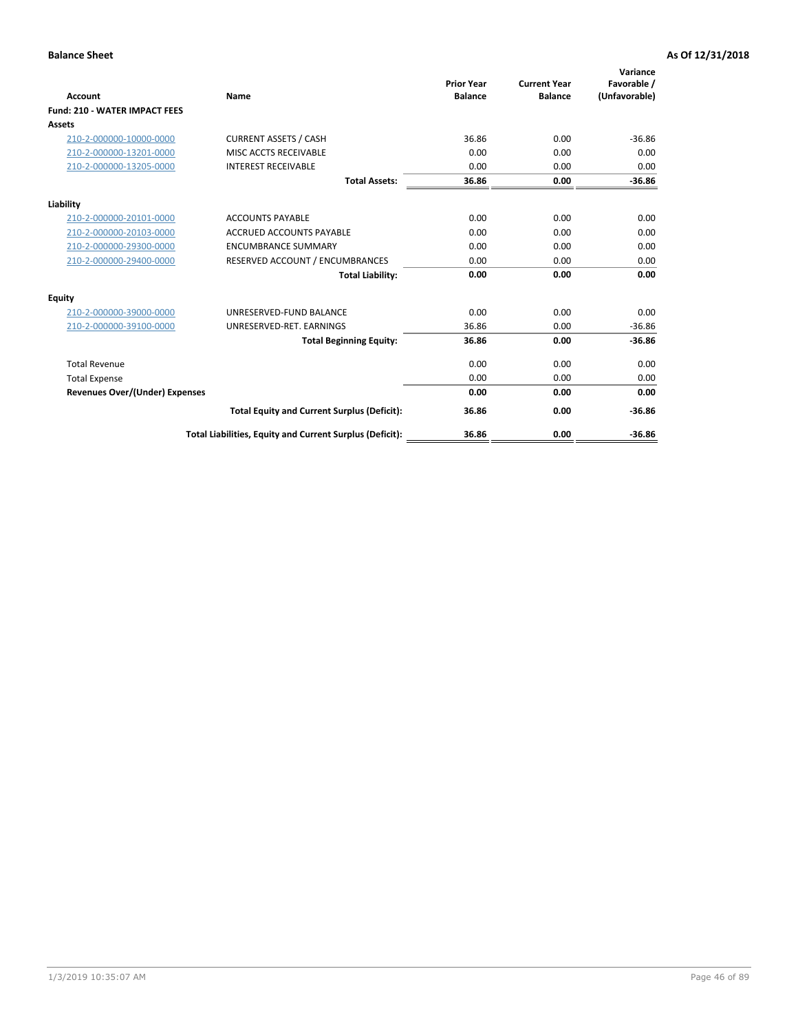**Balance Sheet** **As Of 12/31/2018**

| Account | Name | Prior Year Balance | Current Year Balance | Variance Favorable / (Unfavorable) |
|---|---|---|---|---|
| **Fund: 210 - WATER IMPACT FEES** | | | | |
| **Assets** | | | | |
| 210-2-000000-10000-0000 | CURRENT ASSETS / CASH | 36.86 | 0.00 | -36.86 |
| 210-2-000000-13201-0000 | MISC ACCTS RECEIVABLE | 0.00 | 0.00 | 0.00 |
| 210-2-000000-13205-0000 | INTEREST RECEIVABLE | 0.00 | 0.00 | 0.00 |
| | **Total Assets:** | **36.86** | **0.00** | **-36.86** |
| **Liability** | | | | |
| 210-2-000000-20101-0000 | ACCOUNTS PAYABLE | 0.00 | 0.00 | 0.00 |
| 210-2-000000-20103-0000 | ACCRUED ACCOUNTS PAYABLE | 0.00 | 0.00 | 0.00 |
| 210-2-000000-29300-0000 | ENCUMBRANCE SUMMARY | 0.00 | 0.00 | 0.00 |
| 210-2-000000-29400-0000 | RESERVED ACCOUNT / ENCUMBRANCES | 0.00 | 0.00 | 0.00 |
| | **Total Liability:** | **0.00** | **0.00** | **0.00** |
| **Equity** | | | | |
| 210-2-000000-39000-0000 | UNRESERVED-FUND BALANCE | 0.00 | 0.00 | 0.00 |
| 210-2-000000-39100-0000 | UNRESERVED-RET. EARNINGS | 36.86 | 0.00 | -36.86 |
| | **Total Beginning Equity:** | **36.86** | **0.00** | **-36.86** |
| Total Revenue | | 0.00 | 0.00 | 0.00 |
| Total Expense | | 0.00 | 0.00 | 0.00 |
| **Revenues Over/(Under) Expenses** | | **0.00** | **0.00** | **0.00** |
| | **Total Equity and Current Surplus (Deficit):** | **36.86** | **0.00** | **-36.86** |
| | **Total Liabilities, Equity and Current Surplus (Deficit):** | **36.86** | **0.00** | **-36.86** |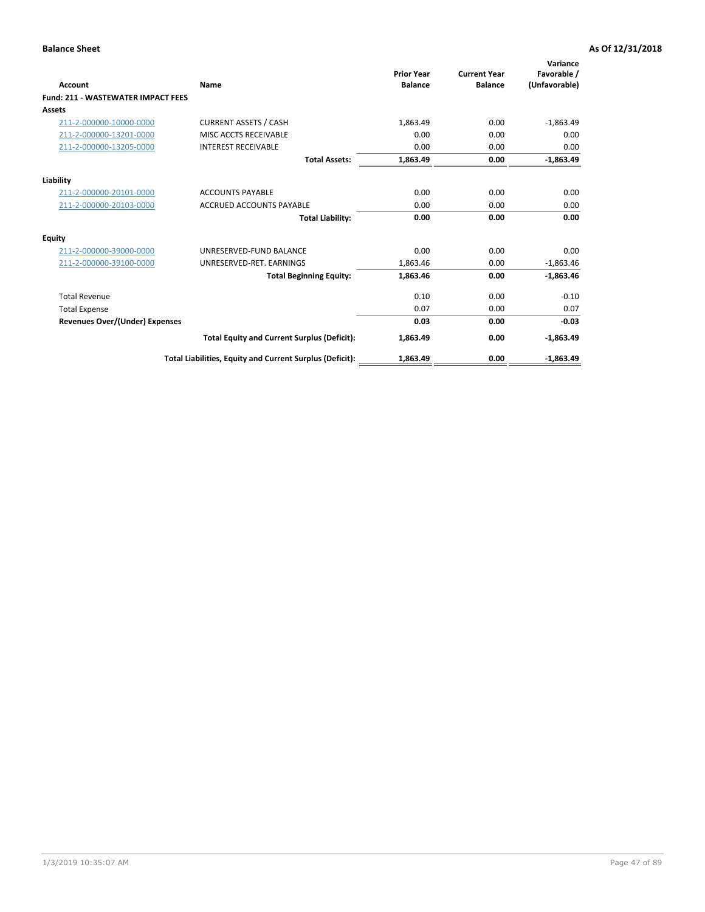**Balance Sheet** **As Of 12/31/2018**

| Account | Name | Prior Year Balance | Current Year Balance | Variance Favorable / (Unfavorable) |
|---|---|---|---|---|
| **Fund: 211 - WASTEWATER IMPACT FEES** | | | | |
| **Assets** | | | | |
| 211-2-000000-10000-0000 | CURRENT ASSETS / CASH | 1,863.49 | 0.00 | -1,863.49 |
| 211-2-000000-13201-0000 | MISC ACCTS RECEIVABLE | 0.00 | 0.00 | 0.00 |
| 211-2-000000-13205-0000 | INTEREST RECEIVABLE | 0.00 | 0.00 | 0.00 |
| | **Total Assets:** | **1,863.49** | **0.00** | **-1,863.49** |
| **Liability** | | | | |
| 211-2-000000-20101-0000 | ACCOUNTS PAYABLE | 0.00 | 0.00 | 0.00 |
| 211-2-000000-20103-0000 | ACCRUED ACCOUNTS PAYABLE | 0.00 | 0.00 | 0.00 |
| | **Total Liability:** | **0.00** | **0.00** | **0.00** |
| **Equity** | | | | |
| 211-2-000000-39000-0000 | UNRESERVED-FUND BALANCE | 0.00 | 0.00 | 0.00 |
| 211-2-000000-39100-0000 | UNRESERVED-RET. EARNINGS | 1,863.46 | 0.00 | -1,863.46 |
| | **Total Beginning Equity:** | **1,863.46** | **0.00** | **-1,863.46** |
| Total Revenue | | 0.10 | 0.00 | -0.10 |
| Total Expense | | 0.07 | 0.00 | 0.07 |
| **Revenues Over/(Under) Expenses** | | **0.03** | **0.00** | **-0.03** |
| | **Total Equity and Current Surplus (Deficit):** | **1,863.49** | **0.00** | **-1,863.49** |
| | **Total Liabilities, Equity and Current Surplus (Deficit):** | **1,863.49** | **0.00** | **-1,863.49** |

1/3/2019 10:35:07 AM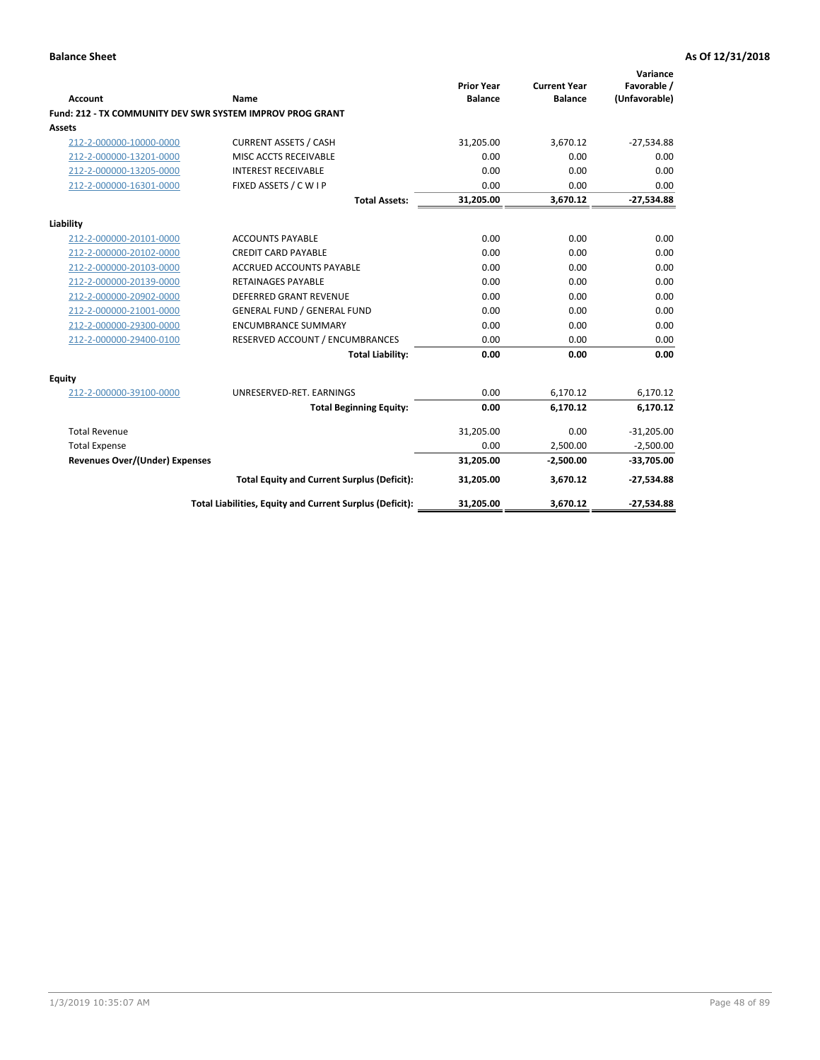**Balance Sheet** **As Of 12/31/2018**

| Account | Name | Prior Year Balance | Current Year Balance | Variance Favorable / (Unfavorable) |
|---|---|---|---|---|
| **Fund: 212 - TX COMMUNITY DEV SWR SYSTEM IMPROV PROG GRANT** | | | | |
| **Assets** | | | | |
| 212-2-000000-10000-0000 | CURRENT ASSETS / CASH | 31,205.00 | 3,670.12 | -27,534.88 |
| 212-2-000000-13201-0000 | MISC ACCTS RECEIVABLE | 0.00 | 0.00 | 0.00 |
| 212-2-000000-13205-0000 | INTEREST RECEIVABLE | 0.00 | 0.00 | 0.00 |
| 212-2-000000-16301-0000 | FIXED ASSETS / C W I P | 0.00 | 0.00 | 0.00 |
| | **Total Assets:** | **31,205.00** | **3,670.12** | **-27,534.88** |
| **Liability** | | | | |
| 212-2-000000-20101-0000 | ACCOUNTS PAYABLE | 0.00 | 0.00 | 0.00 |
| 212-2-000000-20102-0000 | CREDIT CARD PAYABLE | 0.00 | 0.00 | 0.00 |
| 212-2-000000-20103-0000 | ACCRUED ACCOUNTS PAYABLE | 0.00 | 0.00 | 0.00 |
| 212-2-000000-20139-0000 | RETAINAGES PAYABLE | 0.00 | 0.00 | 0.00 |
| 212-2-000000-20902-0000 | DEFERRED GRANT REVENUE | 0.00 | 0.00 | 0.00 |
| 212-2-000000-21001-0000 | GENERAL FUND / GENERAL FUND | 0.00 | 0.00 | 0.00 |
| 212-2-000000-29300-0000 | ENCUMBRANCE SUMMARY | 0.00 | 0.00 | 0.00 |
| 212-2-000000-29400-0100 | RESERVED ACCOUNT / ENCUMBRANCES | 0.00 | 0.00 | 0.00 |
| | **Total Liability:** | **0.00** | **0.00** | **0.00** |
| **Equity** | | | | |
| 212-2-000000-39100-0000 | UNRESERVED-RET. EARNINGS | 0.00 | 6,170.12 | 6,170.12 |
| | **Total Beginning Equity:** | **0.00** | **6,170.12** | **6,170.12** |
| Total Revenue | | 31,205.00 | 0.00 | -31,205.00 |
| Total Expense | | 0.00 | 2,500.00 | -2,500.00 |
| **Revenues Over/(Under) Expenses** | | **31,205.00** | **-2,500.00** | **-33,705.00** |
| | **Total Equity and Current Surplus (Deficit):** | **31,205.00** | **3,670.12** | **-27,534.88** |
| | **Total Liabilities, Equity and Current Surplus (Deficit):** | **31,205.00** | **3,670.12** | **-27,534.88** |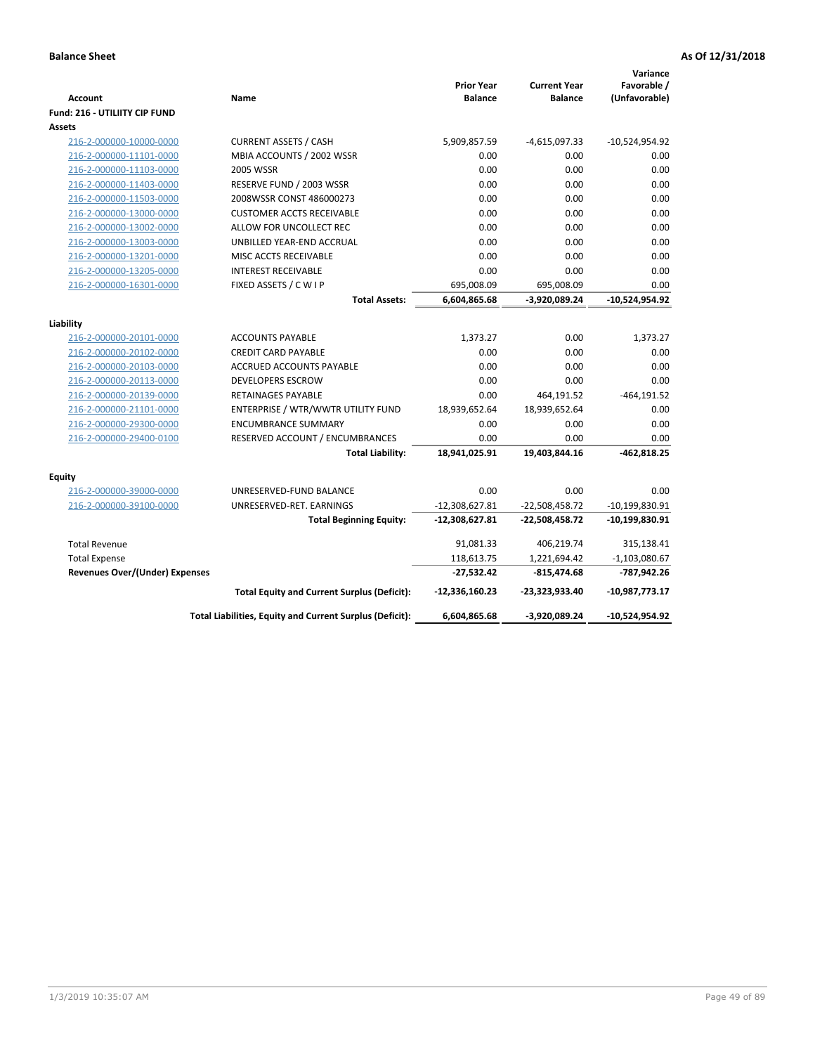**Balance Sheet** **As Of 12/31/2018**

| Account | Name | Prior Year Balance | Current Year Balance | Variance Favorable / (Unfavorable) |
|---|---|---|---|---|
| **Fund: 216 - UTILIITY CIP FUND** | | | | |
| **Assets** | | | | |
| 216-2-000000-10000-0000 | CURRENT ASSETS / CASH | 5,909,857.59 | -4,615,097.33 | -10,524,954.92 |
| 216-2-000000-11101-0000 | MBIA ACCOUNTS / 2002 WSSR | 0.00 | 0.00 | 0.00 |
| 216-2-000000-11103-0000 | 2005 WSSR | 0.00 | 0.00 | 0.00 |
| 216-2-000000-11403-0000 | RESERVE FUND / 2003 WSSR | 0.00 | 0.00 | 0.00 |
| 216-2-000000-11503-0000 | 2008WSSR CONST 486000273 | 0.00 | 0.00 | 0.00 |
| 216-2-000000-13000-0000 | CUSTOMER ACCTS RECEIVABLE | 0.00 | 0.00 | 0.00 |
| 216-2-000000-13002-0000 | ALLOW FOR UNCOLLECT REC | 0.00 | 0.00 | 0.00 |
| 216-2-000000-13003-0000 | UNBILLED YEAR-END ACCRUAL | 0.00 | 0.00 | 0.00 |
| 216-2-000000-13201-0000 | MISC ACCTS RECEIVABLE | 0.00 | 0.00 | 0.00 |
| 216-2-000000-13205-0000 | INTEREST RECEIVABLE | 0.00 | 0.00 | 0.00 |
| 216-2-000000-16301-0000 | FIXED ASSETS / C W I P | 695,008.09 | 695,008.09 | 0.00 |
| | **Total Assets:** | **6,604,865.68** | **-3,920,089.24** | **-10,524,954.92** |
| **Liability** | | | | |
| 216-2-000000-20101-0000 | ACCOUNTS PAYABLE | 1,373.27 | 0.00 | 1,373.27 |
| 216-2-000000-20102-0000 | CREDIT CARD PAYABLE | 0.00 | 0.00 | 0.00 |
| 216-2-000000-20103-0000 | ACCRUED ACCOUNTS PAYABLE | 0.00 | 0.00 | 0.00 |
| 216-2-000000-20113-0000 | DEVELOPERS ESCROW | 0.00 | 0.00 | 0.00 |
| 216-2-000000-20139-0000 | RETAINAGES PAYABLE | 0.00 | 464,191.52 | -464,191.52 |
| 216-2-000000-21101-0000 | ENTERPRISE / WTR/WWTR UTILITY FUND | 18,939,652.64 | 18,939,652.64 | 0.00 |
| 216-2-000000-29300-0000 | ENCUMBRANCE SUMMARY | 0.00 | 0.00 | 0.00 |
| 216-2-000000-29400-0100 | RESERVED ACCOUNT / ENCUMBRANCES | 0.00 | 0.00 | 0.00 |
| | **Total Liability:** | **18,941,025.91** | **19,403,844.16** | **-462,818.25** |
| **Equity** | | | | |
| 216-2-000000-39000-0000 | UNRESERVED-FUND BALANCE | 0.00 | 0.00 | 0.00 |
| 216-2-000000-39100-0000 | UNRESERVED-RET. EARNINGS | -12,308,627.81 | -22,508,458.72 | -10,199,830.91 |
| | **Total Beginning Equity:** | **-12,308,627.81** | **-22,508,458.72** | **-10,199,830.91** |
| Total Revenue | | 91,081.33 | 406,219.74 | 315,138.41 |
| Total Expense | | 118,613.75 | 1,221,694.42 | -1,103,080.67 |
| **Revenues Over/(Under) Expenses** | | **-27,532.42** | **-815,474.68** | **-787,942.26** |
| | **Total Equity and Current Surplus (Deficit):** | **-12,336,160.23** | **-23,323,933.40** | **-10,987,773.17** |
| | **Total Liabilities, Equity and Current Surplus (Deficit):** | **6,604,865.68** | **-3,920,089.24** | **-10,524,954.92** |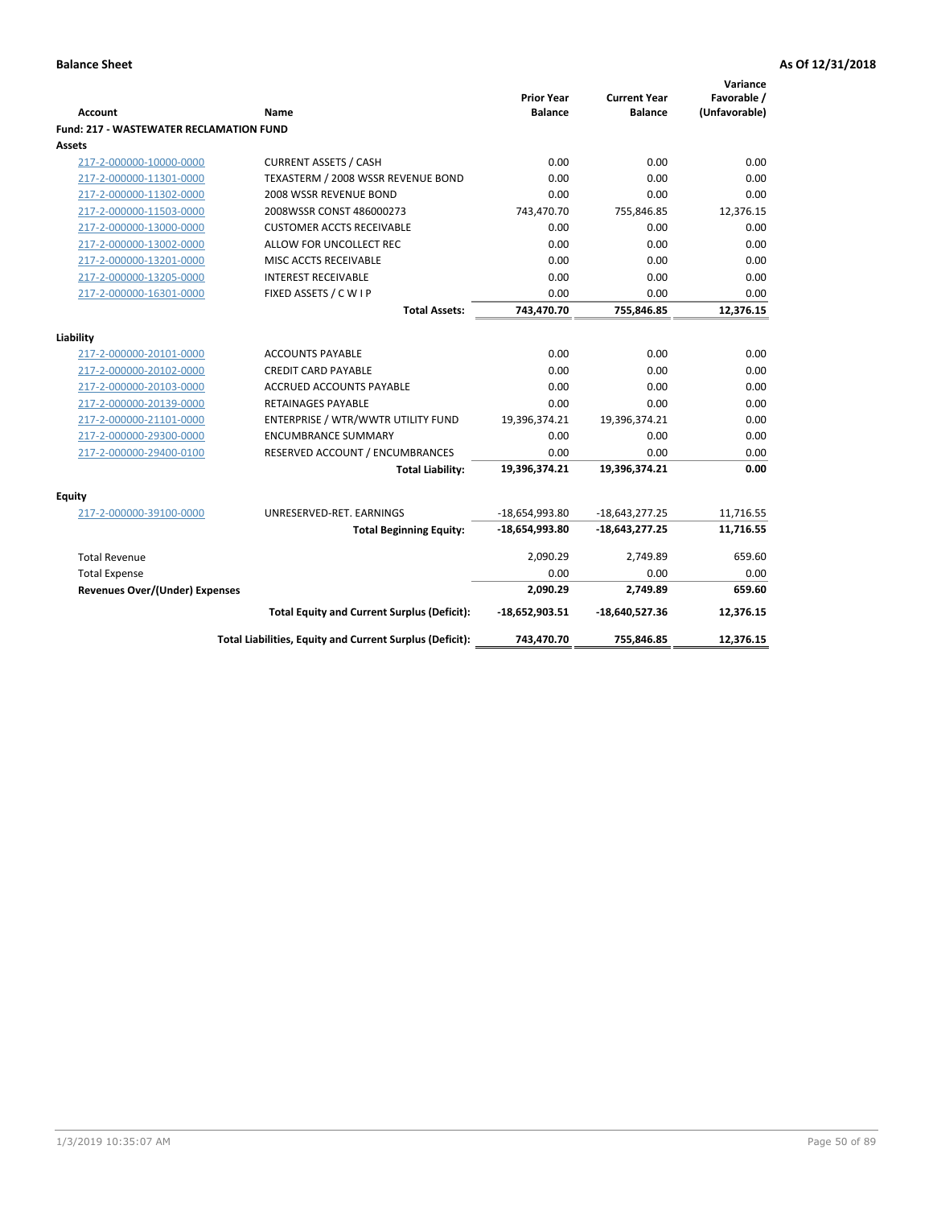**Balance Sheet** **As Of 12/31/2018**

| Account | Name | Prior Year Balance | Current Year Balance | Variance Favorable / (Unfavorable) |
|---|---|---|---|---|
| **Fund: 217 - WASTEWATER RECLAMATION FUND** | | | | |
| **Assets** | | | | |
| 217-2-000000-10000-0000 | CURRENT ASSETS / CASH | 0.00 | 0.00 | 0.00 |
| 217-2-000000-11301-0000 | TEXASTERM / 2008 WSSR REVENUE BOND | 0.00 | 0.00 | 0.00 |
| 217-2-000000-11302-0000 | 2008 WSSR REVENUE BOND | 0.00 | 0.00 | 0.00 |
| 217-2-000000-11503-0000 | 2008WSSR CONST 486000273 | 743,470.70 | 755,846.85 | 12,376.15 |
| 217-2-000000-13000-0000 | CUSTOMER ACCTS RECEIVABLE | 0.00 | 0.00 | 0.00 |
| 217-2-000000-13002-0000 | ALLOW FOR UNCOLLECT REC | 0.00 | 0.00 | 0.00 |
| 217-2-000000-13201-0000 | MISC ACCTS RECEIVABLE | 0.00 | 0.00 | 0.00 |
| 217-2-000000-13205-0000 | INTEREST RECEIVABLE | 0.00 | 0.00 | 0.00 |
| 217-2-000000-16301-0000 | FIXED ASSETS / C W I P | 0.00 | 0.00 | 0.00 |
| | **Total Assets:** | **743,470.70** | **755,846.85** | **12,376.15** |
| **Liability** | | | | |
| 217-2-000000-20101-0000 | ACCOUNTS PAYABLE | 0.00 | 0.00 | 0.00 |
| 217-2-000000-20102-0000 | CREDIT CARD PAYABLE | 0.00 | 0.00 | 0.00 |
| 217-2-000000-20103-0000 | ACCRUED ACCOUNTS PAYABLE | 0.00 | 0.00 | 0.00 |
| 217-2-000000-20139-0000 | RETAINAGES PAYABLE | 0.00 | 0.00 | 0.00 |
| 217-2-000000-21101-0000 | ENTERPRISE / WTR/WWTR UTILITY FUND | 19,396,374.21 | 19,396,374.21 | 0.00 |
| 217-2-000000-29300-0000 | ENCUMBRANCE SUMMARY | 0.00 | 0.00 | 0.00 |
| 217-2-000000-29400-0100 | RESERVED ACCOUNT / ENCUMBRANCES | 0.00 | 0.00 | 0.00 |
| | **Total Liability:** | **19,396,374.21** | **19,396,374.21** | **0.00** |
| **Equity** | | | | |
| 217-2-000000-39100-0000 | UNRESERVED-RET. EARNINGS | -18,654,993.80 | -18,643,277.25 | 11,716.55 |
| | **Total Beginning Equity:** | **-18,654,993.80** | **-18,643,277.25** | **11,716.55** |
| Total Revenue | | 2,090.29 | 2,749.89 | 659.60 |
| Total Expense | | 0.00 | 0.00 | 0.00 |
| **Revenues Over/(Under) Expenses** | | **2,090.29** | **2,749.89** | **659.60** |
| | **Total Equity and Current Surplus (Deficit):** | **-18,652,903.51** | **-18,640,527.36** | **12,376.15** |
| | **Total Liabilities, Equity and Current Surplus (Deficit):** | **743,470.70** | **755,846.85** | **12,376.15** |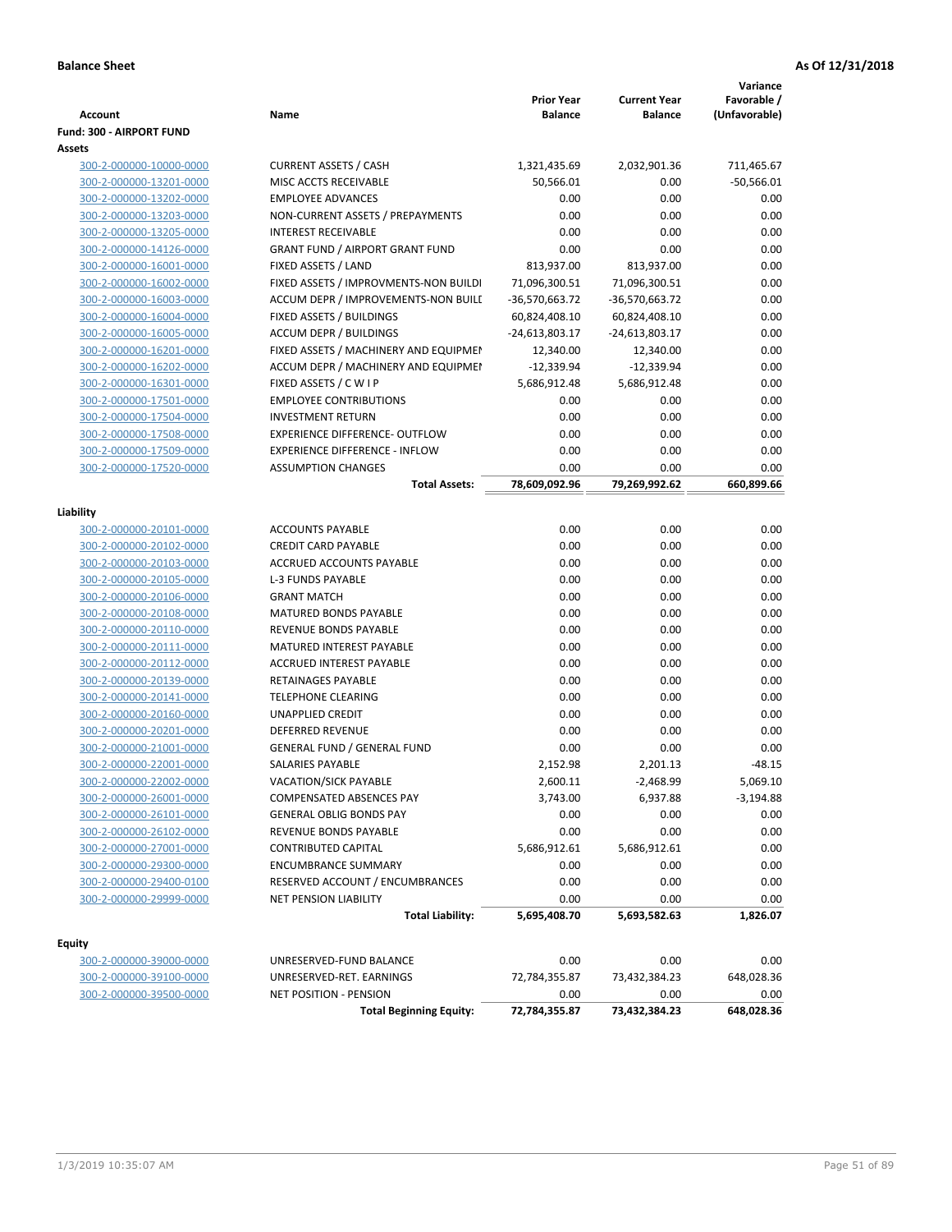**Balance Sheet** **As Of 12/31/2018**

| Account | Name | Prior Year Balance | Current Year Balance | Variance Favorable / (Unfavorable) |
|---|---|---|---|---|
| **Fund: 300 - AIRPORT FUND** | | | | |
| **Assets** | | | | |
| 300-2-000000-10000-0000 | CURRENT ASSETS / CASH | 1,321,435.69 | 2,032,901.36 | 711,465.67 |
| 300-2-000000-13201-0000 | MISC ACCTS RECEIVABLE | 50,566.01 | 0.00 | -50,566.01 |
| 300-2-000000-13202-0000 | EMPLOYEE ADVANCES | 0.00 | 0.00 | 0.00 |
| 300-2-000000-13203-0000 | NON-CURRENT ASSETS / PREPAYMENTS | 0.00 | 0.00 | 0.00 |
| 300-2-000000-13205-0000 | INTEREST RECEIVABLE | 0.00 | 0.00 | 0.00 |
| 300-2-000000-14126-0000 | GRANT FUND / AIRPORT GRANT FUND | 0.00 | 0.00 | 0.00 |
| 300-2-000000-16001-0000 | FIXED ASSETS / LAND | 813,937.00 | 813,937.00 | 0.00 |
| 300-2-000000-16002-0000 | FIXED ASSETS / IMPROVMENTS-NON BUILDI | 71,096,300.51 | 71,096,300.51 | 0.00 |
| 300-2-000000-16003-0000 | ACCUM DEPR / IMPROVEMENTS-NON BUILI | -36,570,663.72 | -36,570,663.72 | 0.00 |
| 300-2-000000-16004-0000 | FIXED ASSETS / BUILDINGS | 60,824,408.10 | 60,824,408.10 | 0.00 |
| 300-2-000000-16005-0000 | ACCUM DEPR / BUILDINGS | -24,613,803.17 | -24,613,803.17 | 0.00 |
| 300-2-000000-16201-0000 | FIXED ASSETS / MACHINERY AND EQUIPMEI | 12,340.00 | 12,340.00 | 0.00 |
| 300-2-000000-16202-0000 | ACCUM DEPR / MACHINERY AND EQUIPMEI | -12,339.94 | -12,339.94 | 0.00 |
| 300-2-000000-16301-0000 | FIXED ASSETS / C W I P | 5,686,912.48 | 5,686,912.48 | 0.00 |
| 300-2-000000-17501-0000 | EMPLOYEE CONTRIBUTIONS | 0.00 | 0.00 | 0.00 |
| 300-2-000000-17504-0000 | INVESTMENT RETURN | 0.00 | 0.00 | 0.00 |
| 300-2-000000-17508-0000 | EXPERIENCE DIFFERENCE- OUTFLOW | 0.00 | 0.00 | 0.00 |
| 300-2-000000-17509-0000 | EXPERIENCE DIFFERENCE - INFLOW | 0.00 | 0.00 | 0.00 |
| 300-2-000000-17520-0000 | ASSUMPTION CHANGES | 0.00 | 0.00 | 0.00 |
| | **Total Assets:** | **78,609,092.96** | **79,269,992.62** | **660,899.66** |
| **Liability** | | | | |
| 300-2-000000-20101-0000 | ACCOUNTS PAYABLE | 0.00 | 0.00 | 0.00 |
| 300-2-000000-20102-0000 | CREDIT CARD PAYABLE | 0.00 | 0.00 | 0.00 |
| 300-2-000000-20103-0000 | ACCRUED ACCOUNTS PAYABLE | 0.00 | 0.00 | 0.00 |
| 300-2-000000-20105-0000 | L-3 FUNDS PAYABLE | 0.00 | 0.00 | 0.00 |
| 300-2-000000-20106-0000 | GRANT MATCH | 0.00 | 0.00 | 0.00 |
| 300-2-000000-20108-0000 | MATURED BONDS PAYABLE | 0.00 | 0.00 | 0.00 |
| 300-2-000000-20110-0000 | REVENUE BONDS PAYABLE | 0.00 | 0.00 | 0.00 |
| 300-2-000000-20111-0000 | MATURED INTEREST PAYABLE | 0.00 | 0.00 | 0.00 |
| 300-2-000000-20112-0000 | ACCRUED INTEREST PAYABLE | 0.00 | 0.00 | 0.00 |
| 300-2-000000-20139-0000 | RETAINAGES PAYABLE | 0.00 | 0.00 | 0.00 |
| 300-2-000000-20141-0000 | TELEPHONE CLEARING | 0.00 | 0.00 | 0.00 |
| 300-2-000000-20160-0000 | UNAPPLIED CREDIT | 0.00 | 0.00 | 0.00 |
| 300-2-000000-20201-0000 | DEFERRED REVENUE | 0.00 | 0.00 | 0.00 |
| 300-2-000000-21001-0000 | GENERAL FUND / GENERAL FUND | 0.00 | 0.00 | 0.00 |
| 300-2-000000-22001-0000 | SALARIES PAYABLE | 2,152.98 | 2,201.13 | -48.15 |
| 300-2-000000-22002-0000 | VACATION/SICK PAYABLE | 2,600.11 | -2,468.99 | 5,069.10 |
| 300-2-000000-26001-0000 | COMPENSATED ABSENCES PAY | 3,743.00 | 6,937.88 | -3,194.88 |
| 300-2-000000-26101-0000 | GENERAL OBLIG BONDS PAY | 0.00 | 0.00 | 0.00 |
| 300-2-000000-26102-0000 | REVENUE BONDS PAYABLE | 0.00 | 0.00 | 0.00 |
| 300-2-000000-27001-0000 | CONTRIBUTED CAPITAL | 5,686,912.61 | 5,686,912.61 | 0.00 |
| 300-2-000000-29300-0000 | ENCUMBRANCE SUMMARY | 0.00 | 0.00 | 0.00 |
| 300-2-000000-29400-0100 | RESERVED ACCOUNT / ENCUMBRANCES | 0.00 | 0.00 | 0.00 |
| 300-2-000000-29999-0000 | NET PENSION LIABILITY | 0.00 | 0.00 | 0.00 |
| | **Total Liability:** | **5,695,408.70** | **5,693,582.63** | **1,826.07** |
| **Equity** | | | | |
| 300-2-000000-39000-0000 | UNRESERVED-FUND BALANCE | 0.00 | 0.00 | 0.00 |
| 300-2-000000-39100-0000 | UNRESERVED-RET. EARNINGS | 72,784,355.87 | 73,432,384.23 | 648,028.36 |
| 300-2-000000-39500-0000 | NET POSITION - PENSION | 0.00 | 0.00 | 0.00 |
| | **Total Beginning Equity:** | **72,784,355.87** | **73,432,384.23** | **648,028.36** |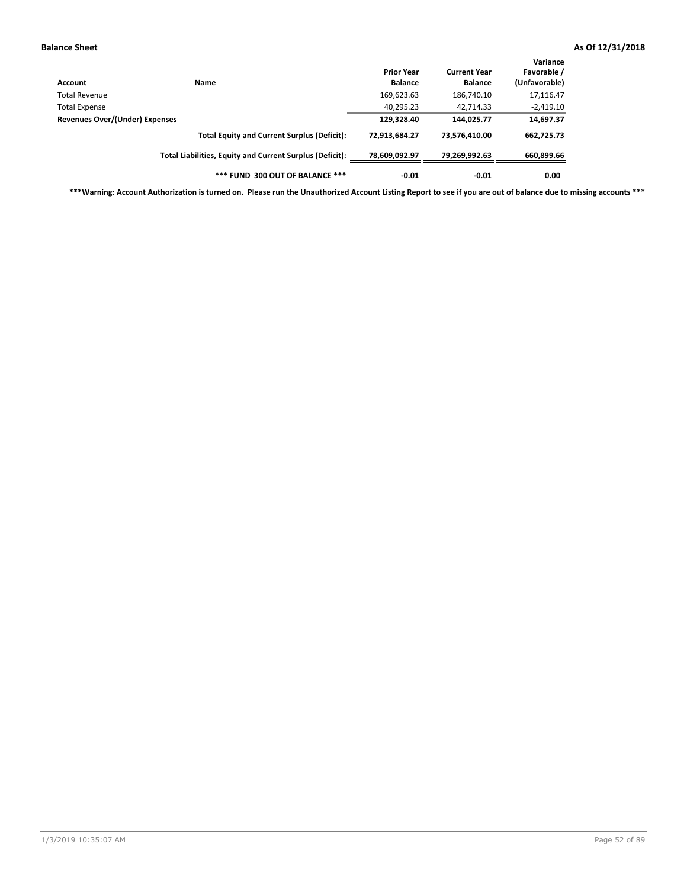**Balance Sheet** | **As Of 12/31/2018**

| Account | Name | Prior Year Balance | Current Year Balance | Variance Favorable / (Unfavorable) |
|---|---|---|---|---|
| Total Revenue | | 169,623.63 | 186,740.10 | 17,116.47 |
| Total Expense | | 40,295.23 | 42,714.33 | -2,419.10 |
| **Revenues Over/(Under) Expenses** | | **129,328.40** | **144,025.77** | **14,697.37** |
| | **Total Equity and Current Surplus (Deficit):** | **72,913,684.27** | **73,576,410.00** | **662,725.73** |
| | **Total Liabilities, Equity and Current Surplus (Deficit):** | **78,609,092.97** | **79,269,992.63** | **660,899.66** |
| | ***** FUND 300 OUT OF BALANCE ***** | **-0.01** | **-0.01** | **0.00** |

*****Warning: Account Authorization is turned on. Please run the Unauthorized Account Listing Report to see if you are out of balance due to missing accounts *****

1/3/2019 10:35:07 AM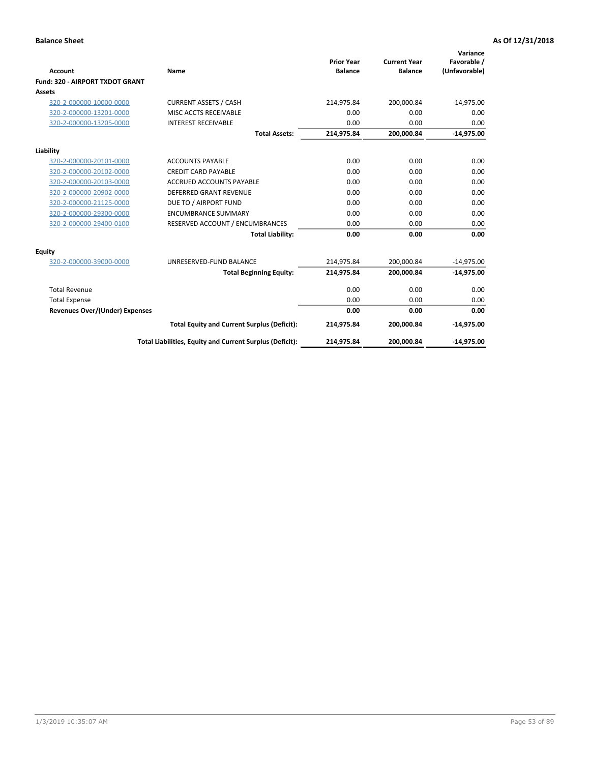**Balance Sheet** | **As Of 12/31/2018**

| Account | Name | Prior Year Balance | Current Year Balance | Variance Favorable / (Unfavorable) |
|---|---|---|---|---|
| **Fund: 320 - AIRPORT TXDOT GRANT** | | | | |
| **Assets** | | | | |
| 320-2-000000-10000-0000 | CURRENT ASSETS / CASH | 214,975.84 | 200,000.84 | -14,975.00 |
| 320-2-000000-13201-0000 | MISC ACCTS RECEIVABLE | 0.00 | 0.00 | 0.00 |
| 320-2-000000-13205-0000 | INTEREST RECEIVABLE | 0.00 | 0.00 | 0.00 |
| | **Total Assets:** | **214,975.84** | **200,000.84** | **-14,975.00** |
| **Liability** | | | | |
| 320-2-000000-20101-0000 | ACCOUNTS PAYABLE | 0.00 | 0.00 | 0.00 |
| 320-2-000000-20102-0000 | CREDIT CARD PAYABLE | 0.00 | 0.00 | 0.00 |
| 320-2-000000-20103-0000 | ACCRUED ACCOUNTS PAYABLE | 0.00 | 0.00 | 0.00 |
| 320-2-000000-20902-0000 | DEFERRED GRANT REVENUE | 0.00 | 0.00 | 0.00 |
| 320-2-000000-21125-0000 | DUE TO / AIRPORT FUND | 0.00 | 0.00 | 0.00 |
| 320-2-000000-29300-0000 | ENCUMBRANCE SUMMARY | 0.00 | 0.00 | 0.00 |
| 320-2-000000-29400-0100 | RESERVED ACCOUNT / ENCUMBRANCES | 0.00 | 0.00 | 0.00 |
| | **Total Liability:** | **0.00** | **0.00** | **0.00** |
| **Equity** | | | | |
| 320-2-000000-39000-0000 | UNRESERVED-FUND BALANCE | 214,975.84 | 200,000.84 | -14,975.00 |
| | **Total Beginning Equity:** | **214,975.84** | **200,000.84** | **-14,975.00** |
| Total Revenue | | 0.00 | 0.00 | 0.00 |
| Total Expense | | 0.00 | 0.00 | 0.00 |
| **Revenues Over/(Under) Expenses** | | **0.00** | **0.00** | **0.00** |
| | **Total Equity and Current Surplus (Deficit):** | **214,975.84** | **200,000.84** | **-14,975.00** |
| | **Total Liabilities, Equity and Current Surplus (Deficit):** | **214,975.84** | **200,000.84** | **-14,975.00** |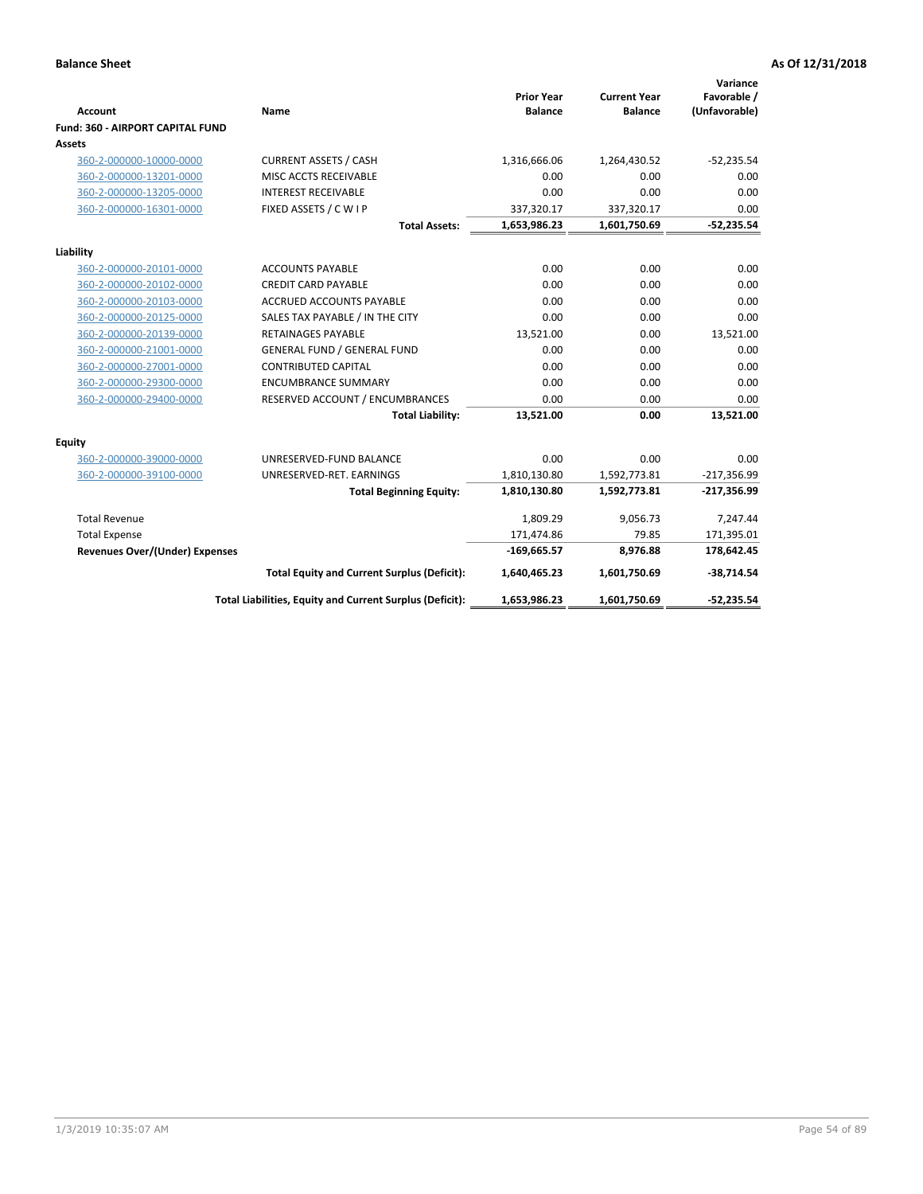**Balance Sheet** **As Of 12/31/2018**

| Account | Name | Prior Year Balance | Current Year Balance | Variance Favorable / (Unfavorable) |
|---|---|---|---|---|
| **Fund: 360 - AIRPORT CAPITAL FUND** | | | | |
| **Assets** | | | | |
| 360-2-000000-10000-0000 | CURRENT ASSETS / CASH | 1,316,666.06 | 1,264,430.52 | -52,235.54 |
| 360-2-000000-13201-0000 | MISC ACCTS RECEIVABLE | 0.00 | 0.00 | 0.00 |
| 360-2-000000-13205-0000 | INTEREST RECEIVABLE | 0.00 | 0.00 | 0.00 |
| 360-2-000000-16301-0000 | FIXED ASSETS / C W I P | 337,320.17 | 337,320.17 | 0.00 |
| | **Total Assets:** | **1,653,986.23** | **1,601,750.69** | **-52,235.54** |
| **Liability** | | | | |
| 360-2-000000-20101-0000 | ACCOUNTS PAYABLE | 0.00 | 0.00 | 0.00 |
| 360-2-000000-20102-0000 | CREDIT CARD PAYABLE | 0.00 | 0.00 | 0.00 |
| 360-2-000000-20103-0000 | ACCRUED ACCOUNTS PAYABLE | 0.00 | 0.00 | 0.00 |
| 360-2-000000-20125-0000 | SALES TAX PAYABLE / IN THE CITY | 0.00 | 0.00 | 0.00 |
| 360-2-000000-20139-0000 | RETAINAGES PAYABLE | 13,521.00 | 0.00 | 13,521.00 |
| 360-2-000000-21001-0000 | GENERAL FUND / GENERAL FUND | 0.00 | 0.00 | 0.00 |
| 360-2-000000-27001-0000 | CONTRIBUTED CAPITAL | 0.00 | 0.00 | 0.00 |
| 360-2-000000-29300-0000 | ENCUMBRANCE SUMMARY | 0.00 | 0.00 | 0.00 |
| 360-2-000000-29400-0000 | RESERVED ACCOUNT / ENCUMBRANCES | 0.00 | 0.00 | 0.00 |
| | **Total Liability:** | **13,521.00** | **0.00** | **13,521.00** |
| **Equity** | | | | |
| 360-2-000000-39000-0000 | UNRESERVED-FUND BALANCE | 0.00 | 0.00 | 0.00 |
| 360-2-000000-39100-0000 | UNRESERVED-RET. EARNINGS | 1,810,130.80 | 1,592,773.81 | -217,356.99 |
| | **Total Beginning Equity:** | **1,810,130.80** | **1,592,773.81** | **-217,356.99** |
| Total Revenue | | 1,809.29 | 9,056.73 | 7,247.44 |
| Total Expense | | 171,474.86 | 79.85 | 171,395.01 |
| **Revenues Over/(Under) Expenses** | | **-169,665.57** | **8,976.88** | **178,642.45** |
| | **Total Equity and Current Surplus (Deficit):** | **1,640,465.23** | **1,601,750.69** | **-38,714.54** |
| | **Total Liabilities, Equity and Current Surplus (Deficit):** | **1,653,986.23** | **1,601,750.69** | **-52,235.54** |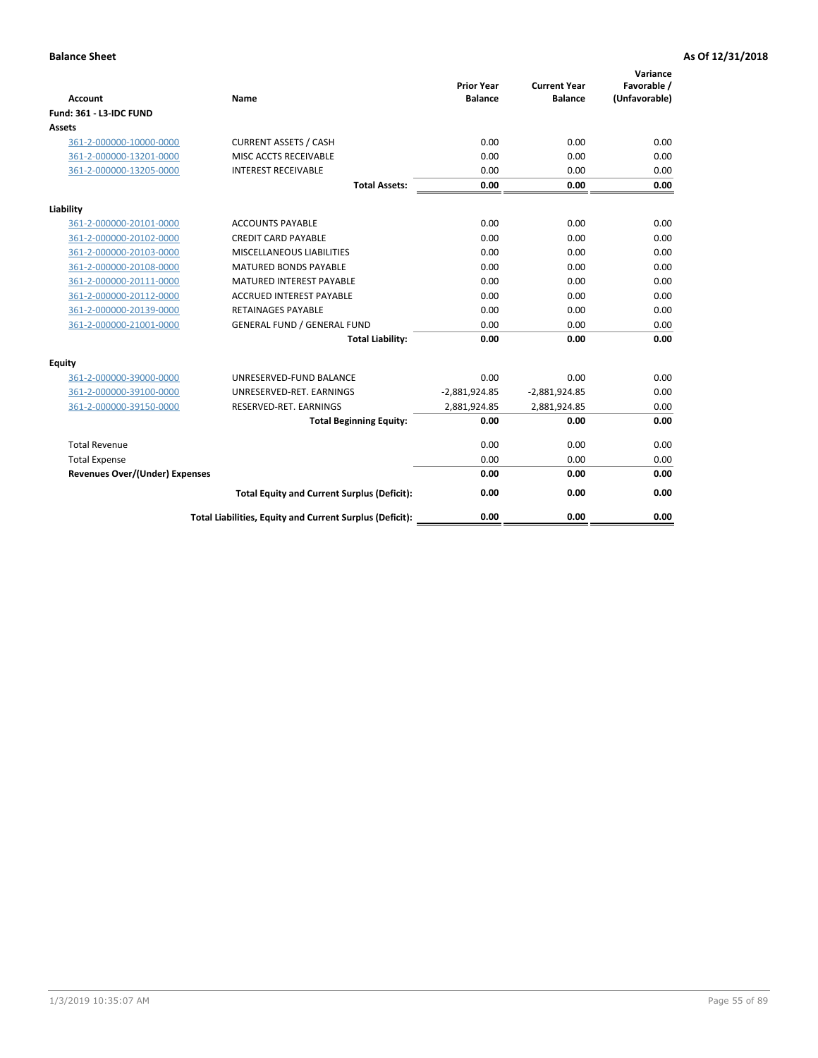**Balance Sheet** — **As Of 12/31/2018**

| Account | Name | Prior Year Balance | Current Year Balance | Variance Favorable / (Unfavorable) |
|---|---|---|---|---|
| **Fund: 361 - L3-IDC FUND** | | | | |
| **Assets** | | | | |
| 361-2-000000-10000-0000 | CURRENT ASSETS / CASH | 0.00 | 0.00 | 0.00 |
| 361-2-000000-13201-0000 | MISC ACCTS RECEIVABLE | 0.00 | 0.00 | 0.00 |
| 361-2-000000-13205-0000 | INTEREST RECEIVABLE | 0.00 | 0.00 | 0.00 |
| | **Total Assets:** | **0.00** | **0.00** | **0.00** |
| **Liability** | | | | |
| 361-2-000000-20101-0000 | ACCOUNTS PAYABLE | 0.00 | 0.00 | 0.00 |
| 361-2-000000-20102-0000 | CREDIT CARD PAYABLE | 0.00 | 0.00 | 0.00 |
| 361-2-000000-20103-0000 | MISCELLANEOUS LIABILITIES | 0.00 | 0.00 | 0.00 |
| 361-2-000000-20108-0000 | MATURED BONDS PAYABLE | 0.00 | 0.00 | 0.00 |
| 361-2-000000-20111-0000 | MATURED INTEREST PAYABLE | 0.00 | 0.00 | 0.00 |
| 361-2-000000-20112-0000 | ACCRUED INTEREST PAYABLE | 0.00 | 0.00 | 0.00 |
| 361-2-000000-20139-0000 | RETAINAGES PAYABLE | 0.00 | 0.00 | 0.00 |
| 361-2-000000-21001-0000 | GENERAL FUND / GENERAL FUND | 0.00 | 0.00 | 0.00 |
| | **Total Liability:** | **0.00** | **0.00** | **0.00** |
| **Equity** | | | | |
| 361-2-000000-39000-0000 | UNRESERVED-FUND BALANCE | 0.00 | 0.00 | 0.00 |
| 361-2-000000-39100-0000 | UNRESERVED-RET. EARNINGS | -2,881,924.85 | -2,881,924.85 | 0.00 |
| 361-2-000000-39150-0000 | RESERVED-RET. EARNINGS | 2,881,924.85 | 2,881,924.85 | 0.00 |
| | **Total Beginning Equity:** | **0.00** | **0.00** | **0.00** |
| Total Revenue | | 0.00 | 0.00 | 0.00 |
| Total Expense | | 0.00 | 0.00 | 0.00 |
| **Revenues Over/(Under) Expenses** | | **0.00** | **0.00** | **0.00** |
| | **Total Equity and Current Surplus (Deficit):** | **0.00** | **0.00** | **0.00** |
| | **Total Liabilities, Equity and Current Surplus (Deficit):** | **0.00** | **0.00** | **0.00** |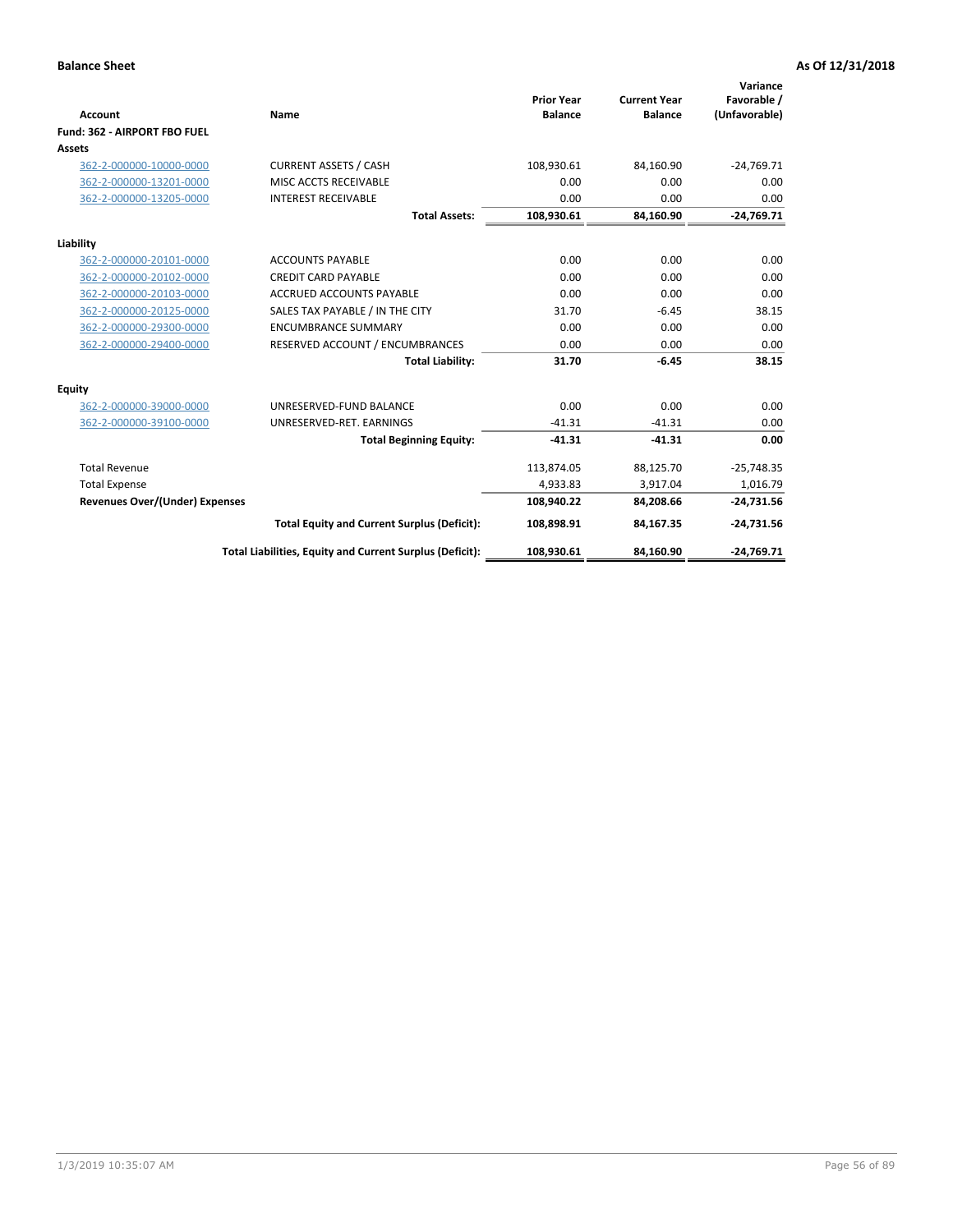**Balance Sheet** | **As Of 12/31/2018**

| Account | Name | Prior Year Balance | Current Year Balance | Variance Favorable / (Unfavorable) |
|---|---|---|---|---|
| **Fund: 362 - AIRPORT FBO FUEL** | | | | |
| **Assets** | | | | |
| 362-2-000000-10000-0000 | CURRENT ASSETS / CASH | 108,930.61 | 84,160.90 | -24,769.71 |
| 362-2-000000-13201-0000 | MISC ACCTS RECEIVABLE | 0.00 | 0.00 | 0.00 |
| 362-2-000000-13205-0000 | INTEREST RECEIVABLE | 0.00 | 0.00 | 0.00 |
| | **Total Assets:** | **108,930.61** | **84,160.90** | **-24,769.71** |
| **Liability** | | | | |
| 362-2-000000-20101-0000 | ACCOUNTS PAYABLE | 0.00 | 0.00 | 0.00 |
| 362-2-000000-20102-0000 | CREDIT CARD PAYABLE | 0.00 | 0.00 | 0.00 |
| 362-2-000000-20103-0000 | ACCRUED ACCOUNTS PAYABLE | 0.00 | 0.00 | 0.00 |
| 362-2-000000-20125-0000 | SALES TAX PAYABLE / IN THE CITY | 31.70 | -6.45 | 38.15 |
| 362-2-000000-29300-0000 | ENCUMBRANCE SUMMARY | 0.00 | 0.00 | 0.00 |
| 362-2-000000-29400-0000 | RESERVED ACCOUNT / ENCUMBRANCES | 0.00 | 0.00 | 0.00 |
| | **Total Liability:** | **31.70** | **-6.45** | **38.15** |
| **Equity** | | | | |
| 362-2-000000-39000-0000 | UNRESERVED-FUND BALANCE | 0.00 | 0.00 | 0.00 |
| 362-2-000000-39100-0000 | UNRESERVED-RET. EARNINGS | -41.31 | -41.31 | 0.00 |
| | **Total Beginning Equity:** | **-41.31** | **-41.31** | **0.00** |
| Total Revenue | | 113,874.05 | 88,125.70 | -25,748.35 |
| Total Expense | | 4,933.83 | 3,917.04 | 1,016.79 |
| **Revenues Over/(Under) Expenses** | | **108,940.22** | **84,208.66** | **-24,731.56** |
| | **Total Equity and Current Surplus (Deficit):** | **108,898.91** | **84,167.35** | **-24,731.56** |
| | **Total Liabilities, Equity and Current Surplus (Deficit):** | **108,930.61** | **84,160.90** | **-24,769.71** |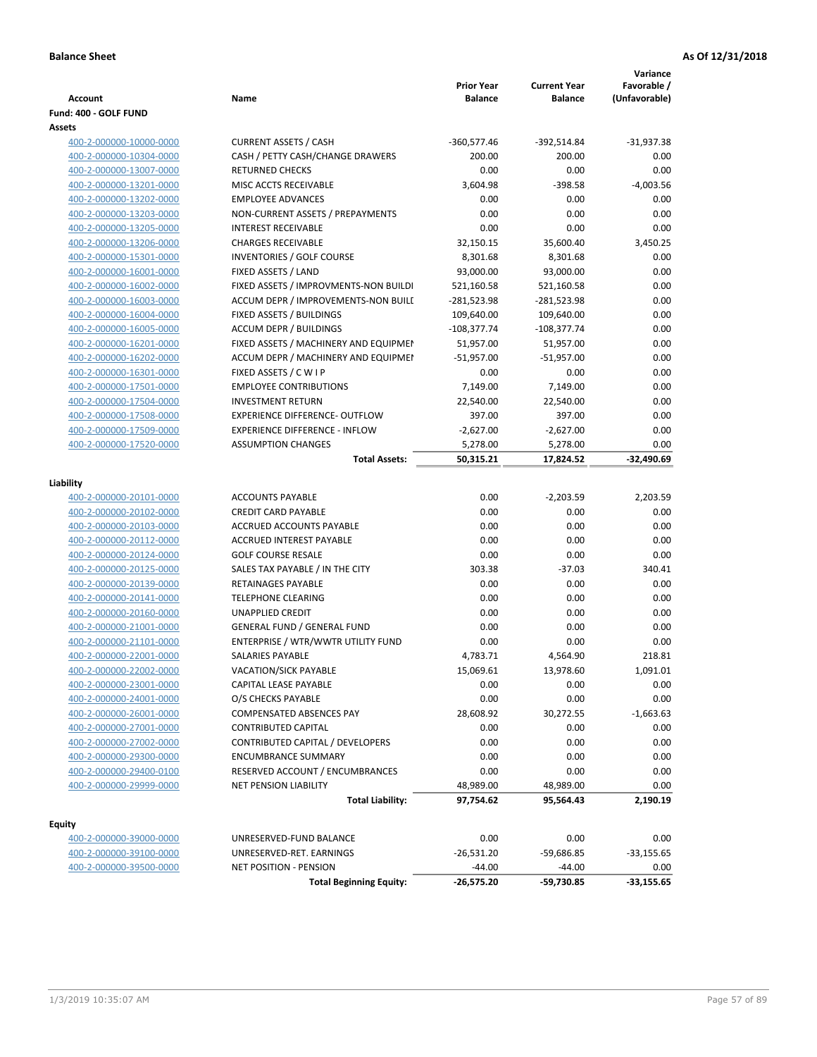**Balance Sheet** **As Of 12/31/2018**

| Account | Name | Prior Year Balance | Current Year Balance | Variance Favorable / (Unfavorable) |
|---|---|---|---|---|
| **Fund: 400 - GOLF FUND** | | | | |
| **Assets** | | | | |
| 400-2-000000-10000-0000 | CURRENT ASSETS / CASH | -360,577.46 | -392,514.84 | -31,937.38 |
| 400-2-000000-10304-0000 | CASH / PETTY CASH/CHANGE DRAWERS | 200.00 | 200.00 | 0.00 |
| 400-2-000000-13007-0000 | RETURNED CHECKS | 0.00 | 0.00 | 0.00 |
| 400-2-000000-13201-0000 | MISC ACCTS RECEIVABLE | 3,604.98 | -398.58 | -4,003.56 |
| 400-2-000000-13202-0000 | EMPLOYEE ADVANCES | 0.00 | 0.00 | 0.00 |
| 400-2-000000-13203-0000 | NON-CURRENT ASSETS / PREPAYMENTS | 0.00 | 0.00 | 0.00 |
| 400-2-000000-13205-0000 | INTEREST RECEIVABLE | 0.00 | 0.00 | 0.00 |
| 400-2-000000-13206-0000 | CHARGES RECEIVABLE | 32,150.15 | 35,600.40 | 3,450.25 |
| 400-2-000000-15301-0000 | INVENTORIES / GOLF COURSE | 8,301.68 | 8,301.68 | 0.00 |
| 400-2-000000-16001-0000 | FIXED ASSETS / LAND | 93,000.00 | 93,000.00 | 0.00 |
| 400-2-000000-16002-0000 | FIXED ASSETS / IMPROVMENTS-NON BUILDI | 521,160.58 | 521,160.58 | 0.00 |
| 400-2-000000-16003-0000 | ACCUM DEPR / IMPROVEMENTS-NON BUILI | -281,523.98 | -281,523.98 | 0.00 |
| 400-2-000000-16004-0000 | FIXED ASSETS / BUILDINGS | 109,640.00 | 109,640.00 | 0.00 |
| 400-2-000000-16005-0000 | ACCUM DEPR / BUILDINGS | -108,377.74 | -108,377.74 | 0.00 |
| 400-2-000000-16201-0000 | FIXED ASSETS / MACHINERY AND EQUIPMEI | 51,957.00 | 51,957.00 | 0.00 |
| 400-2-000000-16202-0000 | ACCUM DEPR / MACHINERY AND EQUIPMEI | -51,957.00 | -51,957.00 | 0.00 |
| 400-2-000000-16301-0000 | FIXED ASSETS / C W I P | 0.00 | 0.00 | 0.00 |
| 400-2-000000-17501-0000 | EMPLOYEE CONTRIBUTIONS | 7,149.00 | 7,149.00 | 0.00 |
| 400-2-000000-17504-0000 | INVESTMENT RETURN | 22,540.00 | 22,540.00 | 0.00 |
| 400-2-000000-17508-0000 | EXPERIENCE DIFFERENCE- OUTFLOW | 397.00 | 397.00 | 0.00 |
| 400-2-000000-17509-0000 | EXPERIENCE DIFFERENCE - INFLOW | -2,627.00 | -2,627.00 | 0.00 |
| 400-2-000000-17520-0000 | ASSUMPTION CHANGES | 5,278.00 | 5,278.00 | 0.00 |
| | **Total Assets:** | **50,315.21** | **17,824.52** | **-32,490.69** |
| **Liability** | | | | |
| 400-2-000000-20101-0000 | ACCOUNTS PAYABLE | 0.00 | -2,203.59 | 2,203.59 |
| 400-2-000000-20102-0000 | CREDIT CARD PAYABLE | 0.00 | 0.00 | 0.00 |
| 400-2-000000-20103-0000 | ACCRUED ACCOUNTS PAYABLE | 0.00 | 0.00 | 0.00 |
| 400-2-000000-20112-0000 | ACCRUED INTEREST PAYABLE | 0.00 | 0.00 | 0.00 |
| 400-2-000000-20124-0000 | GOLF COURSE RESALE | 0.00 | 0.00 | 0.00 |
| 400-2-000000-20125-0000 | SALES TAX PAYABLE / IN THE CITY | 303.38 | -37.03 | 340.41 |
| 400-2-000000-20139-0000 | RETAINAGES PAYABLE | 0.00 | 0.00 | 0.00 |
| 400-2-000000-20141-0000 | TELEPHONE CLEARING | 0.00 | 0.00 | 0.00 |
| 400-2-000000-20160-0000 | UNAPPLIED CREDIT | 0.00 | 0.00 | 0.00 |
| 400-2-000000-21001-0000 | GENERAL FUND / GENERAL FUND | 0.00 | 0.00 | 0.00 |
| 400-2-000000-21101-0000 | ENTERPRISE / WTR/WWTR UTILITY FUND | 0.00 | 0.00 | 0.00 |
| 400-2-000000-22001-0000 | SALARIES PAYABLE | 4,783.71 | 4,564.90 | 218.81 |
| 400-2-000000-22002-0000 | VACATION/SICK PAYABLE | 15,069.61 | 13,978.60 | 1,091.01 |
| 400-2-000000-23001-0000 | CAPITAL LEASE PAYABLE | 0.00 | 0.00 | 0.00 |
| 400-2-000000-24001-0000 | O/S CHECKS PAYABLE | 0.00 | 0.00 | 0.00 |
| 400-2-000000-26001-0000 | COMPENSATED ABSENCES PAY | 28,608.92 | 30,272.55 | -1,663.63 |
| 400-2-000000-27001-0000 | CONTRIBUTED CAPITAL | 0.00 | 0.00 | 0.00 |
| 400-2-000000-27002-0000 | CONTRIBUTED CAPITAL / DEVELOPERS | 0.00 | 0.00 | 0.00 |
| 400-2-000000-29300-0000 | ENCUMBRANCE SUMMARY | 0.00 | 0.00 | 0.00 |
| 400-2-000000-29400-0100 | RESERVED ACCOUNT / ENCUMBRANCES | 0.00 | 0.00 | 0.00 |
| 400-2-000000-29999-0000 | NET PENSION LIABILITY | 48,989.00 | 48,989.00 | 0.00 |
| | **Total Liability:** | **97,754.62** | **95,564.43** | **2,190.19** |
| **Equity** | | | | |
| 400-2-000000-39000-0000 | UNRESERVED-FUND BALANCE | 0.00 | 0.00 | 0.00 |
| 400-2-000000-39100-0000 | UNRESERVED-RET. EARNINGS | -26,531.20 | -59,686.85 | -33,155.65 |
| 400-2-000000-39500-0000 | NET POSITION - PENSION | -44.00 | -44.00 | 0.00 |
| | **Total Beginning Equity:** | **-26,575.20** | **-59,730.85** | **-33,155.65** |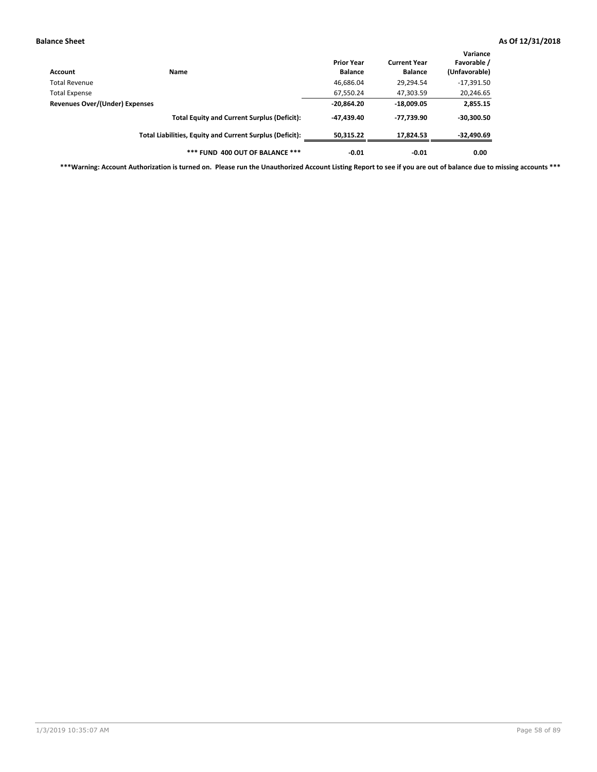**Balance Sheet** **As Of 12/31/2018**

| Account | Name | Prior Year Balance | Current Year Balance | Variance Favorable / (Unfavorable) |
|---|---|---|---|---|
| Total Revenue | | 46,686.04 | 29,294.54 | -17,391.50 |
| Total Expense | | 67,550.24 | 47,303.59 | 20,246.65 |
| **Revenues Over/(Under) Expenses** | | **-20,864.20** | **-18,009.05** | **2,855.15** |
| | **Total Equity and Current Surplus (Deficit):** | **-47,439.40** | **-77,739.90** | **-30,300.50** |
| | **Total Liabilities, Equity and Current Surplus (Deficit):** | **50,315.22** | **17,824.53** | **-32,490.69** |
| | **\*\*\* FUND 400 OUT OF BALANCE \*\*\*** | **-0.01** | **-0.01** | **0.00** |

**\*\*\*Warning: Account Authorization is turned on. Please run the Unauthorized Account Listing Report to see if you are out of balance due to missing accounts \*\*\***

1/3/2019 10:35:07 AM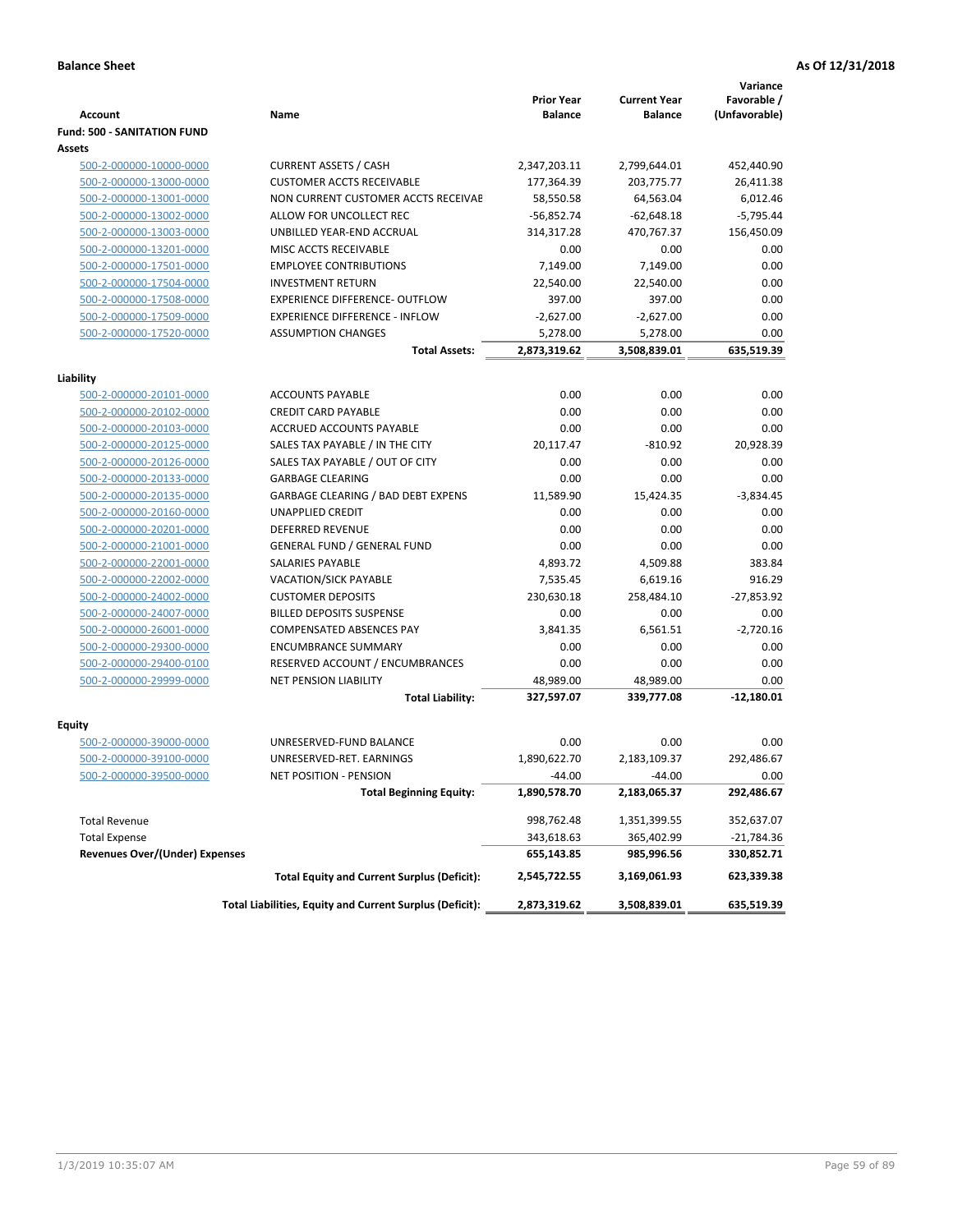**Balance Sheet** — As Of 12/31/2018

| Account | Name | Prior Year Balance | Current Year Balance | Variance Favorable / (Unfavorable) |
|---|---|---|---|---|
| **Fund: 500 - SANITATION FUND** | | | | |
| **Assets** | | | | |
| 500-2-000000-10000-0000 | CURRENT ASSETS / CASH | 2,347,203.11 | 2,799,644.01 | 452,440.90 |
| 500-2-000000-13000-0000 | CUSTOMER ACCTS RECEIVABLE | 177,364.39 | 203,775.77 | 26,411.38 |
| 500-2-000000-13001-0000 | NON CURRENT CUSTOMER ACCTS RECEIVAE | 58,550.58 | 64,563.04 | 6,012.46 |
| 500-2-000000-13002-0000 | ALLOW FOR UNCOLLECT REC | -56,852.74 | -62,648.18 | -5,795.44 |
| 500-2-000000-13003-0000 | UNBILLED YEAR-END ACCRUAL | 314,317.28 | 470,767.37 | 156,450.09 |
| 500-2-000000-13201-0000 | MISC ACCTS RECEIVABLE | 0.00 | 0.00 | 0.00 |
| 500-2-000000-17501-0000 | EMPLOYEE CONTRIBUTIONS | 7,149.00 | 7,149.00 | 0.00 |
| 500-2-000000-17504-0000 | INVESTMENT RETURN | 22,540.00 | 22,540.00 | 0.00 |
| 500-2-000000-17508-0000 | EXPERIENCE DIFFERENCE- OUTFLOW | 397.00 | 397.00 | 0.00 |
| 500-2-000000-17509-0000 | EXPERIENCE DIFFERENCE - INFLOW | -2,627.00 | -2,627.00 | 0.00 |
| 500-2-000000-17520-0000 | ASSUMPTION CHANGES | 5,278.00 | 5,278.00 | 0.00 |
| | **Total Assets:** | **2,873,319.62** | **3,508,839.01** | **635,519.39** |
| **Liability** | | | | |
| 500-2-000000-20101-0000 | ACCOUNTS PAYABLE | 0.00 | 0.00 | 0.00 |
| 500-2-000000-20102-0000 | CREDIT CARD PAYABLE | 0.00 | 0.00 | 0.00 |
| 500-2-000000-20103-0000 | ACCRUED ACCOUNTS PAYABLE | 0.00 | 0.00 | 0.00 |
| 500-2-000000-20125-0000 | SALES TAX PAYABLE / IN THE CITY | 20,117.47 | -810.92 | 20,928.39 |
| 500-2-000000-20126-0000 | SALES TAX PAYABLE / OUT OF CITY | 0.00 | 0.00 | 0.00 |
| 500-2-000000-20133-0000 | GARBAGE CLEARING | 0.00 | 0.00 | 0.00 |
| 500-2-000000-20135-0000 | GARBAGE CLEARING / BAD DEBT EXPENS | 11,589.90 | 15,424.35 | -3,834.45 |
| 500-2-000000-20160-0000 | UNAPPLIED CREDIT | 0.00 | 0.00 | 0.00 |
| 500-2-000000-20201-0000 | DEFERRED REVENUE | 0.00 | 0.00 | 0.00 |
| 500-2-000000-21001-0000 | GENERAL FUND / GENERAL FUND | 0.00 | 0.00 | 0.00 |
| 500-2-000000-22001-0000 | SALARIES PAYABLE | 4,893.72 | 4,509.88 | 383.84 |
| 500-2-000000-22002-0000 | VACATION/SICK PAYABLE | 7,535.45 | 6,619.16 | 916.29 |
| 500-2-000000-24002-0000 | CUSTOMER DEPOSITS | 230,630.18 | 258,484.10 | -27,853.92 |
| 500-2-000000-24007-0000 | BILLED DEPOSITS SUSPENSE | 0.00 | 0.00 | 0.00 |
| 500-2-000000-26001-0000 | COMPENSATED ABSENCES PAY | 3,841.35 | 6,561.51 | -2,720.16 |
| 500-2-000000-29300-0000 | ENCUMBRANCE SUMMARY | 0.00 | 0.00 | 0.00 |
| 500-2-000000-29400-0100 | RESERVED ACCOUNT / ENCUMBRANCES | 0.00 | 0.00 | 0.00 |
| 500-2-000000-29999-0000 | NET PENSION LIABILITY | 48,989.00 | 48,989.00 | 0.00 |
| | **Total Liability:** | **327,597.07** | **339,777.08** | **-12,180.01** |
| **Equity** | | | | |
| 500-2-000000-39000-0000 | UNRESERVED-FUND BALANCE | 0.00 | 0.00 | 0.00 |
| 500-2-000000-39100-0000 | UNRESERVED-RET. EARNINGS | 1,890,622.70 | 2,183,109.37 | 292,486.67 |
| 500-2-000000-39500-0000 | NET POSITION - PENSION | -44.00 | -44.00 | 0.00 |
| | **Total Beginning Equity:** | **1,890,578.70** | **2,183,065.37** | **292,486.67** |
| Total Revenue | | 998,762.48 | 1,351,399.55 | 352,637.07 |
| Total Expense | | 343,618.63 | 365,402.99 | -21,784.36 |
| **Revenues Over/(Under) Expenses** | | **655,143.85** | **985,996.56** | **330,852.71** |
| | **Total Equity and Current Surplus (Deficit):** | **2,545,722.55** | **3,169,061.93** | **623,339.38** |
| | **Total Liabilities, Equity and Current Surplus (Deficit):** | **2,873,319.62** | **3,508,839.01** | **635,519.39** |

1/3/2019 10:35:07 AM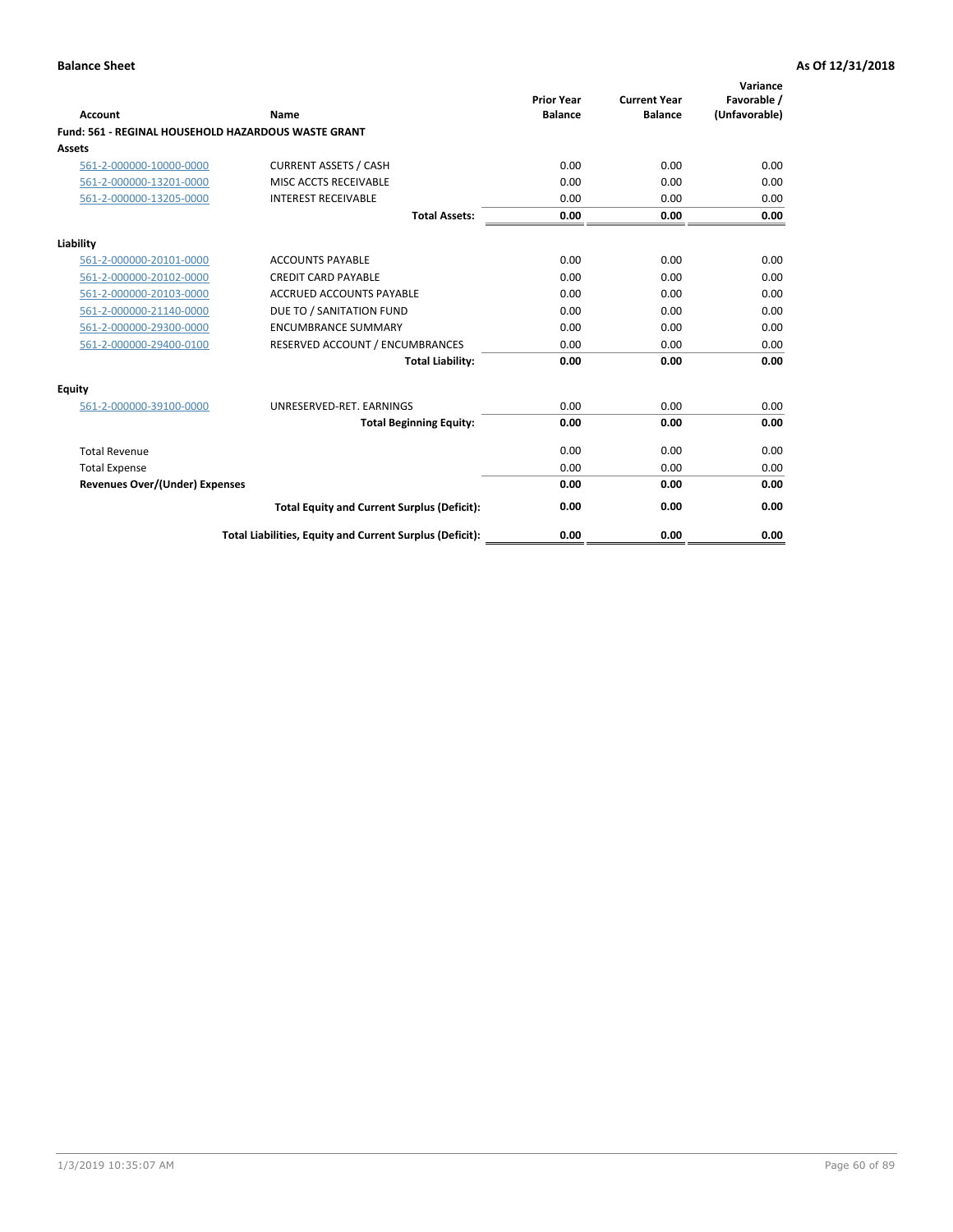**Balance Sheet** **As Of 12/31/2018**

| Account | Name | Prior Year Balance | Current Year Balance | Variance Favorable / (Unfavorable) |
|---|---|---|---|---|
| **Fund: 561 - REGINAL HOUSEHOLD HAZARDOUS WASTE GRANT** | | | | |
| **Assets** | | | | |
| 561-2-000000-10000-0000 | CURRENT ASSETS / CASH | 0.00 | 0.00 | 0.00 |
| 561-2-000000-13201-0000 | MISC ACCTS RECEIVABLE | 0.00 | 0.00 | 0.00 |
| 561-2-000000-13205-0000 | INTEREST RECEIVABLE | 0.00 | 0.00 | 0.00 |
| | **Total Assets:** | **0.00** | **0.00** | **0.00** |
| **Liability** | | | | |
| 561-2-000000-20101-0000 | ACCOUNTS PAYABLE | 0.00 | 0.00 | 0.00 |
| 561-2-000000-20102-0000 | CREDIT CARD PAYABLE | 0.00 | 0.00 | 0.00 |
| 561-2-000000-20103-0000 | ACCRUED ACCOUNTS PAYABLE | 0.00 | 0.00 | 0.00 |
| 561-2-000000-21140-0000 | DUE TO / SANITATION FUND | 0.00 | 0.00 | 0.00 |
| 561-2-000000-29300-0000 | ENCUMBRANCE SUMMARY | 0.00 | 0.00 | 0.00 |
| 561-2-000000-29400-0100 | RESERVED ACCOUNT / ENCUMBRANCES | 0.00 | 0.00 | 0.00 |
| | **Total Liability:** | **0.00** | **0.00** | **0.00** |
| **Equity** | | | | |
| 561-2-000000-39100-0000 | UNRESERVED-RET. EARNINGS | 0.00 | 0.00 | 0.00 |
| | **Total Beginning Equity:** | **0.00** | **0.00** | **0.00** |
| Total Revenue | | 0.00 | 0.00 | 0.00 |
| Total Expense | | 0.00 | 0.00 | 0.00 |
| **Revenues Over/(Under) Expenses** | | **0.00** | **0.00** | **0.00** |
| | **Total Equity and Current Surplus (Deficit):** | **0.00** | **0.00** | **0.00** |
| | **Total Liabilities, Equity and Current Surplus (Deficit):** | **0.00** | **0.00** | **0.00** |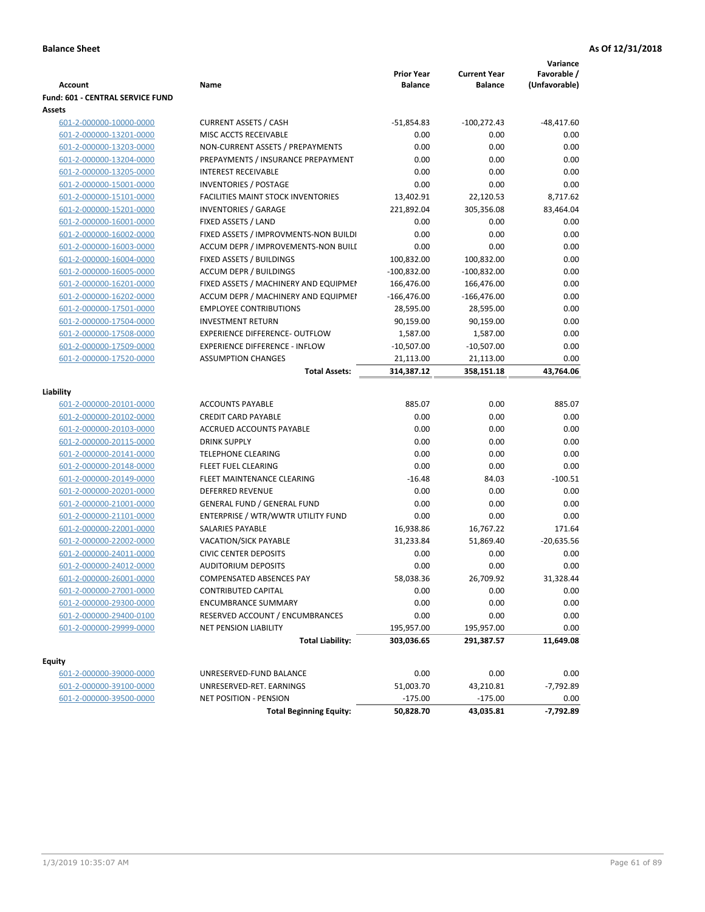**Balance Sheet** **As Of 12/31/2018**

| Account | Name | Prior Year Balance | Current Year Balance | Variance Favorable / (Unfavorable) |
|---|---|---|---|---|
| **Fund: 601 - CENTRAL SERVICE FUND** | | | | |
| **Assets** | | | | |
| 601-2-000000-10000-0000 | CURRENT ASSETS / CASH | -51,854.83 | -100,272.43 | -48,417.60 |
| 601-2-000000-13201-0000 | MISC ACCTS RECEIVABLE | 0.00 | 0.00 | 0.00 |
| 601-2-000000-13203-0000 | NON-CURRENT ASSETS / PREPAYMENTS | 0.00 | 0.00 | 0.00 |
| 601-2-000000-13204-0000 | PREPAYMENTS / INSURANCE PREPAYMENT | 0.00 | 0.00 | 0.00 |
| 601-2-000000-13205-0000 | INTEREST RECEIVABLE | 0.00 | 0.00 | 0.00 |
| 601-2-000000-15001-0000 | INVENTORIES / POSTAGE | 0.00 | 0.00 | 0.00 |
| 601-2-000000-15101-0000 | FACILITIES MAINT STOCK INVENTORIES | 13,402.91 | 22,120.53 | 8,717.62 |
| 601-2-000000-15201-0000 | INVENTORIES / GARAGE | 221,892.04 | 305,356.08 | 83,464.04 |
| 601-2-000000-16001-0000 | FIXED ASSETS / LAND | 0.00 | 0.00 | 0.00 |
| 601-2-000000-16002-0000 | FIXED ASSETS / IMPROVMENTS-NON BUILDI | 0.00 | 0.00 | 0.00 |
| 601-2-000000-16003-0000 | ACCUM DEPR / IMPROVEMENTS-NON BUILI | 0.00 | 0.00 | 0.00 |
| 601-2-000000-16004-0000 | FIXED ASSETS / BUILDINGS | 100,832.00 | 100,832.00 | 0.00 |
| 601-2-000000-16005-0000 | ACCUM DEPR / BUILDINGS | -100,832.00 | -100,832.00 | 0.00 |
| 601-2-000000-16201-0000 | FIXED ASSETS / MACHINERY AND EQUIPMEI | 166,476.00 | 166,476.00 | 0.00 |
| 601-2-000000-16202-0000 | ACCUM DEPR / MACHINERY AND EQUIPMEI | -166,476.00 | -166,476.00 | 0.00 |
| 601-2-000000-17501-0000 | EMPLOYEE CONTRIBUTIONS | 28,595.00 | 28,595.00 | 0.00 |
| 601-2-000000-17504-0000 | INVESTMENT RETURN | 90,159.00 | 90,159.00 | 0.00 |
| 601-2-000000-17508-0000 | EXPERIENCE DIFFERENCE- OUTFLOW | 1,587.00 | 1,587.00 | 0.00 |
| 601-2-000000-17509-0000 | EXPERIENCE DIFFERENCE - INFLOW | -10,507.00 | -10,507.00 | 0.00 |
| 601-2-000000-17520-0000 | ASSUMPTION CHANGES | 21,113.00 | 21,113.00 | 0.00 |
| | **Total Assets:** | **314,387.12** | **358,151.18** | **43,764.06** |
| **Liability** | | | | |
| 601-2-000000-20101-0000 | ACCOUNTS PAYABLE | 885.07 | 0.00 | 885.07 |
| 601-2-000000-20102-0000 | CREDIT CARD PAYABLE | 0.00 | 0.00 | 0.00 |
| 601-2-000000-20103-0000 | ACCRUED ACCOUNTS PAYABLE | 0.00 | 0.00 | 0.00 |
| 601-2-000000-20115-0000 | DRINK SUPPLY | 0.00 | 0.00 | 0.00 |
| 601-2-000000-20141-0000 | TELEPHONE CLEARING | 0.00 | 0.00 | 0.00 |
| 601-2-000000-20148-0000 | FLEET FUEL CLEARING | 0.00 | 0.00 | 0.00 |
| 601-2-000000-20149-0000 | FLEET MAINTENANCE CLEARING | -16.48 | 84.03 | -100.51 |
| 601-2-000000-20201-0000 | DEFERRED REVENUE | 0.00 | 0.00 | 0.00 |
| 601-2-000000-21001-0000 | GENERAL FUND / GENERAL FUND | 0.00 | 0.00 | 0.00 |
| 601-2-000000-21101-0000 | ENTERPRISE / WTR/WWTR UTILITY FUND | 0.00 | 0.00 | 0.00 |
| 601-2-000000-22001-0000 | SALARIES PAYABLE | 16,938.86 | 16,767.22 | 171.64 |
| 601-2-000000-22002-0000 | VACATION/SICK PAYABLE | 31,233.84 | 51,869.40 | -20,635.56 |
| 601-2-000000-24011-0000 | CIVIC CENTER DEPOSITS | 0.00 | 0.00 | 0.00 |
| 601-2-000000-24012-0000 | AUDITORIUM DEPOSITS | 0.00 | 0.00 | 0.00 |
| 601-2-000000-26001-0000 | COMPENSATED ABSENCES PAY | 58,038.36 | 26,709.92 | 31,328.44 |
| 601-2-000000-27001-0000 | CONTRIBUTED CAPITAL | 0.00 | 0.00 | 0.00 |
| 601-2-000000-29300-0000 | ENCUMBRANCE SUMMARY | 0.00 | 0.00 | 0.00 |
| 601-2-000000-29400-0100 | RESERVED ACCOUNT / ENCUMBRANCES | 0.00 | 0.00 | 0.00 |
| 601-2-000000-29999-0000 | NET PENSION LIABILITY | 195,957.00 | 195,957.00 | 0.00 |
| | **Total Liability:** | **303,036.65** | **291,387.57** | **11,649.08** |
| **Equity** | | | | |
| 601-2-000000-39000-0000 | UNRESERVED-FUND BALANCE | 0.00 | 0.00 | 0.00 |
| 601-2-000000-39100-0000 | UNRESERVED-RET. EARNINGS | 51,003.70 | 43,210.81 | -7,792.89 |
| 601-2-000000-39500-0000 | NET POSITION - PENSION | -175.00 | -175.00 | 0.00 |
| | **Total Beginning Equity:** | **50,828.70** | **43,035.81** | **-7,792.89** |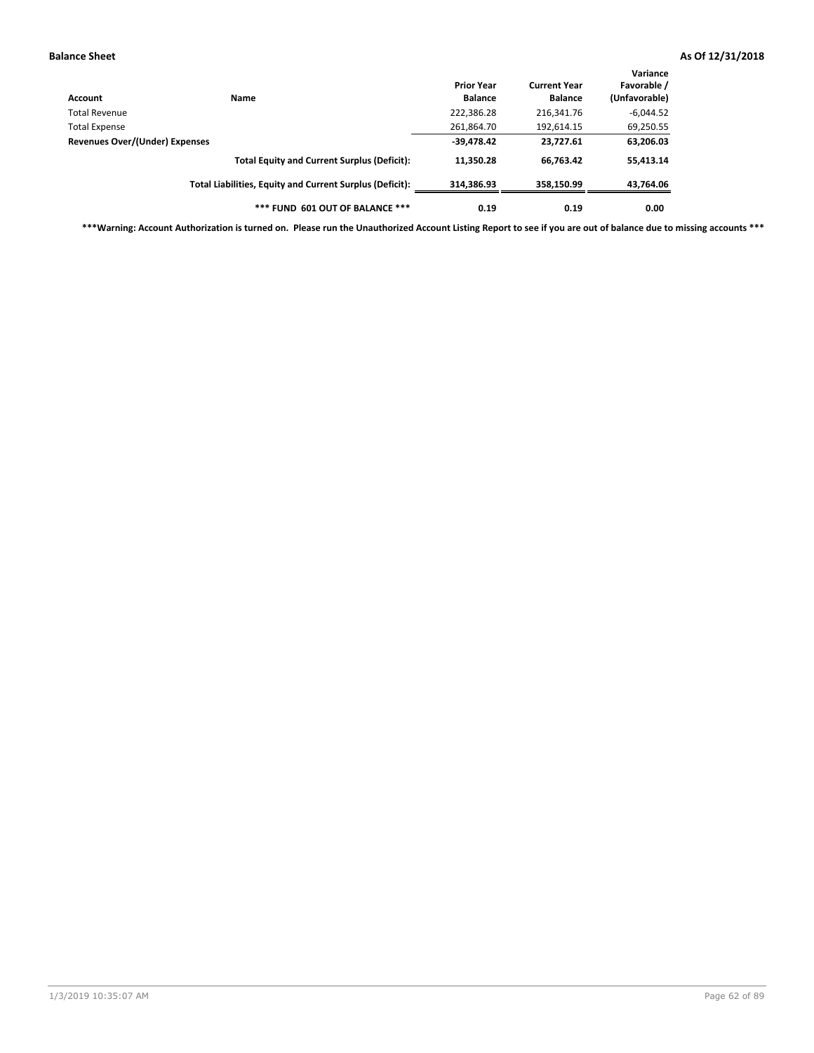| Account | Name | Prior Year Balance | Current Year Balance | Variance Favorable / (Unfavorable) |
|---|---|---|---|---|
| Total Revenue | | 222,386.28 | 216,341.76 | -6,044.52 |
| Total Expense | | 261,864.70 | 192,614.15 | 69,250.55 |
| **Revenues Over/(Under) Expenses** | | **-39,478.42** | **23,727.61** | **63,206.03** |
| | **Total Equity and Current Surplus (Deficit):** | **11,350.28** | **66,763.42** | **55,413.14** |
| | **Total Liabilities, Equity and Current Surplus (Deficit):** | **314,386.93** | **358,150.99** | **43,764.06** |
| | **\*\*\* FUND 601 OUT OF BALANCE \*\*\*** | **0.19** | **0.19** | **0.00** |

**\*\*\*Warning: Account Authorization is turned on. Please run the Unauthorized Account Listing Report to see if you are out of balance due to missing accounts \*\*\***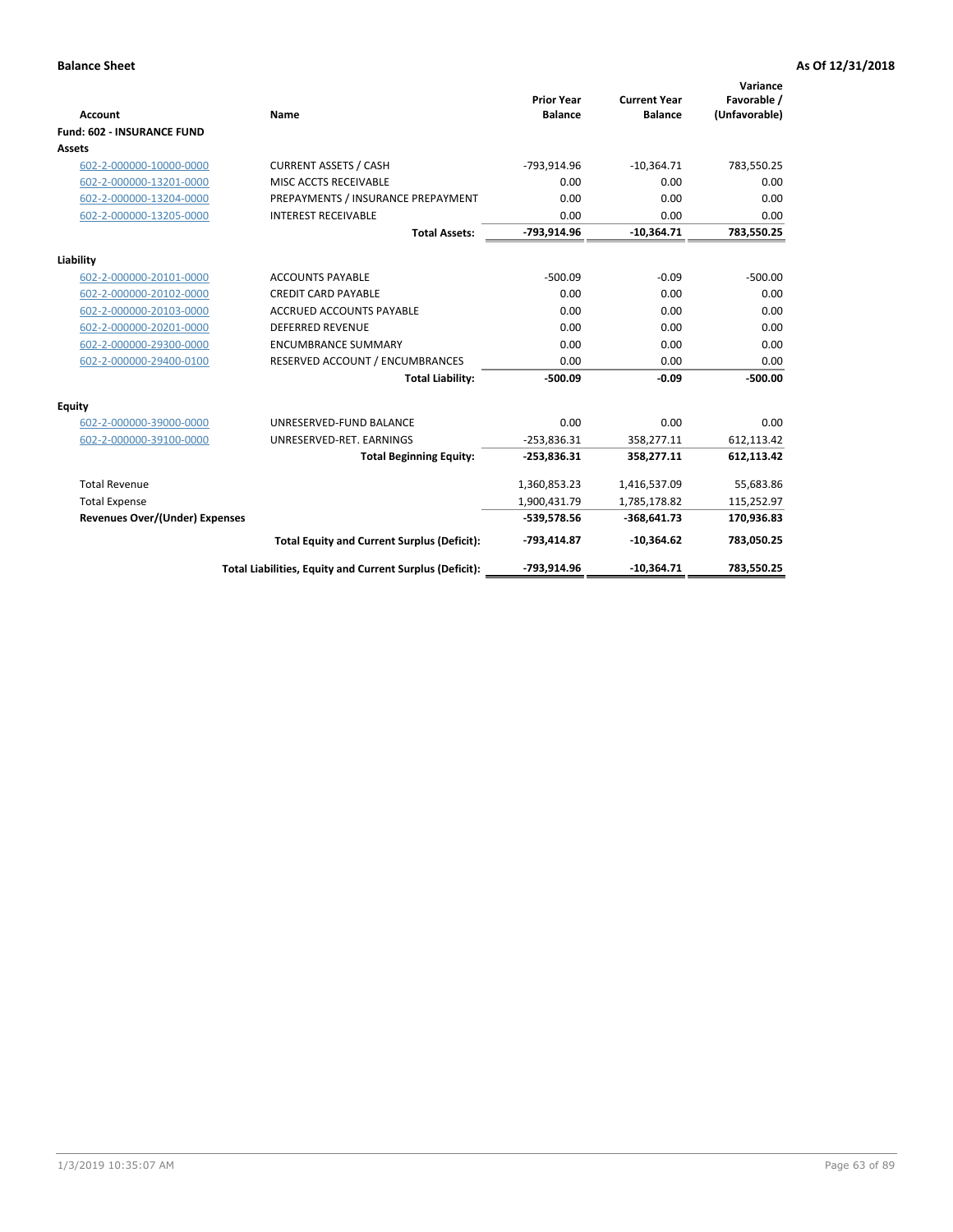**Balance Sheet** **As Of 12/31/2018**

| Account | Name | Prior Year Balance | Current Year Balance | Variance Favorable / (Unfavorable) |
|---|---|---|---|---|
| **Fund: 602 - INSURANCE FUND** | | | | |
| **Assets** | | | | |
| 602-2-000000-10000-0000 | CURRENT ASSETS / CASH | -793,914.96 | -10,364.71 | 783,550.25 |
| 602-2-000000-13201-0000 | MISC ACCTS RECEIVABLE | 0.00 | 0.00 | 0.00 |
| 602-2-000000-13204-0000 | PREPAYMENTS / INSURANCE PREPAYMENT | 0.00 | 0.00 | 0.00 |
| 602-2-000000-13205-0000 | INTEREST RECEIVABLE | 0.00 | 0.00 | 0.00 |
| | **Total Assets:** | **-793,914.96** | **-10,364.71** | **783,550.25** |
| **Liability** | | | | |
| 602-2-000000-20101-0000 | ACCOUNTS PAYABLE | -500.09 | -0.09 | -500.00 |
| 602-2-000000-20102-0000 | CREDIT CARD PAYABLE | 0.00 | 0.00 | 0.00 |
| 602-2-000000-20103-0000 | ACCRUED ACCOUNTS PAYABLE | 0.00 | 0.00 | 0.00 |
| 602-2-000000-20201-0000 | DEFERRED REVENUE | 0.00 | 0.00 | 0.00 |
| 602-2-000000-29300-0000 | ENCUMBRANCE SUMMARY | 0.00 | 0.00 | 0.00 |
| 602-2-000000-29400-0100 | RESERVED ACCOUNT / ENCUMBRANCES | 0.00 | 0.00 | 0.00 |
| | **Total Liability:** | **-500.09** | **-0.09** | **-500.00** |
| **Equity** | | | | |
| 602-2-000000-39000-0000 | UNRESERVED-FUND BALANCE | 0.00 | 0.00 | 0.00 |
| 602-2-000000-39100-0000 | UNRESERVED-RET. EARNINGS | -253,836.31 | 358,277.11 | 612,113.42 |
| | **Total Beginning Equity:** | **-253,836.31** | **358,277.11** | **612,113.42** |
| Total Revenue | | 1,360,853.23 | 1,416,537.09 | 55,683.86 |
| Total Expense | | 1,900,431.79 | 1,785,178.82 | 115,252.97 |
| **Revenues Over/(Under) Expenses** | | **-539,578.56** | **-368,641.73** | **170,936.83** |
| | **Total Equity and Current Surplus (Deficit):** | **-793,414.87** | **-10,364.62** | **783,050.25** |
| | **Total Liabilities, Equity and Current Surplus (Deficit):** | **-793,914.96** | **-10,364.71** | **783,550.25** |

1/3/2019 10:35:07 AM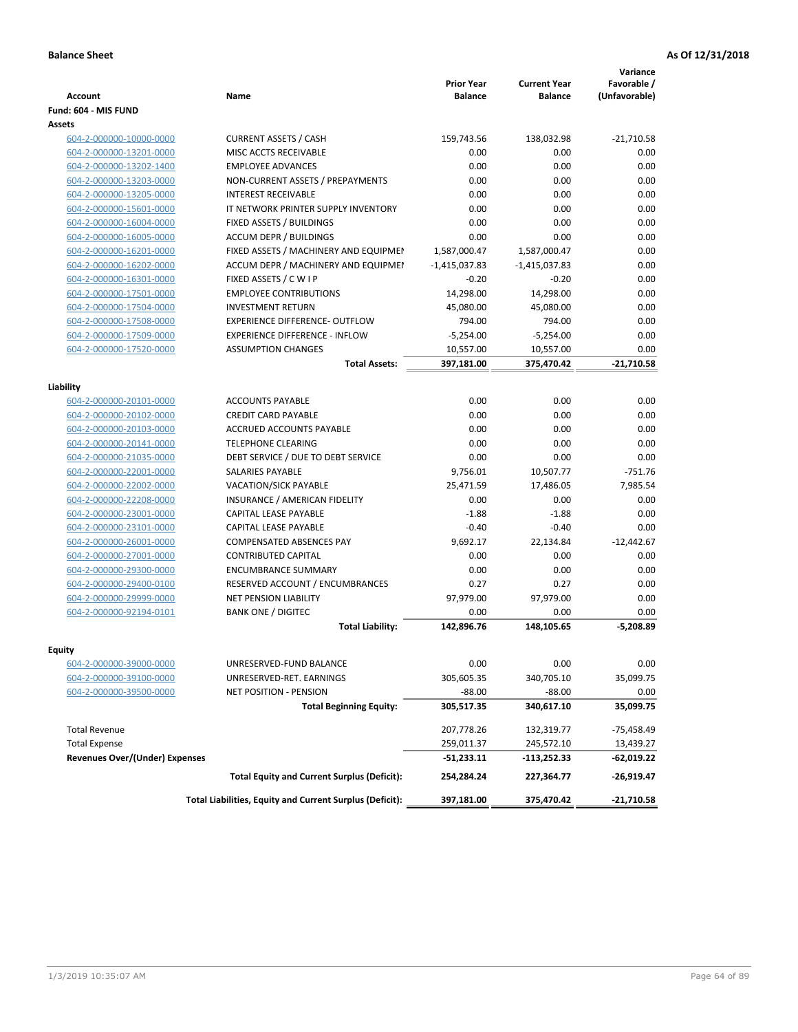**Balance Sheet** **As Of 12/31/2018**

| Account | Name | Prior Year Balance | Current Year Balance | Variance Favorable / (Unfavorable) |
|---|---|---|---|---|
| **Fund: 604 - MIS FUND** | | | | |
| **Assets** | | | | |
| 604-2-000000-10000-0000 | CURRENT ASSETS / CASH | 159,743.56 | 138,032.98 | -21,710.58 |
| 604-2-000000-13201-0000 | MISC ACCTS RECEIVABLE | 0.00 | 0.00 | 0.00 |
| 604-2-000000-13202-1400 | EMPLOYEE ADVANCES | 0.00 | 0.00 | 0.00 |
| 604-2-000000-13203-0000 | NON-CURRENT ASSETS / PREPAYMENTS | 0.00 | 0.00 | 0.00 |
| 604-2-000000-13205-0000 | INTEREST RECEIVABLE | 0.00 | 0.00 | 0.00 |
| 604-2-000000-15601-0000 | IT NETWORK PRINTER SUPPLY INVENTORY | 0.00 | 0.00 | 0.00 |
| 604-2-000000-16004-0000 | FIXED ASSETS / BUILDINGS | 0.00 | 0.00 | 0.00 |
| 604-2-000000-16005-0000 | ACCUM DEPR / BUILDINGS | 0.00 | 0.00 | 0.00 |
| 604-2-000000-16201-0000 | FIXED ASSETS / MACHINERY AND EQUIPMEI | 1,587,000.47 | 1,587,000.47 | 0.00 |
| 604-2-000000-16202-0000 | ACCUM DEPR / MACHINERY AND EQUIPMEI | -1,415,037.83 | -1,415,037.83 | 0.00 |
| 604-2-000000-16301-0000 | FIXED ASSETS / C W I P | -0.20 | -0.20 | 0.00 |
| 604-2-000000-17501-0000 | EMPLOYEE CONTRIBUTIONS | 14,298.00 | 14,298.00 | 0.00 |
| 604-2-000000-17504-0000 | INVESTMENT RETURN | 45,080.00 | 45,080.00 | 0.00 |
| 604-2-000000-17508-0000 | EXPERIENCE DIFFERENCE- OUTFLOW | 794.00 | 794.00 | 0.00 |
| 604-2-000000-17509-0000 | EXPERIENCE DIFFERENCE - INFLOW | -5,254.00 | -5,254.00 | 0.00 |
| 604-2-000000-17520-0000 | ASSUMPTION CHANGES | 10,557.00 | 10,557.00 | 0.00 |
| | **Total Assets:** | **397,181.00** | **375,470.42** | **-21,710.58** |
| **Liability** | | | | |
| 604-2-000000-20101-0000 | ACCOUNTS PAYABLE | 0.00 | 0.00 | 0.00 |
| 604-2-000000-20102-0000 | CREDIT CARD PAYABLE | 0.00 | 0.00 | 0.00 |
| 604-2-000000-20103-0000 | ACCRUED ACCOUNTS PAYABLE | 0.00 | 0.00 | 0.00 |
| 604-2-000000-20141-0000 | TELEPHONE CLEARING | 0.00 | 0.00 | 0.00 |
| 604-2-000000-21035-0000 | DEBT SERVICE / DUE TO DEBT SERVICE | 0.00 | 0.00 | 0.00 |
| 604-2-000000-22001-0000 | SALARIES PAYABLE | 9,756.01 | 10,507.77 | -751.76 |
| 604-2-000000-22002-0000 | VACATION/SICK PAYABLE | 25,471.59 | 17,486.05 | 7,985.54 |
| 604-2-000000-22208-0000 | INSURANCE / AMERICAN FIDELITY | 0.00 | 0.00 | 0.00 |
| 604-2-000000-23001-0000 | CAPITAL LEASE PAYABLE | -1.88 | -1.88 | 0.00 |
| 604-2-000000-23101-0000 | CAPITAL LEASE PAYABLE | -0.40 | -0.40 | 0.00 |
| 604-2-000000-26001-0000 | COMPENSATED ABSENCES PAY | 9,692.17 | 22,134.84 | -12,442.67 |
| 604-2-000000-27001-0000 | CONTRIBUTED CAPITAL | 0.00 | 0.00 | 0.00 |
| 604-2-000000-29300-0000 | ENCUMBRANCE SUMMARY | 0.00 | 0.00 | 0.00 |
| 604-2-000000-29400-0100 | RESERVED ACCOUNT / ENCUMBRANCES | 0.27 | 0.27 | 0.00 |
| 604-2-000000-29999-0000 | NET PENSION LIABILITY | 97,979.00 | 97,979.00 | 0.00 |
| 604-2-000000-92194-0101 | BANK ONE / DIGITEC | 0.00 | 0.00 | 0.00 |
| | **Total Liability:** | **142,896.76** | **148,105.65** | **-5,208.89** |
| **Equity** | | | | |
| 604-2-000000-39000-0000 | UNRESERVED-FUND BALANCE | 0.00 | 0.00 | 0.00 |
| 604-2-000000-39100-0000 | UNRESERVED-RET. EARNINGS | 305,605.35 | 340,705.10 | 35,099.75 |
| 604-2-000000-39500-0000 | NET POSITION - PENSION | -88.00 | -88.00 | 0.00 |
| | **Total Beginning Equity:** | **305,517.35** | **340,617.10** | **35,099.75** |
| Total Revenue | | 207,778.26 | 132,319.77 | -75,458.49 |
| Total Expense | | 259,011.37 | 245,572.10 | 13,439.27 |
| **Revenues Over/(Under) Expenses** | | **-51,233.11** | **-113,252.33** | **-62,019.22** |
| | **Total Equity and Current Surplus (Deficit):** | **254,284.24** | **227,364.77** | **-26,919.47** |
| | **Total Liabilities, Equity and Current Surplus (Deficit):** | **397,181.00** | **375,470.42** | **-21,710.58** |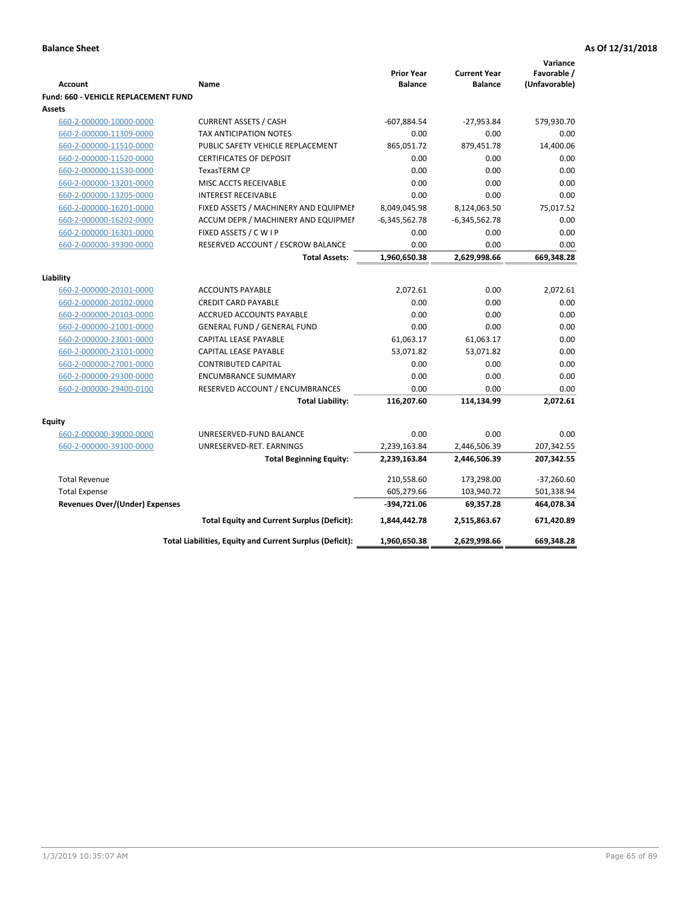**Balance Sheet** **As Of 12/31/2018**

| Account | Name | Prior Year Balance | Current Year Balance | Variance Favorable / (Unfavorable) |
|---|---|---|---|---|
| **Fund: 660 - VEHICLE REPLACEMENT FUND** | | | | |
| **Assets** | | | | |
| 660-2-000000-10000-0000 | CURRENT ASSETS / CASH | -607,884.54 | -27,953.84 | 579,930.70 |
| 660-2-000000-11309-0000 | TAX ANTICIPATION NOTES | 0.00 | 0.00 | 0.00 |
| 660-2-000000-11510-0000 | PUBLIC SAFETY VEHICLE REPLACEMENT | 865,051.72 | 879,451.78 | 14,400.06 |
| 660-2-000000-11520-0000 | CERTIFICATES OF DEPOSIT | 0.00 | 0.00 | 0.00 |
| 660-2-000000-11530-0000 | TexasTERM CP | 0.00 | 0.00 | 0.00 |
| 660-2-000000-13201-0000 | MISC ACCTS RECEIVABLE | 0.00 | 0.00 | 0.00 |
| 660-2-000000-13205-0000 | INTEREST RECEIVABLE | 0.00 | 0.00 | 0.00 |
| 660-2-000000-16201-0000 | FIXED ASSETS / MACHINERY AND EQUIPMEN | 8,049,045.98 | 8,124,063.50 | 75,017.52 |
| 660-2-000000-16202-0000 | ACCUM DEPR / MACHINERY AND EQUIPMEI | -6,345,562.78 | -6,345,562.78 | 0.00 |
| 660-2-000000-16301-0000 | FIXED ASSETS / C W I P | 0.00 | 0.00 | 0.00 |
| 660-2-000000-39300-0000 | RESERVED ACCOUNT / ESCROW BALANCE | 0.00 | 0.00 | 0.00 |
| | **Total Assets:** | **1,960,650.38** | **2,629,998.66** | **669,348.28** |
| **Liability** | | | | |
| 660-2-000000-20101-0000 | ACCOUNTS PAYABLE | 2,072.61 | 0.00 | 2,072.61 |
| 660-2-000000-20102-0000 | CREDIT CARD PAYABLE | 0.00 | 0.00 | 0.00 |
| 660-2-000000-20103-0000 | ACCRUED ACCOUNTS PAYABLE | 0.00 | 0.00 | 0.00 |
| 660-2-000000-21001-0000 | GENERAL FUND / GENERAL FUND | 0.00 | 0.00 | 0.00 |
| 660-2-000000-23001-0000 | CAPITAL LEASE PAYABLE | 61,063.17 | 61,063.17 | 0.00 |
| 660-2-000000-23101-0000 | CAPITAL LEASE PAYABLE | 53,071.82 | 53,071.82 | 0.00 |
| 660-2-000000-27001-0000 | CONTRIBUTED CAPITAL | 0.00 | 0.00 | 0.00 |
| 660-2-000000-29300-0000 | ENCUMBRANCE SUMMARY | 0.00 | 0.00 | 0.00 |
| 660-2-000000-29400-0100 | RESERVED ACCOUNT / ENCUMBRANCES | 0.00 | 0.00 | 0.00 |
| | **Total Liability:** | **116,207.60** | **114,134.99** | **2,072.61** |
| **Equity** | | | | |
| 660-2-000000-39000-0000 | UNRESERVED-FUND BALANCE | 0.00 | 0.00 | 0.00 |
| 660-2-000000-39100-0000 | UNRESERVED-RET. EARNINGS | 2,239,163.84 | 2,446,506.39 | 207,342.55 |
| | **Total Beginning Equity:** | **2,239,163.84** | **2,446,506.39** | **207,342.55** |
| Total Revenue | | 210,558.60 | 173,298.00 | -37,260.60 |
| Total Expense | | 605,279.66 | 103,940.72 | 501,338.94 |
| **Revenues Over/(Under) Expenses** | | **-394,721.06** | **69,357.28** | **464,078.34** |
| | **Total Equity and Current Surplus (Deficit):** | **1,844,442.78** | **2,515,863.67** | **671,420.89** |
| | **Total Liabilities, Equity and Current Surplus (Deficit):** | **1,960,650.38** | **2,629,998.66** | **669,348.28** |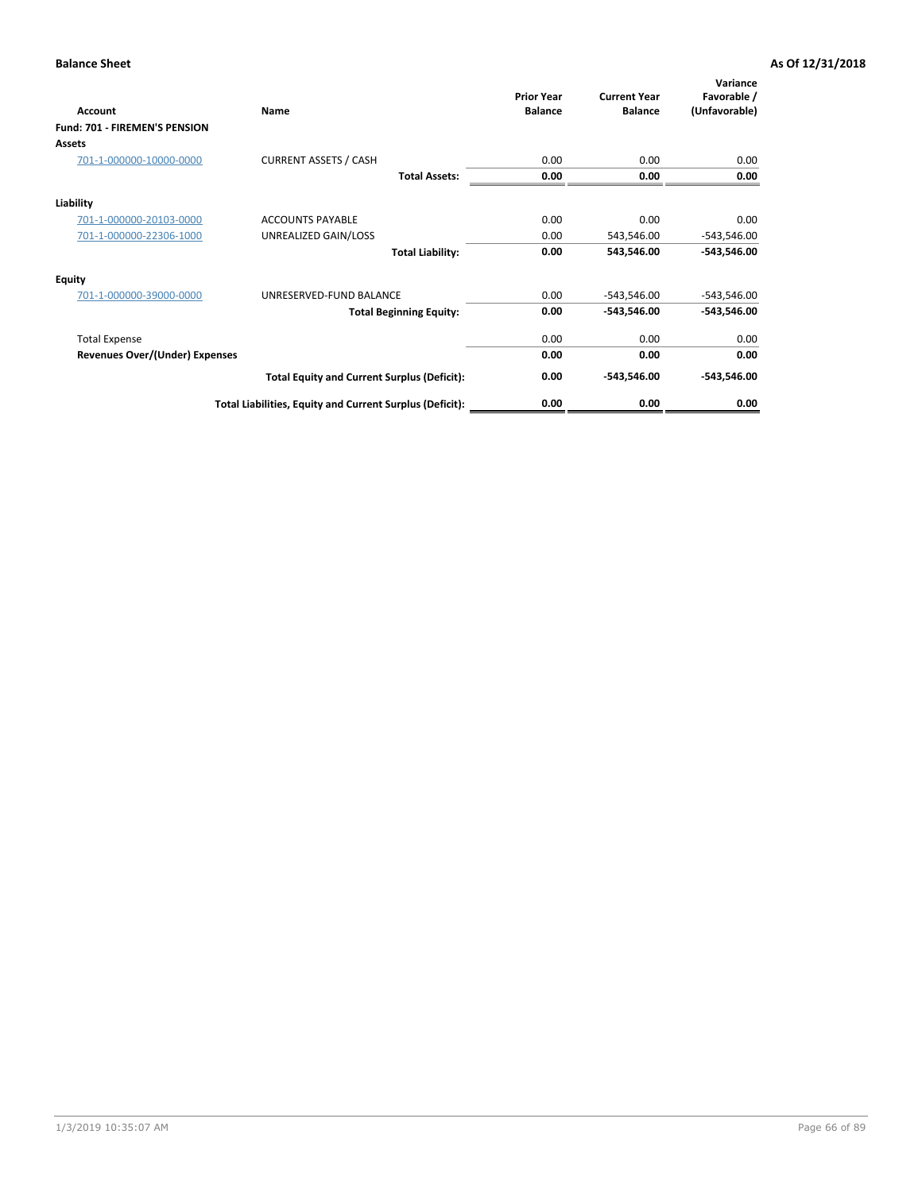**Balance Sheet** **As Of 12/31/2018**

| Account | Name | Prior Year Balance | Current Year Balance | Variance Favorable / (Unfavorable) |
|---|---|---|---|---|
| **Fund: 701 - FIREMEN'S PENSION** | | | | |
| **Assets** | | | | |
| 701-1-000000-10000-0000 | CURRENT ASSETS / CASH | 0.00 | 0.00 | 0.00 |
| | **Total Assets:** | **0.00** | **0.00** | **0.00** |
| **Liability** | | | | |
| 701-1-000000-20103-0000 | ACCOUNTS PAYABLE | 0.00 | 0.00 | 0.00 |
| 701-1-000000-22306-1000 | UNREALIZED GAIN/LOSS | 0.00 | 543,546.00 | -543,546.00 |
| | **Total Liability:** | **0.00** | **543,546.00** | **-543,546.00** |
| **Equity** | | | | |
| 701-1-000000-39000-0000 | UNRESERVED-FUND BALANCE | 0.00 | -543,546.00 | -543,546.00 |
| | **Total Beginning Equity:** | **0.00** | **-543,546.00** | **-543,546.00** |
| Total Expense | | 0.00 | 0.00 | 0.00 |
| **Revenues Over/(Under) Expenses** | | **0.00** | **0.00** | **0.00** |
| | **Total Equity and Current Surplus (Deficit):** | **0.00** | **-543,546.00** | **-543,546.00** |
| | **Total Liabilities, Equity and Current Surplus (Deficit):** | **0.00** | **0.00** | **0.00** |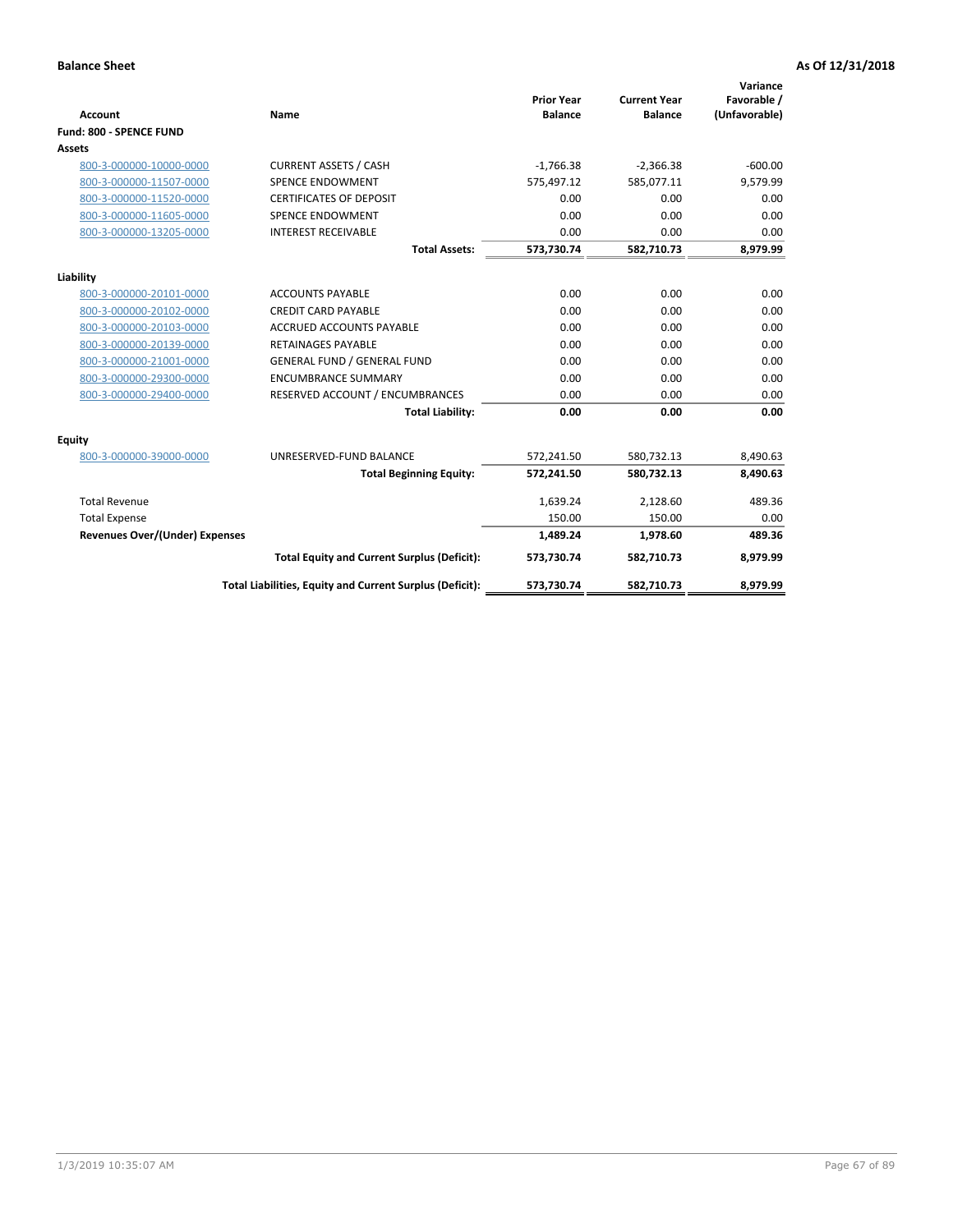**Balance Sheet** **As Of 12/31/2018**

| Account | Name | Prior Year Balance | Current Year Balance | Variance Favorable / (Unfavorable) |
|---|---|---|---|---|
| **Fund: 800 - SPENCE FUND** | | | | |
| **Assets** | | | | |
| 800-3-000000-10000-0000 | CURRENT ASSETS / CASH | -1,766.38 | -2,366.38 | -600.00 |
| 800-3-000000-11507-0000 | SPENCE ENDOWMENT | 575,497.12 | 585,077.11 | 9,579.99 |
| 800-3-000000-11520-0000 | CERTIFICATES OF DEPOSIT | 0.00 | 0.00 | 0.00 |
| 800-3-000000-11605-0000 | SPENCE ENDOWMENT | 0.00 | 0.00 | 0.00 |
| 800-3-000000-13205-0000 | INTEREST RECEIVABLE | 0.00 | 0.00 | 0.00 |
| | **Total Assets:** | **573,730.74** | **582,710.73** | **8,979.99** |
| **Liability** | | | | |
| 800-3-000000-20101-0000 | ACCOUNTS PAYABLE | 0.00 | 0.00 | 0.00 |
| 800-3-000000-20102-0000 | CREDIT CARD PAYABLE | 0.00 | 0.00 | 0.00 |
| 800-3-000000-20103-0000 | ACCRUED ACCOUNTS PAYABLE | 0.00 | 0.00 | 0.00 |
| 800-3-000000-20139-0000 | RETAINAGES PAYABLE | 0.00 | 0.00 | 0.00 |
| 800-3-000000-21001-0000 | GENERAL FUND / GENERAL FUND | 0.00 | 0.00 | 0.00 |
| 800-3-000000-29300-0000 | ENCUMBRANCE SUMMARY | 0.00 | 0.00 | 0.00 |
| 800-3-000000-29400-0000 | RESERVED ACCOUNT / ENCUMBRANCES | 0.00 | 0.00 | 0.00 |
| | **Total Liability:** | **0.00** | **0.00** | **0.00** |
| **Equity** | | | | |
| 800-3-000000-39000-0000 | UNRESERVED-FUND BALANCE | 572,241.50 | 580,732.13 | 8,490.63 |
| | **Total Beginning Equity:** | **572,241.50** | **580,732.13** | **8,490.63** |
| Total Revenue | | 1,639.24 | 2,128.60 | 489.36 |
| Total Expense | | 150.00 | 150.00 | 0.00 |
| **Revenues Over/(Under) Expenses** | | **1,489.24** | **1,978.60** | **489.36** |
| | **Total Equity and Current Surplus (Deficit):** | **573,730.74** | **582,710.73** | **8,979.99** |
| | **Total Liabilities, Equity and Current Surplus (Deficit):** | **573,730.74** | **582,710.73** | **8,979.99** |

1/3/2019 10:35:07 AM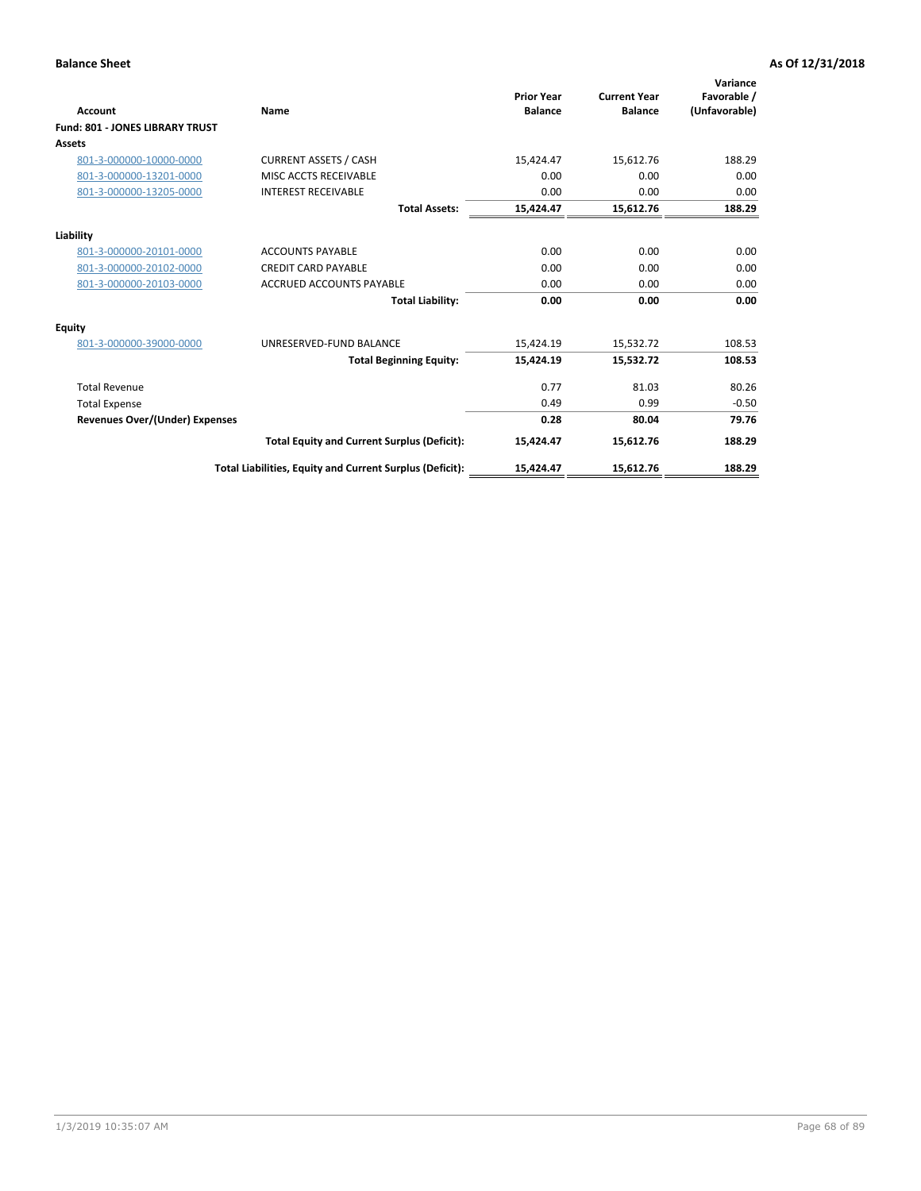**Balance Sheet** — **As Of 12/31/2018**

| Account | Name | Prior Year Balance | Current Year Balance | Variance Favorable / (Unfavorable) |
|---|---|---|---|---|
| **Fund: 801 - JONES LIBRARY TRUST** | | | | |
| **Assets** | | | | |
| 801-3-000000-10000-0000 | CURRENT ASSETS / CASH | 15,424.47 | 15,612.76 | 188.29 |
| 801-3-000000-13201-0000 | MISC ACCTS RECEIVABLE | 0.00 | 0.00 | 0.00 |
| 801-3-000000-13205-0000 | INTEREST RECEIVABLE | 0.00 | 0.00 | 0.00 |
| | **Total Assets:** | **15,424.47** | **15,612.76** | **188.29** |
| **Liability** | | | | |
| 801-3-000000-20101-0000 | ACCOUNTS PAYABLE | 0.00 | 0.00 | 0.00 |
| 801-3-000000-20102-0000 | CREDIT CARD PAYABLE | 0.00 | 0.00 | 0.00 |
| 801-3-000000-20103-0000 | ACCRUED ACCOUNTS PAYABLE | 0.00 | 0.00 | 0.00 |
| | **Total Liability:** | **0.00** | **0.00** | **0.00** |
| **Equity** | | | | |
| 801-3-000000-39000-0000 | UNRESERVED-FUND BALANCE | 15,424.19 | 15,532.72 | 108.53 |
| | **Total Beginning Equity:** | **15,424.19** | **15,532.72** | **108.53** |
| Total Revenue | | 0.77 | 81.03 | 80.26 |
| Total Expense | | 0.49 | 0.99 | -0.50 |
| **Revenues Over/(Under) Expenses** | | **0.28** | **80.04** | **79.76** |
| | **Total Equity and Current Surplus (Deficit):** | **15,424.47** | **15,612.76** | **188.29** |
| | **Total Liabilities, Equity and Current Surplus (Deficit):** | **15,424.47** | **15,612.76** | **188.29** |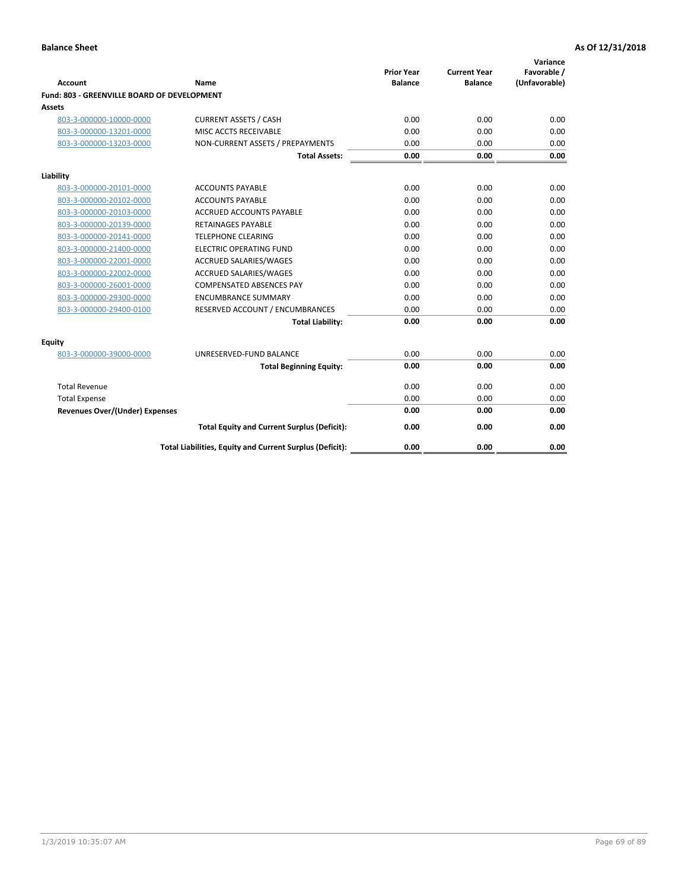**Balance Sheet** **As Of 12/31/2018**

| Account | Name | Prior Year Balance | Current Year Balance | Variance Favorable / (Unfavorable) |
|---|---|---|---|---|
| **Fund: 803 - GREENVILLE BOARD OF DEVELOPMENT** | | | | |
| **Assets** | | | | |
| 803-3-000000-10000-0000 | CURRENT ASSETS / CASH | 0.00 | 0.00 | 0.00 |
| 803-3-000000-13201-0000 | MISC ACCTS RECEIVABLE | 0.00 | 0.00 | 0.00 |
| 803-3-000000-13203-0000 | NON-CURRENT ASSETS / PREPAYMENTS | 0.00 | 0.00 | 0.00 |
| | **Total Assets:** | **0.00** | **0.00** | **0.00** |
| **Liability** | | | | |
| 803-3-000000-20101-0000 | ACCOUNTS PAYABLE | 0.00 | 0.00 | 0.00 |
| 803-3-000000-20102-0000 | ACCOUNTS PAYABLE | 0.00 | 0.00 | 0.00 |
| 803-3-000000-20103-0000 | ACCRUED ACCOUNTS PAYABLE | 0.00 | 0.00 | 0.00 |
| 803-3-000000-20139-0000 | RETAINAGES PAYABLE | 0.00 | 0.00 | 0.00 |
| 803-3-000000-20141-0000 | TELEPHONE CLEARING | 0.00 | 0.00 | 0.00 |
| 803-3-000000-21400-0000 | ELECTRIC OPERATING FUND | 0.00 | 0.00 | 0.00 |
| 803-3-000000-22001-0000 | ACCRUED SALARIES/WAGES | 0.00 | 0.00 | 0.00 |
| 803-3-000000-22002-0000 | ACCRUED SALARIES/WAGES | 0.00 | 0.00 | 0.00 |
| 803-3-000000-26001-0000 | COMPENSATED ABSENCES PAY | 0.00 | 0.00 | 0.00 |
| 803-3-000000-29300-0000 | ENCUMBRANCE SUMMARY | 0.00 | 0.00 | 0.00 |
| 803-3-000000-29400-0100 | RESERVED ACCOUNT / ENCUMBRANCES | 0.00 | 0.00 | 0.00 |
| | **Total Liability:** | **0.00** | **0.00** | **0.00** |
| **Equity** | | | | |
| 803-3-000000-39000-0000 | UNRESERVED-FUND BALANCE | 0.00 | 0.00 | 0.00 |
| | **Total Beginning Equity:** | **0.00** | **0.00** | **0.00** |
| Total Revenue | | 0.00 | 0.00 | 0.00 |
| Total Expense | | 0.00 | 0.00 | 0.00 |
| **Revenues Over/(Under) Expenses** | | **0.00** | **0.00** | **0.00** |
| | **Total Equity and Current Surplus (Deficit):** | **0.00** | **0.00** | **0.00** |
| | **Total Liabilities, Equity and Current Surplus (Deficit):** | **0.00** | **0.00** | **0.00** |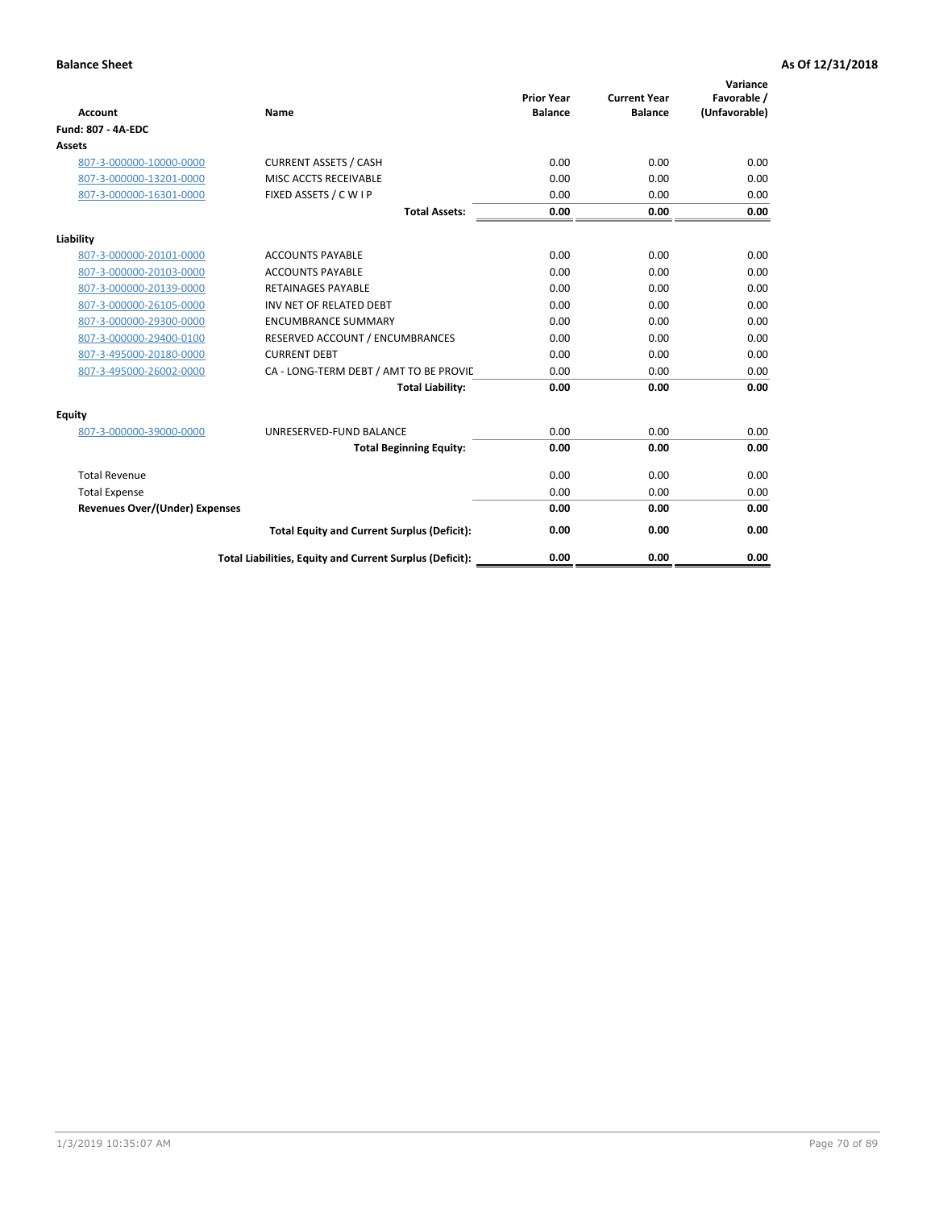**Balance Sheet** — **As Of 12/31/2018**

| Account | Name | Prior Year Balance | Current Year Balance | Variance Favorable / (Unfavorable) |
|---|---|---|---|---|
| **Fund: 807 - 4A-EDC** | | | | |
| **Assets** | | | | |
| 807-3-000000-10000-0000 | CURRENT ASSETS / CASH | 0.00 | 0.00 | 0.00 |
| 807-3-000000-13201-0000 | MISC ACCTS RECEIVABLE | 0.00 | 0.00 | 0.00 |
| 807-3-000000-16301-0000 | FIXED ASSETS / C W I P | 0.00 | 0.00 | 0.00 |
| | **Total Assets:** | **0.00** | **0.00** | **0.00** |
| **Liability** | | | | |
| 807-3-000000-20101-0000 | ACCOUNTS PAYABLE | 0.00 | 0.00 | 0.00 |
| 807-3-000000-20103-0000 | ACCOUNTS PAYABLE | 0.00 | 0.00 | 0.00 |
| 807-3-000000-20139-0000 | RETAINAGES PAYABLE | 0.00 | 0.00 | 0.00 |
| 807-3-000000-26105-0000 | INV NET OF RELATED DEBT | 0.00 | 0.00 | 0.00 |
| 807-3-000000-29300-0000 | ENCUMBRANCE SUMMARY | 0.00 | 0.00 | 0.00 |
| 807-3-000000-29400-0100 | RESERVED ACCOUNT / ENCUMBRANCES | 0.00 | 0.00 | 0.00 |
| 807-3-495000-20180-0000 | CURRENT DEBT | 0.00 | 0.00 | 0.00 |
| 807-3-495000-26002-0000 | CA - LONG-TERM DEBT / AMT TO BE PROVIC | 0.00 | 0.00 | 0.00 |
| | **Total Liability:** | **0.00** | **0.00** | **0.00** |
| **Equity** | | | | |
| 807-3-000000-39000-0000 | UNRESERVED-FUND BALANCE | 0.00 | 0.00 | 0.00 |
| | **Total Beginning Equity:** | **0.00** | **0.00** | **0.00** |
| Total Revenue | | 0.00 | 0.00 | 0.00 |
| Total Expense | | 0.00 | 0.00 | 0.00 |
| **Revenues Over/(Under) Expenses** | | **0.00** | **0.00** | **0.00** |
| | **Total Equity and Current Surplus (Deficit):** | **0.00** | **0.00** | **0.00** |
| | **Total Liabilities, Equity and Current Surplus (Deficit):** | **0.00** | **0.00** | **0.00** |

1/3/2019 10:35:07 AM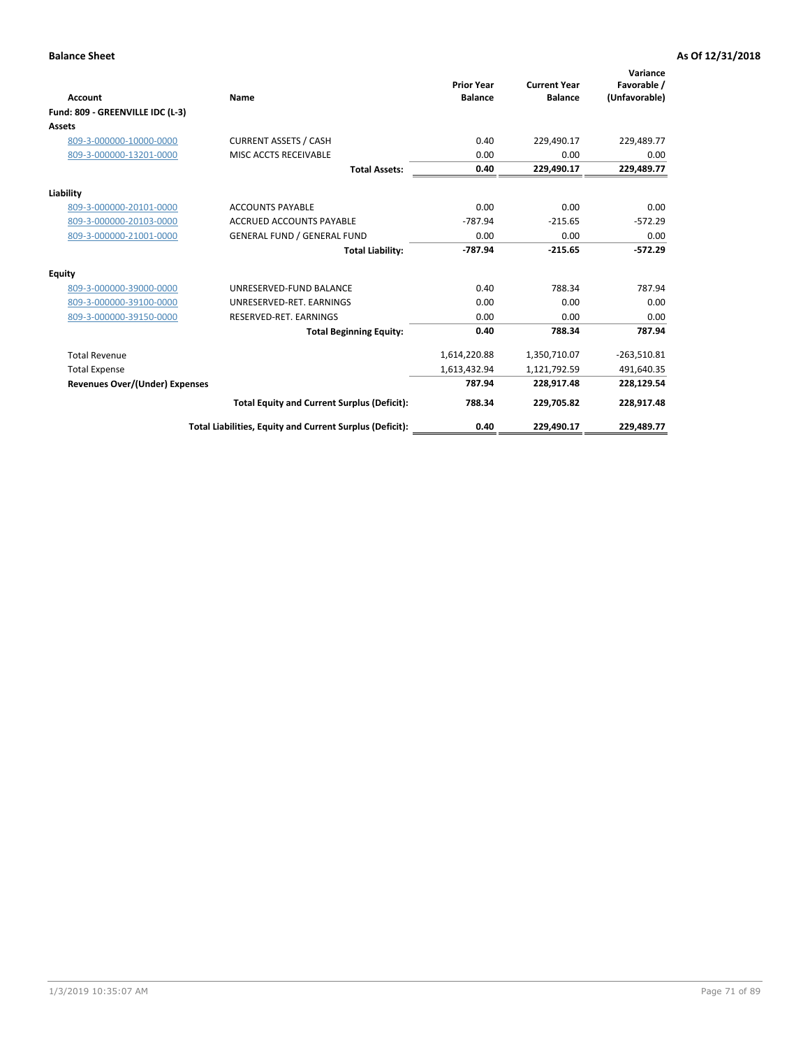**Balance Sheet** **As Of 12/31/2018**

| Account | Name | Prior Year Balance | Current Year Balance | Variance Favorable / (Unfavorable) |
|---|---|---|---|---|
| **Fund: 809 - GREENVILLE IDC (L-3)** | | | | |
| **Assets** | | | | |
| 809-3-000000-10000-0000 | CURRENT ASSETS / CASH | 0.40 | 229,490.17 | 229,489.77 |
| 809-3-000000-13201-0000 | MISC ACCTS RECEIVABLE | 0.00 | 0.00 | 0.00 |
| | **Total Assets:** | **0.40** | **229,490.17** | **229,489.77** |
| **Liability** | | | | |
| 809-3-000000-20101-0000 | ACCOUNTS PAYABLE | 0.00 | 0.00 | 0.00 |
| 809-3-000000-20103-0000 | ACCRUED ACCOUNTS PAYABLE | -787.94 | -215.65 | -572.29 |
| 809-3-000000-21001-0000 | GENERAL FUND / GENERAL FUND | 0.00 | 0.00 | 0.00 |
| | **Total Liability:** | **-787.94** | **-215.65** | **-572.29** |
| **Equity** | | | | |
| 809-3-000000-39000-0000 | UNRESERVED-FUND BALANCE | 0.40 | 788.34 | 787.94 |
| 809-3-000000-39100-0000 | UNRESERVED-RET. EARNINGS | 0.00 | 0.00 | 0.00 |
| 809-3-000000-39150-0000 | RESERVED-RET. EARNINGS | 0.00 | 0.00 | 0.00 |
| | **Total Beginning Equity:** | **0.40** | **788.34** | **787.94** |
| Total Revenue | | 1,614,220.88 | 1,350,710.07 | -263,510.81 |
| Total Expense | | 1,613,432.94 | 1,121,792.59 | 491,640.35 |
| **Revenues Over/(Under) Expenses** | | **787.94** | **228,917.48** | **228,129.54** |
| | **Total Equity and Current Surplus (Deficit):** | **788.34** | **229,705.82** | **228,917.48** |
| | **Total Liabilities, Equity and Current Surplus (Deficit):** | **0.40** | **229,490.17** | **229,489.77** |

1/3/2019 10:35:07 AM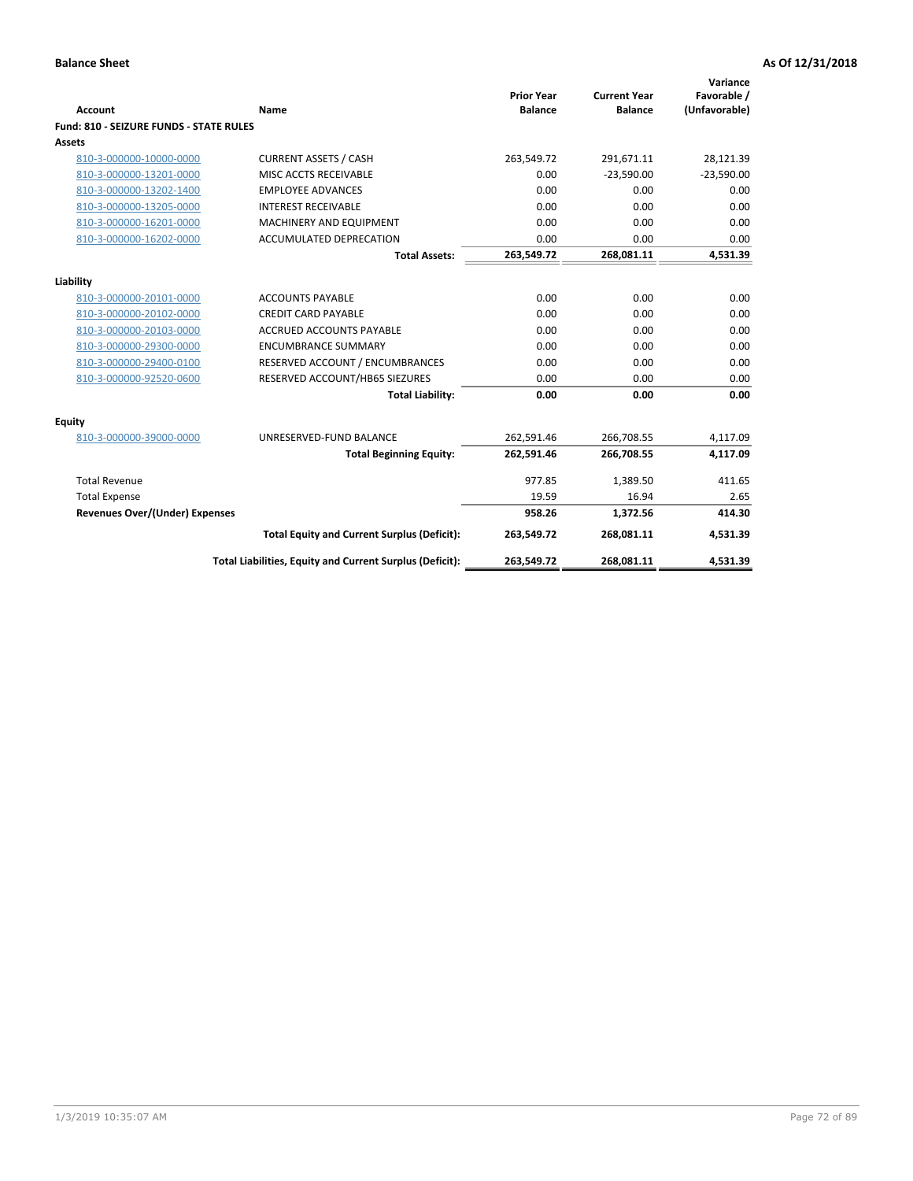**Balance Sheet** **As Of 12/31/2018**

| Account | Name | Prior Year Balance | Current Year Balance | Variance Favorable / (Unfavorable) |
|---|---|---|---|---|
| **Fund: 810 - SEIZURE FUNDS - STATE RULES** | | | | |
| **Assets** | | | | |
| 810-3-000000-10000-0000 | CURRENT ASSETS / CASH | 263,549.72 | 291,671.11 | 28,121.39 |
| 810-3-000000-13201-0000 | MISC ACCTS RECEIVABLE | 0.00 | -23,590.00 | -23,590.00 |
| 810-3-000000-13202-1400 | EMPLOYEE ADVANCES | 0.00 | 0.00 | 0.00 |
| 810-3-000000-13205-0000 | INTEREST RECEIVABLE | 0.00 | 0.00 | 0.00 |
| 810-3-000000-16201-0000 | MACHINERY AND EQUIPMENT | 0.00 | 0.00 | 0.00 |
| 810-3-000000-16202-0000 | ACCUMULATED DEPRECATION | 0.00 | 0.00 | 0.00 |
| | **Total Assets:** | **263,549.72** | **268,081.11** | **4,531.39** |
| **Liability** | | | | |
| 810-3-000000-20101-0000 | ACCOUNTS PAYABLE | 0.00 | 0.00 | 0.00 |
| 810-3-000000-20102-0000 | CREDIT CARD PAYABLE | 0.00 | 0.00 | 0.00 |
| 810-3-000000-20103-0000 | ACCRUED ACCOUNTS PAYABLE | 0.00 | 0.00 | 0.00 |
| 810-3-000000-29300-0000 | ENCUMBRANCE SUMMARY | 0.00 | 0.00 | 0.00 |
| 810-3-000000-29400-0100 | RESERVED ACCOUNT / ENCUMBRANCES | 0.00 | 0.00 | 0.00 |
| 810-3-000000-92520-0600 | RESERVED ACCOUNT/HB65 SIEZURES | 0.00 | 0.00 | 0.00 |
| | **Total Liability:** | **0.00** | **0.00** | **0.00** |
| **Equity** | | | | |
| 810-3-000000-39000-0000 | UNRESERVED-FUND BALANCE | 262,591.46 | 266,708.55 | 4,117.09 |
| | **Total Beginning Equity:** | **262,591.46** | **266,708.55** | **4,117.09** |
| Total Revenue | | 977.85 | 1,389.50 | 411.65 |
| Total Expense | | 19.59 | 16.94 | 2.65 |
| **Revenues Over/(Under) Expenses** | | **958.26** | **1,372.56** | **414.30** |
| | **Total Equity and Current Surplus (Deficit):** | **263,549.72** | **268,081.11** | **4,531.39** |
| | **Total Liabilities, Equity and Current Surplus (Deficit):** | **263,549.72** | **268,081.11** | **4,531.39** |

1/3/2019 10:35:07 AM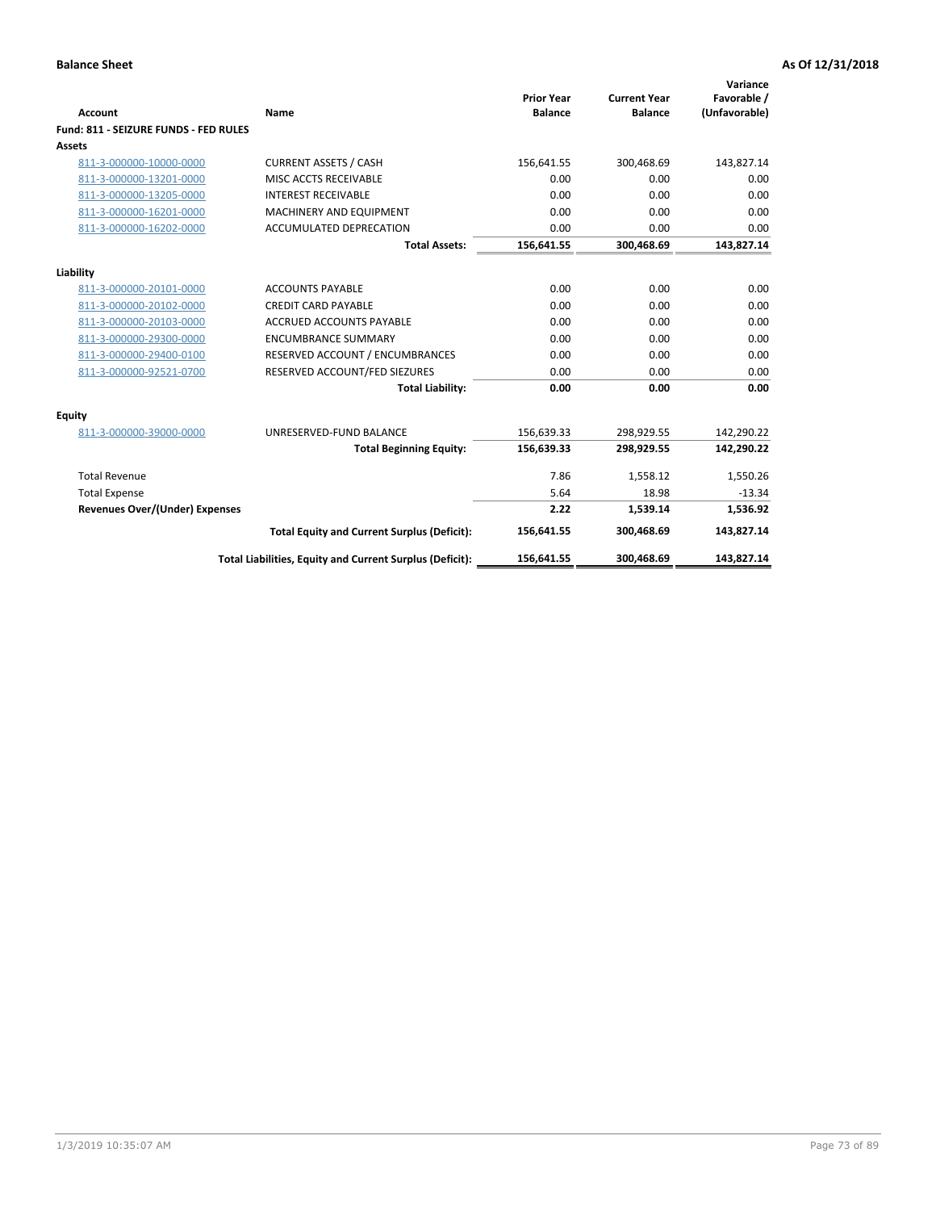**Balance Sheet** **As Of 12/31/2018**

| Account | Name | Prior Year Balance | Current Year Balance | Variance Favorable / (Unfavorable) |
|---|---|---|---|---|
| **Fund: 811 - SEIZURE FUNDS - FED RULES** | | | | |
| **Assets** | | | | |
| 811-3-000000-10000-0000 | CURRENT ASSETS / CASH | 156,641.55 | 300,468.69 | 143,827.14 |
| 811-3-000000-13201-0000 | MISC ACCTS RECEIVABLE | 0.00 | 0.00 | 0.00 |
| 811-3-000000-13205-0000 | INTEREST RECEIVABLE | 0.00 | 0.00 | 0.00 |
| 811-3-000000-16201-0000 | MACHINERY AND EQUIPMENT | 0.00 | 0.00 | 0.00 |
| 811-3-000000-16202-0000 | ACCUMULATED DEPRECATION | 0.00 | 0.00 | 0.00 |
| | **Total Assets:** | **156,641.55** | **300,468.69** | **143,827.14** |
| **Liability** | | | | |
| 811-3-000000-20101-0000 | ACCOUNTS PAYABLE | 0.00 | 0.00 | 0.00 |
| 811-3-000000-20102-0000 | CREDIT CARD PAYABLE | 0.00 | 0.00 | 0.00 |
| 811-3-000000-20103-0000 | ACCRUED ACCOUNTS PAYABLE | 0.00 | 0.00 | 0.00 |
| 811-3-000000-29300-0000 | ENCUMBRANCE SUMMARY | 0.00 | 0.00 | 0.00 |
| 811-3-000000-29400-0100 | RESERVED ACCOUNT / ENCUMBRANCES | 0.00 | 0.00 | 0.00 |
| 811-3-000000-92521-0700 | RESERVED ACCOUNT/FED SIEZURES | 0.00 | 0.00 | 0.00 |
| | **Total Liability:** | **0.00** | **0.00** | **0.00** |
| **Equity** | | | | |
| 811-3-000000-39000-0000 | UNRESERVED-FUND BALANCE | 156,639.33 | 298,929.55 | 142,290.22 |
| | **Total Beginning Equity:** | **156,639.33** | **298,929.55** | **142,290.22** |
| Total Revenue | | 7.86 | 1,558.12 | 1,550.26 |
| Total Expense | | 5.64 | 18.98 | -13.34 |
| **Revenues Over/(Under) Expenses** | | **2.22** | **1,539.14** | **1,536.92** |
| | **Total Equity and Current Surplus (Deficit):** | **156,641.55** | **300,468.69** | **143,827.14** |
| | **Total Liabilities, Equity and Current Surplus (Deficit):** | **156,641.55** | **300,468.69** | **143,827.14** |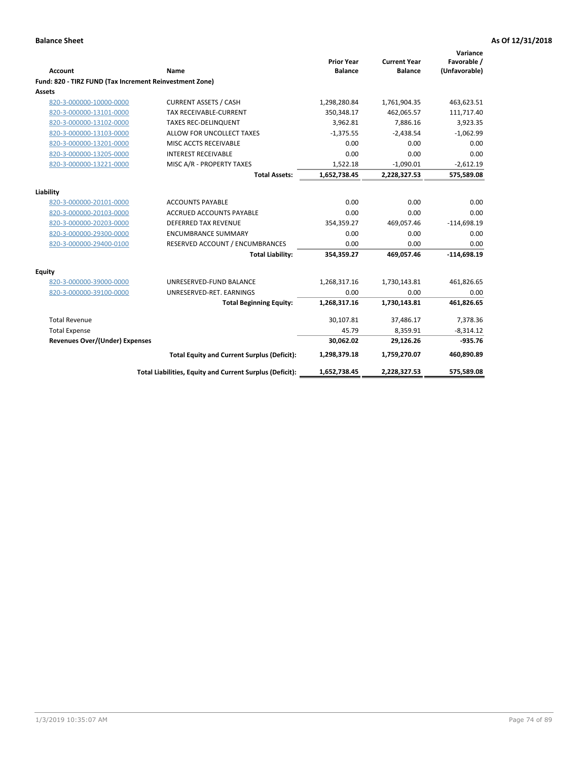**Balance Sheet** — As Of 12/31/2018

| Account | Name | Prior Year Balance | Current Year Balance | Variance Favorable / (Unfavorable) |
|---|---|---|---|---|
| **Fund: 820 - TIRZ FUND (Tax Increment Reinvestment Zone)** | | | | |
| **Assets** | | | | |
| 820-3-000000-10000-0000 | CURRENT ASSETS / CASH | 1,298,280.84 | 1,761,904.35 | 463,623.51 |
| 820-3-000000-13101-0000 | TAX RECEIVABLE-CURRENT | 350,348.17 | 462,065.57 | 111,717.40 |
| 820-3-000000-13102-0000 | TAXES REC-DELINQUENT | 3,962.81 | 7,886.16 | 3,923.35 |
| 820-3-000000-13103-0000 | ALLOW FOR UNCOLLECT TAXES | -1,375.55 | -2,438.54 | -1,062.99 |
| 820-3-000000-13201-0000 | MISC ACCTS RECEIVABLE | 0.00 | 0.00 | 0.00 |
| 820-3-000000-13205-0000 | INTEREST RECEIVABLE | 0.00 | 0.00 | 0.00 |
| 820-3-000000-13221-0000 | MISC A/R - PROPERTY TAXES | 1,522.18 | -1,090.01 | -2,612.19 |
| | **Total Assets:** | **1,652,738.45** | **2,228,327.53** | **575,589.08** |
| **Liability** | | | | |
| 820-3-000000-20101-0000 | ACCOUNTS PAYABLE | 0.00 | 0.00 | 0.00 |
| 820-3-000000-20103-0000 | ACCRUED ACCOUNTS PAYABLE | 0.00 | 0.00 | 0.00 |
| 820-3-000000-20203-0000 | DEFERRED TAX REVENUE | 354,359.27 | 469,057.46 | -114,698.19 |
| 820-3-000000-29300-0000 | ENCUMBRANCE SUMMARY | 0.00 | 0.00 | 0.00 |
| 820-3-000000-29400-0100 | RESERVED ACCOUNT / ENCUMBRANCES | 0.00 | 0.00 | 0.00 |
| | **Total Liability:** | **354,359.27** | **469,057.46** | **-114,698.19** |
| **Equity** | | | | |
| 820-3-000000-39000-0000 | UNRESERVED-FUND BALANCE | 1,268,317.16 | 1,730,143.81 | 461,826.65 |
| 820-3-000000-39100-0000 | UNRESERVED-RET. EARNINGS | 0.00 | 0.00 | 0.00 |
| | **Total Beginning Equity:** | **1,268,317.16** | **1,730,143.81** | **461,826.65** |
| Total Revenue | | 30,107.81 | 37,486.17 | 7,378.36 |
| Total Expense | | 45.79 | 8,359.91 | -8,314.12 |
| **Revenues Over/(Under) Expenses** | | **30,062.02** | **29,126.26** | **-935.76** |
| | **Total Equity and Current Surplus (Deficit):** | **1,298,379.18** | **1,759,270.07** | **460,890.89** |
| | **Total Liabilities, Equity and Current Surplus (Deficit):** | **1,652,738.45** | **2,228,327.53** | **575,589.08** |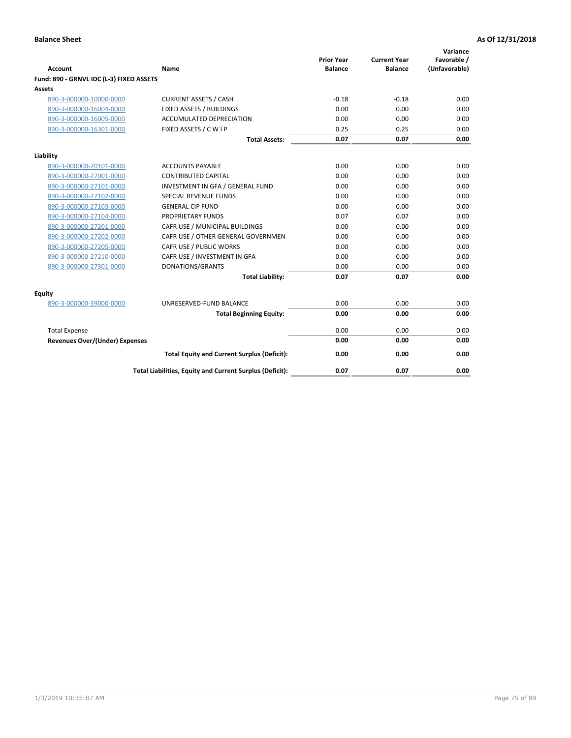**Balance Sheet** | **As Of 12/31/2018**

| Account | Name | Prior Year Balance | Current Year Balance | Variance Favorable / (Unfavorable) |
|---|---|---|---|---|
| **Fund: 890 - GRNVL IDC (L-3) FIXED ASSETS** | | | | |
| **Assets** | | | | |
| 890-3-000000-10000-0000 | CURRENT ASSETS / CASH | -0.18 | -0.18 | 0.00 |
| 890-3-000000-16004-0000 | FIXED ASSETS / BUILDINGS | 0.00 | 0.00 | 0.00 |
| 890-3-000000-16005-0000 | ACCUMULATED DEPRECIATION | 0.00 | 0.00 | 0.00 |
| 890-3-000000-16301-0000 | FIXED ASSETS / C W I P | 0.25 | 0.25 | 0.00 |
| | **Total Assets:** | **0.07** | **0.07** | **0.00** |
| **Liability** | | | | |
| 890-3-000000-20101-0000 | ACCOUNTS PAYABLE | 0.00 | 0.00 | 0.00 |
| 890-3-000000-27001-0000 | CONTRIBUTED CAPITAL | 0.00 | 0.00 | 0.00 |
| 890-3-000000-27101-0000 | INVESTMENT IN GFA / GENERAL FUND | 0.00 | 0.00 | 0.00 |
| 890-3-000000-27102-0000 | SPECIAL REVENUE FUNDS | 0.00 | 0.00 | 0.00 |
| 890-3-000000-27103-0000 | GENERAL CIP FUND | 0.00 | 0.00 | 0.00 |
| 890-3-000000-27104-0000 | PROPRIETARY FUNDS | 0.07 | 0.07 | 0.00 |
| 890-3-000000-27201-0000 | CAFR USE / MUNICIPAL BUILDINGS | 0.00 | 0.00 | 0.00 |
| 890-3-000000-27202-0000 | CAFR USE / OTHER GENERAL GOVERNMEN | 0.00 | 0.00 | 0.00 |
| 890-3-000000-27205-0000 | CAFR USE / PUBLIC WORKS | 0.00 | 0.00 | 0.00 |
| 890-3-000000-27210-0000 | CAFR USE / INVESTMENT IN GFA | 0.00 | 0.00 | 0.00 |
| 890-3-000000-27301-0000 | DONATIONS/GRANTS | 0.00 | 0.00 | 0.00 |
| | **Total Liability:** | **0.07** | **0.07** | **0.00** |
| **Equity** | | | | |
| 890-3-000000-39000-0000 | UNRESERVED-FUND BALANCE | 0.00 | 0.00 | 0.00 |
| | **Total Beginning Equity:** | **0.00** | **0.00** | **0.00** |
| Total Expense | | 0.00 | 0.00 | 0.00 |
| **Revenues Over/(Under) Expenses** | | **0.00** | **0.00** | **0.00** |
| | **Total Equity and Current Surplus (Deficit):** | **0.00** | **0.00** | **0.00** |
| | **Total Liabilities, Equity and Current Surplus (Deficit):** | **0.07** | **0.07** | **0.00** |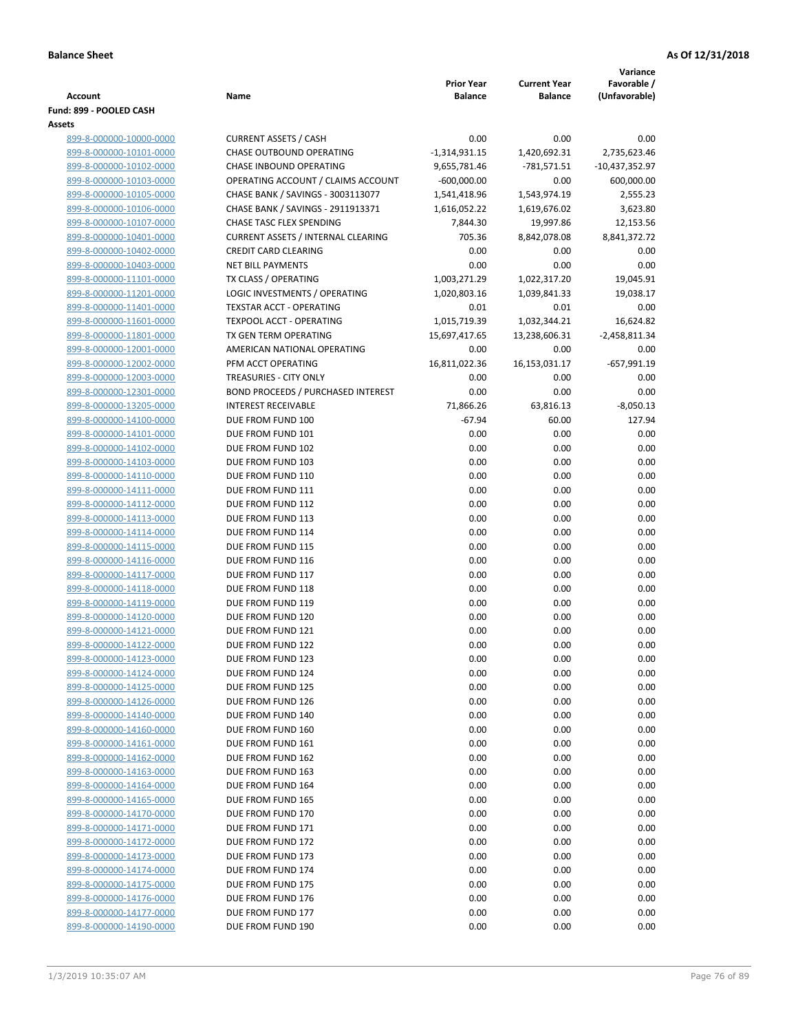**Balance Sheet** **As Of 12/31/2018**

| Account | Name | Prior Year Balance | Current Year Balance | Variance Favorable / (Unfavorable) |
|---|---|---|---|---|
| **Fund: 899 - POOLED CASH** | | | | |
| **Assets** | | | | |
| 899-8-000000-10000-0000 | CURRENT ASSETS / CASH | 0.00 | 0.00 | 0.00 |
| 899-8-000000-10101-0000 | CHASE OUTBOUND OPERATING | -1,314,931.15 | 1,420,692.31 | 2,735,623.46 |
| 899-8-000000-10102-0000 | CHASE INBOUND OPERATING | 9,655,781.46 | -781,571.51 | -10,437,352.97 |
| 899-8-000000-10103-0000 | OPERATING ACCOUNT / CLAIMS ACCOUNT | -600,000.00 | 0.00 | 600,000.00 |
| 899-8-000000-10105-0000 | CHASE BANK / SAVINGS - 3003113077 | 1,541,418.96 | 1,543,974.19 | 2,555.23 |
| 899-8-000000-10106-0000 | CHASE BANK / SAVINGS - 2911913371 | 1,616,052.22 | 1,619,676.02 | 3,623.80 |
| 899-8-000000-10107-0000 | CHASE TASC FLEX SPENDING | 7,844.30 | 19,997.86 | 12,153.56 |
| 899-8-000000-10401-0000 | CURRENT ASSETS / INTERNAL CLEARING | 705.36 | 8,842,078.08 | 8,841,372.72 |
| 899-8-000000-10402-0000 | CREDIT CARD CLEARING | 0.00 | 0.00 | 0.00 |
| 899-8-000000-10403-0000 | NET BILL PAYMENTS | 0.00 | 0.00 | 0.00 |
| 899-8-000000-11101-0000 | TX CLASS / OPERATING | 1,003,271.29 | 1,022,317.20 | 19,045.91 |
| 899-8-000000-11201-0000 | LOGIC INVESTMENTS / OPERATING | 1,020,803.16 | 1,039,841.33 | 19,038.17 |
| 899-8-000000-11401-0000 | TEXSTAR ACCT - OPERATING | 0.01 | 0.01 | 0.00 |
| 899-8-000000-11601-0000 | TEXPOOL ACCT - OPERATING | 1,015,719.39 | 1,032,344.21 | 16,624.82 |
| 899-8-000000-11801-0000 | TX GEN TERM OPERATING | 15,697,417.65 | 13,238,606.31 | -2,458,811.34 |
| 899-8-000000-12001-0000 | AMERICAN NATIONAL OPERATING | 0.00 | 0.00 | 0.00 |
| 899-8-000000-12002-0000 | PFM ACCT OPERATING | 16,811,022.36 | 16,153,031.17 | -657,991.19 |
| 899-8-000000-12003-0000 | TREASURIES - CITY ONLY | 0.00 | 0.00 | 0.00 |
| 899-8-000000-12301-0000 | BOND PROCEEDS / PURCHASED INTEREST | 0.00 | 0.00 | 0.00 |
| 899-8-000000-13205-0000 | INTEREST RECEIVABLE | 71,866.26 | 63,816.13 | -8,050.13 |
| 899-8-000000-14100-0000 | DUE FROM FUND 100 | -67.94 | 60.00 | 127.94 |
| 899-8-000000-14101-0000 | DUE FROM FUND 101 | 0.00 | 0.00 | 0.00 |
| 899-8-000000-14102-0000 | DUE FROM FUND 102 | 0.00 | 0.00 | 0.00 |
| 899-8-000000-14103-0000 | DUE FROM FUND 103 | 0.00 | 0.00 | 0.00 |
| 899-8-000000-14110-0000 | DUE FROM FUND 110 | 0.00 | 0.00 | 0.00 |
| 899-8-000000-14111-0000 | DUE FROM FUND 111 | 0.00 | 0.00 | 0.00 |
| 899-8-000000-14112-0000 | DUE FROM FUND 112 | 0.00 | 0.00 | 0.00 |
| 899-8-000000-14113-0000 | DUE FROM FUND 113 | 0.00 | 0.00 | 0.00 |
| 899-8-000000-14114-0000 | DUE FROM FUND 114 | 0.00 | 0.00 | 0.00 |
| 899-8-000000-14115-0000 | DUE FROM FUND 115 | 0.00 | 0.00 | 0.00 |
| 899-8-000000-14116-0000 | DUE FROM FUND 116 | 0.00 | 0.00 | 0.00 |
| 899-8-000000-14117-0000 | DUE FROM FUND 117 | 0.00 | 0.00 | 0.00 |
| 899-8-000000-14118-0000 | DUE FROM FUND 118 | 0.00 | 0.00 | 0.00 |
| 899-8-000000-14119-0000 | DUE FROM FUND 119 | 0.00 | 0.00 | 0.00 |
| 899-8-000000-14120-0000 | DUE FROM FUND 120 | 0.00 | 0.00 | 0.00 |
| 899-8-000000-14121-0000 | DUE FROM FUND 121 | 0.00 | 0.00 | 0.00 |
| 899-8-000000-14122-0000 | DUE FROM FUND 122 | 0.00 | 0.00 | 0.00 |
| 899-8-000000-14123-0000 | DUE FROM FUND 123 | 0.00 | 0.00 | 0.00 |
| 899-8-000000-14124-0000 | DUE FROM FUND 124 | 0.00 | 0.00 | 0.00 |
| 899-8-000000-14125-0000 | DUE FROM FUND 125 | 0.00 | 0.00 | 0.00 |
| 899-8-000000-14126-0000 | DUE FROM FUND 126 | 0.00 | 0.00 | 0.00 |
| 899-8-000000-14140-0000 | DUE FROM FUND 140 | 0.00 | 0.00 | 0.00 |
| 899-8-000000-14160-0000 | DUE FROM FUND 160 | 0.00 | 0.00 | 0.00 |
| 899-8-000000-14161-0000 | DUE FROM FUND 161 | 0.00 | 0.00 | 0.00 |
| 899-8-000000-14162-0000 | DUE FROM FUND 162 | 0.00 | 0.00 | 0.00 |
| 899-8-000000-14163-0000 | DUE FROM FUND 163 | 0.00 | 0.00 | 0.00 |
| 899-8-000000-14164-0000 | DUE FROM FUND 164 | 0.00 | 0.00 | 0.00 |
| 899-8-000000-14165-0000 | DUE FROM FUND 165 | 0.00 | 0.00 | 0.00 |
| 899-8-000000-14170-0000 | DUE FROM FUND 170 | 0.00 | 0.00 | 0.00 |
| 899-8-000000-14171-0000 | DUE FROM FUND 171 | 0.00 | 0.00 | 0.00 |
| 899-8-000000-14172-0000 | DUE FROM FUND 172 | 0.00 | 0.00 | 0.00 |
| 899-8-000000-14173-0000 | DUE FROM FUND 173 | 0.00 | 0.00 | 0.00 |
| 899-8-000000-14174-0000 | DUE FROM FUND 174 | 0.00 | 0.00 | 0.00 |
| 899-8-000000-14175-0000 | DUE FROM FUND 175 | 0.00 | 0.00 | 0.00 |
| 899-8-000000-14176-0000 | DUE FROM FUND 176 | 0.00 | 0.00 | 0.00 |
| 899-8-000000-14177-0000 | DUE FROM FUND 177 | 0.00 | 0.00 | 0.00 |
| 899-8-000000-14190-0000 | DUE FROM FUND 190 | 0.00 | 0.00 | 0.00 |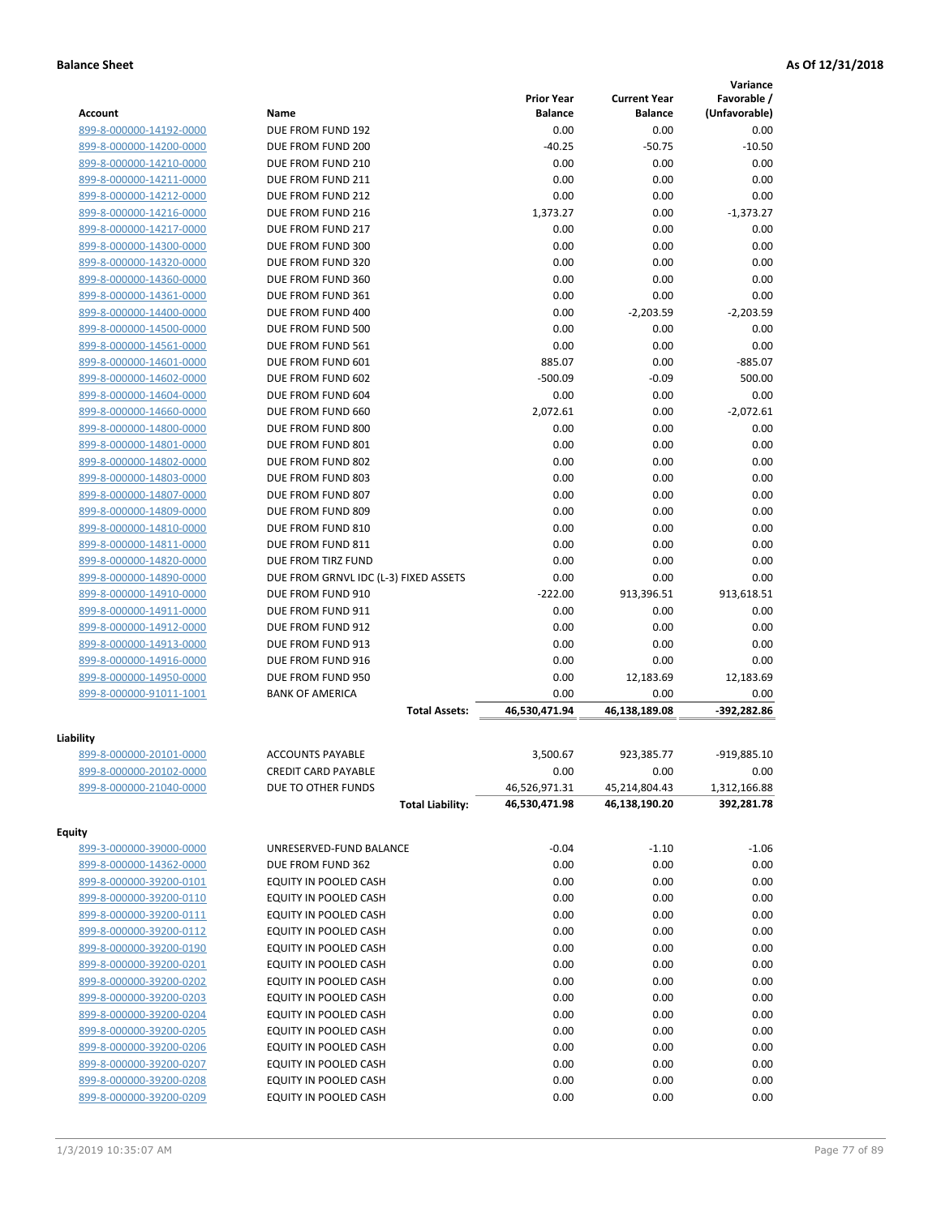**Balance Sheet** **As Of 12/31/2018**

| Account | Name | Prior Year Balance | Current Year Balance | Variance Favorable / (Unfavorable) |
|---|---|---|---|---|
| 899-8-000000-14192-0000 | DUE FROM FUND 192 | 0.00 | 0.00 | 0.00 |
| 899-8-000000-14200-0000 | DUE FROM FUND 200 | -40.25 | -50.75 | -10.50 |
| 899-8-000000-14210-0000 | DUE FROM FUND 210 | 0.00 | 0.00 | 0.00 |
| 899-8-000000-14211-0000 | DUE FROM FUND 211 | 0.00 | 0.00 | 0.00 |
| 899-8-000000-14212-0000 | DUE FROM FUND 212 | 0.00 | 0.00 | 0.00 |
| 899-8-000000-14216-0000 | DUE FROM FUND 216 | 1,373.27 | 0.00 | -1,373.27 |
| 899-8-000000-14217-0000 | DUE FROM FUND 217 | 0.00 | 0.00 | 0.00 |
| 899-8-000000-14300-0000 | DUE FROM FUND 300 | 0.00 | 0.00 | 0.00 |
| 899-8-000000-14320-0000 | DUE FROM FUND 320 | 0.00 | 0.00 | 0.00 |
| 899-8-000000-14360-0000 | DUE FROM FUND 360 | 0.00 | 0.00 | 0.00 |
| 899-8-000000-14361-0000 | DUE FROM FUND 361 | 0.00 | 0.00 | 0.00 |
| 899-8-000000-14400-0000 | DUE FROM FUND 400 | 0.00 | -2,203.59 | -2,203.59 |
| 899-8-000000-14500-0000 | DUE FROM FUND 500 | 0.00 | 0.00 | 0.00 |
| 899-8-000000-14561-0000 | DUE FROM FUND 561 | 0.00 | 0.00 | 0.00 |
| 899-8-000000-14601-0000 | DUE FROM FUND 601 | 885.07 | 0.00 | -885.07 |
| 899-8-000000-14602-0000 | DUE FROM FUND 602 | -500.09 | -0.09 | 500.00 |
| 899-8-000000-14604-0000 | DUE FROM FUND 604 | 0.00 | 0.00 | 0.00 |
| 899-8-000000-14660-0000 | DUE FROM FUND 660 | 2,072.61 | 0.00 | -2,072.61 |
| 899-8-000000-14800-0000 | DUE FROM FUND 800 | 0.00 | 0.00 | 0.00 |
| 899-8-000000-14801-0000 | DUE FROM FUND 801 | 0.00 | 0.00 | 0.00 |
| 899-8-000000-14802-0000 | DUE FROM FUND 802 | 0.00 | 0.00 | 0.00 |
| 899-8-000000-14803-0000 | DUE FROM FUND 803 | 0.00 | 0.00 | 0.00 |
| 899-8-000000-14807-0000 | DUE FROM FUND 807 | 0.00 | 0.00 | 0.00 |
| 899-8-000000-14809-0000 | DUE FROM FUND 809 | 0.00 | 0.00 | 0.00 |
| 899-8-000000-14810-0000 | DUE FROM FUND 810 | 0.00 | 0.00 | 0.00 |
| 899-8-000000-14811-0000 | DUE FROM FUND 811 | 0.00 | 0.00 | 0.00 |
| 899-8-000000-14820-0000 | DUE FROM TIRZ FUND | 0.00 | 0.00 | 0.00 |
| 899-8-000000-14890-0000 | DUE FROM GRNVL IDC (L-3) FIXED ASSETS | 0.00 | 0.00 | 0.00 |
| 899-8-000000-14910-0000 | DUE FROM FUND 910 | -222.00 | 913,396.51 | 913,618.51 |
| 899-8-000000-14911-0000 | DUE FROM FUND 911 | 0.00 | 0.00 | 0.00 |
| 899-8-000000-14912-0000 | DUE FROM FUND 912 | 0.00 | 0.00 | 0.00 |
| 899-8-000000-14913-0000 | DUE FROM FUND 913 | 0.00 | 0.00 | 0.00 |
| 899-8-000000-14916-0000 | DUE FROM FUND 916 | 0.00 | 0.00 | 0.00 |
| 899-8-000000-14950-0000 | DUE FROM FUND 950 | 0.00 | 12,183.69 | 12,183.69 |
| 899-8-000000-91011-1001 | BANK OF AMERICA | 0.00 | 0.00 | 0.00 |
| | **Total Assets:** | **46,530,471.94** | **46,138,189.08** | **-392,282.86** |
| **Liability** | | | | |
| 899-8-000000-20101-0000 | ACCOUNTS PAYABLE | 3,500.67 | 923,385.77 | -919,885.10 |
| 899-8-000000-20102-0000 | CREDIT CARD PAYABLE | 0.00 | 0.00 | 0.00 |
| 899-8-000000-21040-0000 | DUE TO OTHER FUNDS | 46,526,971.31 | 45,214,804.43 | 1,312,166.88 |
| | **Total Liability:** | **46,530,471.98** | **46,138,190.20** | **392,281.78** |
| **Equity** | | | | |
| 899-3-000000-39000-0000 | UNRESERVED-FUND BALANCE | -0.04 | -1.10 | -1.06 |
| 899-8-000000-14362-0000 | DUE FROM FUND 362 | 0.00 | 0.00 | 0.00 |
| 899-8-000000-39200-0101 | EQUITY IN POOLED CASH | 0.00 | 0.00 | 0.00 |
| 899-8-000000-39200-0110 | EQUITY IN POOLED CASH | 0.00 | 0.00 | 0.00 |
| 899-8-000000-39200-0111 | EQUITY IN POOLED CASH | 0.00 | 0.00 | 0.00 |
| 899-8-000000-39200-0112 | EQUITY IN POOLED CASH | 0.00 | 0.00 | 0.00 |
| 899-8-000000-39200-0190 | EQUITY IN POOLED CASH | 0.00 | 0.00 | 0.00 |
| 899-8-000000-39200-0201 | EQUITY IN POOLED CASH | 0.00 | 0.00 | 0.00 |
| 899-8-000000-39200-0202 | EQUITY IN POOLED CASH | 0.00 | 0.00 | 0.00 |
| 899-8-000000-39200-0203 | EQUITY IN POOLED CASH | 0.00 | 0.00 | 0.00 |
| 899-8-000000-39200-0204 | EQUITY IN POOLED CASH | 0.00 | 0.00 | 0.00 |
| 899-8-000000-39200-0205 | EQUITY IN POOLED CASH | 0.00 | 0.00 | 0.00 |
| 899-8-000000-39200-0206 | EQUITY IN POOLED CASH | 0.00 | 0.00 | 0.00 |
| 899-8-000000-39200-0207 | EQUITY IN POOLED CASH | 0.00 | 0.00 | 0.00 |
| 899-8-000000-39200-0208 | EQUITY IN POOLED CASH | 0.00 | 0.00 | 0.00 |
| 899-8-000000-39200-0209 | EQUITY IN POOLED CASH | 0.00 | 0.00 | 0.00 |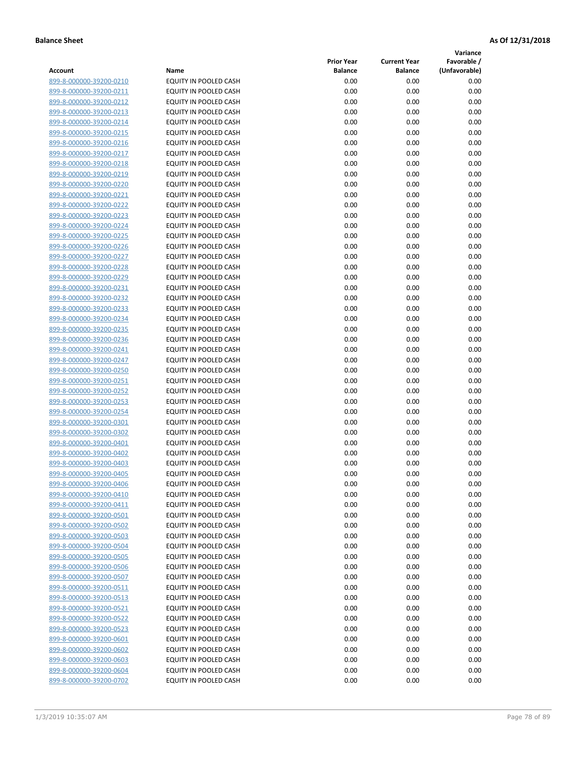**Balance Sheet** **As Of 12/31/2018**

| Account | Name | Prior Year Balance | Current Year Balance | Variance Favorable / (Unfavorable) |
|---|---|---|---|---|
| 899-8-000000-39200-0210 | EQUITY IN POOLED CASH | 0.00 | 0.00 | 0.00 |
| 899-8-000000-39200-0211 | EQUITY IN POOLED CASH | 0.00 | 0.00 | 0.00 |
| 899-8-000000-39200-0212 | EQUITY IN POOLED CASH | 0.00 | 0.00 | 0.00 |
| 899-8-000000-39200-0213 | EQUITY IN POOLED CASH | 0.00 | 0.00 | 0.00 |
| 899-8-000000-39200-0214 | EQUITY IN POOLED CASH | 0.00 | 0.00 | 0.00 |
| 899-8-000000-39200-0215 | EQUITY IN POOLED CASH | 0.00 | 0.00 | 0.00 |
| 899-8-000000-39200-0216 | EQUITY IN POOLED CASH | 0.00 | 0.00 | 0.00 |
| 899-8-000000-39200-0217 | EQUITY IN POOLED CASH | 0.00 | 0.00 | 0.00 |
| 899-8-000000-39200-0218 | EQUITY IN POOLED CASH | 0.00 | 0.00 | 0.00 |
| 899-8-000000-39200-0219 | EQUITY IN POOLED CASH | 0.00 | 0.00 | 0.00 |
| 899-8-000000-39200-0220 | EQUITY IN POOLED CASH | 0.00 | 0.00 | 0.00 |
| 899-8-000000-39200-0221 | EQUITY IN POOLED CASH | 0.00 | 0.00 | 0.00 |
| 899-8-000000-39200-0222 | EQUITY IN POOLED CASH | 0.00 | 0.00 | 0.00 |
| 899-8-000000-39200-0223 | EQUITY IN POOLED CASH | 0.00 | 0.00 | 0.00 |
| 899-8-000000-39200-0224 | EQUITY IN POOLED CASH | 0.00 | 0.00 | 0.00 |
| 899-8-000000-39200-0225 | EQUITY IN POOLED CASH | 0.00 | 0.00 | 0.00 |
| 899-8-000000-39200-0226 | EQUITY IN POOLED CASH | 0.00 | 0.00 | 0.00 |
| 899-8-000000-39200-0227 | EQUITY IN POOLED CASH | 0.00 | 0.00 | 0.00 |
| 899-8-000000-39200-0228 | EQUITY IN POOLED CASH | 0.00 | 0.00 | 0.00 |
| 899-8-000000-39200-0229 | EQUITY IN POOLED CASH | 0.00 | 0.00 | 0.00 |
| 899-8-000000-39200-0231 | EQUITY IN POOLED CASH | 0.00 | 0.00 | 0.00 |
| 899-8-000000-39200-0232 | EQUITY IN POOLED CASH | 0.00 | 0.00 | 0.00 |
| 899-8-000000-39200-0233 | EQUITY IN POOLED CASH | 0.00 | 0.00 | 0.00 |
| 899-8-000000-39200-0234 | EQUITY IN POOLED CASH | 0.00 | 0.00 | 0.00 |
| 899-8-000000-39200-0235 | EQUITY IN POOLED CASH | 0.00 | 0.00 | 0.00 |
| 899-8-000000-39200-0236 | EQUITY IN POOLED CASH | 0.00 | 0.00 | 0.00 |
| 899-8-000000-39200-0241 | EQUITY IN POOLED CASH | 0.00 | 0.00 | 0.00 |
| 899-8-000000-39200-0247 | EQUITY IN POOLED CASH | 0.00 | 0.00 | 0.00 |
| 899-8-000000-39200-0250 | EQUITY IN POOLED CASH | 0.00 | 0.00 | 0.00 |
| 899-8-000000-39200-0251 | EQUITY IN POOLED CASH | 0.00 | 0.00 | 0.00 |
| 899-8-000000-39200-0252 | EQUITY IN POOLED CASH | 0.00 | 0.00 | 0.00 |
| 899-8-000000-39200-0253 | EQUITY IN POOLED CASH | 0.00 | 0.00 | 0.00 |
| 899-8-000000-39200-0254 | EQUITY IN POOLED CASH | 0.00 | 0.00 | 0.00 |
| 899-8-000000-39200-0301 | EQUITY IN POOLED CASH | 0.00 | 0.00 | 0.00 |
| 899-8-000000-39200-0302 | EQUITY IN POOLED CASH | 0.00 | 0.00 | 0.00 |
| 899-8-000000-39200-0401 | EQUITY IN POOLED CASH | 0.00 | 0.00 | 0.00 |
| 899-8-000000-39200-0402 | EQUITY IN POOLED CASH | 0.00 | 0.00 | 0.00 |
| 899-8-000000-39200-0403 | EQUITY IN POOLED CASH | 0.00 | 0.00 | 0.00 |
| 899-8-000000-39200-0405 | EQUITY IN POOLED CASH | 0.00 | 0.00 | 0.00 |
| 899-8-000000-39200-0406 | EQUITY IN POOLED CASH | 0.00 | 0.00 | 0.00 |
| 899-8-000000-39200-0410 | EQUITY IN POOLED CASH | 0.00 | 0.00 | 0.00 |
| 899-8-000000-39200-0411 | EQUITY IN POOLED CASH | 0.00 | 0.00 | 0.00 |
| 899-8-000000-39200-0501 | EQUITY IN POOLED CASH | 0.00 | 0.00 | 0.00 |
| 899-8-000000-39200-0502 | EQUITY IN POOLED CASH | 0.00 | 0.00 | 0.00 |
| 899-8-000000-39200-0503 | EQUITY IN POOLED CASH | 0.00 | 0.00 | 0.00 |
| 899-8-000000-39200-0504 | EQUITY IN POOLED CASH | 0.00 | 0.00 | 0.00 |
| 899-8-000000-39200-0505 | EQUITY IN POOLED CASH | 0.00 | 0.00 | 0.00 |
| 899-8-000000-39200-0506 | EQUITY IN POOLED CASH | 0.00 | 0.00 | 0.00 |
| 899-8-000000-39200-0507 | EQUITY IN POOLED CASH | 0.00 | 0.00 | 0.00 |
| 899-8-000000-39200-0511 | EQUITY IN POOLED CASH | 0.00 | 0.00 | 0.00 |
| 899-8-000000-39200-0513 | EQUITY IN POOLED CASH | 0.00 | 0.00 | 0.00 |
| 899-8-000000-39200-0521 | EQUITY IN POOLED CASH | 0.00 | 0.00 | 0.00 |
| 899-8-000000-39200-0522 | EQUITY IN POOLED CASH | 0.00 | 0.00 | 0.00 |
| 899-8-000000-39200-0523 | EQUITY IN POOLED CASH | 0.00 | 0.00 | 0.00 |
| 899-8-000000-39200-0601 | EQUITY IN POOLED CASH | 0.00 | 0.00 | 0.00 |
| 899-8-000000-39200-0602 | EQUITY IN POOLED CASH | 0.00 | 0.00 | 0.00 |
| 899-8-000000-39200-0603 | EQUITY IN POOLED CASH | 0.00 | 0.00 | 0.00 |
| 899-8-000000-39200-0604 | EQUITY IN POOLED CASH | 0.00 | 0.00 | 0.00 |
| 899-8-000000-39200-0702 | EQUITY IN POOLED CASH | 0.00 | 0.00 | 0.00 |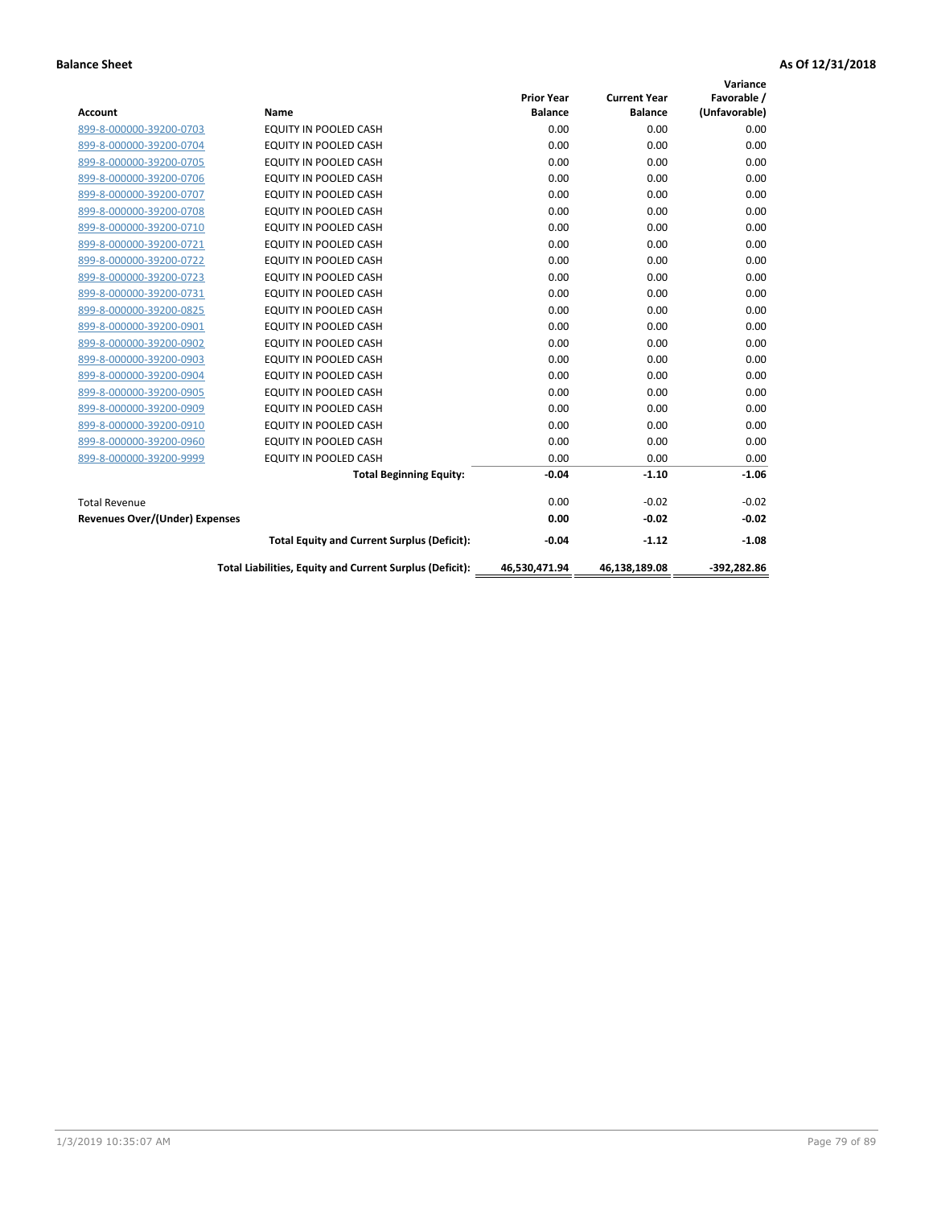**Balance Sheet** **As Of 12/31/2018**

| Account | Name | Prior Year Balance | Current Year Balance | Variance Favorable / (Unfavorable) |
|---|---|---|---|---|
| 899-8-000000-39200-0703 | EQUITY IN POOLED CASH | 0.00 | 0.00 | 0.00 |
| 899-8-000000-39200-0704 | EQUITY IN POOLED CASH | 0.00 | 0.00 | 0.00 |
| 899-8-000000-39200-0705 | EQUITY IN POOLED CASH | 0.00 | 0.00 | 0.00 |
| 899-8-000000-39200-0706 | EQUITY IN POOLED CASH | 0.00 | 0.00 | 0.00 |
| 899-8-000000-39200-0707 | EQUITY IN POOLED CASH | 0.00 | 0.00 | 0.00 |
| 899-8-000000-39200-0708 | EQUITY IN POOLED CASH | 0.00 | 0.00 | 0.00 |
| 899-8-000000-39200-0710 | EQUITY IN POOLED CASH | 0.00 | 0.00 | 0.00 |
| 899-8-000000-39200-0721 | EQUITY IN POOLED CASH | 0.00 | 0.00 | 0.00 |
| 899-8-000000-39200-0722 | EQUITY IN POOLED CASH | 0.00 | 0.00 | 0.00 |
| 899-8-000000-39200-0723 | EQUITY IN POOLED CASH | 0.00 | 0.00 | 0.00 |
| 899-8-000000-39200-0731 | EQUITY IN POOLED CASH | 0.00 | 0.00 | 0.00 |
| 899-8-000000-39200-0825 | EQUITY IN POOLED CASH | 0.00 | 0.00 | 0.00 |
| 899-8-000000-39200-0901 | EQUITY IN POOLED CASH | 0.00 | 0.00 | 0.00 |
| 899-8-000000-39200-0902 | EQUITY IN POOLED CASH | 0.00 | 0.00 | 0.00 |
| 899-8-000000-39200-0903 | EQUITY IN POOLED CASH | 0.00 | 0.00 | 0.00 |
| 899-8-000000-39200-0904 | EQUITY IN POOLED CASH | 0.00 | 0.00 | 0.00 |
| 899-8-000000-39200-0905 | EQUITY IN POOLED CASH | 0.00 | 0.00 | 0.00 |
| 899-8-000000-39200-0909 | EQUITY IN POOLED CASH | 0.00 | 0.00 | 0.00 |
| 899-8-000000-39200-0910 | EQUITY IN POOLED CASH | 0.00 | 0.00 | 0.00 |
| 899-8-000000-39200-0960 | EQUITY IN POOLED CASH | 0.00 | 0.00 | 0.00 |
| 899-8-000000-39200-9999 | EQUITY IN POOLED CASH | 0.00 | 0.00 | 0.00 |
| | **Total Beginning Equity:** | **-0.04** | **-1.10** | **-1.06** |
| Total Revenue | | 0.00 | -0.02 | -0.02 |
| **Revenues Over/(Under) Expenses** | | **0.00** | **-0.02** | **-0.02** |
| | **Total Equity and Current Surplus (Deficit):** | **-0.04** | **-1.12** | **-1.08** |
| | **Total Liabilities, Equity and Current Surplus (Deficit):** | **46,530,471.94** | **46,138,189.08** | **-392,282.86** |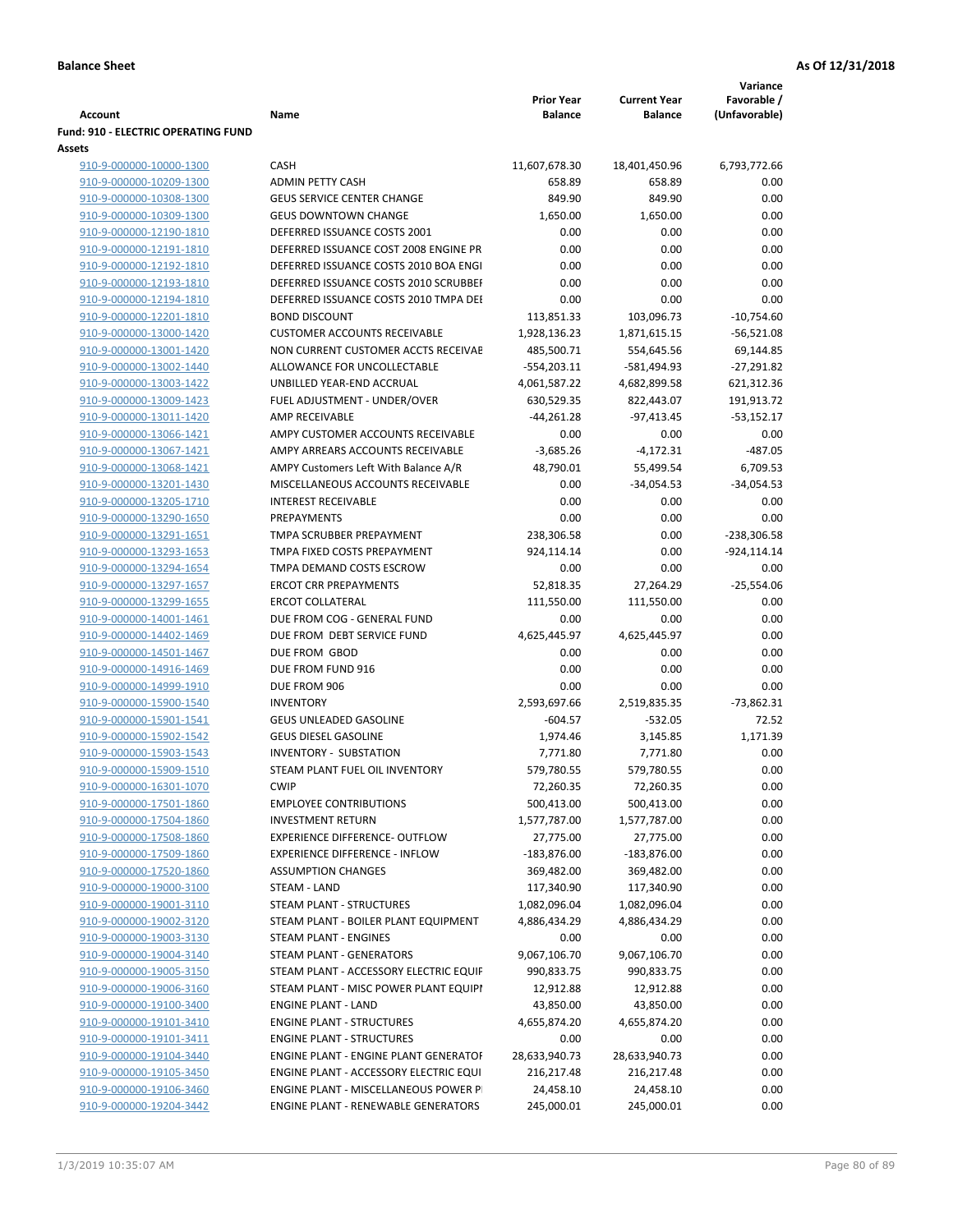**Balance Sheet** | **As Of 12/31/2018**

| Account | Name | Prior Year Balance | Current Year Balance | Variance Favorable / (Unfavorable) |
|---|---|---|---|---|
| **Fund: 910 - ELECTRIC OPERATING FUND** | | | | |
| **Assets** | | | | |
| 910-9-000000-10000-1300 | CASH | 11,607,678.30 | 18,401,450.96 | 6,793,772.66 |
| 910-9-000000-10209-1300 | ADMIN PETTY CASH | 658.89 | 658.89 | 0.00 |
| 910-9-000000-10308-1300 | GEUS SERVICE CENTER CHANGE | 849.90 | 849.90 | 0.00 |
| 910-9-000000-10309-1300 | GEUS DOWNTOWN CHANGE | 1,650.00 | 1,650.00 | 0.00 |
| 910-9-000000-12190-1810 | DEFERRED ISSUANCE COSTS 2001 | 0.00 | 0.00 | 0.00 |
| 910-9-000000-12191-1810 | DEFERRED ISSUANCE COST 2008 ENGINE PR | 0.00 | 0.00 | 0.00 |
| 910-9-000000-12192-1810 | DEFERRED ISSUANCE COSTS 2010 BOA ENGI | 0.00 | 0.00 | 0.00 |
| 910-9-000000-12193-1810 | DEFERRED ISSUANCE COSTS 2010 SCRUBBEI | 0.00 | 0.00 | 0.00 |
| 910-9-000000-12194-1810 | DEFERRED ISSUANCE COSTS 2010 TMPA DEI | 0.00 | 0.00 | 0.00 |
| 910-9-000000-12201-1810 | BOND DISCOUNT | 113,851.33 | 103,096.73 | -10,754.60 |
| 910-9-000000-13000-1420 | CUSTOMER ACCOUNTS RECEIVABLE | 1,928,136.23 | 1,871,615.15 | -56,521.08 |
| 910-9-000000-13001-1420 | NON CURRENT CUSTOMER ACCTS RECEIVAE | 485,500.71 | 554,645.56 | 69,144.85 |
| 910-9-000000-13002-1440 | ALLOWANCE FOR UNCOLLECTABLE | -554,203.11 | -581,494.93 | -27,291.82 |
| 910-9-000000-13003-1422 | UNBILLED YEAR-END ACCRUAL | 4,061,587.22 | 4,682,899.58 | 621,312.36 |
| 910-9-000000-13009-1423 | FUEL ADJUSTMENT - UNDER/OVER | 630,529.35 | 822,443.07 | 191,913.72 |
| 910-9-000000-13011-1420 | AMP RECEIVABLE | -44,261.28 | -97,413.45 | -53,152.17 |
| 910-9-000000-13066-1421 | AMPY CUSTOMER ACCOUNTS RECEIVABLE | 0.00 | 0.00 | 0.00 |
| 910-9-000000-13067-1421 | AMPY ARREARS ACCOUNTS RECEIVABLE | -3,685.26 | -4,172.31 | -487.05 |
| 910-9-000000-13068-1421 | AMPY Customers Left With Balance A/R | 48,790.01 | 55,499.54 | 6,709.53 |
| 910-9-000000-13201-1430 | MISCELLANEOUS ACCOUNTS RECEIVABLE | 0.00 | -34,054.53 | -34,054.53 |
| 910-9-000000-13205-1710 | INTEREST RECEIVABLE | 0.00 | 0.00 | 0.00 |
| 910-9-000000-13290-1650 | PREPAYMENTS | 0.00 | 0.00 | 0.00 |
| 910-9-000000-13291-1651 | TMPA SCRUBBER PREPAYMENT | 238,306.58 | 0.00 | -238,306.58 |
| 910-9-000000-13293-1653 | TMPA FIXED COSTS PREPAYMENT | 924,114.14 | 0.00 | -924,114.14 |
| 910-9-000000-13294-1654 | TMPA DEMAND COSTS ESCROW | 0.00 | 0.00 | 0.00 |
| 910-9-000000-13297-1657 | ERCOT CRR PREPAYMENTS | 52,818.35 | 27,264.29 | -25,554.06 |
| 910-9-000000-13299-1655 | ERCOT COLLATERAL | 111,550.00 | 111,550.00 | 0.00 |
| 910-9-000000-14001-1461 | DUE FROM COG - GENERAL FUND | 0.00 | 0.00 | 0.00 |
| 910-9-000000-14402-1469 | DUE FROM DEBT SERVICE FUND | 4,625,445.97 | 4,625,445.97 | 0.00 |
| 910-9-000000-14501-1467 | DUE FROM GBOD | 0.00 | 0.00 | 0.00 |
| 910-9-000000-14916-1469 | DUE FROM FUND 916 | 0.00 | 0.00 | 0.00 |
| 910-9-000000-14999-1910 | DUE FROM 906 | 0.00 | 0.00 | 0.00 |
| 910-9-000000-15900-1540 | INVENTORY | 2,593,697.66 | 2,519,835.35 | -73,862.31 |
| 910-9-000000-15901-1541 | GEUS UNLEADED GASOLINE | -604.57 | -532.05 | 72.52 |
| 910-9-000000-15902-1542 | GEUS DIESEL GASOLINE | 1,974.46 | 3,145.85 | 1,171.39 |
| 910-9-000000-15903-1543 | INVENTORY - SUBSTATION | 7,771.80 | 7,771.80 | 0.00 |
| 910-9-000000-15909-1510 | STEAM PLANT FUEL OIL INVENTORY | 579,780.55 | 579,780.55 | 0.00 |
| 910-9-000000-16301-1070 | CWIP | 72,260.35 | 72,260.35 | 0.00 |
| 910-9-000000-17501-1860 | EMPLOYEE CONTRIBUTIONS | 500,413.00 | 500,413.00 | 0.00 |
| 910-9-000000-17504-1860 | INVESTMENT RETURN | 1,577,787.00 | 1,577,787.00 | 0.00 |
| 910-9-000000-17508-1860 | EXPERIENCE DIFFERENCE- OUTFLOW | 27,775.00 | 27,775.00 | 0.00 |
| 910-9-000000-17509-1860 | EXPERIENCE DIFFERENCE - INFLOW | -183,876.00 | -183,876.00 | 0.00 |
| 910-9-000000-17520-1860 | ASSUMPTION CHANGES | 369,482.00 | 369,482.00 | 0.00 |
| 910-9-000000-19000-3100 | STEAM - LAND | 117,340.90 | 117,340.90 | 0.00 |
| 910-9-000000-19001-3110 | STEAM PLANT - STRUCTURES | 1,082,096.04 | 1,082,096.04 | 0.00 |
| 910-9-000000-19002-3120 | STEAM PLANT - BOILER PLANT EQUIPMENT | 4,886,434.29 | 4,886,434.29 | 0.00 |
| 910-9-000000-19003-3130 | STEAM PLANT - ENGINES | 0.00 | 0.00 | 0.00 |
| 910-9-000000-19004-3140 | STEAM PLANT - GENERATORS | 9,067,106.70 | 9,067,106.70 | 0.00 |
| 910-9-000000-19005-3150 | STEAM PLANT - ACCESSORY ELECTRIC EQUIF | 990,833.75 | 990,833.75 | 0.00 |
| 910-9-000000-19006-3160 | STEAM PLANT - MISC POWER PLANT EQUIPI | 12,912.88 | 12,912.88 | 0.00 |
| 910-9-000000-19100-3400 | ENGINE PLANT - LAND | 43,850.00 | 43,850.00 | 0.00 |
| 910-9-000000-19101-3410 | ENGINE PLANT - STRUCTURES | 4,655,874.20 | 4,655,874.20 | 0.00 |
| 910-9-000000-19101-3411 | ENGINE PLANT - STRUCTURES | 0.00 | 0.00 | 0.00 |
| 910-9-000000-19104-3440 | ENGINE PLANT - ENGINE PLANT GENERATOF | 28,633,940.73 | 28,633,940.73 | 0.00 |
| 910-9-000000-19105-3450 | ENGINE PLANT - ACCESSORY ELECTRIC EQUI | 216,217.48 | 216,217.48 | 0.00 |
| 910-9-000000-19106-3460 | ENGINE PLANT - MISCELLANEOUS POWER P | 24,458.10 | 24,458.10 | 0.00 |
| 910-9-000000-19204-3442 | ENGINE PLANT - RENEWABLE GENERATORS | 245,000.01 | 245,000.01 | 0.00 |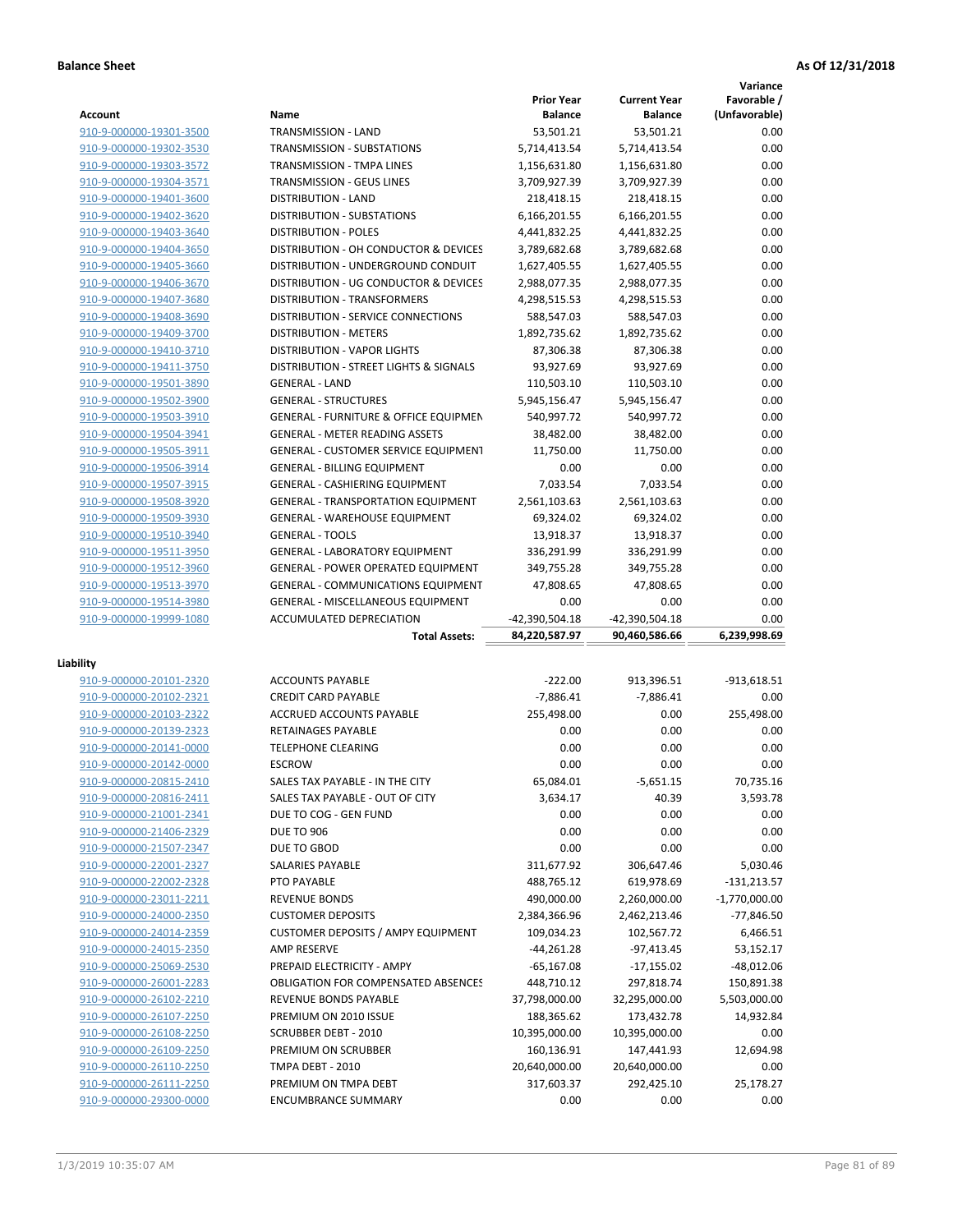**Balance Sheet** **As Of 12/31/2018**

| Account | Name | Prior Year Balance | Current Year Balance | Variance Favorable / (Unfavorable) |
|---|---|---|---|---|
| 910-9-000000-19301-3500 | TRANSMISSION - LAND | 53,501.21 | 53,501.21 | 0.00 |
| 910-9-000000-19302-3530 | TRANSMISSION - SUBSTATIONS | 5,714,413.54 | 5,714,413.54 | 0.00 |
| 910-9-000000-19303-3572 | TRANSMISSION - TMPA LINES | 1,156,631.80 | 1,156,631.80 | 0.00 |
| 910-9-000000-19304-3571 | TRANSMISSION - GEUS LINES | 3,709,927.39 | 3,709,927.39 | 0.00 |
| 910-9-000000-19401-3600 | DISTRIBUTION - LAND | 218,418.15 | 218,418.15 | 0.00 |
| 910-9-000000-19402-3620 | DISTRIBUTION - SUBSTATIONS | 6,166,201.55 | 6,166,201.55 | 0.00 |
| 910-9-000000-19403-3640 | DISTRIBUTION - POLES | 4,441,832.25 | 4,441,832.25 | 0.00 |
| 910-9-000000-19404-3650 | DISTRIBUTION - OH CONDUCTOR & DEVICES | 3,789,682.68 | 3,789,682.68 | 0.00 |
| 910-9-000000-19405-3660 | DISTRIBUTION - UNDERGROUND CONDUIT | 1,627,405.55 | 1,627,405.55 | 0.00 |
| 910-9-000000-19406-3670 | DISTRIBUTION - UG CONDUCTOR & DEVICES | 2,988,077.35 | 2,988,077.35 | 0.00 |
| 910-9-000000-19407-3680 | DISTRIBUTION - TRANSFORMERS | 4,298,515.53 | 4,298,515.53 | 0.00 |
| 910-9-000000-19408-3690 | DISTRIBUTION - SERVICE CONNECTIONS | 588,547.03 | 588,547.03 | 0.00 |
| 910-9-000000-19409-3700 | DISTRIBUTION - METERS | 1,892,735.62 | 1,892,735.62 | 0.00 |
| 910-9-000000-19410-3710 | DISTRIBUTION - VAPOR LIGHTS | 87,306.38 | 87,306.38 | 0.00 |
| 910-9-000000-19411-3750 | DISTRIBUTION - STREET LIGHTS & SIGNALS | 93,927.69 | 93,927.69 | 0.00 |
| 910-9-000000-19501-3890 | GENERAL - LAND | 110,503.10 | 110,503.10 | 0.00 |
| 910-9-000000-19502-3900 | GENERAL - STRUCTURES | 5,945,156.47 | 5,945,156.47 | 0.00 |
| 910-9-000000-19503-3910 | GENERAL - FURNITURE & OFFICE EQUIPMEN | 540,997.72 | 540,997.72 | 0.00 |
| 910-9-000000-19504-3941 | GENERAL - METER READING ASSETS | 38,482.00 | 38,482.00 | 0.00 |
| 910-9-000000-19505-3911 | GENERAL - CUSTOMER SERVICE EQUIPMENT | 11,750.00 | 11,750.00 | 0.00 |
| 910-9-000000-19506-3914 | GENERAL - BILLING EQUIPMENT | 0.00 | 0.00 | 0.00 |
| 910-9-000000-19507-3915 | GENERAL - CASHIERING EQUIPMENT | 7,033.54 | 7,033.54 | 0.00 |
| 910-9-000000-19508-3920 | GENERAL - TRANSPORTATION EQUIPMENT | 2,561,103.63 | 2,561,103.63 | 0.00 |
| 910-9-000000-19509-3930 | GENERAL - WAREHOUSE EQUIPMENT | 69,324.02 | 69,324.02 | 0.00 |
| 910-9-000000-19510-3940 | GENERAL - TOOLS | 13,918.37 | 13,918.37 | 0.00 |
| 910-9-000000-19511-3950 | GENERAL - LABORATORY EQUIPMENT | 336,291.99 | 336,291.99 | 0.00 |
| 910-9-000000-19512-3960 | GENERAL - POWER OPERATED EQUIPMENT | 349,755.28 | 349,755.28 | 0.00 |
| 910-9-000000-19513-3970 | GENERAL - COMMUNICATIONS EQUIPMENT | 47,808.65 | 47,808.65 | 0.00 |
| 910-9-000000-19514-3980 | GENERAL - MISCELLANEOUS EQUIPMENT | 0.00 | 0.00 | 0.00 |
| 910-9-000000-19999-1080 | ACCUMULATED DEPRECIATION | -42,390,504.18 | -42,390,504.18 | 0.00 |
| | **Total Assets:** | **84,220,587.97** | **90,460,586.66** | **6,239,998.69** |

**Liability**

| Account | Name | Prior Year Balance | Current Year Balance | Variance Favorable / (Unfavorable) |
|---|---|---|---|---|
| 910-9-000000-20101-2320 | ACCOUNTS PAYABLE | -222.00 | 913,396.51 | -913,618.51 |
| 910-9-000000-20102-2321 | CREDIT CARD PAYABLE | -7,886.41 | -7,886.41 | 0.00 |
| 910-9-000000-20103-2322 | ACCRUED ACCOUNTS PAYABLE | 255,498.00 | 0.00 | 255,498.00 |
| 910-9-000000-20139-2323 | RETAINAGES PAYABLE | 0.00 | 0.00 | 0.00 |
| 910-9-000000-20141-0000 | TELEPHONE CLEARING | 0.00 | 0.00 | 0.00 |
| 910-9-000000-20142-0000 | ESCROW | 0.00 | 0.00 | 0.00 |
| 910-9-000000-20815-2410 | SALES TAX PAYABLE - IN THE CITY | 65,084.01 | -5,651.15 | 70,735.16 |
| 910-9-000000-20816-2411 | SALES TAX PAYABLE - OUT OF CITY | 3,634.17 | 40.39 | 3,593.78 |
| 910-9-000000-21001-2341 | DUE TO COG - GEN FUND | 0.00 | 0.00 | 0.00 |
| 910-9-000000-21406-2329 | DUE TO 906 | 0.00 | 0.00 | 0.00 |
| 910-9-000000-21507-2347 | DUE TO GBOD | 0.00 | 0.00 | 0.00 |
| 910-9-000000-22001-2327 | SALARIES PAYABLE | 311,677.92 | 306,647.46 | 5,030.46 |
| 910-9-000000-22002-2328 | PTO PAYABLE | 488,765.12 | 619,978.69 | -131,213.57 |
| 910-9-000000-23011-2211 | REVENUE BONDS | 490,000.00 | 2,260,000.00 | -1,770,000.00 |
| 910-9-000000-24000-2350 | CUSTOMER DEPOSITS | 2,384,366.96 | 2,462,213.46 | -77,846.50 |
| 910-9-000000-24014-2359 | CUSTOMER DEPOSITS / AMPY EQUIPMENT | 109,034.23 | 102,567.72 | 6,466.51 |
| 910-9-000000-24015-2350 | AMP RESERVE | -44,261.28 | -97,413.45 | 53,152.17 |
| 910-9-000000-25069-2530 | PREPAID ELECTRICITY - AMPY | -65,167.08 | -17,155.02 | -48,012.06 |
| 910-9-000000-26001-2283 | OBLIGATION FOR COMPENSATED ABSENCES | 448,710.12 | 297,818.74 | 150,891.38 |
| 910-9-000000-26102-2210 | REVENUE BONDS PAYABLE | 37,798,000.00 | 32,295,000.00 | 5,503,000.00 |
| 910-9-000000-26107-2250 | PREMIUM ON 2010 ISSUE | 188,365.62 | 173,432.78 | 14,932.84 |
| 910-9-000000-26108-2250 | SCRUBBER DEBT - 2010 | 10,395,000.00 | 10,395,000.00 | 0.00 |
| 910-9-000000-26109-2250 | PREMIUM ON SCRUBBER | 160,136.91 | 147,441.93 | 12,694.98 |
| 910-9-000000-26110-2250 | TMPA DEBT - 2010 | 20,640,000.00 | 20,640,000.00 | 0.00 |
| 910-9-000000-26111-2250 | PREMIUM ON TMPA DEBT | 317,603.37 | 292,425.10 | 25,178.27 |
| 910-9-000000-29300-0000 | ENCUMBRANCE SUMMARY | 0.00 | 0.00 | 0.00 |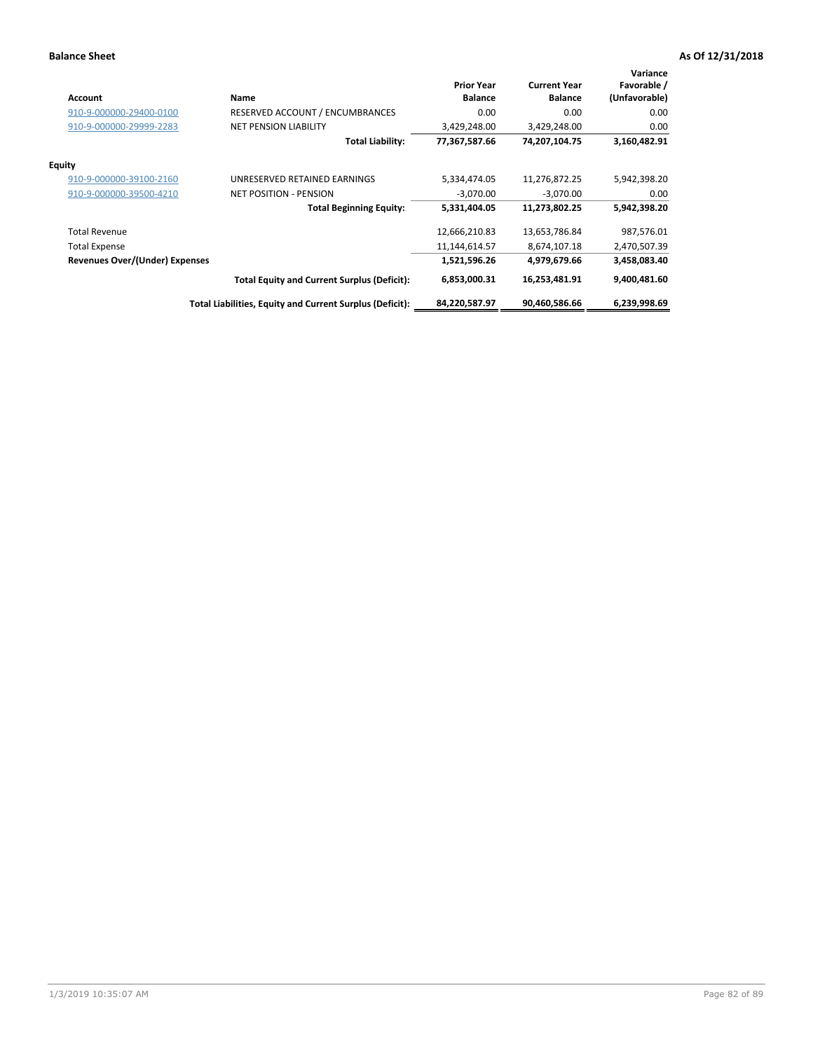**Balance Sheet** **As Of 12/31/2018**

| Account | Name | Prior Year Balance | Current Year Balance | Variance Favorable / (Unfavorable) |
|---|---|---|---|---|
| 910-9-000000-29400-0100 | RESERVED ACCOUNT / ENCUMBRANCES | 0.00 | 0.00 | 0.00 |
| 910-9-000000-29999-2283 | NET PENSION LIABILITY | 3,429,248.00 | 3,429,248.00 | 0.00 |
| | **Total Liability:** | **77,367,587.66** | **74,207,104.75** | **3,160,482.91** |
| **Equity** | | | | |
| 910-9-000000-39100-2160 | UNRESERVED RETAINED EARNINGS | 5,334,474.05 | 11,276,872.25 | 5,942,398.20 |
| 910-9-000000-39500-4210 | NET POSITION - PENSION | -3,070.00 | -3,070.00 | 0.00 |
| | **Total Beginning Equity:** | **5,331,404.05** | **11,273,802.25** | **5,942,398.20** |
| Total Revenue | | 12,666,210.83 | 13,653,786.84 | 987,576.01 |
| Total Expense | | 11,144,614.57 | 8,674,107.18 | 2,470,507.39 |
| **Revenues Over/(Under) Expenses** | | **1,521,596.26** | **4,979,679.66** | **3,458,083.40** |
| | **Total Equity and Current Surplus (Deficit):** | **6,853,000.31** | **16,253,481.91** | **9,400,481.60** |
| | **Total Liabilities, Equity and Current Surplus (Deficit):** | **84,220,587.97** | **90,460,586.66** | **6,239,998.69** |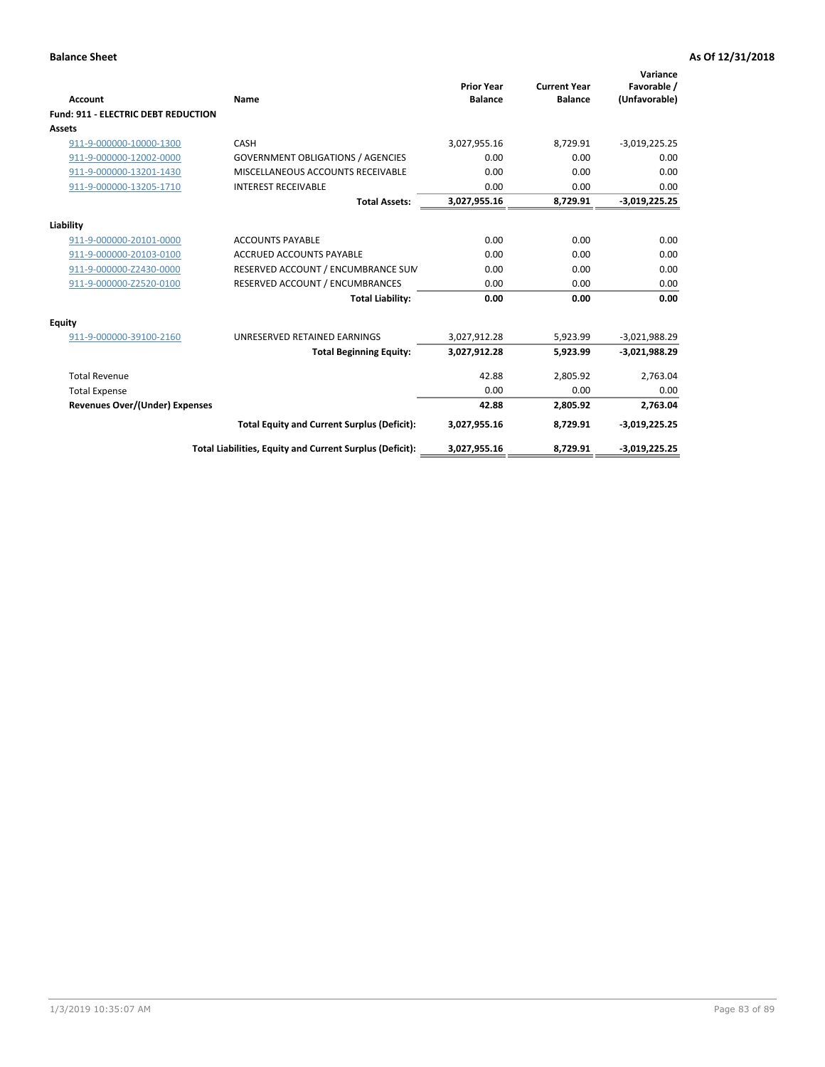**Balance Sheet** **As Of 12/31/2018**

| Account | Name | Prior Year Balance | Current Year Balance | Variance Favorable / (Unfavorable) |
|---|---|---|---|---|
| **Fund: 911 - ELECTRIC DEBT REDUCTION** | | | | |
| **Assets** | | | | |
| 911-9-000000-10000-1300 | CASH | 3,027,955.16 | 8,729.91 | -3,019,225.25 |
| 911-9-000000-12002-0000 | GOVERNMENT OBLIGATIONS / AGENCIES | 0.00 | 0.00 | 0.00 |
| 911-9-000000-13201-1430 | MISCELLANEOUS ACCOUNTS RECEIVABLE | 0.00 | 0.00 | 0.00 |
| 911-9-000000-13205-1710 | INTEREST RECEIVABLE | 0.00 | 0.00 | 0.00 |
| | **Total Assets:** | **3,027,955.16** | **8,729.91** | **-3,019,225.25** |
| **Liability** | | | | |
| 911-9-000000-20101-0000 | ACCOUNTS PAYABLE | 0.00 | 0.00 | 0.00 |
| 911-9-000000-20103-0100 | ACCRUED ACCOUNTS PAYABLE | 0.00 | 0.00 | 0.00 |
| 911-9-000000-Z2430-0000 | RESERVED ACCOUNT / ENCUMBRANCE SUM | 0.00 | 0.00 | 0.00 |
| 911-9-000000-Z2520-0100 | RESERVED ACCOUNT / ENCUMBRANCES | 0.00 | 0.00 | 0.00 |
| | **Total Liability:** | **0.00** | **0.00** | **0.00** |
| **Equity** | | | | |
| 911-9-000000-39100-2160 | UNRESERVED RETAINED EARNINGS | 3,027,912.28 | 5,923.99 | -3,021,988.29 |
| | **Total Beginning Equity:** | **3,027,912.28** | **5,923.99** | **-3,021,988.29** |
| Total Revenue | | 42.88 | 2,805.92 | 2,763.04 |
| Total Expense | | 0.00 | 0.00 | 0.00 |
| **Revenues Over/(Under) Expenses** | | **42.88** | **2,805.92** | **2,763.04** |
| | **Total Equity and Current Surplus (Deficit):** | **3,027,955.16** | **8,729.91** | **-3,019,225.25** |
| | **Total Liabilities, Equity and Current Surplus (Deficit):** | **3,027,955.16** | **8,729.91** | **-3,019,225.25** |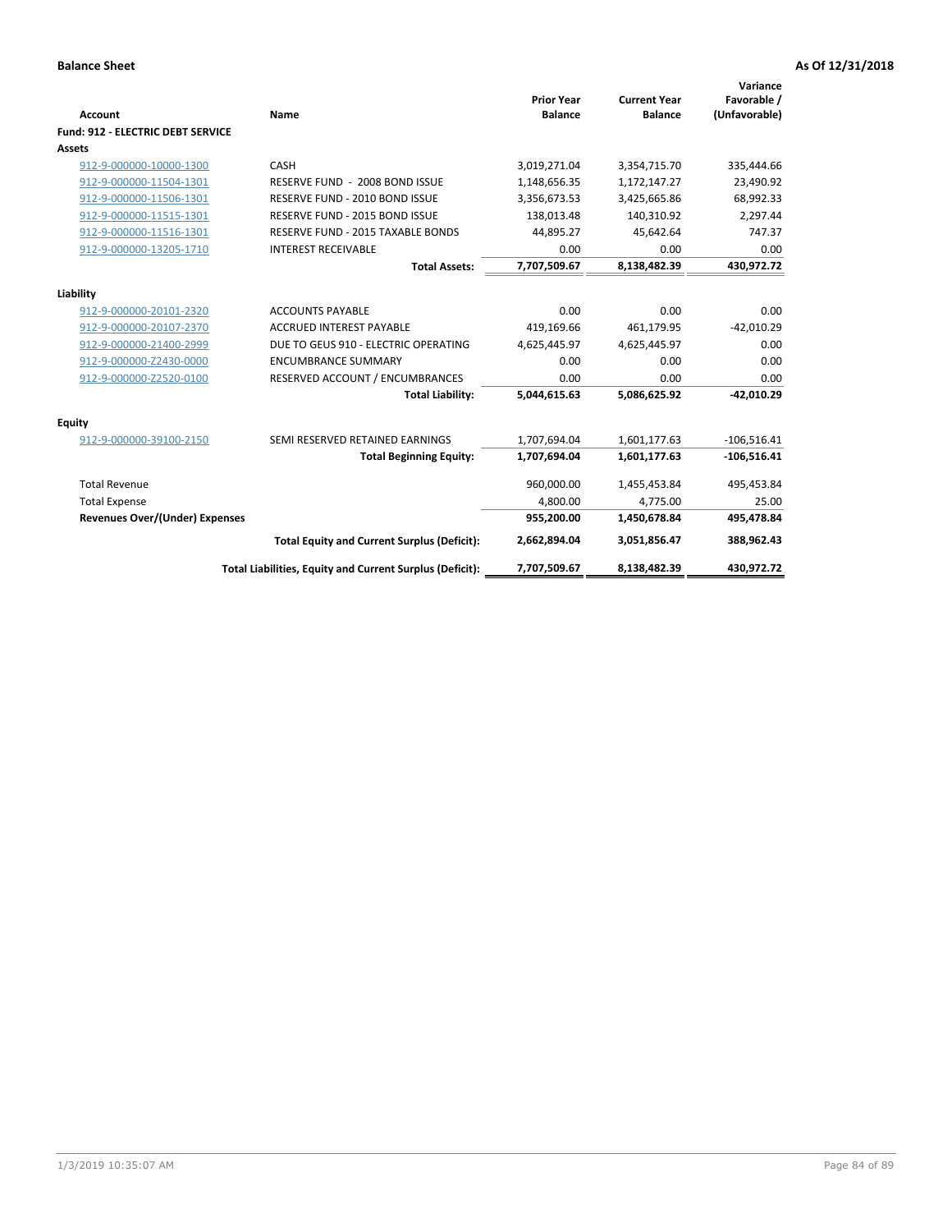**Balance Sheet** **As Of 12/31/2018**

| Account | Name | Prior Year Balance | Current Year Balance | Variance Favorable / (Unfavorable) |
|---|---|---|---|---|
| **Fund: 912 - ELECTRIC DEBT SERVICE** | | | | |
| **Assets** | | | | |
| 912-9-000000-10000-1300 | CASH | 3,019,271.04 | 3,354,715.70 | 335,444.66 |
| 912-9-000000-11504-1301 | RESERVE FUND - 2008 BOND ISSUE | 1,148,656.35 | 1,172,147.27 | 23,490.92 |
| 912-9-000000-11506-1301 | RESERVE FUND - 2010 BOND ISSUE | 3,356,673.53 | 3,425,665.86 | 68,992.33 |
| 912-9-000000-11515-1301 | RESERVE FUND - 2015 BOND ISSUE | 138,013.48 | 140,310.92 | 2,297.44 |
| 912-9-000000-11516-1301 | RESERVE FUND - 2015 TAXABLE BONDS | 44,895.27 | 45,642.64 | 747.37 |
| 912-9-000000-13205-1710 | INTEREST RECEIVABLE | 0.00 | 0.00 | 0.00 |
| | **Total Assets:** | **7,707,509.67** | **8,138,482.39** | **430,972.72** |
| **Liability** | | | | |
| 912-9-000000-20101-2320 | ACCOUNTS PAYABLE | 0.00 | 0.00 | 0.00 |
| 912-9-000000-20107-2370 | ACCRUED INTEREST PAYABLE | 419,169.66 | 461,179.95 | -42,010.29 |
| 912-9-000000-21400-2999 | DUE TO GEUS 910 - ELECTRIC OPERATING | 4,625,445.97 | 4,625,445.97 | 0.00 |
| 912-9-000000-Z2430-0000 | ENCUMBRANCE SUMMARY | 0.00 | 0.00 | 0.00 |
| 912-9-000000-Z2520-0100 | RESERVED ACCOUNT / ENCUMBRANCES | 0.00 | 0.00 | 0.00 |
| | **Total Liability:** | **5,044,615.63** | **5,086,625.92** | **-42,010.29** |
| **Equity** | | | | |
| 912-9-000000-39100-2150 | SEMI RESERVED RETAINED EARNINGS | 1,707,694.04 | 1,601,177.63 | -106,516.41 |
| | **Total Beginning Equity:** | **1,707,694.04** | **1,601,177.63** | **-106,516.41** |
| Total Revenue | | 960,000.00 | 1,455,453.84 | 495,453.84 |
| Total Expense | | 4,800.00 | 4,775.00 | 25.00 |
| **Revenues Over/(Under) Expenses** | | **955,200.00** | **1,450,678.84** | **495,478.84** |
| | **Total Equity and Current Surplus (Deficit):** | **2,662,894.04** | **3,051,856.47** | **388,962.43** |
| | **Total Liabilities, Equity and Current Surplus (Deficit):** | **7,707,509.67** | **8,138,482.39** | **430,972.72** |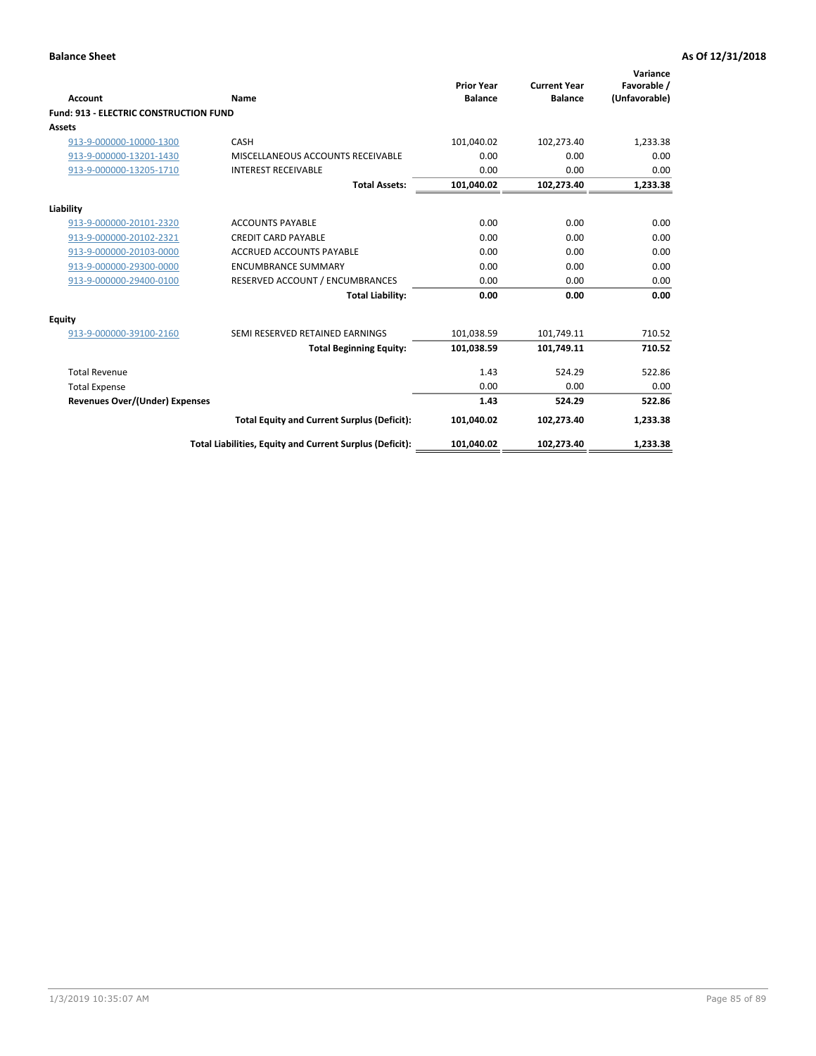**Balance Sheet** **As Of 12/31/2018**

| Account | Name | Prior Year Balance | Current Year Balance | Variance Favorable / (Unfavorable) |
|---|---|---|---|---|
| **Fund: 913 - ELECTRIC CONSTRUCTION FUND** | | | | |
| **Assets** | | | | |
| 913-9-000000-10000-1300 | CASH | 101,040.02 | 102,273.40 | 1,233.38 |
| 913-9-000000-13201-1430 | MISCELLANEOUS ACCOUNTS RECEIVABLE | 0.00 | 0.00 | 0.00 |
| 913-9-000000-13205-1710 | INTEREST RECEIVABLE | 0.00 | 0.00 | 0.00 |
| | **Total Assets:** | **101,040.02** | **102,273.40** | **1,233.38** |
| **Liability** | | | | |
| 913-9-000000-20101-2320 | ACCOUNTS PAYABLE | 0.00 | 0.00 | 0.00 |
| 913-9-000000-20102-2321 | CREDIT CARD PAYABLE | 0.00 | 0.00 | 0.00 |
| 913-9-000000-20103-0000 | ACCRUED ACCOUNTS PAYABLE | 0.00 | 0.00 | 0.00 |
| 913-9-000000-29300-0000 | ENCUMBRANCE SUMMARY | 0.00 | 0.00 | 0.00 |
| 913-9-000000-29400-0100 | RESERVED ACCOUNT / ENCUMBRANCES | 0.00 | 0.00 | 0.00 |
| | **Total Liability:** | **0.00** | **0.00** | **0.00** |
| **Equity** | | | | |
| 913-9-000000-39100-2160 | SEMI RESERVED RETAINED EARNINGS | 101,038.59 | 101,749.11 | 710.52 |
| | **Total Beginning Equity:** | **101,038.59** | **101,749.11** | **710.52** |
| Total Revenue | | 1.43 | 524.29 | 522.86 |
| Total Expense | | 0.00 | 0.00 | 0.00 |
| **Revenues Over/(Under) Expenses** | | **1.43** | **524.29** | **522.86** |
| | **Total Equity and Current Surplus (Deficit):** | **101,040.02** | **102,273.40** | **1,233.38** |
| | **Total Liabilities, Equity and Current Surplus (Deficit):** | **101,040.02** | **102,273.40** | **1,233.38** |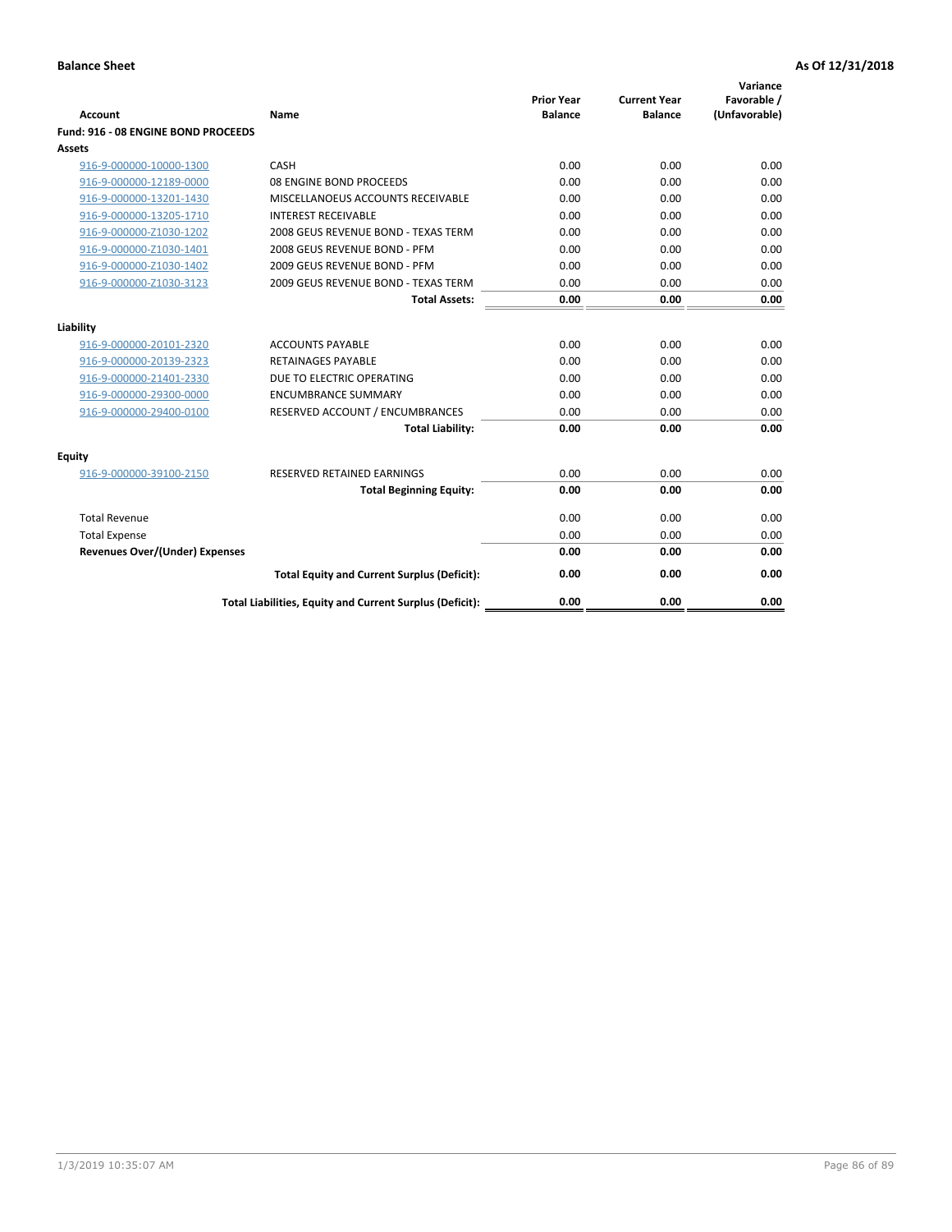**Balance Sheet** | **As Of 12/31/2018**

| Account | Name | Prior Year Balance | Current Year Balance | Variance Favorable / (Unfavorable) |
|---|---|---|---|---|
| **Fund: 916 - 08 ENGINE BOND PROCEEDS** | | | | |
| **Assets** | | | | |
| 916-9-000000-10000-1300 | CASH | 0.00 | 0.00 | 0.00 |
| 916-9-000000-12189-0000 | 08 ENGINE BOND PROCEEDS | 0.00 | 0.00 | 0.00 |
| 916-9-000000-13201-1430 | MISCELLANOEUS ACCOUNTS RECEIVABLE | 0.00 | 0.00 | 0.00 |
| 916-9-000000-13205-1710 | INTEREST RECEIVABLE | 0.00 | 0.00 | 0.00 |
| 916-9-000000-Z1030-1202 | 2008 GEUS REVENUE BOND - TEXAS TERM | 0.00 | 0.00 | 0.00 |
| 916-9-000000-Z1030-1401 | 2008 GEUS REVENUE BOND - PFM | 0.00 | 0.00 | 0.00 |
| 916-9-000000-Z1030-1402 | 2009 GEUS REVENUE BOND - PFM | 0.00 | 0.00 | 0.00 |
| 916-9-000000-Z1030-3123 | 2009 GEUS REVENUE BOND - TEXAS TERM | 0.00 | 0.00 | 0.00 |
| | **Total Assets:** | **0.00** | **0.00** | **0.00** |
| **Liability** | | | | |
| 916-9-000000-20101-2320 | ACCOUNTS PAYABLE | 0.00 | 0.00 | 0.00 |
| 916-9-000000-20139-2323 | RETAINAGES PAYABLE | 0.00 | 0.00 | 0.00 |
| 916-9-000000-21401-2330 | DUE TO ELECTRIC OPERATING | 0.00 | 0.00 | 0.00 |
| 916-9-000000-29300-0000 | ENCUMBRANCE SUMMARY | 0.00 | 0.00 | 0.00 |
| 916-9-000000-29400-0100 | RESERVED ACCOUNT / ENCUMBRANCES | 0.00 | 0.00 | 0.00 |
| | **Total Liability:** | **0.00** | **0.00** | **0.00** |
| **Equity** | | | | |
| 916-9-000000-39100-2150 | RESERVED RETAINED EARNINGS | 0.00 | 0.00 | 0.00 |
| | **Total Beginning Equity:** | **0.00** | **0.00** | **0.00** |
| Total Revenue | | 0.00 | 0.00 | 0.00 |
| Total Expense | | 0.00 | 0.00 | 0.00 |
| **Revenues Over/(Under) Expenses** | | **0.00** | **0.00** | **0.00** |
| | **Total Equity and Current Surplus (Deficit):** | **0.00** | **0.00** | **0.00** |
| | **Total Liabilities, Equity and Current Surplus (Deficit):** | **0.00** | **0.00** | **0.00** |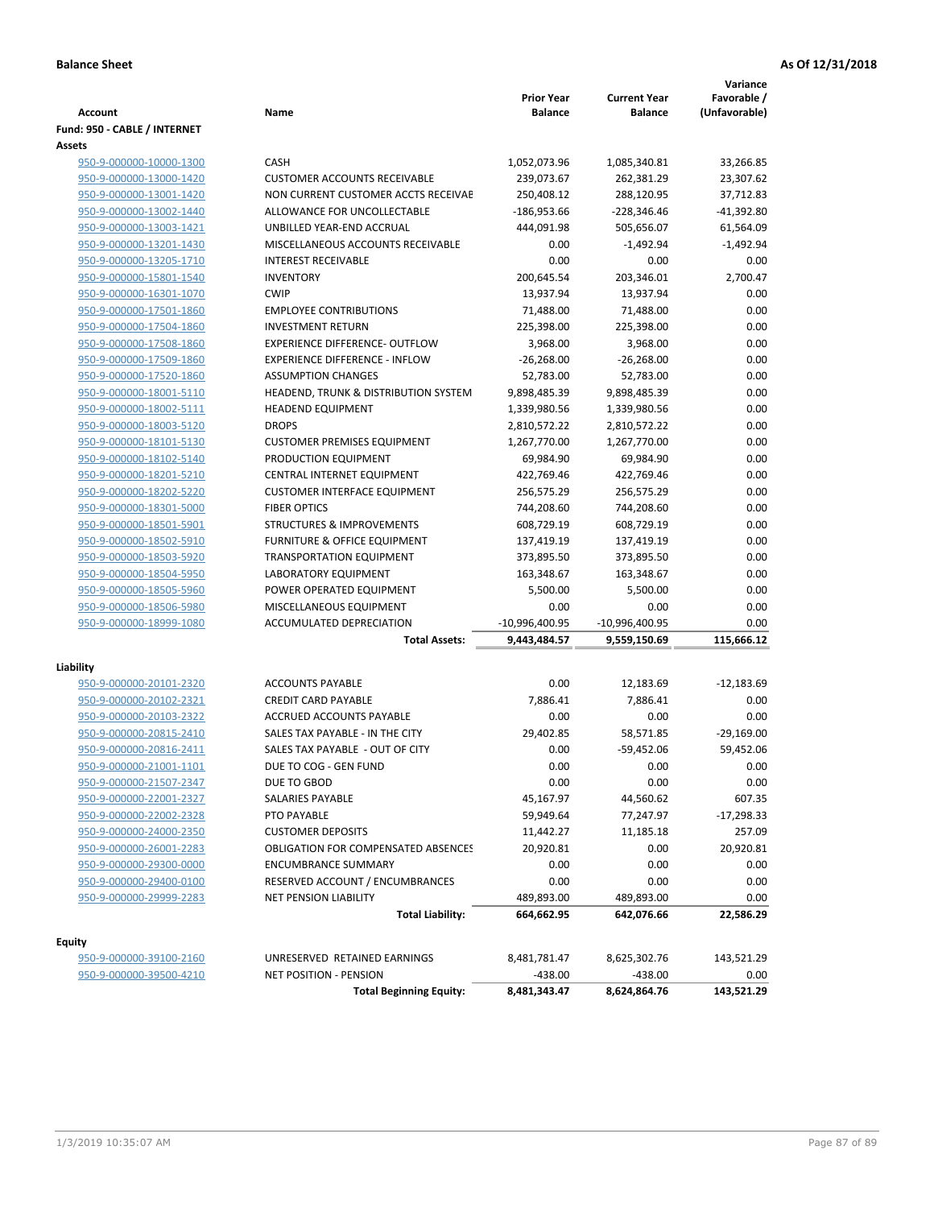**Balance Sheet** | **As Of 12/31/2018**

| Account | Name | Prior Year Balance | Current Year Balance | Variance Favorable / (Unfavorable) |
|---|---|---|---|---|
| **Fund: 950 - CABLE / INTERNET** | | | | |
| **Assets** | | | | |
| 950-9-000000-10000-1300 | CASH | 1,052,073.96 | 1,085,340.81 | 33,266.85 |
| 950-9-000000-13000-1420 | CUSTOMER ACCOUNTS RECEIVABLE | 239,073.67 | 262,381.29 | 23,307.62 |
| 950-9-000000-13001-1420 | NON CURRENT CUSTOMER ACCTS RECEIVAE | 250,408.12 | 288,120.95 | 37,712.83 |
| 950-9-000000-13002-1440 | ALLOWANCE FOR UNCOLLECTABLE | -186,953.66 | -228,346.46 | -41,392.80 |
| 950-9-000000-13003-1421 | UNBILLED YEAR-END ACCRUAL | 444,091.98 | 505,656.07 | 61,564.09 |
| 950-9-000000-13201-1430 | MISCELLANEOUS ACCOUNTS RECEIVABLE | 0.00 | -1,492.94 | -1,492.94 |
| 950-9-000000-13205-1710 | INTEREST RECEIVABLE | 0.00 | 0.00 | 0.00 |
| 950-9-000000-15801-1540 | INVENTORY | 200,645.54 | 203,346.01 | 2,700.47 |
| 950-9-000000-16301-1070 | CWIP | 13,937.94 | 13,937.94 | 0.00 |
| 950-9-000000-17501-1860 | EMPLOYEE CONTRIBUTIONS | 71,488.00 | 71,488.00 | 0.00 |
| 950-9-000000-17504-1860 | INVESTMENT RETURN | 225,398.00 | 225,398.00 | 0.00 |
| 950-9-000000-17508-1860 | EXPERIENCE DIFFERENCE- OUTFLOW | 3,968.00 | 3,968.00 | 0.00 |
| 950-9-000000-17509-1860 | EXPERIENCE DIFFERENCE - INFLOW | -26,268.00 | -26,268.00 | 0.00 |
| 950-9-000000-17520-1860 | ASSUMPTION CHANGES | 52,783.00 | 52,783.00 | 0.00 |
| 950-9-000000-18001-5110 | HEADEND, TRUNK & DISTRIBUTION SYSTEM | 9,898,485.39 | 9,898,485.39 | 0.00 |
| 950-9-000000-18002-5111 | HEADEND EQUIPMENT | 1,339,980.56 | 1,339,980.56 | 0.00 |
| 950-9-000000-18003-5120 | DROPS | 2,810,572.22 | 2,810,572.22 | 0.00 |
| 950-9-000000-18101-5130 | CUSTOMER PREMISES EQUIPMENT | 1,267,770.00 | 1,267,770.00 | 0.00 |
| 950-9-000000-18102-5140 | PRODUCTION EQUIPMENT | 69,984.90 | 69,984.90 | 0.00 |
| 950-9-000000-18201-5210 | CENTRAL INTERNET EQUIPMENT | 422,769.46 | 422,769.46 | 0.00 |
| 950-9-000000-18202-5220 | CUSTOMER INTERFACE EQUIPMENT | 256,575.29 | 256,575.29 | 0.00 |
| 950-9-000000-18301-5000 | FIBER OPTICS | 744,208.60 | 744,208.60 | 0.00 |
| 950-9-000000-18501-5901 | STRUCTURES & IMPROVEMENTS | 608,729.19 | 608,729.19 | 0.00 |
| 950-9-000000-18502-5910 | FURNITURE & OFFICE EQUIPMENT | 137,419.19 | 137,419.19 | 0.00 |
| 950-9-000000-18503-5920 | TRANSPORTATION EQUIPMENT | 373,895.50 | 373,895.50 | 0.00 |
| 950-9-000000-18504-5950 | LABORATORY EQUIPMENT | 163,348.67 | 163,348.67 | 0.00 |
| 950-9-000000-18505-5960 | POWER OPERATED EQUIPMENT | 5,500.00 | 5,500.00 | 0.00 |
| 950-9-000000-18506-5980 | MISCELLANEOUS EQUIPMENT | 0.00 | 0.00 | 0.00 |
| 950-9-000000-18999-1080 | ACCUMULATED DEPRECIATION | -10,996,400.95 | -10,996,400.95 | 0.00 |
| | **Total Assets:** | **9,443,484.57** | **9,559,150.69** | **115,666.12** |
| **Liability** | | | | |
| 950-9-000000-20101-2320 | ACCOUNTS PAYABLE | 0.00 | 12,183.69 | -12,183.69 |
| 950-9-000000-20102-2321 | CREDIT CARD PAYABLE | 7,886.41 | 7,886.41 | 0.00 |
| 950-9-000000-20103-2322 | ACCRUED ACCOUNTS PAYABLE | 0.00 | 0.00 | 0.00 |
| 950-9-000000-20815-2410 | SALES TAX PAYABLE - IN THE CITY | 29,402.85 | 58,571.85 | -29,169.00 |
| 950-9-000000-20816-2411 | SALES TAX PAYABLE - OUT OF CITY | 0.00 | -59,452.06 | 59,452.06 |
| 950-9-000000-21001-1101 | DUE TO COG - GEN FUND | 0.00 | 0.00 | 0.00 |
| 950-9-000000-21507-2347 | DUE TO GBOD | 0.00 | 0.00 | 0.00 |
| 950-9-000000-22001-2327 | SALARIES PAYABLE | 45,167.97 | 44,560.62 | 607.35 |
| 950-9-000000-22002-2328 | PTO PAYABLE | 59,949.64 | 77,247.97 | -17,298.33 |
| 950-9-000000-24000-2350 | CUSTOMER DEPOSITS | 11,442.27 | 11,185.18 | 257.09 |
| 950-9-000000-26001-2283 | OBLIGATION FOR COMPENSATED ABSENCES | 20,920.81 | 0.00 | 20,920.81 |
| 950-9-000000-29300-0000 | ENCUMBRANCE SUMMARY | 0.00 | 0.00 | 0.00 |
| 950-9-000000-29400-0100 | RESERVED ACCOUNT / ENCUMBRANCES | 0.00 | 0.00 | 0.00 |
| 950-9-000000-29999-2283 | NET PENSION LIABILITY | 489,893.00 | 489,893.00 | 0.00 |
| | **Total Liability:** | **664,662.95** | **642,076.66** | **22,586.29** |
| **Equity** | | | | |
| 950-9-000000-39100-2160 | UNRESERVED RETAINED EARNINGS | 8,481,781.47 | 8,625,302.76 | 143,521.29 |
| 950-9-000000-39500-4210 | NET POSITION - PENSION | -438.00 | -438.00 | 0.00 |
| | **Total Beginning Equity:** | **8,481,343.47** | **8,624,864.76** | **143,521.29** |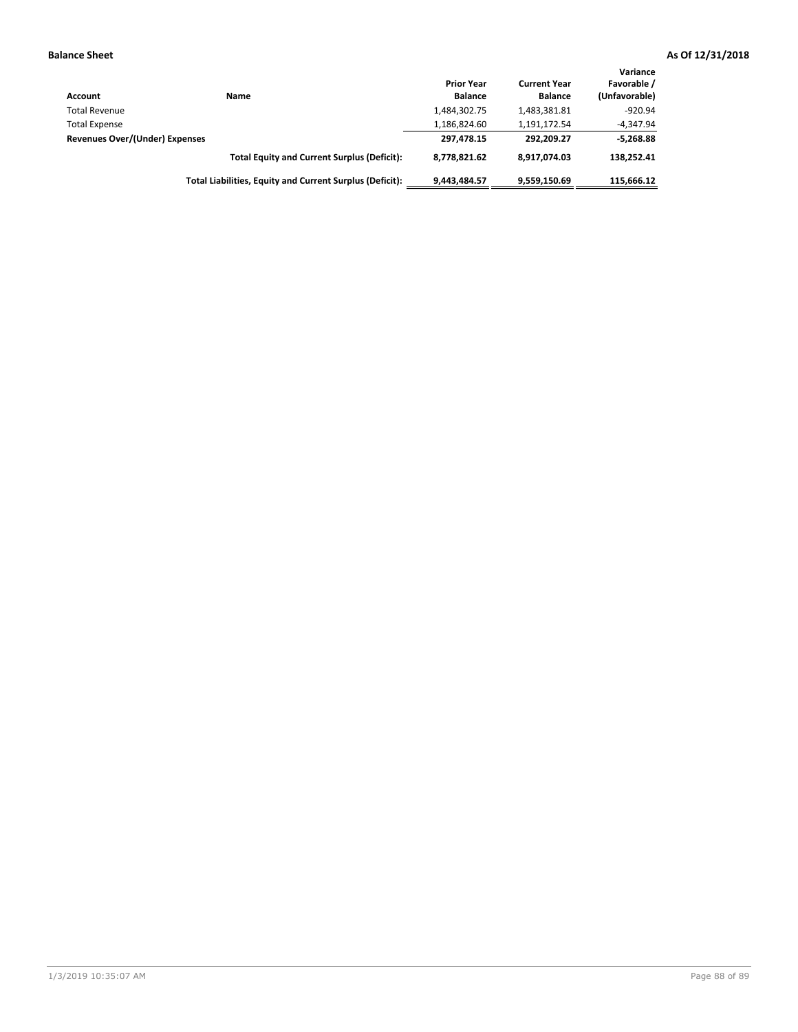**Balance Sheet** **As Of 12/31/2018**

| Account | Name | Prior Year Balance | Current Year Balance | Variance Favorable / (Unfavorable) |
|---|---|---|---|---|
| Total Revenue | | 1,484,302.75 | 1,483,381.81 | -920.94 |
| Total Expense | | 1,186,824.60 | 1,191,172.54 | -4,347.94 |
| **Revenues Over/(Under) Expenses** | | **297,478.15** | **292,209.27** | **-5,268.88** |
| | **Total Equity and Current Surplus (Deficit):** | **8,778,821.62** | **8,917,074.03** | **138,252.41** |
| | **Total Liabilities, Equity and Current Surplus (Deficit):** | **9,443,484.57** | **9,559,150.69** | **115,666.12** |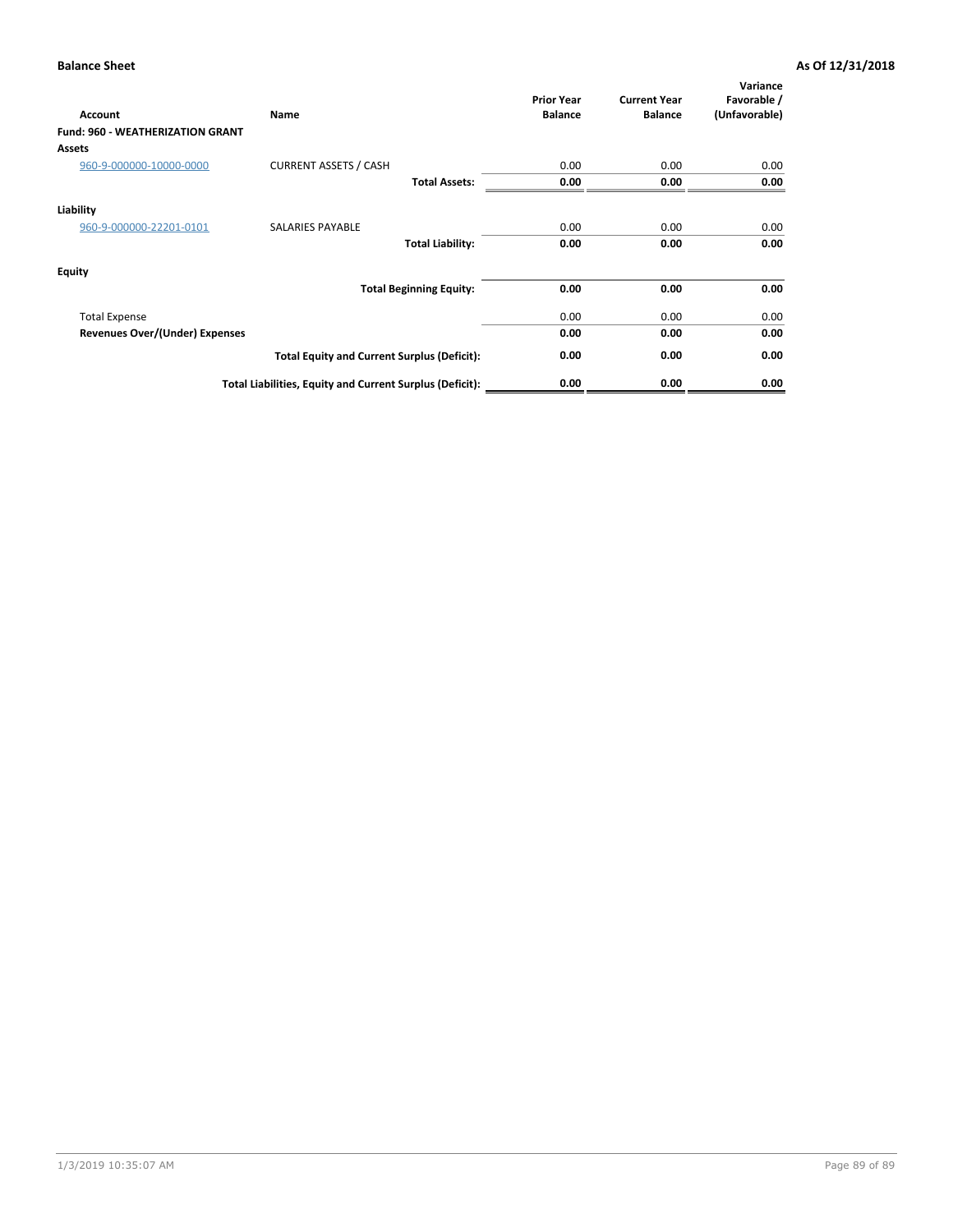| Account | Name | Prior Year Balance | Current Year Balance | Variance Favorable / (Unfavorable) |
|---|---|---|---|---|
| **Fund: 960 - WEATHERIZATION GRANT** | | | | |
| **Assets** | | | | |
| 960-9-000000-10000-0000 | CURRENT ASSETS / CASH | 0.00 | 0.00 | 0.00 |
| | **Total Assets:** | **0.00** | **0.00** | **0.00** |
| **Liability** | | | | |
| 960-9-000000-22201-0101 | SALARIES PAYABLE | 0.00 | 0.00 | 0.00 |
| | **Total Liability:** | **0.00** | **0.00** | **0.00** |
| **Equity** | | | | |
| | **Total Beginning Equity:** | **0.00** | **0.00** | **0.00** |
| Total Expense | | 0.00 | 0.00 | 0.00 |
| **Revenues Over/(Under) Expenses** | | **0.00** | **0.00** | **0.00** |
| | **Total Equity and Current Surplus (Deficit):** | **0.00** | **0.00** | **0.00** |
| | **Total Liabilities, Equity and Current Surplus (Deficit):** | **0.00** | **0.00** | **0.00** |